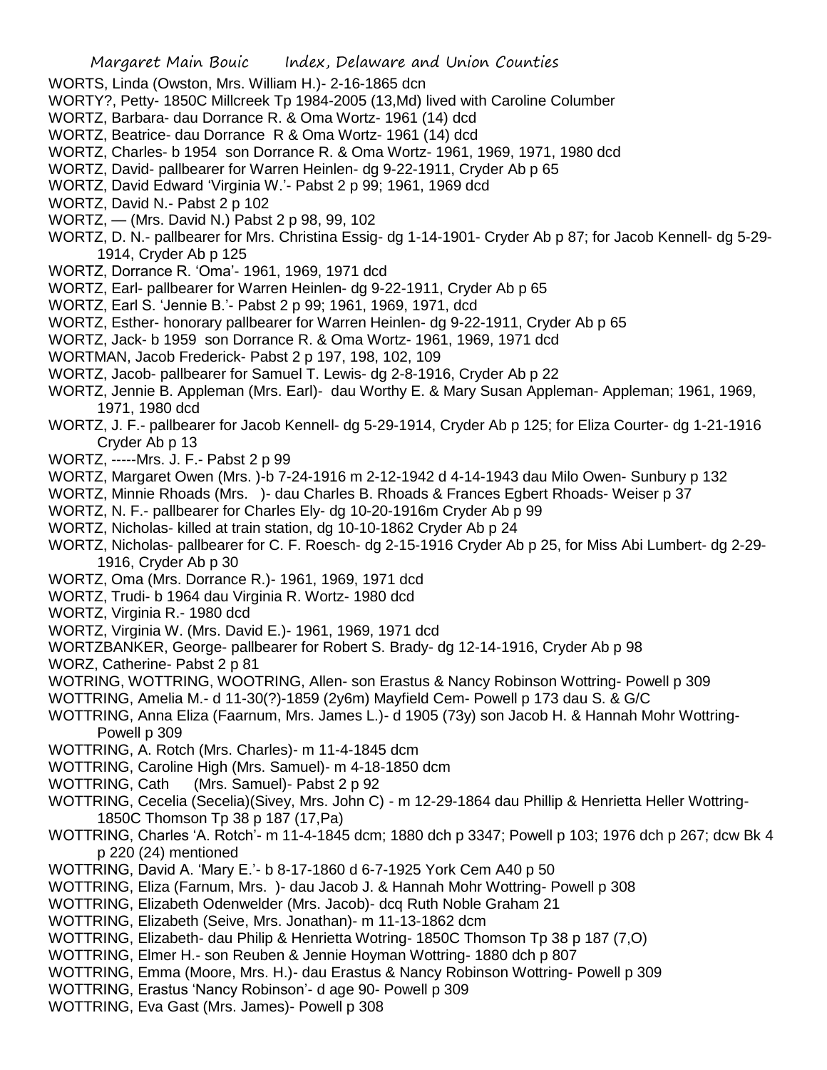WORTS, Linda (Owston, Mrs. William H.)- 2-16-1865 dcn

WORTY?, Petty- 1850C Millcreek Tp 1984-2005 (13,Md) lived with Caroline Columber

WORTZ, Barbara- dau Dorrance R. & Oma Wortz- 1961 (14) dcd

WORTZ, Beatrice- dau Dorrance R & Oma Wortz- 1961 (14) dcd

WORTZ, Charles- b 1954 son Dorrance R. & Oma Wortz- 1961, 1969, 1971, 1980 dcd

WORTZ, David- pallbearer for Warren Heinlen- dg 9-22-1911, Cryder Ab p 65

WORTZ, David Edward 'Virginia W.'- Pabst 2 p 99; 1961, 1969 dcd

WORTZ, David N.- Pabst 2 p 102

WORTZ, — (Mrs. David N.) Pabst 2 p 98, 99, 102

WORTZ, D. N.- pallbearer for Mrs. Christina Essig- dg 1-14-1901- Cryder Ab p 87; for Jacob Kennell- dg 5-29-1914, Cryder Ab p 125

WORTZ, Dorrance R. 'Oma'- 1961, 1969, 1971 dcd

WORTZ, Earl- pallbearer for Warren Heinlen- dg 9-22-1911, Cryder Ab p 65

WORTZ, Earl S. 'Jennie B.'- Pabst 2 p 99; 1961, 1969, 1971, dcd

WORTZ, Esther- honorary pallbearer for Warren Heinlen- dg 9-22-1911, Cryder Ab p 65

WORTZ, Jack- b 1959 son Dorrance R. & Oma Wortz- 1961, 1969, 1971 dcd

WORTMAN, Jacob Frederick- Pabst 2 p 197, 198, 102, 109

WORTZ, Jacob- pallbearer for Samuel T. Lewis- dg 2-8-1916, Cryder Ab p 22

WORTZ, Jennie B. Appleman (Mrs. Earl)- dau Worthy E. & Mary Susan Appleman- Appleman; 1961, 1969, 1971, 1980 dcd

WORTZ, J. F.- pallbearer for Jacob Kennell- dg 5-29-1914, Cryder Ab p 125; for Eliza Courter- dg 1-21-1916 Cryder Ab p 13

WORTZ, -----Mrs. J. F.- Pabst 2 p 99

WORTZ, Margaret Owen (Mrs. )-b 7-24-1916 m 2-12-1942 d 4-14-1943 dau Milo Owen- Sunbury p 132

WORTZ, Minnie Rhoads (Mrs. )- dau Charles B. Rhoads & Frances Egbert Rhoads- Weiser p 37

WORTZ, N. F.- pallbearer for Charles Ely- dg 10-20-1916m Cryder Ab p 99

WORTZ, Nicholas- killed at train station, dg 10-10-1862 Cryder Ab p 24

WORTZ, Nicholas- pallbearer for C. F. Roesch- dg 2-15-1916 Cryder Ab p 25, for Miss Abi Lumbert- dg 2-29-1916, Cryder Ab p 30

WORTZ, Oma (Mrs. Dorrance R.)- 1961, 1969, 1971 dcd

WORTZ, Trudi- b 1964 dau Virginia R. Wortz- 1980 dcd

WORTZ, Virginia R.- 1980 dcd

WORTZ, Virginia W. (Mrs. David E.)- 1961, 1969, 1971 dcd

WORTZBANKER, George- pallbearer for Robert S. Brady- dg 12-14-1916, Cryder Ab p 98

WORZ, Catherine- Pabst 2 p 81

WOTRING, WOTTRING, WOOTRING, Allen- son Erastus & Nancy Robinson Wottring- Powell p 309

WOTTRING, Amelia M.- d 11-30(?)-1859 (2y6m) Mayfield Cem- Powell p 173 dau S. & G/C

WOTTRING, Anna Eliza (Faarnum, Mrs. James L.)- d 1905 (73y) son Jacob H. & Hannah Mohr Wottring- Powell p 309

WOTTRING, A. Rotch (Mrs. Charles)- m 11-4-1845 dcm

WOTTRING, Caroline High (Mrs. Samuel)- m 4-18-1850 dcm

WOTTRING, Cath (Mrs. Samuel)- Pabst 2 p 92

WOTTRING, Cecelia (Secelia)(Sivey, Mrs. John C) - m 12-29-1864 dau Phillip & Henrietta Heller Wottring- 1850C Thomson Tp 38 p 187 (17,Pa)

WOTTRING, Charles 'A. Rotch'- m 11-4-1845 dcm; 1880 dch p 3347; Powell p 103; 1976 dch p 267; dcw Bk 4 p 220 (24) mentioned

WOTTRING, David A. 'Mary E.'- b 8-17-1860 d 6-7-1925 York Cem A40 p 50

WOTTRING, Eliza (Farnum, Mrs. )- dau Jacob J. & Hannah Mohr Wottring- Powell p 308

WOTTRING, Elizabeth Odenwelder (Mrs. Jacob)- dcq Ruth Noble Graham 21

WOTTRING, Elizabeth (Seive, Mrs. Jonathan)- m 11-13-1862 dcm

WOTTRING, Elizabeth- dau Philip & Henrietta Wotring- 1850C Thomson Tp 38 p 187 (7,O)

WOTTRING, Elmer H.- son Reuben & Jennie Hoyman Wottring- 1880 dch p 807

WOTTRING, Emma (Moore, Mrs. H.)- dau Erastus & Nancy Robinson Wottring- Powell p 309

WOTTRING, Erastus 'Nancy Robinson'- d age 90- Powell p 309

WOTTRING, Eva Gast (Mrs. James)- Powell p 308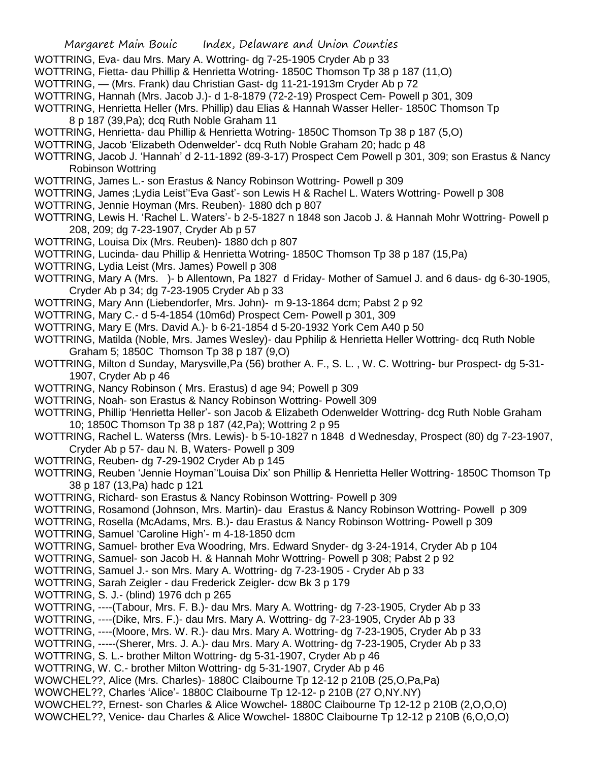WOTTRING, Eva- dau Mrs. Mary A. Wottring- dg 7-25-1905 Cryder Ab p 33

WOTTRING, Fietta- dau Phillip & Henrietta Wotring- 1850C Thomson Tp 38 p 187 (11,O)

WOTTRING, — (Mrs. Frank) dau Christian Gast- dg 11-21-1913m Cryder Ab p 72

WOTTRING, Hannah (Mrs. Jacob J.)- d 1-8-1879 (72-2-19) Prospect Cem- Powell p 301, 309

WOTTRING, Henrietta Heller (Mrs. Phillip) dau Elias & Hannah Wasser Heller- 1850C Thomson Tp 8 p 187 (39,Pa); dcq Ruth Noble Graham 11

WOTTRING, Henrietta- dau Phillip & Henrietta Wotring- 1850C Thomson Tp 38 p 187 (5,O)

WOTTRING, Jacob 'Elizabeth Odenwelder'- dcq Ruth Noble Graham 20; hadc p 48

WOTTRING, Jacob J. 'Hannah' d 2-11-1892 (89-3-17) Prospect Cem Powell p 301, 309; son Erastus & Nancy Robinson Wottring

WOTTRING, James L.- son Erastus & Nancy Robinson Wottring- Powell p 309

WOTTRING, James ;Lydia Leist''Eva Gast'- son Lewis H & Rachel L. Waters Wottring- Powell p 308

WOTTRING, Jennie Hoyman (Mrs. Reuben)- 1880 dch p 807

WOTTRING, Lewis H. 'Rachel L. Waters'- b 2-5-1827 n 1848 son Jacob J. & Hannah Mohr Wottring- Powell p 208, 209; dg 7-23-1907, Cryder Ab p 57

WOTTRING, Louisa Dix (Mrs. Reuben)- 1880 dch p 807

WOTTRING, Lucinda- dau Phillip & Henrietta Wotring- 1850C Thomson Tp 38 p 187 (15,Pa)

WOTTRING, Lydia Leist (Mrs. James) Powell p 308

WOTTRING, Mary A (Mrs. )- b Allentown, Pa 1827 d Friday- Mother of Samuel J. and 6 daus- dg 6-30-1905, Cryder Ab p 34; dg 7-23-1905 Cryder Ab p 33

WOTTRING, Mary Ann (Liebendorfer, Mrs. John)- m 9-13-1864 dcm; Pabst 2 p 92

WOTTRING, Mary C.- d 5-4-1854 (10m6d) Prospect Cem- Powell p 301, 309

WOTTRING, Mary E (Mrs. David A.)- b 6-21-1854 d 5-20-1932 York Cem A40 p 50

WOTTRING, Matilda (Noble, Mrs. James Wesley)- dau Pphilip & Henrietta Heller Wottring- dcq Ruth Noble Graham 5; 1850C Thomson Tp 38 p 187 (9,O)

WOTTRING, Milton d Sunday, Marysville,Pa (56) brother A. F., S. L. , W. C. Wottring- bur Prospect- dg 5-31-1907, Cryder Ab p 46

WOTTRING, Nancy Robinson ( Mrs. Erastus) d age 94; Powell p 309

WOTTRING, Noah- son Erastus & Nancy Robinson Wottring- Powell 309

WOTTRING, Phillip 'Henrietta Heller'- son Jacob & Elizabeth Odenwelder Wottring- dcg Ruth Noble Graham 10; 1850C Thomson Tp 38 p 187 (42,Pa); Wottring 2 p 95

WOTTRING, Rachel L. Waterss (Mrs. Lewis)- b 5-10-1827 n 1848 d Wednesday, Prospect (80) dg 7-23-1907, Cryder Ab p 57- dau N. B, Waters- Powell p 309

WOTTRING, Reuben- dg 7-29-1902 Cryder Ab p 145

WOTTRING, Reuben 'Jennie Hoyman''Louisa Dix' son Phillip & Henrietta Heller Wottring- 1850C Thomson Tp 38 p 187 (13,Pa) hadc p 121

WOTTRING, Richard- son Erastus & Nancy Robinson Wottring- Powell p 309

WOTTRING, Rosamond (Johnson, Mrs. Martin)- dau Erastus & Nancy Robinson Wottring- Powell p 309

WOTTRING, Rosella (McAdams, Mrs. B.)- dau Erastus & Nancy Robinson Wottring- Powell p 309

WOTTRING, Samuel 'Caroline High'- m 4-18-1850 dcm

WOTTRING, Samuel- brother Eva Woodring, Mrs. Edward Snyder- dg 3-24-1914, Cryder Ab p 104

WOTTRING, Samuel- son Jacob H. & Hannah Mohr Wottring- Powell p 308; Pabst 2 p 92

WOTTRING, Samuel J.- son Mrs. Mary A. Wottring- dg 7-23-1905 - Cryder Ab p 33

WOTTRING, Sarah Zeigler - dau Frederick Zeigler- dcw Bk 3 p 179

WOTTRING, S. J.- (blind) 1976 dch p 265

WOTTRING, ----(Tabour, Mrs. F. B.)- dau Mrs. Mary A. Wottring- dg 7-23-1905, Cryder Ab p 33

WOTTRING, ----(Dike, Mrs. F.)- dau Mrs. Mary A. Wottring- dg 7-23-1905, Cryder Ab p 33

WOTTRING, ----(Moore, Mrs. W. R.)- dau Mrs. Mary A. Wottring- dg 7-23-1905, Cryder Ab p 33

WOTTRING, -----(Sherer, Mrs. J. A.)- dau Mrs. Mary A. Wottring- dg 7-23-1905, Cryder Ab p 33

WOTTRING, S. L.- brother Milton Wottring- dg 5-31-1907, Cryder Ab p 46

WOTTRING, W. C.- brother Milton Wottring- dg 5-31-1907, Cryder Ab p 46

WOWCHEL??, Alice (Mrs. Charles)- 1880C Claibourne Tp 12-12 p 210B (25,O,Pa,Pa)

WOWCHEL??, Charles 'Alice'- 1880C Claibourne Tp 12-12- p 210B (27 O,NY.NY)

WOWCHEL??, Ernest- son Charles & Alice Wowchel- 1880C Claibourne Tp 12-12 p 210B (2,O,O,O)

WOWCHEL??, Venice- dau Charles & Alice Wowchel- 1880C Claibourne Tp 12-12 p 210B (6,O,O,O)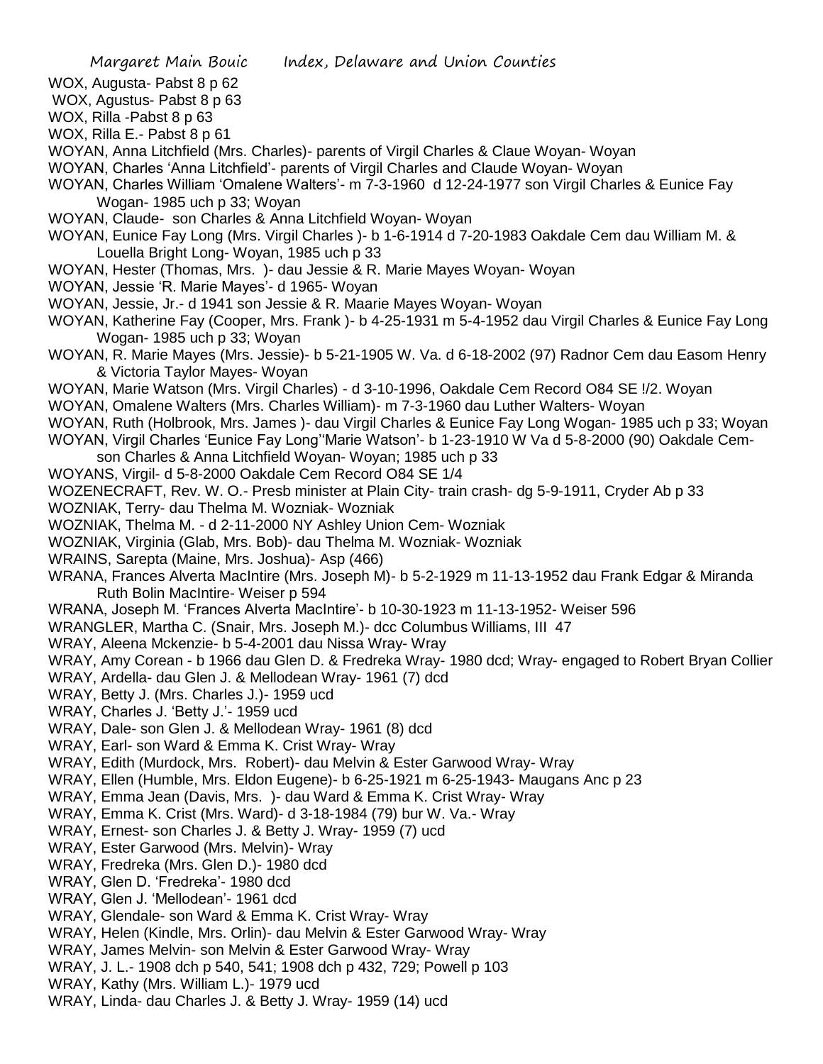WOX, Augusta- Pabst 8 p 62

WOX, Agustus- Pabst 8 p 63

WOX, Rilla -Pabst 8 p 63

WOX, Rilla E.- Pabst 8 p 61

WOYAN, Anna Litchfield (Mrs. Charles)- parents of Virgil Charles & Claue Woyan- Woyan

WOYAN, Charles 'Anna Litchfield'- parents of Virgil Charles and Claude Woyan- Woyan

WOYAN, Charles William 'Omalene Walters'- m 7-3-1960 d 12-24-1977 son Virgil Charles & Eunice Fay Wogan- 1985 uch p 33; Woyan

WOYAN, Claude- son Charles & Anna Litchfield Woyan- Woyan

WOYAN, Eunice Fay Long (Mrs. Virgil Charles )- b 1-6-1914 d 7-20-1983 Oakdale Cem dau William M. & Louella Bright Long- Woyan, 1985 uch p 33

WOYAN, Hester (Thomas, Mrs. )- dau Jessie & R. Marie Mayes Woyan- Woyan

WOYAN, Jessie 'R. Marie Mayes'- d 1965- Woyan

WOYAN, Jessie, Jr.- d 1941 son Jessie & R. Maarie Mayes Woyan- Woyan

WOYAN, Katherine Fay (Cooper, Mrs. Frank )- b 4-25-1931 m 5-4-1952 dau Virgil Charles & Eunice Fay Long Wogan- 1985 uch p 33; Woyan

WOYAN, R. Marie Mayes (Mrs. Jessie)- b 5-21-1905 W. Va. d 6-18-2002 (97) Radnor Cem dau Easom Henry & Victoria Taylor Mayes- Woyan

WOYAN, Marie Watson (Mrs. Virgil Charles) - d 3-10-1996, Oakdale Cem Record O84 SE !/2. Woyan

WOYAN, Omalene Walters (Mrs. Charles William)- m 7-3-1960 dau Luther Walters- Woyan

WOYAN, Ruth (Holbrook, Mrs. James )- dau Virgil Charles & Eunice Fay Long Wogan- 1985 uch p 33; Woyan

WOYAN, Virgil Charles 'Eunice Fay Long''Marie Watson'- b 1-23-1910 W Va d 5-8-2000 (90) Oakdale Cem- son Charles & Anna Litchfield Woyan- Woyan; 1985 uch p 33

WOYANS, Virgil- d 5-8-2000 Oakdale Cem Record O84 SE 1/4

WOZENECRAFT, Rev. W. O.- Presb minister at Plain City- train crash- dg 5-9-1911, Cryder Ab p 33

WOZNIAK, Terry- dau Thelma M. Wozniak- Wozniak

WOZNIAK, Thelma M. - d 2-11-2000 NY Ashley Union Cem- Wozniak

WOZNIAK, Virginia (Glab, Mrs. Bob)- dau Thelma M. Wozniak- Wozniak

WRAINS, Sarepta (Maine, Mrs. Joshua)- Asp (466)

WRANA, Frances Alverta MacIntire (Mrs. Joseph M)- b 5-2-1929 m 11-13-1952 dau Frank Edgar & Miranda Ruth Bolin MacIntire- Weiser p 594

WRANA, Joseph M. 'Frances Alverta MacIntire'- b 10-30-1923 m 11-13-1952- Weiser 596

WRANGLER, Martha C. (Snair, Mrs. Joseph M.)- dcc Columbus Williams, III 47

WRAY, Aleena Mckenzie- b 5-4-2001 dau Nissa Wray- Wray

WRAY, Amy Corean - b 1966 dau Glen D. & Fredreka Wray- 1980 dcd; Wray- engaged to Robert Bryan Collier

WRAY, Ardella- dau Glen J. & Mellodean Wray- 1961 (7) dcd

WRAY, Betty J. (Mrs. Charles J.)- 1959 ucd

WRAY, Charles J. 'Betty J.'- 1959 ucd

WRAY, Dale- son Glen J. & Mellodean Wray- 1961 (8) dcd

WRAY, Earl- son Ward & Emma K. Crist Wray- Wray

WRAY, Edith (Murdock, Mrs. Robert)- dau Melvin & Ester Garwood Wray- Wray

WRAY, Ellen (Humble, Mrs. Eldon Eugene)- b 6-25-1921 m 6-25-1943- Maugans Anc p 23

WRAY, Emma Jean (Davis, Mrs. )- dau Ward & Emma K. Crist Wray- Wray

WRAY, Emma K. Crist (Mrs. Ward)- d 3-18-1984 (79) bur W. Va.- Wray

WRAY, Ernest- son Charles J. & Betty J. Wray- 1959 (7) ucd

WRAY, Ester Garwood (Mrs. Melvin)- Wray

WRAY, Fredreka (Mrs. Glen D.)- 1980 dcd

WRAY, Glen D. 'Fredreka'- 1980 dcd

WRAY, Glen J. 'Mellodean'- 1961 dcd

WRAY, Glendale- son Ward & Emma K. Crist Wray- Wray

WRAY, Helen (Kindle, Mrs. Orlin)- dau Melvin & Ester Garwood Wray- Wray

WRAY, James Melvin- son Melvin & Ester Garwood Wray- Wray

WRAY, J. L.- 1908 dch p 540, 541; 1908 dch p 432, 729; Powell p 103

WRAY, Kathy (Mrs. William L.)- 1979 ucd

WRAY, Linda- dau Charles J. & Betty J. Wray- 1959 (14) ucd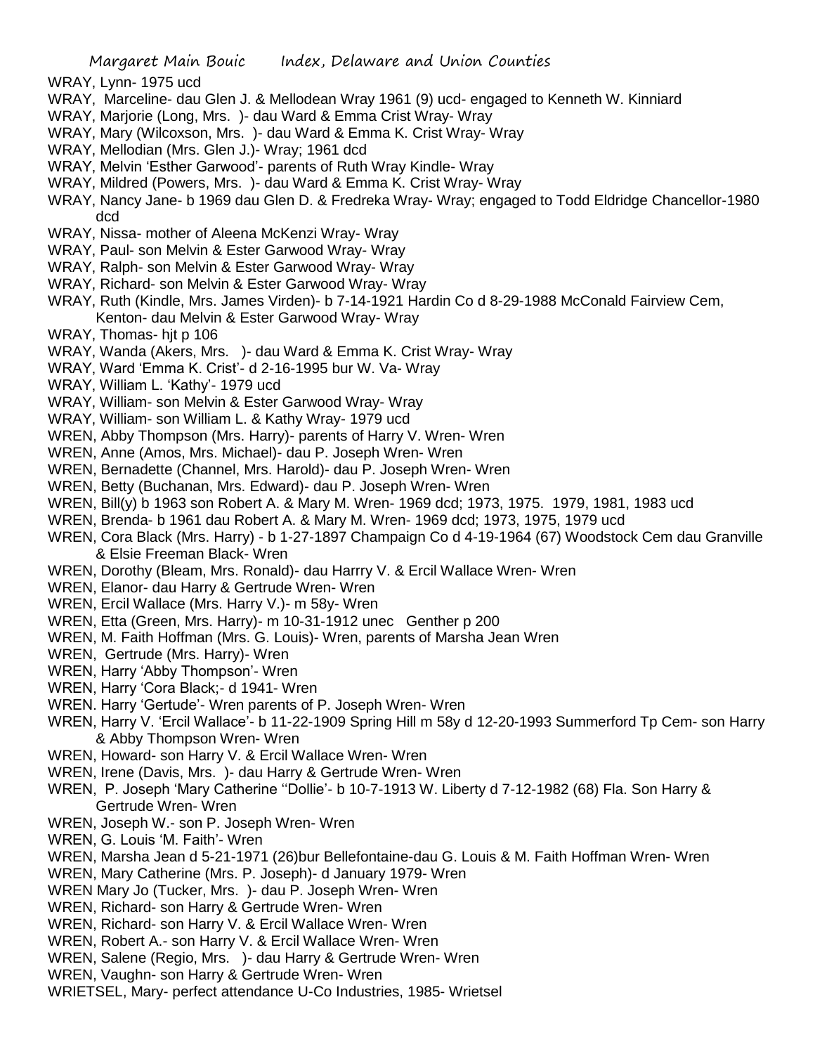WRAY, Lynn- 1975 ucd

WRAY, Marceline- dau Glen J. & Mellodean Wray 1961 (9) ucd- engaged to Kenneth W. Kinniard

WRAY, Marjorie (Long, Mrs. )- dau Ward & Emma Crist Wray- Wray

WRAY, Mary (Wilcoxson, Mrs. )- dau Ward & Emma K. Crist Wray- Wray

WRAY, Mellodian (Mrs. Glen J.)- Wray; 1961 dcd

WRAY, Melvin 'Esther Garwood'- parents of Ruth Wray Kindle- Wray

WRAY, Mildred (Powers, Mrs. )- dau Ward & Emma K. Crist Wray- Wray

WRAY, Nancy Jane- b 1969 dau Glen D. & Fredreka Wray- Wray; engaged to Todd Eldridge Chancellor-1980 dcd

WRAY, Nissa- mother of Aleena McKenzi Wray- Wray

WRAY, Paul- son Melvin & Ester Garwood Wray- Wray

WRAY, Ralph- son Melvin & Ester Garwood Wray- Wray

WRAY, Richard- son Melvin & Ester Garwood Wray- Wray

WRAY, Ruth (Kindle, Mrs. James Virden)- b 7-14-1921 Hardin Co d 8-29-1988 McConald Fairview Cem, Kenton- dau Melvin & Ester Garwood Wray- Wray

WRAY, Thomas- hjt p 106

WRAY, Wanda (Akers, Mrs. )- dau Ward & Emma K. Crist Wray- Wray

WRAY, Ward 'Emma K. Crist'- d 2-16-1995 bur W. Va- Wray

WRAY, William L. 'Kathy'- 1979 ucd

WRAY, William- son Melvin & Ester Garwood Wray- Wray

WRAY, William- son William L. & Kathy Wray- 1979 ucd

WREN, Abby Thompson (Mrs. Harry)- parents of Harry V. Wren- Wren

WREN, Anne (Amos, Mrs. Michael)- dau P. Joseph Wren- Wren

WREN, Bernadette (Channel, Mrs. Harold)- dau P. Joseph Wren- Wren

WREN, Betty (Buchanan, Mrs. Edward)- dau P. Joseph Wren- Wren

WREN, Bill(y) b 1963 son Robert A. & Mary M. Wren- 1969 dcd; 1973, 1975. 1979, 1981, 1983 ucd

WREN, Brenda- b 1961 dau Robert A. & Mary M. Wren- 1969 dcd; 1973, 1975, 1979 ucd

WREN, Cora Black (Mrs. Harry) - b 1-27-1897 Champaign Co d 4-19-1964 (67) Woodstock Cem dau Granville & Elsie Freeman Black- Wren

WREN, Dorothy (Bleam, Mrs. Ronald)- dau Harrry V. & Ercil Wallace Wren- Wren

WREN, Elanor- dau Harry & Gertrude Wren- Wren

WREN, Ercil Wallace (Mrs. Harry V.)- m 58y- Wren

WREN, Etta (Green, Mrs. Harry)- m 10-31-1912 unec Genther p 200

WREN, M. Faith Hoffman (Mrs. G. Louis)- Wren, parents of Marsha Jean Wren

WREN, Gertrude (Mrs. Harry)- Wren

WREN, Harry 'Abby Thompson'- Wren

WREN, Harry 'Cora Black;- d 1941- Wren

WREN. Harry 'Gertude'- Wren parents of P. Joseph Wren- Wren

WREN, Harry V. 'Ercil Wallace'- b 11-22-1909 Spring Hill m 58y d 12-20-1993 Summerford Tp Cem- son Harry & Abby Thompson Wren- Wren

WREN, Howard- son Harry V. & Ercil Wallace Wren- Wren

WREN, Irene (Davis, Mrs. )- dau Harry & Gertrude Wren- Wren

WREN, P. Joseph 'Mary Catherine ''Dollie'- b 10-7-1913 W. Liberty d 7-12-1982 (68) Fla. Son Harry & Gertrude Wren- Wren

WREN, Joseph W.- son P. Joseph Wren- Wren

WREN, G. Louis 'M. Faith'- Wren

WREN, Marsha Jean d 5-21-1971 (26)bur Bellefontaine-dau G. Louis & M. Faith Hoffman Wren- Wren

WREN, Mary Catherine (Mrs. P. Joseph)- d January 1979- Wren

WREN Mary Jo (Tucker, Mrs. )- dau P. Joseph Wren- Wren

WREN, Richard- son Harry & Gertrude Wren- Wren

WREN, Richard- son Harry V. & Ercil Wallace Wren- Wren

WREN, Robert A.- son Harry V. & Ercil Wallace Wren- Wren

WREN, Salene (Regio, Mrs. )- dau Harry & Gertrude Wren- Wren

WREN, Vaughn- son Harry & Gertrude Wren- Wren

WRIETSEL, Mary- perfect attendance U-Co Industries, 1985- Wrietsel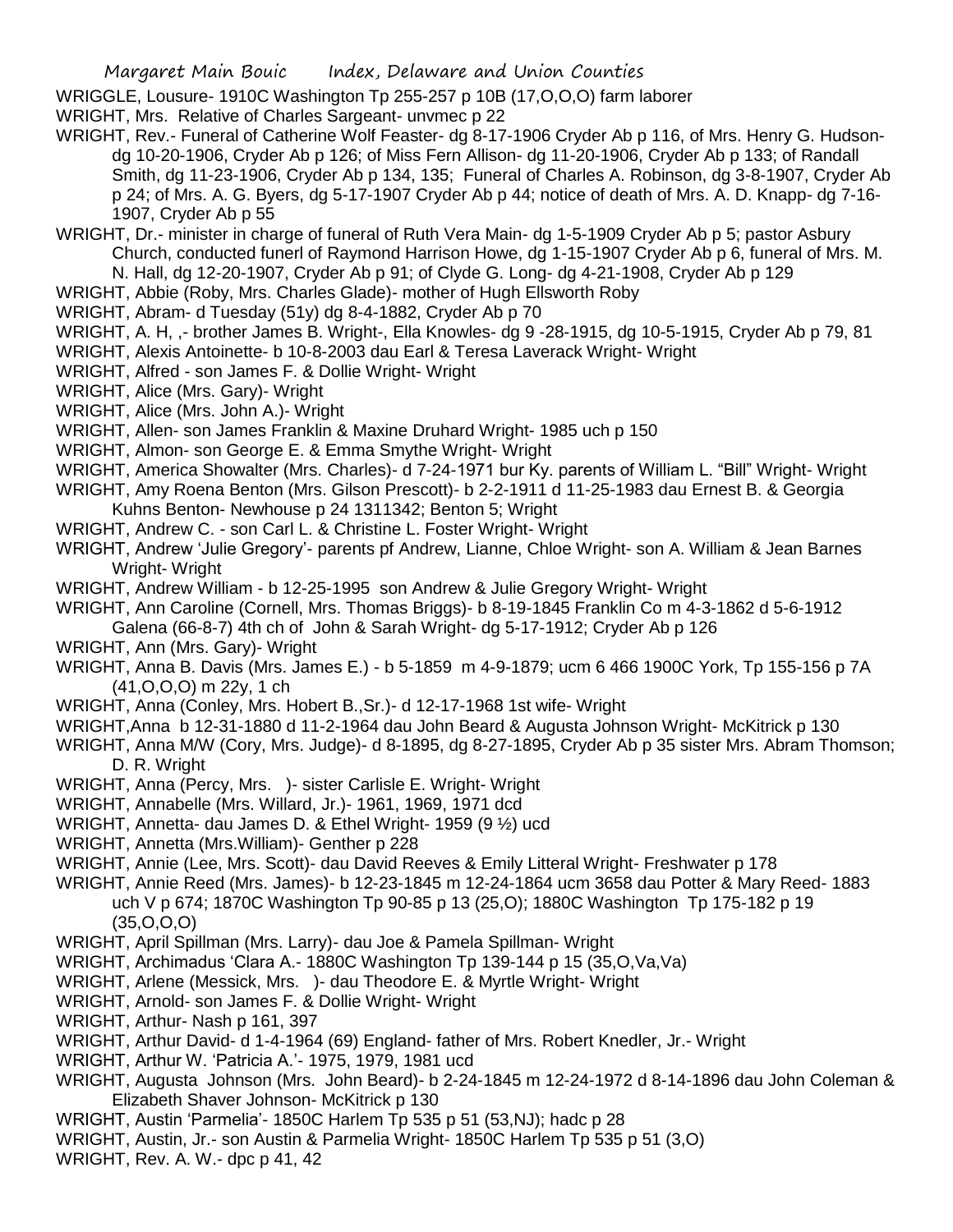WRIGGLE, Lousure- 1910C Washington Tp 255-257 p 10B (17,O,O,O) farm laborer

WRIGHT, Mrs. Relative of Charles Sargeant- unvmec p 22

WRIGHT, Rev.- Funeral of Catherine Wolf Feaster- dg 8-17-1906 Cryder Ab p 116, of Mrs. Henry G. Hudson- dg 10-20-1906, Cryder Ab p 126; of Miss Fern Allison- dg 11-20-1906, Cryder Ab p 133; of Randall Smith, dg 11-23-1906, Cryder Ab p 134, 135; Funeral of Charles A. Robinson, dg 3-8-1907, Cryder Ab p 24; of Mrs. A. G. Byers, dg 5-17-1907 Cryder Ab p 44; notice of death of Mrs. A. D. Knapp- dg 7-16-1907, Cryder Ab p 55

WRIGHT, Dr.- minister in charge of funeral of Ruth Vera Main- dg 1-5-1909 Cryder Ab p 5; pastor Asbury Church, conducted funerl of Raymond Harrison Howe, dg 1-15-1907 Cryder Ab p 6, funeral of Mrs. M. N. Hall, dg 12-20-1907, Cryder Ab p 91; of Clyde G. Long- dg 4-21-1908, Cryder Ab p 129

WRIGHT, Abbie (Roby, Mrs. Charles Glade)- mother of Hugh Ellsworth Roby

WRIGHT, Abram- d Tuesday (51y) dg 8-4-1882, Cryder Ab p 70

WRIGHT, A. H, ,- brother James B. Wright-, Ella Knowles- dg 9 -28-1915, dg 10-5-1915, Cryder Ab p 79, 81

WRIGHT, Alexis Antoinette- b 10-8-2003 dau Earl & Teresa Laverack Wright- Wright

WRIGHT, Alfred - son James F. & Dollie Wright- Wright

WRIGHT, Alice (Mrs. Gary)- Wright

WRIGHT, Alice (Mrs. John A.)- Wright

WRIGHT, Allen- son James Franklin & Maxine Druhard Wright- 1985 uch p 150

WRIGHT, Almon- son George E. & Emma Smythe Wright- Wright

WRIGHT, America Showalter (Mrs. Charles)- d 7-24-1971 bur Ky. parents of William L. "Bill" Wright- Wright

WRIGHT, Amy Roena Benton (Mrs. Gilson Prescott)- b 2-2-1911 d 11-25-1983 dau Ernest B. & Georgia Kuhns Benton- Newhouse p 24 1311342; Benton 5; Wright

WRIGHT, Andrew C. - son Carl L. & Christine L. Foster Wright- Wright

WRIGHT, Andrew 'Julie Gregory'- parents pf Andrew, Lianne, Chloe Wright- son A. William & Jean Barnes Wright- Wright

WRIGHT, Andrew William - b 12-25-1995 son Andrew & Julie Gregory Wright- Wright

WRIGHT, Ann Caroline (Cornell, Mrs. Thomas Briggs)- b 8-19-1845 Franklin Co m 4-3-1862 d 5-6-1912 Galena (66-8-7) 4th ch of John & Sarah Wright- dg 5-17-1912; Cryder Ab p 126

WRIGHT, Ann (Mrs. Gary)- Wright

WRIGHT, Anna B. Davis (Mrs. James E.) - b 5-1859 m 4-9-1879; ucm 6 466 1900C York, Tp 155-156 p 7A (41,O,O,O) m 22y, 1 ch

WRIGHT, Anna (Conley, Mrs. Hobert B.,Sr.)- d 12-17-1968 1st wife- Wright

WRIGHT,Anna b 12-31-1880 d 11-2-1964 dau John Beard & Augusta Johnson Wright- McKitrick p 130

WRIGHT, Anna M/W (Cory, Mrs. Judge)- d 8-1895, dg 8-27-1895, Cryder Ab p 35 sister Mrs. Abram Thomson; D. R. Wright

WRIGHT, Anna (Percy, Mrs. )- sister Carlisle E. Wright- Wright

WRIGHT, Annabelle (Mrs. Willard, Jr.)- 1961, 1969, 1971 dcd

WRIGHT, Annetta- dau James D. & Ethel Wright- 1959 (9 ½) ucd

WRIGHT, Annetta (Mrs.William)- Genther p 228

WRIGHT, Annie (Lee, Mrs. Scott)- dau David Reeves & Emily Litteral Wright- Freshwater p 178

WRIGHT, Annie Reed (Mrs. James)- b 12-23-1845 m 12-24-1864 ucm 3658 dau Potter & Mary Reed- 1883 uch V p 674; 1870C Washington Tp 90-85 p 13 (25,O); 1880C Washington Tp 175-182 p 19 (35,O,O,O)

WRIGHT, April Spillman (Mrs. Larry)- dau Joe & Pamela Spillman- Wright

WRIGHT, Archimadus 'Clara A.- 1880C Washington Tp 139-144 p 15 (35,O,Va,Va)

WRIGHT, Arlene (Messick, Mrs. )- dau Theodore E. & Myrtle Wright- Wright

WRIGHT, Arnold- son James F. & Dollie Wright- Wright

WRIGHT, Arthur- Nash p 161, 397

WRIGHT, Arthur David- d 1-4-1964 (69) England- father of Mrs. Robert Knedler, Jr.- Wright

WRIGHT, Arthur W. 'Patricia A.'- 1975, 1979, 1981 ucd

WRIGHT, Augusta Johnson (Mrs. John Beard)- b 2-24-1845 m 12-24-1972 d 8-14-1896 dau John Coleman & Elizabeth Shaver Johnson- McKitrick p 130

WRIGHT, Austin 'Parmelia'- 1850C Harlem Tp 535 p 51 (53,NJ); hadc p 28

WRIGHT, Austin, Jr.- son Austin & Parmelia Wright- 1850C Harlem Tp 535 p 51 (3,O)

WRIGHT, Rev. A. W.- dpc p 41, 42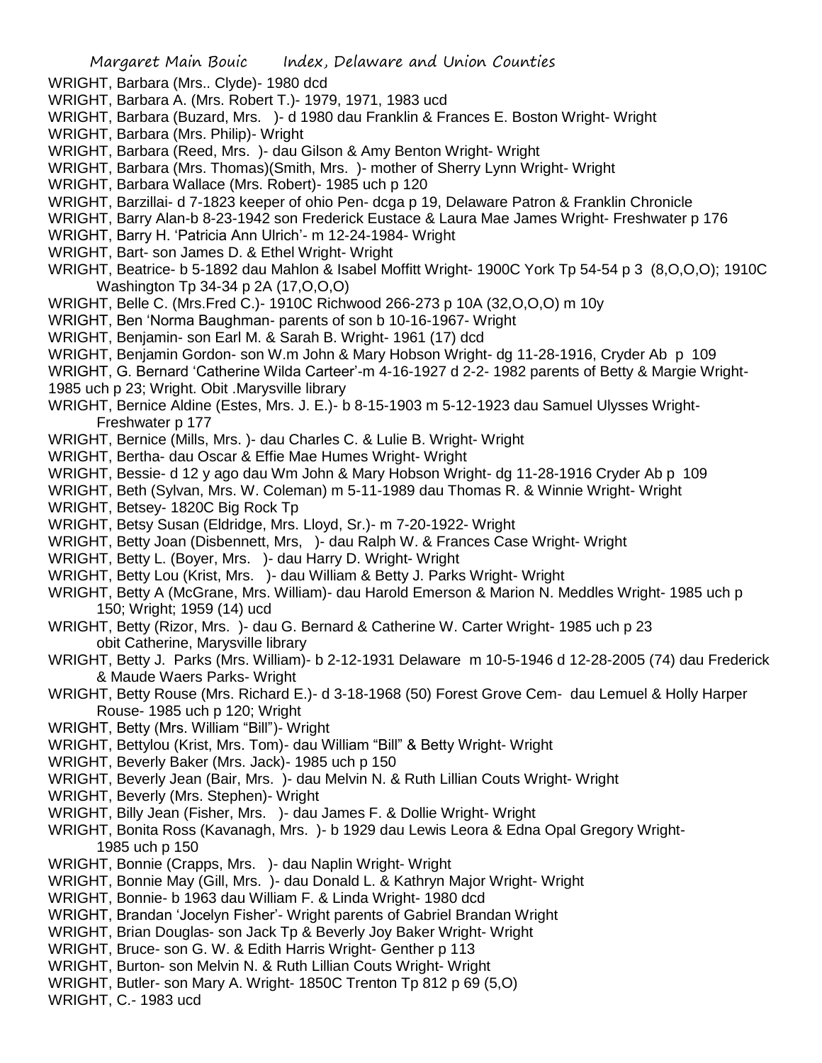WRIGHT, Barbara (Mrs.. Clyde)- 1980 dcd

WRIGHT, Barbara A. (Mrs. Robert T.)- 1979, 1971, 1983 ucd

WRIGHT, Barbara (Buzard, Mrs. )- d 1980 dau Franklin & Frances E. Boston Wright- Wright

WRIGHT, Barbara (Mrs. Philip)- Wright

WRIGHT, Barbara (Reed, Mrs. )- dau Gilson & Amy Benton Wright- Wright

WRIGHT, Barbara (Mrs. Thomas)(Smith, Mrs. )- mother of Sherry Lynn Wright- Wright

WRIGHT, Barbara Wallace (Mrs. Robert)- 1985 uch p 120

WRIGHT, Barzillai- d 7-1823 keeper of ohio Pen- dcga p 19, Delaware Patron & Franklin Chronicle

WRIGHT, Barry Alan-b 8-23-1942 son Frederick Eustace & Laura Mae James Wright- Freshwater p 176

WRIGHT, Barry H. 'Patricia Ann Ulrich'- m 12-24-1984- Wright

WRIGHT, Bart- son James D. & Ethel Wright- Wright

WRIGHT, Beatrice- b 5-1892 dau Mahlon & Isabel Moffitt Wright- 1900C York Tp 54-54 p 3 (8,O,O,O); 1910C Washington Tp 34-34 p 2A (17,O,O,O)

WRIGHT, Belle C. (Mrs.Fred C.)- 1910C Richwood 266-273 p 10A (32,O,O,O) m 10y

WRIGHT, Ben 'Norma Baughman- parents of son b 10-16-1967- Wright

WRIGHT, Benjamin- son Earl M. & Sarah B. Wright- 1961 (17) dcd

WRIGHT, Benjamin Gordon- son W.m John & Mary Hobson Wright- dg 11-28-1916, Cryder Ab p 109

WRIGHT, G. Bernard 'Catherine Wilda Carteer'-m 4-16-1927 d 2-2- 1982 parents of Betty & Margie Wright- 1985 uch p 23; Wright. Obit .Marysville library

WRIGHT, Bernice Aldine (Estes, Mrs. J. E.)- b 8-15-1903 m 5-12-1923 dau Samuel Ulysses Wright- Freshwater p 177

WRIGHT, Bernice (Mills, Mrs. )- dau Charles C. & Lulie B. Wright- Wright

WRIGHT, Bertha- dau Oscar & Effie Mae Humes Wright- Wright

WRIGHT, Bessie- d 12 y ago dau Wm John & Mary Hobson Wright- dg 11-28-1916 Cryder Ab p 109

WRIGHT, Beth (Sylvan, Mrs. W. Coleman) m 5-11-1989 dau Thomas R. & Winnie Wright- Wright

WRIGHT, Betsey- 1820C Big Rock Tp

WRIGHT, Betsy Susan (Eldridge, Mrs. Lloyd, Sr.)- m 7-20-1922- Wright

WRIGHT, Betty Joan (Disbennett, Mrs, )- dau Ralph W. & Frances Case Wright- Wright

WRIGHT, Betty L. (Boyer, Mrs. )- dau Harry D. Wright- Wright

WRIGHT, Betty Lou (Krist, Mrs. )- dau William & Betty J. Parks Wright- Wright

WRIGHT, Betty A (McGrane, Mrs. William)- dau Harold Emerson & Marion N. Meddles Wright- 1985 uch p 150; Wright; 1959 (14) ucd

WRIGHT, Betty (Rizor, Mrs. )- dau G. Bernard & Catherine W. Carter Wright- 1985 uch p 23 obit Catherine, Marysville library

WRIGHT, Betty J. Parks (Mrs. William)- b 2-12-1931 Delaware m 10-5-1946 d 12-28-2005 (74) dau Frederick & Maude Waers Parks- Wright

WRIGHT, Betty Rouse (Mrs. Richard E.)- d 3-18-1968 (50) Forest Grove Cem- dau Lemuel & Holly Harper Rouse- 1985 uch p 120; Wright

WRIGHT, Betty (Mrs. William "Bill")- Wright

WRIGHT, Bettylou (Krist, Mrs. Tom)- dau William "Bill" & Betty Wright- Wright

WRIGHT, Beverly Baker (Mrs. Jack)- 1985 uch p 150

WRIGHT, Beverly Jean (Bair, Mrs. )- dau Melvin N. & Ruth Lillian Couts Wright- Wright

WRIGHT, Beverly (Mrs. Stephen)- Wright

WRIGHT, Billy Jean (Fisher, Mrs. )- dau James F. & Dollie Wright- Wright

WRIGHT, Bonita Ross (Kavanagh, Mrs. )- b 1929 dau Lewis Leora & Edna Opal Gregory Wright- 1985 uch p 150

WRIGHT, Bonnie (Crapps, Mrs. )- dau Naplin Wright- Wright

WRIGHT, Bonnie May (Gill, Mrs. )- dau Donald L. & Kathryn Major Wright- Wright

WRIGHT, Bonnie- b 1963 dau William F. & Linda Wright- 1980 dcd

WRIGHT, Brandan 'Jocelyn Fisher'- Wright parents of Gabriel Brandan Wright

WRIGHT, Brian Douglas- son Jack Tp & Beverly Joy Baker Wright- Wright

WRIGHT, Bruce- son G. W. & Edith Harris Wright- Genther p 113

WRIGHT, Burton- son Melvin N. & Ruth Lillian Couts Wright- Wright

WRIGHT, Butler- son Mary A. Wright- 1850C Trenton Tp 812 p 69 (5,O)

WRIGHT, C.- 1983 ucd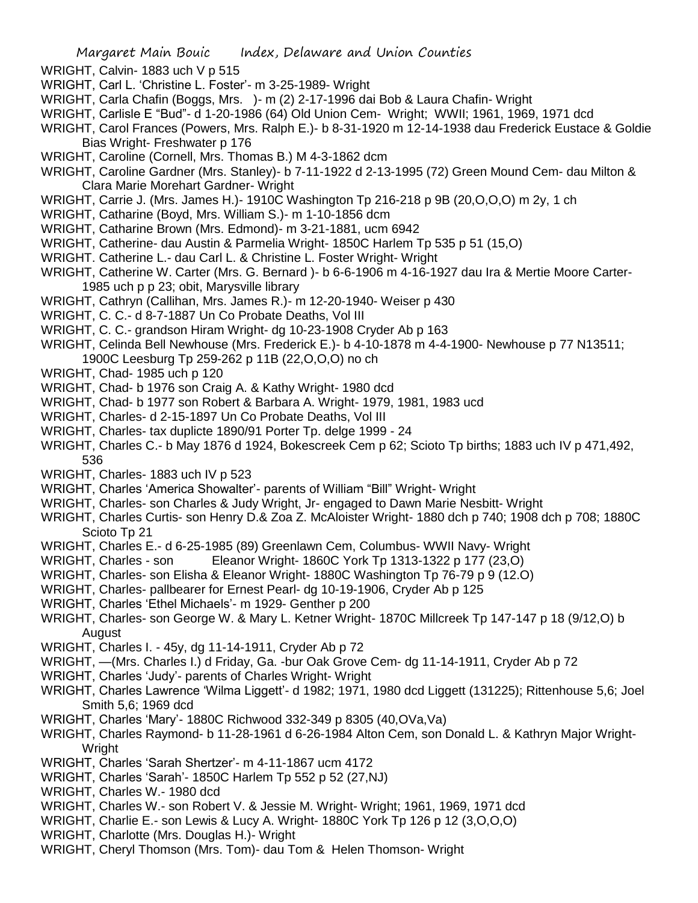WRIGHT, Calvin- 1883 uch V p 515

WRIGHT, Carl L. 'Christine L. Foster'- m 3-25-1989- Wright

WRIGHT, Carla Chafin (Boggs, Mrs. )- m (2) 2-17-1996 dai Bob & Laura Chafin- Wright

WRIGHT, Carlisle E "Bud"- d 1-20-1986 (64) Old Union Cem- Wright; WWII; 1961, 1969, 1971 dcd

WRIGHT, Carol Frances (Powers, Mrs. Ralph E.)- b 8-31-1920 m 12-14-1938 dau Frederick Eustace & Goldie Bias Wright- Freshwater p 176

WRIGHT, Caroline (Cornell, Mrs. Thomas B.) M 4-3-1862 dcm

WRIGHT, Caroline Gardner (Mrs. Stanley)- b 7-11-1922 d 2-13-1995 (72) Green Mound Cem- dau Milton & Clara Marie Morehart Gardner- Wright

WRIGHT, Carrie J. (Mrs. James H.)- 1910C Washington Tp 216-218 p 9B (20,O,O,O) m 2y, 1 ch

WRIGHT, Catharine (Boyd, Mrs. William S.)- m 1-10-1856 dcm

WRIGHT, Catharine Brown (Mrs. Edmond)- m 3-21-1881, ucm 6942

WRIGHT, Catherine- dau Austin & Parmelia Wright- 1850C Harlem Tp 535 p 51 (15,O)

WRIGHT. Catherine L.- dau Carl L. & Christine L. Foster Wright- Wright

WRIGHT, Catherine W. Carter (Mrs. G. Bernard )- b 6-6-1906 m 4-16-1927 dau Ira & Mertie Moore Carter- 1985 uch p p 23; obit, Marysville library

WRIGHT, Cathryn (Callihan, Mrs. James R.)- m 12-20-1940- Weiser p 430

WRIGHT, C. C.- d 8-7-1887 Un Co Probate Deaths, Vol III

WRIGHT, C. C.- grandson Hiram Wright- dg 10-23-1908 Cryder Ab p 163

WRIGHT, Celinda Bell Newhouse (Mrs. Frederick E.)- b 4-10-1878 m 4-4-1900- Newhouse p 77 N13511; 1900C Leesburg Tp 259-262 p 11B (22,O,O,O) no ch

WRIGHT, Chad- 1985 uch p 120

WRIGHT, Chad- b 1976 son Craig A. & Kathy Wright- 1980 dcd

WRIGHT, Chad- b 1977 son Robert & Barbara A. Wright- 1979, 1981, 1983 ucd

WRIGHT, Charles- d 2-15-1897 Un Co Probate Deaths, Vol III

WRIGHT, Charles- tax duplicte 1890/91 Porter Tp. delge 1999 - 24

WRIGHT, Charles C.- b May 1876 d 1924, Bokescreek Cem p 62; Scioto Tp births; 1883 uch IV p 471,492, 536

WRIGHT, Charles- 1883 uch IV p 523

WRIGHT, Charles 'America Showalter'- parents of William "Bill" Wright- Wright

WRIGHT, Charles- son Charles & Judy Wright, Jr- engaged to Dawn Marie Nesbitt- Wright

WRIGHT, Charles Curtis- son Henry D.& Zoa Z. McAloister Wright- 1880 dch p 740; 1908 dch p 708; 1880C Scioto Tp 21

WRIGHT, Charles E.- d 6-25-1985 (89) Greenlawn Cem, Columbus- WWII Navy- Wright

WRIGHT, Charles - son Eleanor Wright- 1860C York Tp 1313-1322 p 177 (23,O)

WRIGHT, Charles- son Elisha & Eleanor Wright- 1880C Washington Tp 76-79 p 9 (12.O)

WRIGHT, Charles- pallbearer for Ernest Pearl- dg 10-19-1906, Cryder Ab p 125

WRIGHT, Charles 'Ethel Michaels'- m 1929- Genther p 200

WRIGHT, Charles- son George W. & Mary L. Ketner Wright- 1870C Millcreek Tp 147-147 p 18 (9/12,O) b August

WRIGHT, Charles I. - 45y, dg 11-14-1911, Cryder Ab p 72

WRIGHT, —(Mrs. Charles I.) d Friday, Ga. -bur Oak Grove Cem- dg 11-14-1911, Cryder Ab p 72

WRIGHT, Charles 'Judy'- parents of Charles Wright- Wright

WRIGHT, Charles Lawrence 'Wilma Liggett'- d 1982; 1971, 1980 dcd Liggett (131225); Rittenhouse 5,6; Joel Smith 5,6; 1969 dcd

WRIGHT, Charles 'Mary'- 1880C Richwood 332-349 p 8305 (40,OVa,Va)

WRIGHT, Charles Raymond- b 11-28-1961 d 6-26-1984 Alton Cem, son Donald L. & Kathryn Major Wright- Wright

WRIGHT, Charles 'Sarah Shertzer'- m 4-11-1867 ucm 4172

WRIGHT, Charles 'Sarah'- 1850C Harlem Tp 552 p 52 (27,NJ)

WRIGHT, Charles W.- 1980 dcd

WRIGHT, Charles W.- son Robert V. & Jessie M. Wright- Wright; 1961, 1969, 1971 dcd

WRIGHT, Charlie E.- son Lewis & Lucy A. Wright- 1880C York Tp 126 p 12 (3,O,O,O)

WRIGHT, Charlotte (Mrs. Douglas H.)- Wright

WRIGHT, Cheryl Thomson (Mrs. Tom)- dau Tom & Helen Thomson- Wright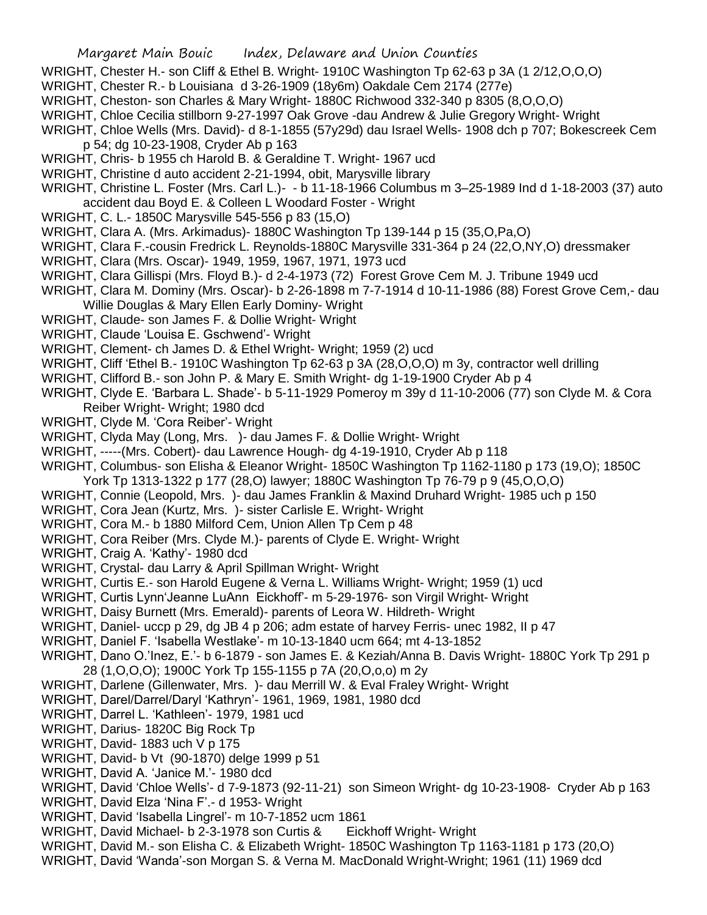WRIGHT, Chester H.- son Cliff & Ethel B. Wright- 1910C Washington Tp 62-63 p 3A (1 2/12,O,O,O)

WRIGHT, Chester R.- b Louisiana d 3-26-1909 (18y6m) Oakdale Cem 2174 (277e)

WRIGHT, Cheston- son Charles & Mary Wright- 1880C Richwood 332-340 p 8305 (8,O,O,O)

WRIGHT, Chloe Cecilia stillborn 9-27-1997 Oak Grove -dau Andrew & Julie Gregory Wright- Wright

WRIGHT, Chloe Wells (Mrs. David)- d 8-1-1855 (57y29d) dau Israel Wells- 1908 dch p 707; Bokescreek Cem p 54; dg 10-23-1908, Cryder Ab p 163

WRIGHT, Chris- b 1955 ch Harold B. & Geraldine T. Wright- 1967 ucd

WRIGHT, Christine d auto accident 2-21-1994, obit, Marysville library

WRIGHT, Christine L. Foster (Mrs. Carl L.)- - b 11-18-1966 Columbus m 3–25-1989 Ind d 1-18-2003 (37) auto accident dau Boyd E. & Colleen L Woodard Foster - Wright

WRIGHT, C. L.- 1850C Marysville 545-556 p 83 (15,O)

WRIGHT, Clara A. (Mrs. Arkimadus)- 1880C Washington Tp 139-144 p 15 (35,O,Pa,O)

WRIGHT, Clara F.-cousin Fredrick L. Reynolds-1880C Marysville 331-364 p 24 (22,O,NY,O) dressmaker

WRIGHT, Clara (Mrs. Oscar)- 1949, 1959, 1967, 1971, 1973 ucd

WRIGHT, Clara Gillispi (Mrs. Floyd B.)- d 2-4-1973 (72) Forest Grove Cem M. J. Tribune 1949 ucd

WRIGHT, Clara M. Dominy (Mrs. Oscar)- b 2-26-1898 m 7-7-1914 d 10-11-1986 (88) Forest Grove Cem,- dau Willie Douglas & Mary Ellen Early Dominy- Wright

WRIGHT, Claude- son James F. & Dollie Wright- Wright

WRIGHT, Claude 'Louisa E. Gschwend'- Wright

WRIGHT, Clement- ch James D. & Ethel Wright- Wright; 1959 (2) ucd

WRIGHT, Cliff 'Ethel B.- 1910C Washington Tp 62-63 p 3A (28,O,O,O) m 3y, contractor well drilling

WRIGHT, Clifford B.- son John P. & Mary E. Smith Wright- dg 1-19-1900 Cryder Ab p 4

WRIGHT, Clyde E. 'Barbara L. Shade'- b 5-11-1929 Pomeroy m 39y d 11-10-2006 (77) son Clyde M. & Cora Reiber Wright- Wright; 1980 dcd

WRIGHT, Clyde M. 'Cora Reiber'- Wright

WRIGHT, Clyda May (Long, Mrs. )- dau James F. & Dollie Wright- Wright

WRIGHT, -----(Mrs. Cobert)- dau Lawrence Hough- dg 4-19-1910, Cryder Ab p 118

WRIGHT, Columbus- son Elisha & Eleanor Wright- 1850C Washington Tp 1162-1180 p 173 (19,O); 1850C York Tp 1313-1322 p 177 (28,O) lawyer; 1880C Washington Tp 76-79 p 9 (45,O,O,O)

WRIGHT, Connie (Leopold, Mrs. )- dau James Franklin & Maxind Druhard Wright- 1985 uch p 150

WRIGHT, Cora Jean (Kurtz, Mrs. )- sister Carlisle E. Wright- Wright

WRIGHT, Cora M.- b 1880 Milford Cem, Union Allen Tp Cem p 48

WRIGHT, Cora Reiber (Mrs. Clyde M.)- parents of Clyde E. Wright- Wright

WRIGHT, Craig A. 'Kathy'- 1980 dcd

WRIGHT, Crystal- dau Larry & April Spillman Wright- Wright

WRIGHT, Curtis E.- son Harold Eugene & Verna L. Williams Wright- Wright; 1959 (1) ucd

WRIGHT, Curtis Lynn'Jeanne LuAnn Eickhoff'- m 5-29-1976- son Virgil Wright- Wright

WRIGHT, Daisy Burnett (Mrs. Emerald)- parents of Leora W. Hildreth- Wright

WRIGHT, Daniel- uccp p 29, dg JB 4 p 206; adm estate of harvey Ferris- unec 1982, II p 47

WRIGHT, Daniel F. 'Isabella Westlake'- m 10-13-1840 ucm 664; mt 4-13-1852

WRIGHT, Dano O.'Inez, E.'- b 6-1879 - son James E. & Keziah/Anna B. Davis Wright- 1880C York Tp 291 p 28 (1,O,O,O); 1900C York Tp 155-1155 p 7A (20,O,o,o) m 2y

WRIGHT, Darlene (Gillenwater, Mrs. )- dau Merrill W. & Eval Fraley Wright- Wright

WRIGHT, Darel/Darrel/Daryl 'Kathryn'- 1961, 1969, 1981, 1980 dcd

WRIGHT, Darrel L. 'Kathleen'- 1979, 1981 ucd

WRIGHT, Darius- 1820C Big Rock Tp

WRIGHT, David- 1883 uch V p 175

WRIGHT, David- b Vt (90-1870) delge 1999 p 51

WRIGHT, David A. 'Janice M.'- 1980 dcd

WRIGHT, David 'Chloe Wells'- d 7-9-1873 (92-11-21) son Simeon Wright- dg 10-23-1908- Cryder Ab p 163

WRIGHT, David Elza 'Nina F'.- d 1953- Wright

WRIGHT, David 'Isabella Lingrel'- m 10-7-1852 ucm 1861

WRIGHT, David Michael- b 2-3-1978 son Curtis & Eickhoff Wright- Wright

WRIGHT, David M.- son Elisha C. & Elizabeth Wright- 1850C Washington Tp 1163-1181 p 173 (20,O)

WRIGHT, David 'Wanda'-son Morgan S. & Verna M. MacDonald Wright-Wright; 1961 (11) 1969 dcd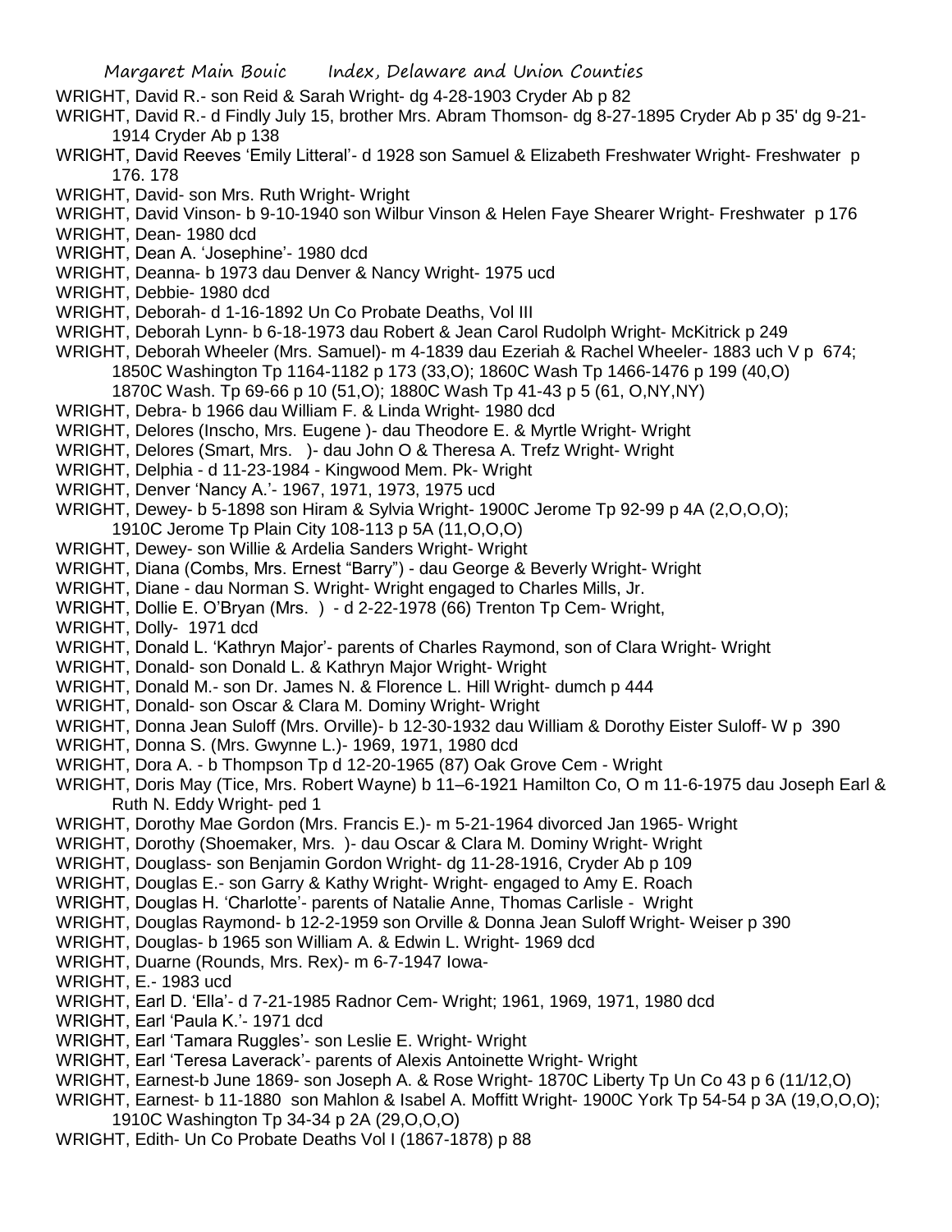WRIGHT, David R.- son Reid & Sarah Wright- dg 4-28-1903 Cryder Ab p 82

WRIGHT, David R.- d Findly July 15, brother Mrs. Abram Thomson- dg 8-27-1895 Cryder Ab p 35' dg 9-21-1914 Cryder Ab p 138

WRIGHT, David Reeves 'Emily Litteral'- d 1928 son Samuel & Elizabeth Freshwater Wright- Freshwater p 176. 178

WRIGHT, David- son Mrs. Ruth Wright- Wright

WRIGHT, David Vinson- b 9-10-1940 son Wilbur Vinson & Helen Faye Shearer Wright- Freshwater p 176

WRIGHT, Dean- 1980 dcd

WRIGHT, Dean A. 'Josephine'- 1980 dcd

WRIGHT, Deanna- b 1973 dau Denver & Nancy Wright- 1975 ucd

WRIGHT, Debbie- 1980 dcd

WRIGHT, Deborah- d 1-16-1892 Un Co Probate Deaths, Vol III

WRIGHT, Deborah Lynn- b 6-18-1973 dau Robert & Jean Carol Rudolph Wright- McKitrick p 249

WRIGHT, Deborah Wheeler (Mrs. Samuel)- m 4-1839 dau Ezeriah & Rachel Wheeler- 1883 uch V p 674; 1850C Washington Tp 1164-1182 p 173 (33,O); 1860C Wash Tp 1466-1476 p 199 (40,O) 1870C Wash. Tp 69-66 p 10 (51,O); 1880C Wash Tp 41-43 p 5 (61, O,NY,NY)

WRIGHT, Debra- b 1966 dau William F. & Linda Wright- 1980 dcd

WRIGHT, Delores (Inscho, Mrs. Eugene )- dau Theodore E. & Myrtle Wright- Wright

WRIGHT, Delores (Smart, Mrs. )- dau John O & Theresa A. Trefz Wright- Wright

WRIGHT, Delphia - d 11-23-1984 - Kingwood Mem. Pk- Wright

WRIGHT, Denver 'Nancy A.'- 1967, 1971, 1973, 1975 ucd

WRIGHT, Dewey- b 5-1898 son Hiram & Sylvia Wright- 1900C Jerome Tp 92-99 p 4A (2,O,O,O); 1910C Jerome Tp Plain City 108-113 p 5A (11,O,O,O)

WRIGHT, Dewey- son Willie & Ardelia Sanders Wright- Wright

WRIGHT, Diana (Combs, Mrs. Ernest "Barry") - dau George & Beverly Wright- Wright

WRIGHT, Diane - dau Norman S. Wright- Wright engaged to Charles Mills, Jr.

WRIGHT, Dollie E. O'Bryan (Mrs. ) - d 2-22-1978 (66) Trenton Tp Cem- Wright,

WRIGHT, Dolly- 1971 dcd

WRIGHT, Donald L. 'Kathryn Major'- parents of Charles Raymond, son of Clara Wright- Wright

WRIGHT, Donald- son Donald L. & Kathryn Major Wright- Wright

WRIGHT, Donald M.- son Dr. James N. & Florence L. Hill Wright- dumch p 444

WRIGHT, Donald- son Oscar & Clara M. Dominy Wright- Wright

WRIGHT, Donna Jean Suloff (Mrs. Orville)- b 12-30-1932 dau William & Dorothy Eister Suloff- W p 390

WRIGHT, Donna S. (Mrs. Gwynne L.)- 1969, 1971, 1980 dcd

WRIGHT, Dora A. - b Thompson Tp d 12-20-1965 (87) Oak Grove Cem - Wright

WRIGHT, Doris May (Tice, Mrs. Robert Wayne) b 11–6-1921 Hamilton Co, O m 11-6-1975 dau Joseph Earl & Ruth N. Eddy Wright- ped 1

WRIGHT, Dorothy Mae Gordon (Mrs. Francis E.)- m 5-21-1964 divorced Jan 1965- Wright

WRIGHT, Dorothy (Shoemaker, Mrs. )- dau Oscar & Clara M. Dominy Wright- Wright

WRIGHT, Douglass- son Benjamin Gordon Wright- dg 11-28-1916, Cryder Ab p 109

WRIGHT, Douglas E.- son Garry & Kathy Wright- Wright- engaged to Amy E. Roach

WRIGHT, Douglas H. 'Charlotte'- parents of Natalie Anne, Thomas Carlisle - Wright

WRIGHT, Douglas Raymond- b 12-2-1959 son Orville & Donna Jean Suloff Wright- Weiser p 390

WRIGHT, Douglas- b 1965 son William A. & Edwin L. Wright- 1969 dcd

WRIGHT, Duarne (Rounds, Mrs. Rex)- m 6-7-1947 Iowa-

WRIGHT, E.- 1983 ucd

WRIGHT, Earl D. 'Ella'- d 7-21-1985 Radnor Cem- Wright; 1961, 1969, 1971, 1980 dcd

WRIGHT, Earl 'Paula K.'- 1971 dcd

WRIGHT, Earl 'Tamara Ruggles'- son Leslie E. Wright- Wright

WRIGHT, Earl 'Teresa Laverack'- parents of Alexis Antoinette Wright- Wright

WRIGHT, Earnest-b June 1869- son Joseph A. & Rose Wright- 1870C Liberty Tp Un Co 43 p 6 (11/12,O)

WRIGHT, Earnest- b 11-1880 son Mahlon & Isabel A. Moffitt Wright- 1900C York Tp 54-54 p 3A (19,O,O,O); 1910C Washington Tp 34-34 p 2A (29,O,O,O)

WRIGHT, Edith- Un Co Probate Deaths Vol I (1867-1878) p 88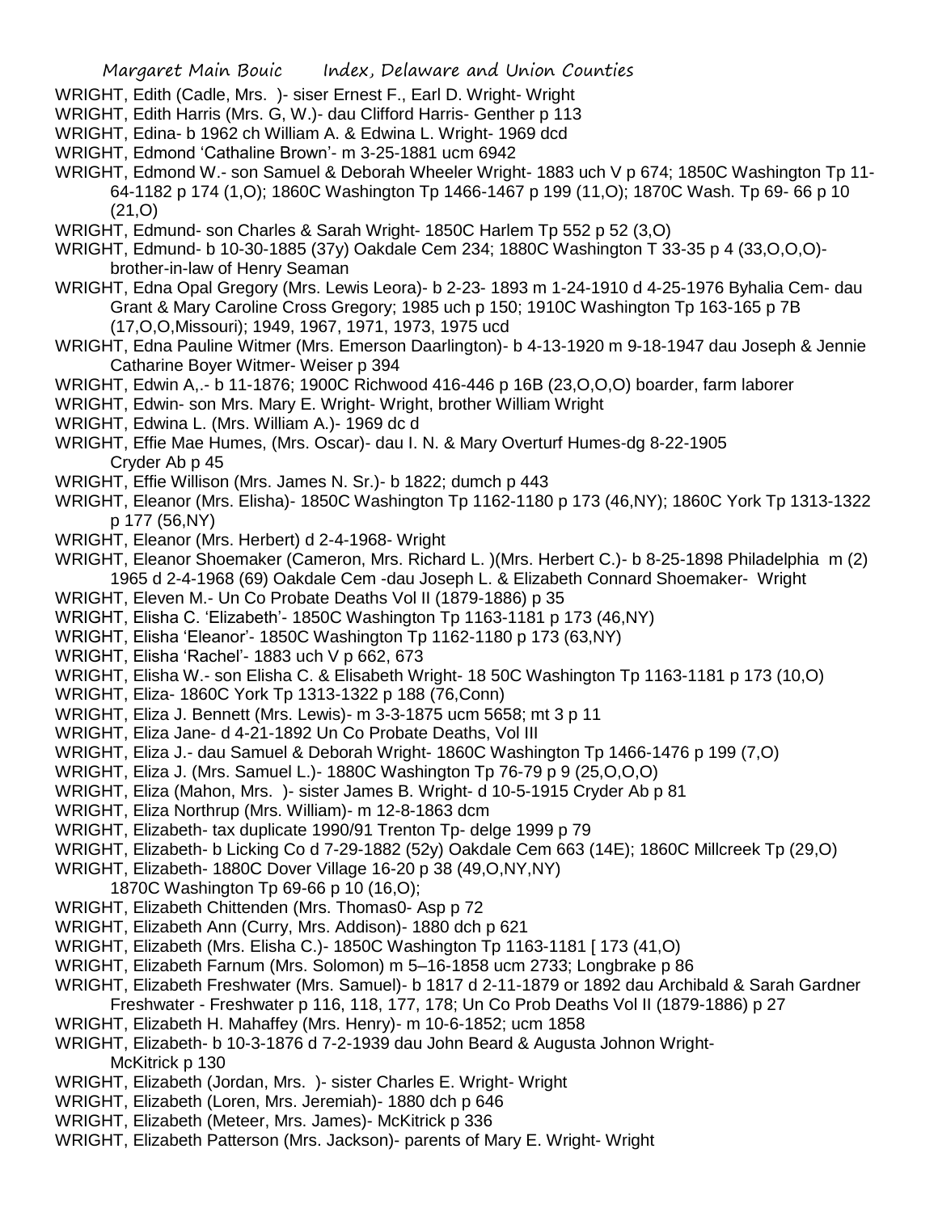WRIGHT, Edith (Cadle, Mrs. )- siser Ernest F., Earl D. Wright- Wright

WRIGHT, Edith Harris (Mrs. G, W.)- dau Clifford Harris- Genther p 113

WRIGHT, Edina- b 1962 ch William A. & Edwina L. Wright- 1969 dcd

WRIGHT, Edmond 'Cathaline Brown'- m 3-25-1881 ucm 6942

WRIGHT, Edmond W.- son Samuel & Deborah Wheeler Wright- 1883 uch V p 674; 1850C Washington Tp 11-64-1182 p 174 (1,O); 1860C Washington Tp 1466-1467 p 199 (11,O); 1870C Wash. Tp 69- 66 p 10 (21,O)

WRIGHT, Edmund- son Charles & Sarah Wright- 1850C Harlem Tp 552 p 52 (3,O)

WRIGHT, Edmund- b 10-30-1885 (37y) Oakdale Cem 234; 1880C Washington T 33-35 p 4 (33,O,O,O)- brother-in-law of Henry Seaman

WRIGHT, Edna Opal Gregory (Mrs. Lewis Leora)- b 2-23- 1893 m 1-24-1910 d 4-25-1976 Byhalia Cem- dau Grant & Mary Caroline Cross Gregory; 1985 uch p 150; 1910C Washington Tp 163-165 p 7B (17,O,O,Missouri); 1949, 1967, 1971, 1973, 1975 ucd

WRIGHT, Edna Pauline Witmer (Mrs. Emerson Daarlington)- b 4-13-1920 m 9-18-1947 dau Joseph & Jennie Catharine Boyer Witmer- Weiser p 394

WRIGHT, Edwin A,.- b 11-1876; 1900C Richwood 416-446 p 16B (23,O,O,O) boarder, farm laborer

WRIGHT, Edwin- son Mrs. Mary E. Wright- Wright, brother William Wright

WRIGHT, Edwina L. (Mrs. William A.)- 1969 dc d

WRIGHT, Effie Mae Humes, (Mrs. Oscar)- dau I. N. & Mary Overturf Humes-dg 8-22-1905 Cryder Ab p 45

WRIGHT, Effie Willison (Mrs. James N. Sr.)- b 1822; dumch p 443

WRIGHT, Eleanor (Mrs. Elisha)- 1850C Washington Tp 1162-1180 p 173 (46,NY); 1860C York Tp 1313-1322 p 177 (56,NY)

WRIGHT, Eleanor (Mrs. Herbert) d 2-4-1968- Wright

WRIGHT, Eleanor Shoemaker (Cameron, Mrs. Richard L. )(Mrs. Herbert C.)- b 8-25-1898 Philadelphia m (2) 1965 d 2-4-1968 (69) Oakdale Cem -dau Joseph L. & Elizabeth Connard Shoemaker- Wright

WRIGHT, Eleven M.- Un Co Probate Deaths Vol II (1879-1886) p 35

WRIGHT, Elisha C. 'Elizabeth'- 1850C Washington Tp 1163-1181 p 173 (46,NY)

WRIGHT, Elisha 'Eleanor'- 1850C Washington Tp 1162-1180 p 173 (63,NY)

WRIGHT, Elisha 'Rachel'- 1883 uch V p 662, 673

WRIGHT, Elisha W.- son Elisha C. & Elisabeth Wright- 18 50C Washington Tp 1163-1181 p 173 (10,O)

WRIGHT, Eliza- 1860C York Tp 1313-1322 p 188 (76,Conn)

WRIGHT, Eliza J. Bennett (Mrs. Lewis)- m 3-3-1875 ucm 5658; mt 3 p 11

WRIGHT, Eliza Jane- d 4-21-1892 Un Co Probate Deaths, Vol III

WRIGHT, Eliza J.- dau Samuel & Deborah Wright- 1860C Washington Tp 1466-1476 p 199 (7,O)

WRIGHT, Eliza J. (Mrs. Samuel L.)- 1880C Washington Tp 76-79 p 9 (25,O,O,O)

WRIGHT, Eliza (Mahon, Mrs. )- sister James B. Wright- d 10-5-1915 Cryder Ab p 81

WRIGHT, Eliza Northrup (Mrs. William)- m 12-8-1863 dcm

WRIGHT, Elizabeth- tax duplicate 1990/91 Trenton Tp- delge 1999 p 79

WRIGHT, Elizabeth- b Licking Co d 7-29-1882 (52y) Oakdale Cem 663 (14E); 1860C Millcreek Tp (29,O)

WRIGHT, Elizabeth- 1880C Dover Village 16-20 p 38 (49,O,NY,NY)
1870C Washington Tp 69-66 p 10 (16,O);

WRIGHT, Elizabeth Chittenden (Mrs. Thomas0- Asp p 72

WRIGHT, Elizabeth Ann (Curry, Mrs. Addison)- 1880 dch p 621

WRIGHT, Elizabeth (Mrs. Elisha C.)- 1850C Washington Tp 1163-1181 [ 173 (41,O)

WRIGHT, Elizabeth Farnum (Mrs. Solomon) m 5–16-1858 ucm 2733; Longbrake p 86

WRIGHT, Elizabeth Freshwater (Mrs. Samuel)- b 1817 d 2-11-1879 or 1892 dau Archibald & Sarah Gardner Freshwater - Freshwater p 116, 118, 177, 178; Un Co Prob Deaths Vol II (1879-1886) p 27

WRIGHT, Elizabeth H. Mahaffey (Mrs. Henry)- m 10-6-1852; ucm 1858

WRIGHT, Elizabeth- b 10-3-1876 d 7-2-1939 dau John Beard & Augusta Johnon Wright- McKitrick p 130

WRIGHT, Elizabeth (Jordan, Mrs. )- sister Charles E. Wright- Wright

WRIGHT, Elizabeth (Loren, Mrs. Jeremiah)- 1880 dch p 646

WRIGHT, Elizabeth (Meteer, Mrs. James)- McKitrick p 336

WRIGHT, Elizabeth Patterson (Mrs. Jackson)- parents of Mary E. Wright- Wright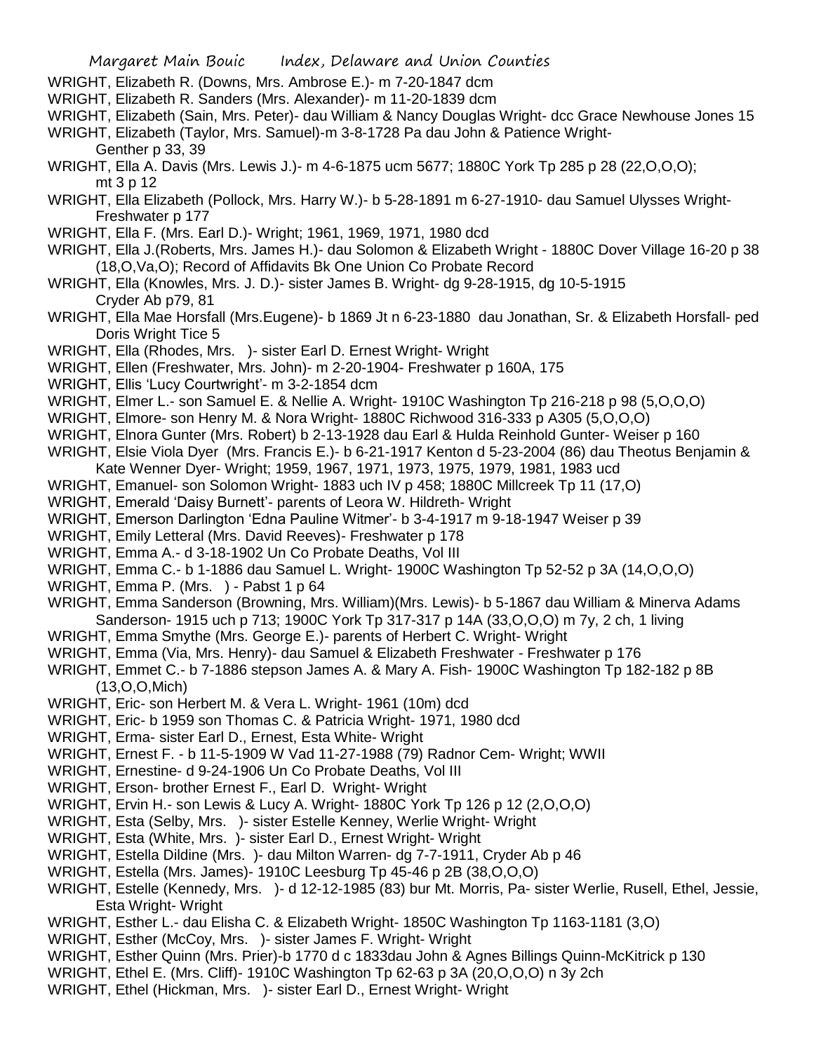WRIGHT, Elizabeth R. (Downs, Mrs. Ambrose E.)- m 7-20-1847 dcm

WRIGHT, Elizabeth R. Sanders (Mrs. Alexander)- m 11-20-1839 dcm

WRIGHT, Elizabeth (Sain, Mrs. Peter)- dau William & Nancy Douglas Wright- dcc Grace Newhouse Jones 15

WRIGHT, Elizabeth (Taylor, Mrs. Samuel)-m 3-8-1728 Pa dau John & Patience Wright- Genther p 33, 39

WRIGHT, Ella A. Davis (Mrs. Lewis J.)- m 4-6-1875 ucm 5677; 1880C York Tp 285 p 28 (22,O,O,O); mt 3 p 12

WRIGHT, Ella Elizabeth (Pollock, Mrs. Harry W.)- b 5-28-1891 m 6-27-1910- dau Samuel Ulysses Wright- Freshwater p 177

WRIGHT, Ella F. (Mrs. Earl D.)- Wright; 1961, 1969, 1971, 1980 dcd

WRIGHT, Ella J.(Roberts, Mrs. James H.)- dau Solomon & Elizabeth Wright - 1880C Dover Village 16-20 p 38 (18,O,Va,O); Record of Affidavits Bk One Union Co Probate Record

WRIGHT, Ella (Knowles, Mrs. J. D.)- sister James B. Wright- dg 9-28-1915, dg 10-5-1915 Cryder Ab p79, 81

WRIGHT, Ella Mae Horsfall (Mrs.Eugene)- b 1869 Jt n 6-23-1880 dau Jonathan, Sr. & Elizabeth Horsfall- ped Doris Wright Tice 5

WRIGHT, Ella (Rhodes, Mrs. )- sister Earl D. Ernest Wright- Wright

WRIGHT, Ellen (Freshwater, Mrs. John)- m 2-20-1904- Freshwater p 160A, 175

WRIGHT, Ellis 'Lucy Courtwright'- m 3-2-1854 dcm

WRIGHT, Elmer L.- son Samuel E. & Nellie A. Wright- 1910C Washington Tp 216-218 p 98 (5,O,O,O)

WRIGHT, Elmore- son Henry M. & Nora Wright- 1880C Richwood 316-333 p A305 (5,O,O,O)

WRIGHT, Elnora Gunter (Mrs. Robert) b 2-13-1928 dau Earl & Hulda Reinhold Gunter- Weiser p 160

WRIGHT, Elsie Viola Dyer (Mrs. Francis E.)- b 6-21-1917 Kenton d 5-23-2004 (86) dau Theotus Benjamin & Kate Wenner Dyer- Wright; 1959, 1967, 1971, 1973, 1975, 1979, 1981, 1983 ucd

WRIGHT, Emanuel- son Solomon Wright- 1883 uch IV p 458; 1880C Millcreek Tp 11 (17,O)

WRIGHT, Emerald 'Daisy Burnett'- parents of Leora W. Hildreth- Wright

WRIGHT, Emerson Darlington 'Edna Pauline Witmer'- b 3-4-1917 m 9-18-1947 Weiser p 39

WRIGHT, Emily Letteral (Mrs. David Reeves)- Freshwater p 178

WRIGHT, Emma A.- d 3-18-1902 Un Co Probate Deaths, Vol III

WRIGHT, Emma C.- b 1-1886 dau Samuel L. Wright- 1900C Washington Tp 52-52 p 3A (14,O,O,O)

WRIGHT, Emma P. (Mrs. ) - Pabst 1 p 64

WRIGHT, Emma Sanderson (Browning, Mrs. William)(Mrs. Lewis)- b 5-1867 dau William & Minerva Adams Sanderson- 1915 uch p 713; 1900C York Tp 317-317 p 14A (33,O,O,O) m 7y, 2 ch, 1 living

WRIGHT, Emma Smythe (Mrs. George E.)- parents of Herbert C. Wright- Wright

WRIGHT, Emma (Via, Mrs. Henry)- dau Samuel & Elizabeth Freshwater - Freshwater p 176

WRIGHT, Emmet C.- b 7-1886 stepson James A. & Mary A. Fish- 1900C Washington Tp 182-182 p 8B (13,O,O,Mich)

WRIGHT, Eric- son Herbert M. & Vera L. Wright- 1961 (10m) dcd

WRIGHT, Eric- b 1959 son Thomas C. & Patricia Wright- 1971, 1980 dcd

WRIGHT, Erma- sister Earl D., Ernest, Esta White- Wright

WRIGHT, Ernest F. - b 11-5-1909 W Vad 11-27-1988 (79) Radnor Cem- Wright; WWII

WRIGHT, Ernestine- d 9-24-1906 Un Co Probate Deaths, Vol III

WRIGHT, Erson- brother Ernest F., Earl D. Wright- Wright

WRIGHT, Ervin H.- son Lewis & Lucy A. Wright- 1880C York Tp 126 p 12 (2,O,O,O)

WRIGHT, Esta (Selby, Mrs. )- sister Estelle Kenney, Werlie Wright- Wright

WRIGHT, Esta (White, Mrs. )- sister Earl D., Ernest Wright- Wright

WRIGHT, Estella Dildine (Mrs. )- dau Milton Warren- dg 7-7-1911, Cryder Ab p 46

WRIGHT, Estella (Mrs. James)- 1910C Leesburg Tp 45-46 p 2B (38,O,O,O)

WRIGHT, Estelle (Kennedy, Mrs. )- d 12-12-1985 (83) bur Mt. Morris, Pa- sister Werlie, Rusell, Ethel, Jessie, Esta Wright- Wright

WRIGHT, Esther L.- dau Elisha C. & Elizabeth Wright- 1850C Washington Tp 1163-1181 (3,O)

WRIGHT, Esther (McCoy, Mrs. )- sister James F. Wright- Wright

WRIGHT, Esther Quinn (Mrs. Prier)-b 1770 d c 1833dau John & Agnes Billings Quinn-McKitrick p 130

WRIGHT, Ethel E. (Mrs. Cliff)- 1910C Washington Tp 62-63 p 3A (20,O,O,O) n 3y 2ch

WRIGHT, Ethel (Hickman, Mrs. )- sister Earl D., Ernest Wright- Wright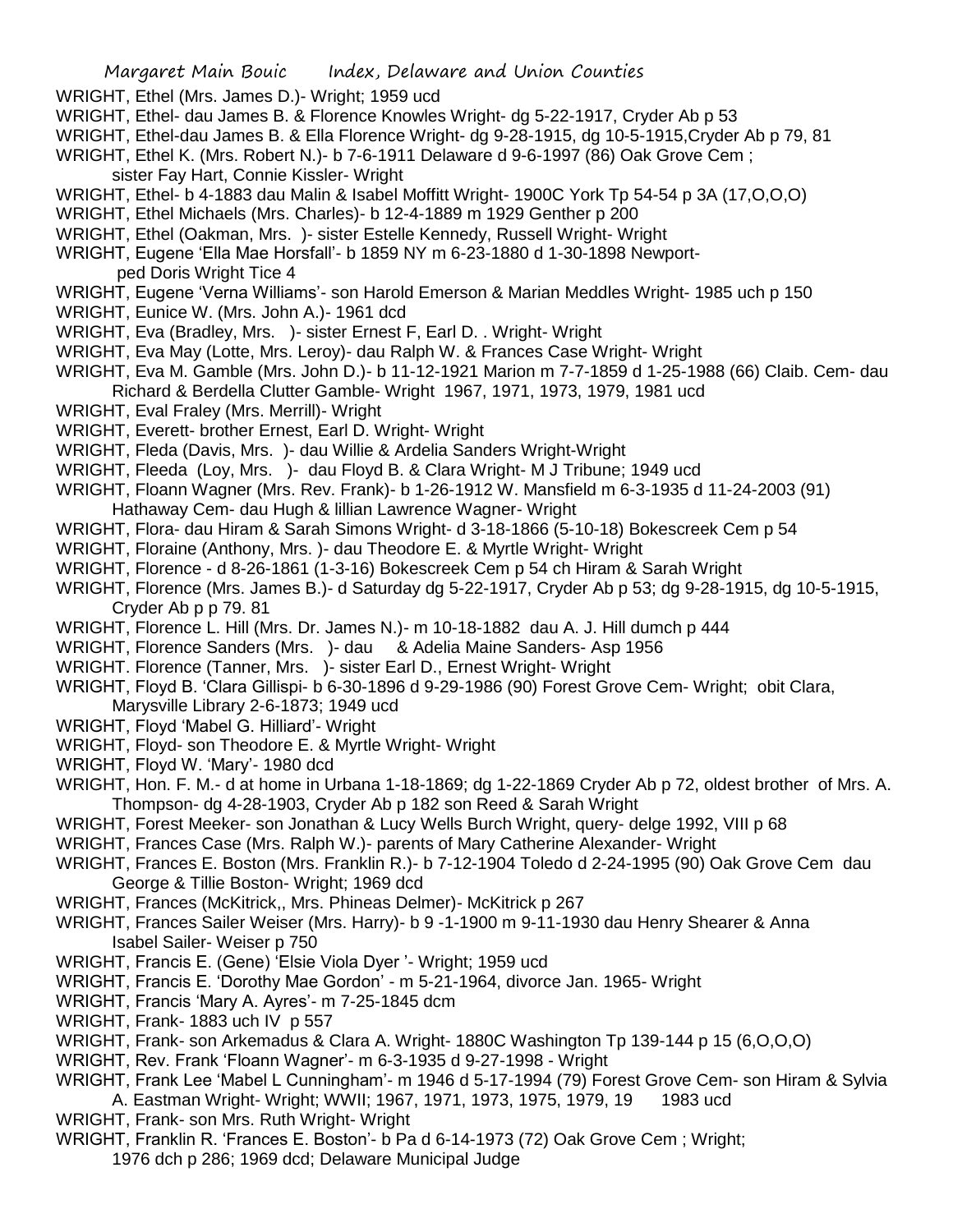WRIGHT, Ethel (Mrs. James D.)- Wright; 1959 ucd

WRIGHT, Ethel- dau James B. & Florence Knowles Wright- dg 5-22-1917, Cryder Ab p 53

WRIGHT, Ethel-dau James B. & Ella Florence Wright- dg 9-28-1915, dg 10-5-1915,Cryder Ab p 79, 81

WRIGHT, Ethel K. (Mrs. Robert N.)- b 7-6-1911 Delaware d 9-6-1997 (86) Oak Grove Cem ; sister Fay Hart, Connie Kissler- Wright

WRIGHT, Ethel- b 4-1883 dau Malin & Isabel Moffitt Wright- 1900C York Tp 54-54 p 3A (17,O,O,O)

WRIGHT, Ethel Michaels (Mrs. Charles)- b 12-4-1889 m 1929 Genther p 200

WRIGHT, Ethel (Oakman, Mrs. )- sister Estelle Kennedy, Russell Wright- Wright

WRIGHT, Eugene 'Ella Mae Horsfall'- b 1859 NY m 6-23-1880 d 1-30-1898 Newport- ped Doris Wright Tice 4

WRIGHT, Eugene 'Verna Williams'- son Harold Emerson & Marian Meddles Wright- 1985 uch p 150

WRIGHT, Eunice W. (Mrs. John A.)- 1961 dcd

WRIGHT, Eva (Bradley, Mrs. )- sister Ernest F, Earl D. . Wright- Wright

WRIGHT, Eva May (Lotte, Mrs. Leroy)- dau Ralph W. & Frances Case Wright- Wright

WRIGHT, Eva M. Gamble (Mrs. John D.)- b 11-12-1921 Marion m 7-7-1859 d 1-25-1988 (66) Claib. Cem- dau Richard & Berdella Clutter Gamble- Wright 1967, 1971, 1973, 1979, 1981 ucd

WRIGHT, Eval Fraley (Mrs. Merrill)- Wright

WRIGHT, Everett- brother Ernest, Earl D. Wright- Wright

WRIGHT, Fleda (Davis, Mrs. )- dau Willie & Ardelia Sanders Wright-Wright

WRIGHT, Fleeda (Loy, Mrs. )- dau Floyd B. & Clara Wright- M J Tribune; 1949 ucd

WRIGHT, Floann Wagner (Mrs. Rev. Frank)- b 1-26-1912 W. Mansfield m 6-3-1935 d 11-24-2003 (91) Hathaway Cem- dau Hugh & lillian Lawrence Wagner- Wright

WRIGHT, Flora- dau Hiram & Sarah Simons Wright- d 3-18-1866 (5-10-18) Bokescreek Cem p 54

WRIGHT, Floraine (Anthony, Mrs. )- dau Theodore E. & Myrtle Wright- Wright

WRIGHT, Florence - d 8-26-1861 (1-3-16) Bokescreek Cem p 54 ch Hiram & Sarah Wright

WRIGHT, Florence (Mrs. James B.)- d Saturday dg 5-22-1917, Cryder Ab p 53; dg 9-28-1915, dg 10-5-1915, Cryder Ab p p 79. 81

WRIGHT, Florence L. Hill (Mrs. Dr. James N.)- m 10-18-1882 dau A. J. Hill dumch p 444

WRIGHT, Florence Sanders (Mrs. )- dau & Adelia Maine Sanders- Asp 1956

WRIGHT. Florence (Tanner, Mrs. )- sister Earl D., Ernest Wright- Wright

WRIGHT, Floyd B. 'Clara Gillispi- b 6-30-1896 d 9-29-1986 (90) Forest Grove Cem- Wright; obit Clara, Marysville Library 2-6-1873; 1949 ucd

WRIGHT, Floyd 'Mabel G. Hilliard'- Wright

WRIGHT, Floyd- son Theodore E. & Myrtle Wright- Wright

WRIGHT, Floyd W. 'Mary'- 1980 dcd

WRIGHT, Hon. F. M.- d at home in Urbana 1-18-1869; dg 1-22-1869 Cryder Ab p 72, oldest brother of Mrs. A. Thompson- dg 4-28-1903, Cryder Ab p 182 son Reed & Sarah Wright

WRIGHT, Forest Meeker- son Jonathan & Lucy Wells Burch Wright, query- delge 1992, VIII p 68

WRIGHT, Frances Case (Mrs. Ralph W.)- parents of Mary Catherine Alexander- Wright

WRIGHT, Frances E. Boston (Mrs. Franklin R.)- b 7-12-1904 Toledo d 2-24-1995 (90) Oak Grove Cem dau George & Tillie Boston- Wright; 1969 dcd

WRIGHT, Frances (McKitrick,, Mrs. Phineas Delmer)- McKitrick p 267

WRIGHT, Frances Sailer Weiser (Mrs. Harry)- b 9 -1-1900 m 9-11-1930 dau Henry Shearer & Anna Isabel Sailer- Weiser p 750

WRIGHT, Francis E. (Gene) 'Elsie Viola Dyer '- Wright; 1959 ucd

WRIGHT, Francis E. 'Dorothy Mae Gordon' - m 5-21-1964, divorce Jan. 1965- Wright

WRIGHT, Francis 'Mary A. Ayres'- m 7-25-1845 dcm

WRIGHT, Frank- 1883 uch IV p 557

WRIGHT, Frank- son Arkemadus & Clara A. Wright- 1880C Washington Tp 139-144 p 15 (6,O,O,O)

WRIGHT, Rev. Frank 'Floann Wagner'- m 6-3-1935 d 9-27-1998 - Wright

WRIGHT, Frank Lee 'Mabel L Cunningham'- m 1946 d 5-17-1994 (79) Forest Grove Cem- son Hiram & Sylvia A. Eastman Wright- Wright; WWII; 1967, 1971, 1973, 1975, 1979, 19 1983 ucd

WRIGHT, Frank- son Mrs. Ruth Wright- Wright

WRIGHT, Franklin R. 'Frances E. Boston'- b Pa d 6-14-1973 (72) Oak Grove Cem ; Wright; 1976 dch p 286; 1969 dcd; Delaware Municipal Judge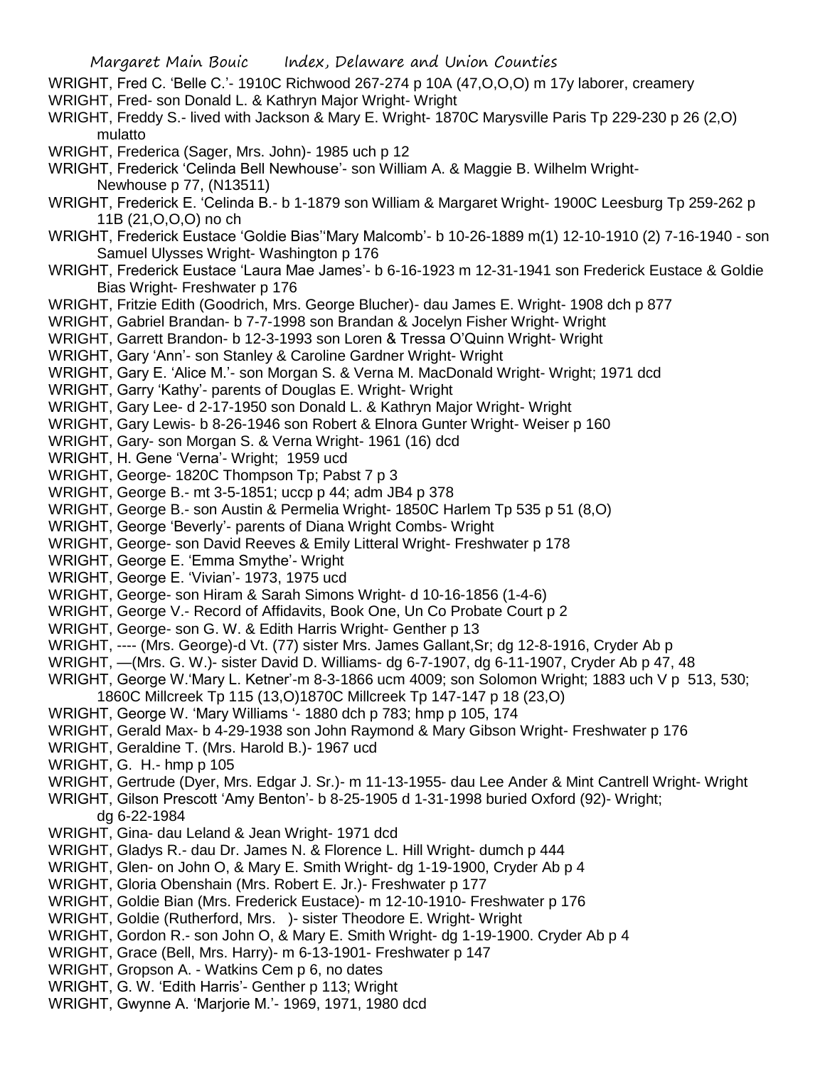WRIGHT, Fred C. 'Belle C.'- 1910C Richwood 267-274 p 10A (47,O,O,O) m 17y laborer, creamery

WRIGHT, Fred- son Donald L. & Kathryn Major Wright- Wright

WRIGHT, Freddy S.- lived with Jackson & Mary E. Wright- 1870C Marysville Paris Tp 229-230 p 26 (2,O) mulatto

WRIGHT, Frederica (Sager, Mrs. John)- 1985 uch p 12

WRIGHT, Frederick 'Celinda Bell Newhouse'- son William A. & Maggie B. Wilhelm Wright- Newhouse p 77, (N13511)

WRIGHT, Frederick E. 'Celinda B.- b 1-1879 son William & Margaret Wright- 1900C Leesburg Tp 259-262 p 11B (21,O,O,O) no ch

WRIGHT, Frederick Eustace 'Goldie Bias''Mary Malcomb'- b 10-26-1889 m(1) 12-10-1910 (2) 7-16-1940 - son Samuel Ulysses Wright- Washington p 176

WRIGHT, Frederick Eustace 'Laura Mae James'- b 6-16-1923 m 12-31-1941 son Frederick Eustace & Goldie Bias Wright- Freshwater p 176

WRIGHT, Fritzie Edith (Goodrich, Mrs. George Blucher)- dau James E. Wright- 1908 dch p 877

WRIGHT, Gabriel Brandan- b 7-7-1998 son Brandan & Jocelyn Fisher Wright- Wright

WRIGHT, Garrett Brandon- b 12-3-1993 son Loren & Tressa O'Quinn Wright- Wright

WRIGHT, Gary 'Ann'- son Stanley & Caroline Gardner Wright- Wright

WRIGHT, Gary E. 'Alice M.'- son Morgan S. & Verna M. MacDonald Wright- Wright; 1971 dcd

WRIGHT, Garry 'Kathy'- parents of Douglas E. Wright- Wright

WRIGHT, Gary Lee- d 2-17-1950 son Donald L. & Kathryn Major Wright- Wright

WRIGHT, Gary Lewis- b 8-26-1946 son Robert & Elnora Gunter Wright- Weiser p 160

WRIGHT, Gary- son Morgan S. & Verna Wright- 1961 (16) dcd

WRIGHT, H. Gene 'Verna'- Wright; 1959 ucd

WRIGHT, George- 1820C Thompson Tp; Pabst 7 p 3

WRIGHT, George B.- mt 3-5-1851; uccp p 44; adm JB4 p 378

WRIGHT, George B.- son Austin & Permelia Wright- 1850C Harlem Tp 535 p 51 (8,O)

WRIGHT, George 'Beverly'- parents of Diana Wright Combs- Wright

WRIGHT, George- son David Reeves & Emily Litteral Wright- Freshwater p 178

WRIGHT, George E. 'Emma Smythe'- Wright

WRIGHT, George E. 'Vivian'- 1973, 1975 ucd

WRIGHT, George- son Hiram & Sarah Simons Wright- d 10-16-1856 (1-4-6)

WRIGHT, George V.- Record of Affidavits, Book One, Un Co Probate Court p 2

WRIGHT, George- son G. W. & Edith Harris Wright- Genther p 13

WRIGHT, ---- (Mrs. George)-d Vt. (77) sister Mrs. James Gallant,Sr; dg 12-8-1916, Cryder Ab p

WRIGHT, —(Mrs. G. W.)- sister David D. Williams- dg 6-7-1907, dg 6-11-1907, Cryder Ab p 47, 48

WRIGHT, George W.'Mary L. Ketner'-m 8-3-1866 ucm 4009; son Solomon Wright; 1883 uch V p 513, 530; 1860C Millcreek Tp 115 (13,O)1870C Millcreek Tp 147-147 p 18 (23,O)

WRIGHT, George W. 'Mary Williams '- 1880 dch p 783; hmp p 105, 174

WRIGHT, Gerald Max- b 4-29-1938 son John Raymond & Mary Gibson Wright- Freshwater p 176

WRIGHT, Geraldine T. (Mrs. Harold B.)- 1967 ucd

WRIGHT, G. H.- hmp p 105

WRIGHT, Gertrude (Dyer, Mrs. Edgar J. Sr.)- m 11-13-1955- dau Lee Ander & Mint Cantrell Wright- Wright

WRIGHT, Gilson Prescott 'Amy Benton'- b 8-25-1905 d 1-31-1998 buried Oxford (92)- Wright; dg 6-22-1984

WRIGHT, Gina- dau Leland & Jean Wright- 1971 dcd

WRIGHT, Gladys R.- dau Dr. James N. & Florence L. Hill Wright- dumch p 444

WRIGHT, Glen- on John O, & Mary E. Smith Wright- dg 1-19-1900, Cryder Ab p 4

WRIGHT, Gloria Obenshain (Mrs. Robert E. Jr.)- Freshwater p 177

WRIGHT, Goldie Bian (Mrs. Frederick Eustace)- m 12-10-1910- Freshwater p 176

WRIGHT, Goldie (Rutherford, Mrs. )- sister Theodore E. Wright- Wright

WRIGHT, Gordon R.- son John O, & Mary E. Smith Wright- dg 1-19-1900. Cryder Ab p 4

WRIGHT, Grace (Bell, Mrs. Harry)- m 6-13-1901- Freshwater p 147

WRIGHT, Gropson A. - Watkins Cem p 6, no dates

WRIGHT, G. W. 'Edith Harris'- Genther p 113; Wright

WRIGHT, Gwynne A. 'Marjorie M.'- 1969, 1971, 1980 dcd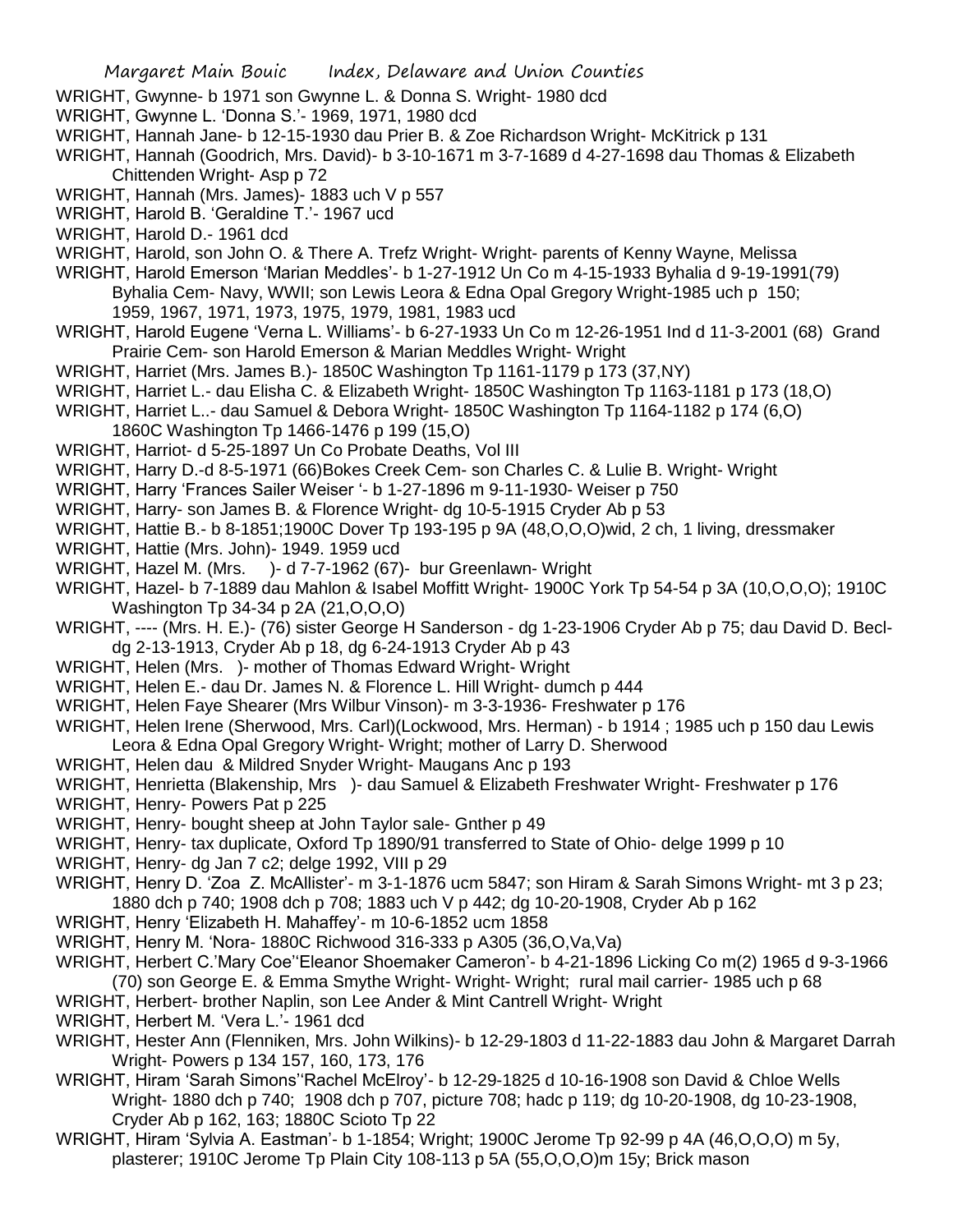WRIGHT, Gwynne- b 1971 son Gwynne L. & Donna S. Wright- 1980 dcd

WRIGHT, Gwynne L. 'Donna S.'- 1969, 1971, 1980 dcd

WRIGHT, Hannah Jane- b 12-15-1930 dau Prier B. & Zoe Richardson Wright- McKitrick p 131

WRIGHT, Hannah (Goodrich, Mrs. David)- b 3-10-1671 m 3-7-1689 d 4-27-1698 dau Thomas & Elizabeth Chittenden Wright- Asp p 72

WRIGHT, Hannah (Mrs. James)- 1883 uch V p 557

WRIGHT, Harold B. 'Geraldine T.'- 1967 ucd

WRIGHT, Harold D.- 1961 dcd

WRIGHT, Harold, son John O. & There A. Trefz Wright- Wright- parents of Kenny Wayne, Melissa

WRIGHT, Harold Emerson 'Marian Meddles'- b 1-27-1912 Un Co m 4-15-1933 Byhalia d 9-19-1991(79) Byhalia Cem- Navy, WWII; son Lewis Leora & Edna Opal Gregory Wright-1985 uch p 150; 1959, 1967, 1971, 1973, 1975, 1979, 1981, 1983 ucd

WRIGHT, Harold Eugene 'Verna L. Williams'- b 6-27-1933 Un Co m 12-26-1951 Ind d 11-3-2001 (68) Grand Prairie Cem- son Harold Emerson & Marian Meddles Wright- Wright

WRIGHT, Harriet (Mrs. James B.)- 1850C Washington Tp 1161-1179 p 173 (37,NY)

WRIGHT, Harriet L.- dau Elisha C. & Elizabeth Wright- 1850C Washington Tp 1163-1181 p 173 (18,O)

WRIGHT, Harriet L..- dau Samuel & Debora Wright- 1850C Washington Tp 1164-1182 p 174 (6,O) 1860C Washington Tp 1466-1476 p 199 (15,O)

WRIGHT, Harriot- d 5-25-1897 Un Co Probate Deaths, Vol III

WRIGHT, Harry D.-d 8-5-1971 (66)Bokes Creek Cem- son Charles C. & Lulie B. Wright- Wright

WRIGHT, Harry 'Frances Sailer Weiser '- b 1-27-1896 m 9-11-1930- Weiser p 750

WRIGHT, Harry- son James B. & Florence Wright- dg 10-5-1915 Cryder Ab p 53

WRIGHT, Hattie B.- b 8-1851;1900C Dover Tp 193-195 p 9A (48,O,O,O)wid, 2 ch, 1 living, dressmaker

WRIGHT, Hattie (Mrs. John)- 1949. 1959 ucd

WRIGHT, Hazel M. (Mrs. )- d 7-7-1962 (67)- bur Greenlawn- Wright

WRIGHT, Hazel- b 7-1889 dau Mahlon & Isabel Moffitt Wright- 1900C York Tp 54-54 p 3A (10,O,O,O); 1910C Washington Tp 34-34 p 2A (21,O,O,O)

WRIGHT, ---- (Mrs. H. E.)- (76) sister George H Sanderson - dg 1-23-1906 Cryder Ab p 75; dau David D. Becl- dg 2-13-1913, Cryder Ab p 18, dg 6-24-1913 Cryder Ab p 43

WRIGHT, Helen (Mrs. )- mother of Thomas Edward Wright- Wright

WRIGHT, Helen E.- dau Dr. James N. & Florence L. Hill Wright- dumch p 444

WRIGHT, Helen Faye Shearer (Mrs Wilbur Vinson)- m 3-3-1936- Freshwater p 176

WRIGHT, Helen Irene (Sherwood, Mrs. Carl)(Lockwood, Mrs. Herman) - b 1914 ; 1985 uch p 150 dau Lewis Leora & Edna Opal Gregory Wright- Wright; mother of Larry D. Sherwood

WRIGHT, Helen dau & Mildred Snyder Wright- Maugans Anc p 193

WRIGHT, Henrietta (Blakenship, Mrs )- dau Samuel & Elizabeth Freshwater Wright- Freshwater p 176

WRIGHT, Henry- Powers Pat p 225

WRIGHT, Henry- bought sheep at John Taylor sale- Gnther p 49

WRIGHT, Henry- tax duplicate, Oxford Tp 1890/91 transferred to State of Ohio- delge 1999 p 10

WRIGHT, Henry- dg Jan 7 c2; delge 1992, VIII p 29

WRIGHT, Henry D. 'Zoa Z. McAllister'- m 3-1-1876 ucm 5847; son Hiram & Sarah Simons Wright- mt 3 p 23; 1880 dch p 740; 1908 dch p 708; 1883 uch V p 442; dg 10-20-1908, Cryder Ab p 162

WRIGHT, Henry 'Elizabeth H. Mahaffey'- m 10-6-1852 ucm 1858

WRIGHT, Henry M. 'Nora- 1880C Richwood 316-333 p A305 (36,O,Va,Va)

WRIGHT, Herbert C.'Mary Coe''Eleanor Shoemaker Cameron'- b 4-21-1896 Licking Co m(2) 1965 d 9-3-1966 (70) son George E. & Emma Smythe Wright- Wright- Wright; rural mail carrier- 1985 uch p 68

WRIGHT, Herbert- brother Naplin, son Lee Ander & Mint Cantrell Wright- Wright

WRIGHT, Herbert M. 'Vera L.'- 1961 dcd

WRIGHT, Hester Ann (Flenniken, Mrs. John Wilkins)- b 12-29-1803 d 11-22-1883 dau John & Margaret Darrah Wright- Powers p 134 157, 160, 173, 176

WRIGHT, Hiram 'Sarah Simons''Rachel McElroy'- b 12-29-1825 d 10-16-1908 son David & Chloe Wells Wright- 1880 dch p 740; 1908 dch p 707, picture 708; hadc p 119; dg 10-20-1908, dg 10-23-1908, Cryder Ab p 162, 163; 1880C Scioto Tp 22

WRIGHT, Hiram 'Sylvia A. Eastman'- b 1-1854; Wright; 1900C Jerome Tp 92-99 p 4A (46,O,O,O) m 5y, plasterer; 1910C Jerome Tp Plain City 108-113 p 5A (55,O,O,O)m 15y; Brick mason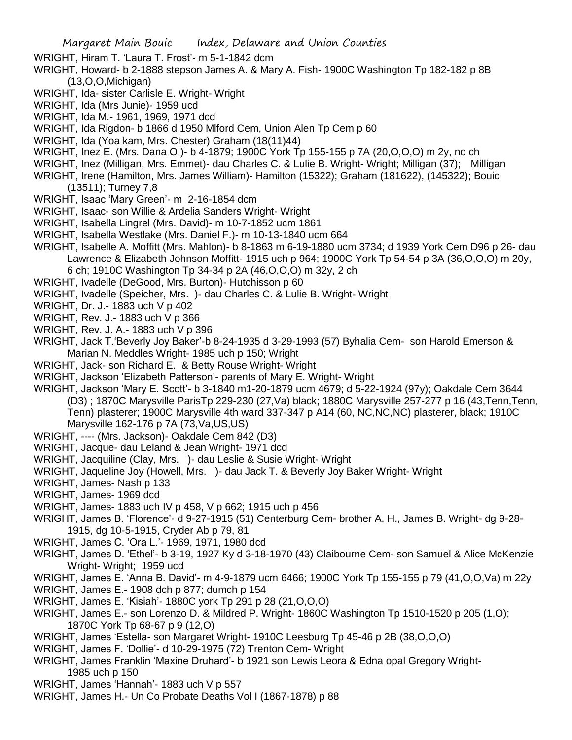WRIGHT, Hiram T. 'Laura T. Frost'- m 5-1-1842 dcm

WRIGHT, Howard- b 2-1888 stepson James A. & Mary A. Fish- 1900C Washington Tp 182-182 p 8B (13,O,O,Michigan)

WRIGHT, Ida- sister Carlisle E. Wright- Wright

WRIGHT, Ida (Mrs Junie)- 1959 ucd

WRIGHT, Ida M.- 1961, 1969, 1971 dcd

WRIGHT, Ida Rigdon- b 1866 d 1950 Mlford Cem, Union Alen Tp Cem p 60

WRIGHT, Ida (Yoa kam, Mrs. Chester) Graham (18(11)44)

WRIGHT, Inez E. (Mrs. Dana O,)- b 4-1879; 1900C York Tp 155-155 p 7A (20,O,O,O) m 2y, no ch

WRIGHT, Inez (Milligan, Mrs. Emmet)- dau Charles C. & Lulie B. Wright- Wright; Milligan (37); Milligan

WRIGHT, Irene (Hamilton, Mrs. James William)- Hamilton (15322); Graham (181622), (145322); Bouic (13511); Turney 7,8

WRIGHT, Isaac 'Mary Green'- m 2-16-1854 dcm

WRIGHT, Isaac- son Willie & Ardelia Sanders Wright- Wright

WRIGHT, Isabella Lingrel (Mrs. David)- m 10-7-1852 ucm 1861

WRIGHT, Isabella Westlake (Mrs. Daniel F.)- m 10-13-1840 ucm 664

WRIGHT, Isabelle A. Moffitt (Mrs. Mahlon)- b 8-1863 m 6-19-1880 ucm 3734; d 1939 York Cem D96 p 26- dau Lawrence & Elizabeth Johnson Moffitt- 1915 uch p 964; 1900C York Tp 54-54 p 3A (36,O,O,O) m 20y, 6 ch; 1910C Washington Tp 34-34 p 2A (46,O,O,O) m 32y, 2 ch

WRIGHT, Ivadelle (DeGood, Mrs. Burton)- Hutchisson p 60

WRIGHT, Ivadelle (Speicher, Mrs. )- dau Charles C. & Lulie B. Wright- Wright

WRIGHT, Dr. J.- 1883 uch V p 402

WRIGHT, Rev. J.- 1883 uch V p 366

WRIGHT, Rev. J. A.- 1883 uch V p 396

WRIGHT, Jack T.'Beverly Joy Baker'-b 8-24-1935 d 3-29-1993 (57) Byhalia Cem- son Harold Emerson & Marian N. Meddles Wright- 1985 uch p 150; Wright

WRIGHT, Jack- son Richard E. & Betty Rouse Wright- Wright

WRIGHT, Jackson 'Elizabeth Patterson'- parents of Mary E. Wright- Wright

WRIGHT, Jackson 'Mary E. Scott'- b 3-1840 m1-20-1879 ucm 4679; d 5-22-1924 (97y); Oakdale Cem 3644 (D3) ; 1870C Marysville ParisTp 229-230 (27,Va) black; 1880C Marysville 257-277 p 16 (43,Tenn,Tenn, Tenn) plasterer; 1900C Marysville 4th ward 337-347 p A14 (60, NC,NC,NC) plasterer, black; 1910C Marysville 162-176 p 7A (73,Va,US,US)

WRIGHT, ---- (Mrs. Jackson)- Oakdale Cem 842 (D3)

WRIGHT, Jacque- dau Leland & Jean Wright- 1971 dcd

WRIGHT, Jacquiline (Clay, Mrs. )- dau Leslie & Susie Wright- Wright

WRIGHT, Jaqueline Joy (Howell, Mrs. )- dau Jack T. & Beverly Joy Baker Wright- Wright

WRIGHT, James- Nash p 133

WRIGHT, James- 1969 dcd

WRIGHT, James- 1883 uch IV p 458, V p 662; 1915 uch p 456

WRIGHT, James B. 'Florence'- d 9-27-1915 (51) Centerburg Cem- brother A. H., James B. Wright- dg 9-28-1915, dg 10-5-1915, Cryder Ab p 79, 81

WRIGHT, James C. 'Ora L.'- 1969, 1971, 1980 dcd

WRIGHT, James D. 'Ethel'- b 3-19, 1927 Ky d 3-18-1970 (43) Claibourne Cem- son Samuel & Alice McKenzie Wright- Wright; 1959 ucd

WRIGHT, James E. 'Anna B. David'- m 4-9-1879 ucm 6466; 1900C York Tp 155-155 p 79 (41,O,O,Va) m 22y

WRIGHT, James E.- 1908 dch p 877; dumch p 154

WRIGHT, James E. 'Kisiah'- 1880C york Tp 291 p 28 (21,O,O,O)

WRIGHT, James E.- son Lorenzo D. & Mildred P. Wright- 1860C Washington Tp 1510-1520 p 205 (1,O); 1870C York Tp 68-67 p 9 (12,O)

WRIGHT, James 'Estella- son Margaret Wright- 1910C Leesburg Tp 45-46 p 2B (38,O,O,O)

WRIGHT, James F. 'Dollie'- d 10-29-1975 (72) Trenton Cem- Wright

WRIGHT, James Franklin 'Maxine Druhard'- b 1921 son Lewis Leora & Edna opal Gregory Wright- 1985 uch p 150

WRIGHT, James 'Hannah'- 1883 uch V p 557

WRIGHT, James H.- Un Co Probate Deaths Vol I (1867-1878) p 88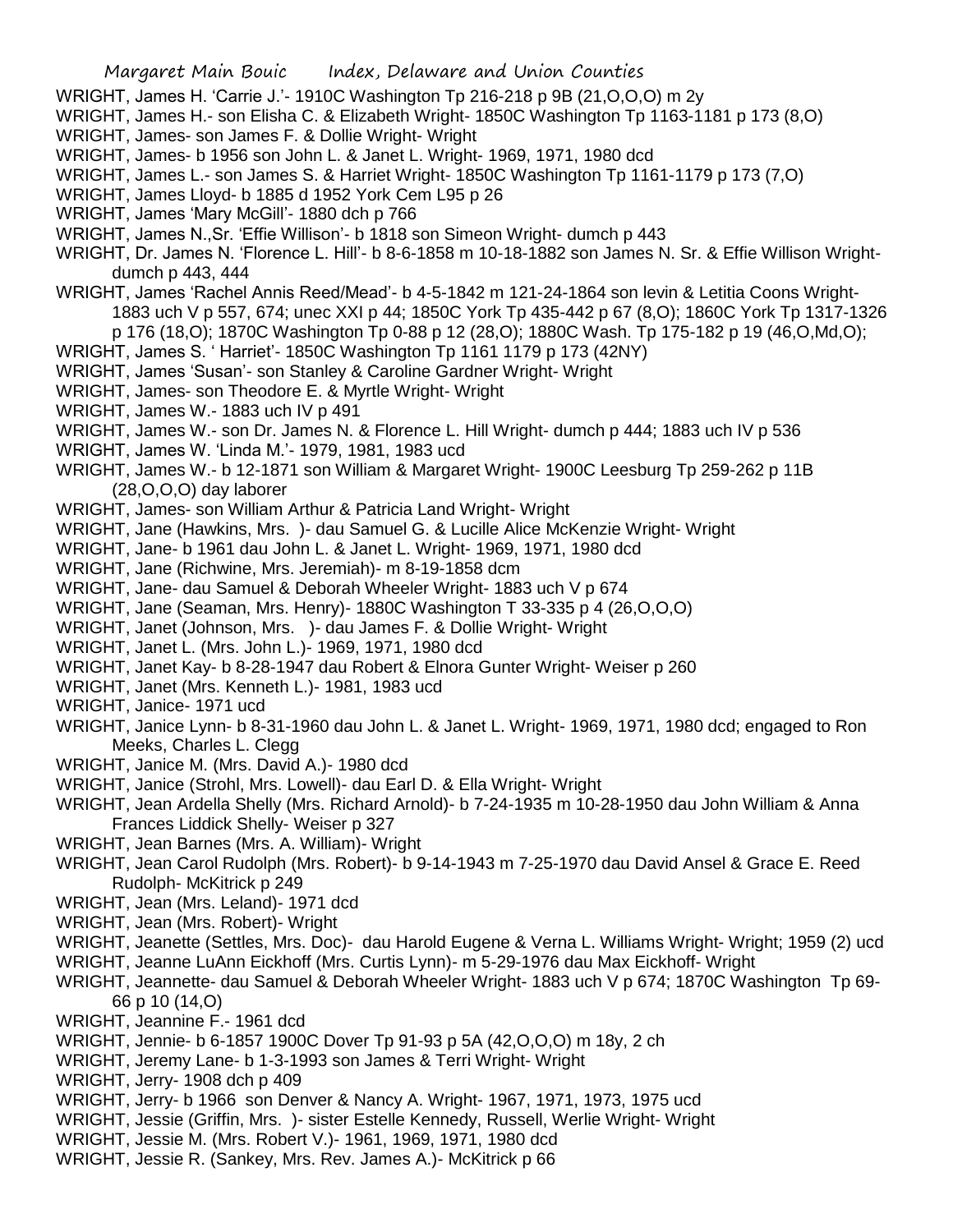WRIGHT, James H. 'Carrie J.'- 1910C Washington Tp 216-218 p 9B (21,O,O,O) m 2y
WRIGHT, James H.- son Elisha C. & Elizabeth Wright- 1850C Washington Tp 1163-1181 p 173 (8,O)
WRIGHT, James- son James F. & Dollie Wright- Wright
WRIGHT, James- b 1956 son John L. & Janet L. Wright- 1969, 1971, 1980 dcd
WRIGHT, James L.- son James S. & Harriet Wright- 1850C Washington Tp 1161-1179 p 173 (7,O)
WRIGHT, James Lloyd- b 1885 d 1952 York Cem L95 p 26
WRIGHT, James 'Mary McGill'- 1880 dch p 766
WRIGHT, James N.,Sr. 'Effie Willison'- b 1818 son Simeon Wright- dumch p 443
WRIGHT, Dr. James N. 'Florence L. Hill'- b 8-6-1858 m 10-18-1882 son James N. Sr. & Effie Willison Wright- dumch p 443, 444
WRIGHT, James 'Rachel Annis Reed/Mead'- b 4-5-1842 m 121-24-1864 son levin & Letitia Coons Wright- 1883 uch V p 557, 674; unec XXI p 44; 1850C York Tp 435-442 p 67 (8,O); 1860C York Tp 1317-1326 p 176 (18,O); 1870C Washington Tp 0-88 p 12 (28,O); 1880C Wash. Tp 175-182 p 19 (46,O,Md,O);
WRIGHT, James S. ' Harriet'- 1850C Washington Tp 1161 1179 p 173 (42NY)
WRIGHT, James 'Susan'- son Stanley & Caroline Gardner Wright- Wright
WRIGHT, James- son Theodore E. & Myrtle Wright- Wright
WRIGHT, James W.- 1883 uch IV p 491
WRIGHT, James W.- son Dr. James N. & Florence L. Hill Wright- dumch p 444; 1883 uch IV p 536
WRIGHT, James W. 'Linda M.'- 1979, 1981, 1983 ucd
WRIGHT, James W.- b 12-1871 son William & Margaret Wright- 1900C Leesburg Tp 259-262 p 11B (28,O,O,O) day laborer
WRIGHT, James- son William Arthur & Patricia Land Wright- Wright
WRIGHT, Jane (Hawkins, Mrs. )- dau Samuel G. & Lucille Alice McKenzie Wright- Wright
WRIGHT, Jane- b 1961 dau John L. & Janet L. Wright- 1969, 1971, 1980 dcd
WRIGHT, Jane (Richwine, Mrs. Jeremiah)- m 8-19-1858 dcm
WRIGHT, Jane- dau Samuel & Deborah Wheeler Wright- 1883 uch V p 674
WRIGHT, Jane (Seaman, Mrs. Henry)- 1880C Washington T 33-335 p 4 (26,O,O,O)
WRIGHT, Janet (Johnson, Mrs. )- dau James F. & Dollie Wright- Wright
WRIGHT, Janet L. (Mrs. John L.)- 1969, 1971, 1980 dcd
WRIGHT, Janet Kay- b 8-28-1947 dau Robert & Elnora Gunter Wright- Weiser p 260
WRIGHT, Janet (Mrs. Kenneth L.)- 1981, 1983 ucd
WRIGHT, Janice- 1971 ucd
WRIGHT, Janice Lynn- b 8-31-1960 dau John L. & Janet L. Wright- 1969, 1971, 1980 dcd; engaged to Ron Meeks, Charles L. Clegg
WRIGHT, Janice M. (Mrs. David A.)- 1980 dcd
WRIGHT, Janice (Strohl, Mrs. Lowell)- dau Earl D. & Ella Wright- Wright
WRIGHT, Jean Ardella Shelly (Mrs. Richard Arnold)- b 7-24-1935 m 10-28-1950 dau John William & Anna Frances Liddick Shelly- Weiser p 327
WRIGHT, Jean Barnes (Mrs. A. William)- Wright
WRIGHT, Jean Carol Rudolph (Mrs. Robert)- b 9-14-1943 m 7-25-1970 dau David Ansel & Grace E. Reed Rudolph- McKitrick p 249
WRIGHT, Jean (Mrs. Leland)- 1971 dcd
WRIGHT, Jean (Mrs. Robert)- Wright
WRIGHT, Jeanette (Settles, Mrs. Doc)- dau Harold Eugene & Verna L. Williams Wright- Wright; 1959 (2) ucd
WRIGHT, Jeanne LuAnn Eickhoff (Mrs. Curtis Lynn)- m 5-29-1976 dau Max Eickhoff- Wright
WRIGHT, Jeannette- dau Samuel & Deborah Wheeler Wright- 1883 uch V p 674; 1870C Washington Tp 69-66 p 10 (14,O)
WRIGHT, Jeannine F.- 1961 dcd
WRIGHT, Jennie- b 6-1857 1900C Dover Tp 91-93 p 5A (42,O,O,O) m 18y, 2 ch
WRIGHT, Jeremy Lane- b 1-3-1993 son James & Terri Wright- Wright
WRIGHT, Jerry- 1908 dch p 409
WRIGHT, Jerry- b 1966 son Denver & Nancy A. Wright- 1967, 1971, 1973, 1975 ucd
WRIGHT, Jessie (Griffin, Mrs. )- sister Estelle Kennedy, Russell, Werlie Wright- Wright
WRIGHT, Jessie M. (Mrs. Robert V.)- 1961, 1969, 1971, 1980 dcd
WRIGHT, Jessie R. (Sankey, Mrs. Rev. James A.)- McKitrick p 66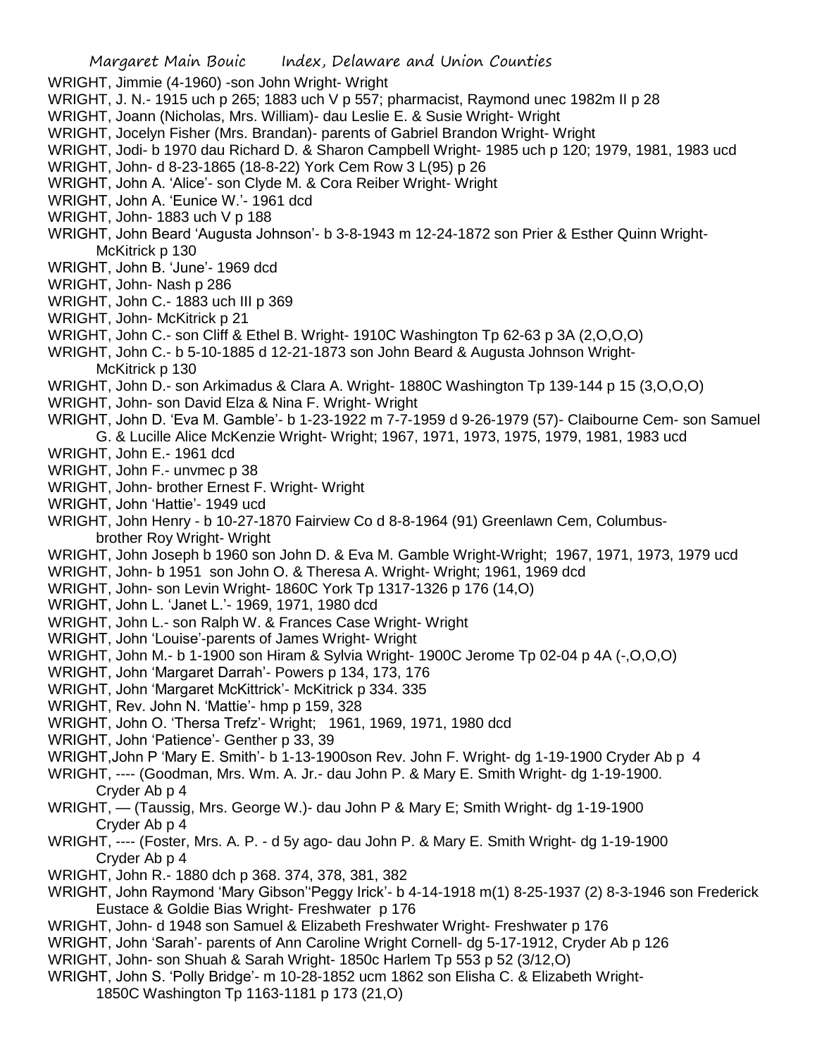WRIGHT, Jimmie (4-1960) -son John Wright- Wright
WRIGHT, J. N.- 1915 uch p 265; 1883 uch V p 557; pharmacist, Raymond unec 1982m II p 28
WRIGHT, Joann (Nicholas, Mrs. William)- dau Leslie E. & Susie Wright- Wright
WRIGHT, Jocelyn Fisher (Mrs. Brandan)- parents of Gabriel Brandon Wright- Wright
WRIGHT, Jodi- b 1970 dau Richard D. & Sharon Campbell Wright- 1985 uch p 120; 1979, 1981, 1983 ucd
WRIGHT, John- d 8-23-1865 (18-8-22) York Cem Row 3 L(95) p 26
WRIGHT, John A. 'Alice'- son Clyde M. & Cora Reiber Wright- Wright
WRIGHT, John A. 'Eunice W.'- 1961 dcd
WRIGHT, John- 1883 uch V p 188
WRIGHT, John Beard 'Augusta Johnson'- b 3-8-1943 m 12-24-1872 son Prier & Esther Quinn Wright- McKitrick p 130
WRIGHT, John B. 'June'- 1969 dcd
WRIGHT, John- Nash p 286
WRIGHT, John C.- 1883 uch III p 369
WRIGHT, John- McKitrick p 21
WRIGHT, John C.- son Cliff & Ethel B. Wright- 1910C Washington Tp 62-63 p 3A (2,O,O,O)
WRIGHT, John C.- b 5-10-1885 d 12-21-1873 son John Beard & Augusta Johnson Wright- McKitrick p 130
WRIGHT, John D.- son Arkimadus & Clara A. Wright- 1880C Washington Tp 139-144 p 15 (3,O,O,O)
WRIGHT, John- son David Elza & Nina F. Wright- Wright
WRIGHT, John D. 'Eva M. Gamble'- b 1-23-1922 m 7-7-1959 d 9-26-1979 (57)- Claibourne Cem- son Samuel G. & Lucille Alice McKenzie Wright- Wright; 1967, 1971, 1973, 1975, 1979, 1981, 1983 ucd
WRIGHT, John E.- 1961 dcd
WRIGHT, John F.- unvmec p 38
WRIGHT, John- brother Ernest F. Wright- Wright
WRIGHT, John 'Hattie'- 1949 ucd
WRIGHT, John Henry - b 10-27-1870 Fairview Co d 8-8-1964 (91) Greenlawn Cem, Columbus- brother Roy Wright- Wright
WRIGHT, John Joseph b 1960 son John D. & Eva M. Gamble Wright-Wright; 1967, 1971, 1973, 1979 ucd
WRIGHT, John- b 1951 son John O. & Theresa A. Wright- Wright; 1961, 1969 dcd
WRIGHT, John- son Levin Wright- 1860C York Tp 1317-1326 p 176 (14,O)
WRIGHT, John L. 'Janet L.'- 1969, 1971, 1980 dcd
WRIGHT, John L.- son Ralph W. & Frances Case Wright- Wright
WRIGHT, John 'Louise'-parents of James Wright- Wright
WRIGHT, John M.- b 1-1900 son Hiram & Sylvia Wright- 1900C Jerome Tp 02-04 p 4A (-,O,O,O)
WRIGHT, John 'Margaret Darrah'- Powers p 134, 173, 176
WRIGHT, John 'Margaret McKittrick'- McKitrick p 334. 335
WRIGHT, Rev. John N. 'Mattie'- hmp p 159, 328
WRIGHT, John O. 'Thersa Trefz'- Wright; 1961, 1969, 1971, 1980 dcd
WRIGHT, John 'Patience'- Genther p 33, 39
WRIGHT,John P 'Mary E. Smith'- b 1-13-1900son Rev. John F. Wright- dg 1-19-1900 Cryder Ab p 4
WRIGHT, ---- (Goodman, Mrs. Wm. A. Jr.- dau John P. & Mary E. Smith Wright- dg 1-19-1900. Cryder Ab p 4
WRIGHT, — (Taussig, Mrs. George W.)- dau John P & Mary E; Smith Wright- dg 1-19-1900 Cryder Ab p 4
WRIGHT, ---- (Foster, Mrs. A. P. - d 5y ago- dau John P. & Mary E. Smith Wright- dg 1-19-1900 Cryder Ab p 4
WRIGHT, John R.- 1880 dch p 368. 374, 378, 381, 382
WRIGHT, John Raymond 'Mary Gibson''Peggy Irick'- b 4-14-1918 m(1) 8-25-1937 (2) 8-3-1946 son Frederick Eustace & Goldie Bias Wright- Freshwater p 176
WRIGHT, John- d 1948 son Samuel & Elizabeth Freshwater Wright- Freshwater p 176
WRIGHT, John 'Sarah'- parents of Ann Caroline Wright Cornell- dg 5-17-1912, Cryder Ab p 126
WRIGHT, John- son Shuah & Sarah Wright- 1850c Harlem Tp 553 p 52 (3/12,O)
WRIGHT, John S. 'Polly Bridge'- m 10-28-1852 ucm 1862 son Elisha C. & Elizabeth Wright- 1850C Washington Tp 1163-1181 p 173 (21,O)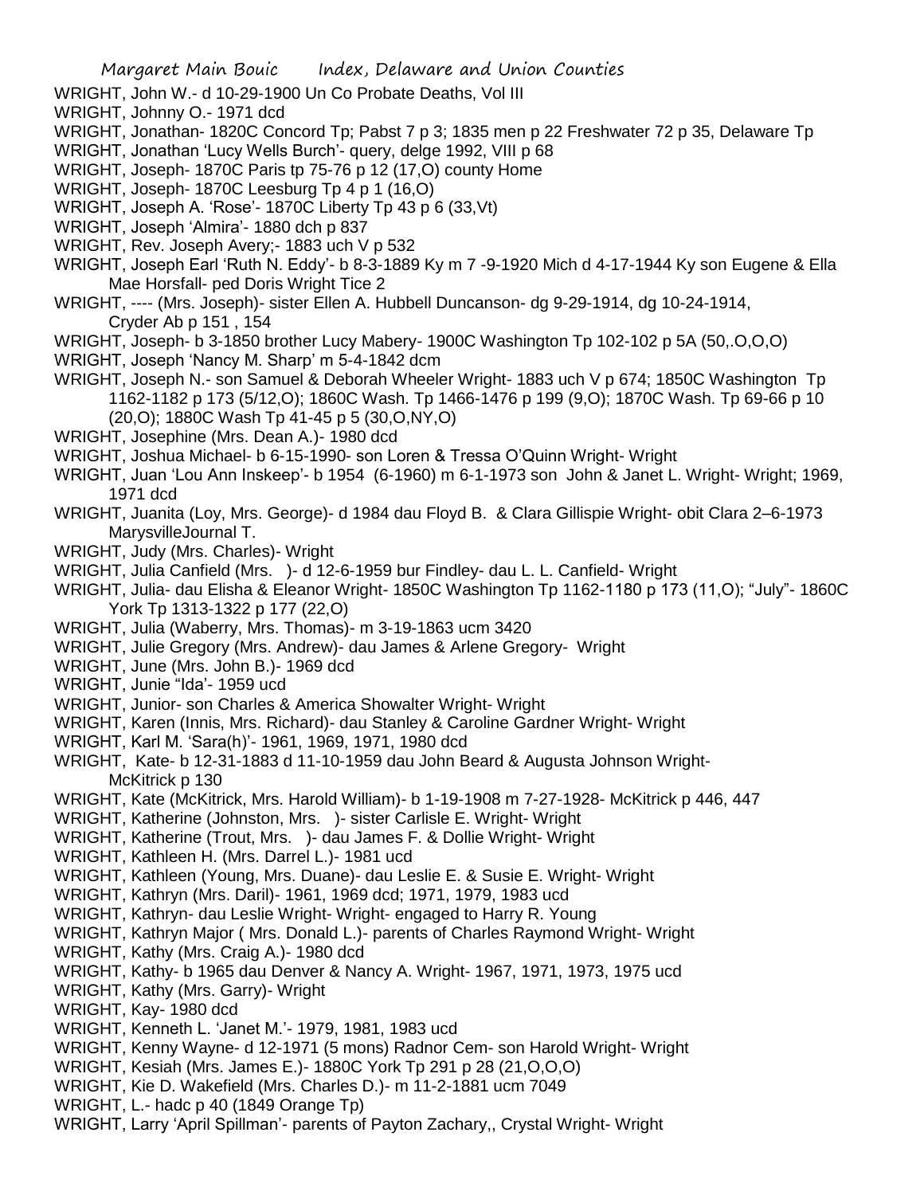WRIGHT, John W.- d 10-29-1900 Un Co Probate Deaths, Vol III

WRIGHT, Johnny O.- 1971 dcd

WRIGHT, Jonathan- 1820C Concord Tp; Pabst 7 p 3; 1835 men p 22 Freshwater 72 p 35, Delaware Tp

WRIGHT, Jonathan 'Lucy Wells Burch'- query, delge 1992, VIII p 68

WRIGHT, Joseph- 1870C Paris tp 75-76 p 12 (17,O) county Home

WRIGHT, Joseph- 1870C Leesburg Tp 4 p 1 (16,O)

WRIGHT, Joseph A. 'Rose'- 1870C Liberty Tp 43 p 6 (33,Vt)

WRIGHT, Joseph 'Almira'- 1880 dch p 837

WRIGHT, Rev. Joseph Avery;- 1883 uch V p 532

WRIGHT, Joseph Earl 'Ruth N. Eddy'- b 8-3-1889 Ky m 7 -9-1920 Mich d 4-17-1944 Ky son Eugene & Ella Mae Horsfall- ped Doris Wright Tice 2

WRIGHT, ---- (Mrs. Joseph)- sister Ellen A. Hubbell Duncanson- dg 9-29-1914, dg 10-24-1914, Cryder Ab p 151 , 154

WRIGHT, Joseph- b 3-1850 brother Lucy Mabery- 1900C Washington Tp 102-102 p 5A (50,.O,O,O)

WRIGHT, Joseph 'Nancy M. Sharp' m 5-4-1842 dcm

WRIGHT, Joseph N.- son Samuel & Deborah Wheeler Wright- 1883 uch V p 674; 1850C Washington Tp 1162-1182 p 173 (5/12,O); 1860C Wash. Tp 1466-1476 p 199 (9,O); 1870C Wash. Tp 69-66 p 10 (20,O); 1880C Wash Tp 41-45 p 5 (30,O,NY,O)

WRIGHT, Josephine (Mrs. Dean A.)- 1980 dcd

WRIGHT, Joshua Michael- b 6-15-1990- son Loren & Tressa O'Quinn Wright- Wright

WRIGHT, Juan 'Lou Ann Inskeep'- b 1954 (6-1960) m 6-1-1973 son John & Janet L. Wright- Wright; 1969, 1971 dcd

WRIGHT, Juanita (Loy, Mrs. George)- d 1984 dau Floyd B. & Clara Gillispie Wright- obit Clara 2–6-1973 MarysvilleJournal T.

WRIGHT, Judy (Mrs. Charles)- Wright

WRIGHT, Julia Canfield (Mrs. )- d 12-6-1959 bur Findley- dau L. L. Canfield- Wright

WRIGHT, Julia- dau Elisha & Eleanor Wright- 1850C Washington Tp 1162-1180 p 173 (11,O); "July"- 1860C York Tp 1313-1322 p 177 (22,O)

WRIGHT, Julia (Waberry, Mrs. Thomas)- m 3-19-1863 ucm 3420

WRIGHT, Julie Gregory (Mrs. Andrew)- dau James & Arlene Gregory- Wright

WRIGHT, June (Mrs. John B.)- 1969 dcd

WRIGHT, Junie "Ida'- 1959 ucd

WRIGHT, Junior- son Charles & America Showalter Wright- Wright

WRIGHT, Karen (Innis, Mrs. Richard)- dau Stanley & Caroline Gardner Wright- Wright

WRIGHT, Karl M. 'Sara(h)'- 1961, 1969, 1971, 1980 dcd

WRIGHT, Kate- b 12-31-1883 d 11-10-1959 dau John Beard & Augusta Johnson Wright- McKitrick p 130

WRIGHT, Kate (McKitrick, Mrs. Harold William)- b 1-19-1908 m 7-27-1928- McKitrick p 446, 447

WRIGHT, Katherine (Johnston, Mrs. )- sister Carlisle E. Wright- Wright

WRIGHT, Katherine (Trout, Mrs. )- dau James F. & Dollie Wright- Wright

WRIGHT, Kathleen H. (Mrs. Darrel L.)- 1981 ucd

WRIGHT, Kathleen (Young, Mrs. Duane)- dau Leslie E. & Susie E. Wright- Wright

WRIGHT, Kathryn (Mrs. Daril)- 1961, 1969 dcd; 1971, 1979, 1983 ucd

WRIGHT, Kathryn- dau Leslie Wright- Wright- engaged to Harry R. Young

WRIGHT, Kathryn Major ( Mrs. Donald L.)- parents of Charles Raymond Wright- Wright

WRIGHT, Kathy (Mrs. Craig A.)- 1980 dcd

WRIGHT, Kathy- b 1965 dau Denver & Nancy A. Wright- 1967, 1971, 1973, 1975 ucd

WRIGHT, Kathy (Mrs. Garry)- Wright

WRIGHT, Kay- 1980 dcd

WRIGHT, Kenneth L. 'Janet M.'- 1979, 1981, 1983 ucd

WRIGHT, Kenny Wayne- d 12-1971 (5 mons) Radnor Cem- son Harold Wright- Wright

WRIGHT, Kesiah (Mrs. James E.)- 1880C York Tp 291 p 28 (21,O,O,O)

WRIGHT, Kie D. Wakefield (Mrs. Charles D.)- m 11-2-1881 ucm 7049

WRIGHT, L.- hadc p 40 (1849 Orange Tp)

WRIGHT, Larry 'April Spillman'- parents of Payton Zachary,, Crystal Wright- Wright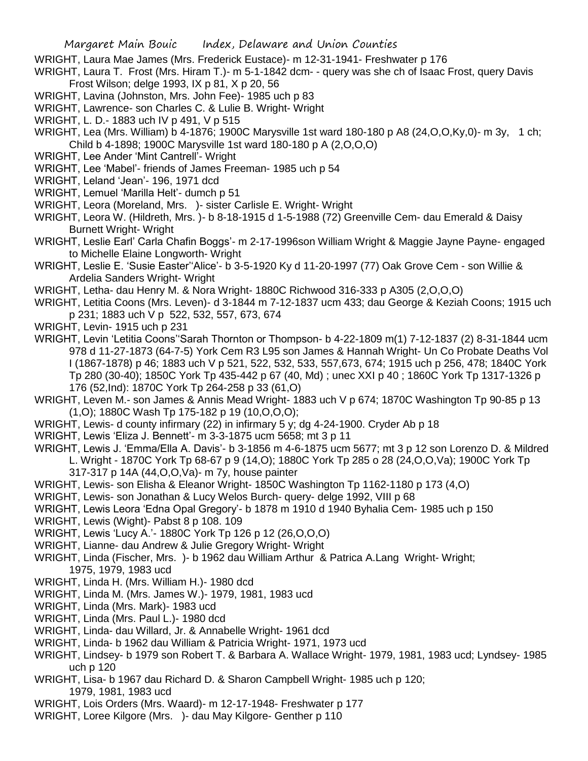WRIGHT, Laura Mae James (Mrs. Frederick Eustace)- m 12-31-1941- Freshwater p 176

WRIGHT, Laura T. Frost (Mrs. Hiram T.)- m 5-1-1842 dcm- - query was she ch of Isaac Frost, query Davis Frost Wilson; delge 1993, IX p 81, X p 20, 56

WRIGHT, Lavina (Johnston, Mrs. John Fee)- 1985 uch p 83

WRIGHT, Lawrence- son Charles C. & Lulie B. Wright- Wright

WRIGHT, L. D.- 1883 uch IV p 491, V p 515

WRIGHT, Lea (Mrs. William) b 4-1876; 1900C Marysville 1st ward 180-180 p A8 (24,O,O,Ky,0)- m 3y, 1 ch; Child b 4-1898; 1900C Marysville 1st ward 180-180 p A (2,O,O,O)

WRIGHT, Lee Ander 'Mint Cantrell'- Wright

WRIGHT, Lee 'Mabel'- friends of James Freeman- 1985 uch p 54

WRIGHT, Leland 'Jean'- 196, 1971 dcd

WRIGHT, Lemuel 'Marilla Helt'- dumch p 51

WRIGHT, Leora (Moreland, Mrs. )- sister Carlisle E. Wright- Wright

WRIGHT, Leora W. (Hildreth, Mrs. )- b 8-18-1915 d 1-5-1988 (72) Greenville Cem- dau Emerald & Daisy Burnett Wright- Wright

WRIGHT, Leslie Earl' Carla Chafin Boggs'- m 2-17-1996son William Wright & Maggie Jayne Payne- engaged to Michelle Elaine Longworth- Wright

WRIGHT, Leslie E. 'Susie Easter''Alice'- b 3-5-1920 Ky d 11-20-1997 (77) Oak Grove Cem - son Willie & Ardelia Sanders Wright- Wright

WRIGHT, Letha- dau Henry M. & Nora Wright- 1880C Richwood 316-333 p A305 (2,O,O,O)

WRIGHT, Letitia Coons (Mrs. Leven)- d 3-1844 m 7-12-1837 ucm 433; dau George & Keziah Coons; 1915 uch p 231; 1883 uch V p 522, 532, 557, 673, 674

WRIGHT, Levin- 1915 uch p 231

WRIGHT, Levin 'Letitia Coons''Sarah Thornton or Thompson- b 4-22-1809 m(1) 7-12-1837 (2) 8-31-1844 ucm 978 d 11-27-1873 (64-7-5) York Cem R3 L95 son James & Hannah Wright- Un Co Probate Deaths Vol I (1867-1878) p 46; 1883 uch V p 521, 522, 532, 533, 557,673, 674; 1915 uch p 256, 478; 1840C York Tp 280 (30-40); 1850C York Tp 435-442 p 67 (40, Md) ; unec XXI p 40 ; 1860C York Tp 1317-1326 p 176 (52,Ind): 1870C York Tp 264-258 p 33 (61,O)

WRIGHT, Leven M.- son James & Annis Mead Wright- 1883 uch V p 674; 1870C Washington Tp 90-85 p 13 (1,O); 1880C Wash Tp 175-182 p 19 (10,O,O,O);

WRIGHT, Lewis- d county infirmary (22) in infirmary 5 y; dg 4-24-1900. Cryder Ab p 18

WRIGHT, Lewis 'Eliza J. Bennett'- m 3-3-1875 ucm 5658; mt 3 p 11

WRIGHT, Lewis J. 'Emma/Ella A. Davis'- b 3-1856 m 4-6-1875 ucm 5677; mt 3 p 12 son Lorenzo D. & Mildred L. Wright - 1870C York Tp 68-67 p 9 (14,O); 1880C York Tp 285 o 28 (24,O,O,Va); 1900C York Tp 317-317 p 14A (44,O,O,Va)- m 7y, house painter

WRIGHT, Lewis- son Elisha & Eleanor Wright- 1850C Washington Tp 1162-1180 p 173 (4,O)

WRIGHT, Lewis- son Jonathan & Lucy Welos Burch- query- delge 1992, VIII p 68

WRIGHT, Lewis Leora 'Edna Opal Gregory'- b 1878 m 1910 d 1940 Byhalia Cem- 1985 uch p 150

WRIGHT, Lewis (Wight)- Pabst 8 p 108. 109

WRIGHT, Lewis 'Lucy A.'- 1880C York Tp 126 p 12 (26,O,O,O)

WRIGHT, Lianne- dau Andrew & Julie Gregory Wright- Wright

WRIGHT, Linda (Fischer, Mrs. )- b 1962 dau William Arthur & Patrica A.Lang Wright- Wright; 1975, 1979, 1983 ucd

WRIGHT, Linda H. (Mrs. William H.)- 1980 dcd

WRIGHT, Linda M. (Mrs. James W.)- 1979, 1981, 1983 ucd

WRIGHT, Linda (Mrs. Mark)- 1983 ucd

WRIGHT, Linda (Mrs. Paul L.)- 1980 dcd

WRIGHT, Linda- dau Willard, Jr. & Annabelle Wright- 1961 dcd

WRIGHT, Linda- b 1962 dau William & Patricia Wright- 1971, 1973 ucd

WRIGHT, Lindsey- b 1979 son Robert T. & Barbara A. Wallace Wright- 1979, 1981, 1983 ucd; Lyndsey- 1985 uch p 120

WRIGHT, Lisa- b 1967 dau Richard D. & Sharon Campbell Wright- 1985 uch p 120; 1979, 1981, 1983 ucd

WRIGHT, Lois Orders (Mrs. Waard)- m 12-17-1948- Freshwater p 177

WRIGHT, Loree Kilgore (Mrs. )- dau May Kilgore- Genther p 110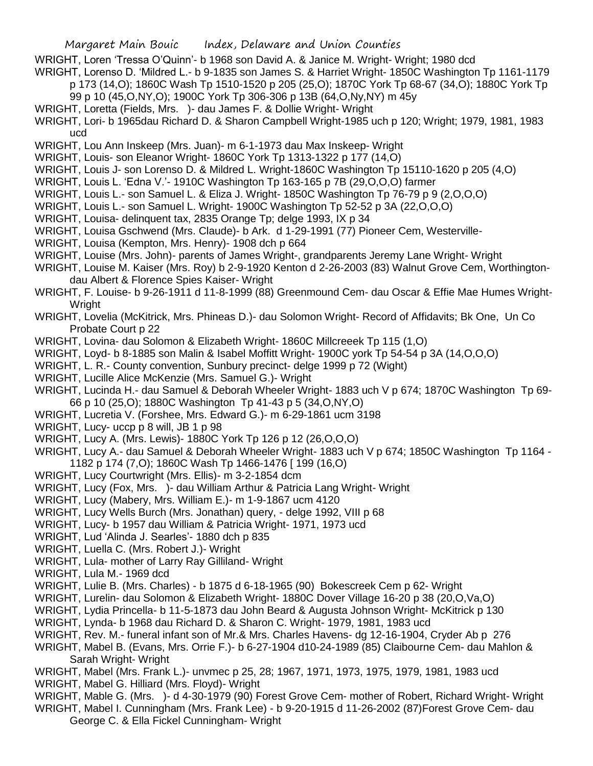WRIGHT, Loren 'Tressa O'Quinn'- b 1968 son David A. & Janice M. Wright- Wright; 1980 dcd

WRIGHT, Lorenso D. 'Mildred L.- b 9-1835 son James S. & Harriet Wright- 1850C Washington Tp 1161-1179 p 173 (14,O); 1860C Wash Tp 1510-1520 p 205 (25,O); 1870C York Tp 68-67 (34,O); 1880C York Tp 99 p 10 (45,O,NY,O); 1900C York Tp 306-306 p 13B (64,O,Ny,NY) m 45y

WRIGHT, Loretta (Fields, Mrs. )- dau James F. & Dollie Wright- Wright

WRIGHT, Lori- b 1965dau Richard D. & Sharon Campbell Wright-1985 uch p 120; Wright; 1979, 1981, 1983 ucd

WRIGHT, Lou Ann Inskeep (Mrs. Juan)- m 6-1-1973 dau Max Inskeep- Wright

WRIGHT, Louis- son Eleanor Wright- 1860C York Tp 1313-1322 p 177 (14,O)

WRIGHT, Louis J- son Lorenso D. & Mildred L. Wright-1860C Washington Tp 15110-1620 p 205 (4,O)

WRIGHT, Louis L. 'Edna V.'- 1910C Washington Tp 163-165 p 7B (29,O,O,O) farmer

WRIGHT, Louis L.- son Samuel L. & Eliza J. Wright- 1850C Washington Tp 76-79 p 9 (2,O,O,O)

WRIGHT, Louis L.- son Samuel L. Wright- 1900C Washington Tp 52-52 p 3A (22,O,O,O)

WRIGHT, Louisa- delinquent tax, 2835 Orange Tp; delge 1993, IX p 34

WRIGHT, Louisa Gschwend (Mrs. Claude)- b Ark. d 1-29-1991 (77) Pioneer Cem, Westerville-

WRIGHT, Louisa (Kempton, Mrs. Henry)- 1908 dch p 664

WRIGHT, Louise (Mrs. John)- parents of James Wright-, grandparents Jeremy Lane Wright- Wright

WRIGHT, Louise M. Kaiser (Mrs. Roy) b 2-9-1920 Kenton d 2-26-2003 (83) Walnut Grove Cem, Worthington- dau Albert & Florence Spies Kaiser- Wright

WRIGHT, F. Louise- b 9-26-1911 d 11-8-1999 (88) Greenmound Cem- dau Oscar & Effie Mae Humes Wright- Wright

WRIGHT, Lovelia (McKitrick, Mrs. Phineas D.)- dau Solomon Wright- Record of Affidavits; Bk One, Un Co Probate Court p 22

WRIGHT, Lovina- dau Solomon & Elizabeth Wright- 1860C Millcreeek Tp 115 (1,O)

WRIGHT, Loyd- b 8-1885 son Malin & Isabel Moffitt Wright- 1900C york Tp 54-54 p 3A (14,O,O,O)

WRIGHT, L. R.- County convention, Sunbury precinct- delge 1999 p 72 (Wight)

WRIGHT, Lucille Alice McKenzie (Mrs. Samuel G.)- Wright

WRIGHT, Lucinda H.- dau Samuel & Deborah Wheeler Wright- 1883 uch V p 674; 1870C Washington Tp 69-66 p 10 (25,O); 1880C Washington Tp 41-43 p 5 (34,O,NY,O)

WRIGHT, Lucretia V. (Forshee, Mrs. Edward G.)- m 6-29-1861 ucm 3198

WRIGHT, Lucy- uccp p 8 will, JB 1 p 98

WRIGHT, Lucy A. (Mrs. Lewis)- 1880C York Tp 126 p 12 (26,O,O,O)

WRIGHT, Lucy A.- dau Samuel & Deborah Wheeler Wright- 1883 uch V p 674; 1850C Washington Tp 1164 - 1182 p 174 (7,O); 1860C Wash Tp 1466-1476 [ 199 (16,O)

WRIGHT, Lucy Courtwright (Mrs. Ellis)- m 3-2-1854 dcm

WRIGHT, Lucy (Fox, Mrs. )- dau William Arthur & Patricia Lang Wright- Wright

WRIGHT, Lucy (Mabery, Mrs. William E.)- m 1-9-1867 ucm 4120

WRIGHT, Lucy Wells Burch (Mrs. Jonathan) query, - delge 1992, VIII p 68

WRIGHT, Lucy- b 1957 dau William & Patricia Wright- 1971, 1973 ucd

WRIGHT, Lud 'Alinda J. Searles'- 1880 dch p 835

WRIGHT, Luella C. (Mrs. Robert J.)- Wright

WRIGHT, Lula- mother of Larry Ray Gilliland- Wright

WRIGHT, Lula M.- 1969 dcd

WRIGHT, Lulie B. (Mrs. Charles) - b 1875 d 6-18-1965 (90) Bokescreek Cem p 62- Wright

WRIGHT, Lurelin- dau Solomon & Elizabeth Wright- 1880C Dover Village 16-20 p 38 (20,O,Va,O)

WRIGHT, Lydia Princella- b 11-5-1873 dau John Beard & Augusta Johnson Wright- McKitrick p 130

WRIGHT, Lynda- b 1968 dau Richard D. & Sharon C. Wright- 1979, 1981, 1983 ucd

WRIGHT, Rev. M.- funeral infant son of Mr.& Mrs. Charles Havens- dg 12-16-1904, Cryder Ab p 276

WRIGHT, Mabel B. (Evans, Mrs. Orrie F.)- b 6-27-1904 d10-24-1989 (85) Claibourne Cem- dau Mahlon & Sarah Wright- Wright

WRIGHT, Mabel (Mrs. Frank L.)- unvmec p 25, 28; 1967, 1971, 1973, 1975, 1979, 1981, 1983 ucd

WRIGHT, Mabel G. Hilliard (Mrs. Floyd)- Wright

WRIGHT, Mable G. (Mrs. )- d 4-30-1979 (90) Forest Grove Cem- mother of Robert, Richard Wright- Wright

WRIGHT, Mabel I. Cunningham (Mrs. Frank Lee) - b 9-20-1915 d 11-26-2002 (87)Forest Grove Cem- dau George C. & Ella Fickel Cunningham- Wright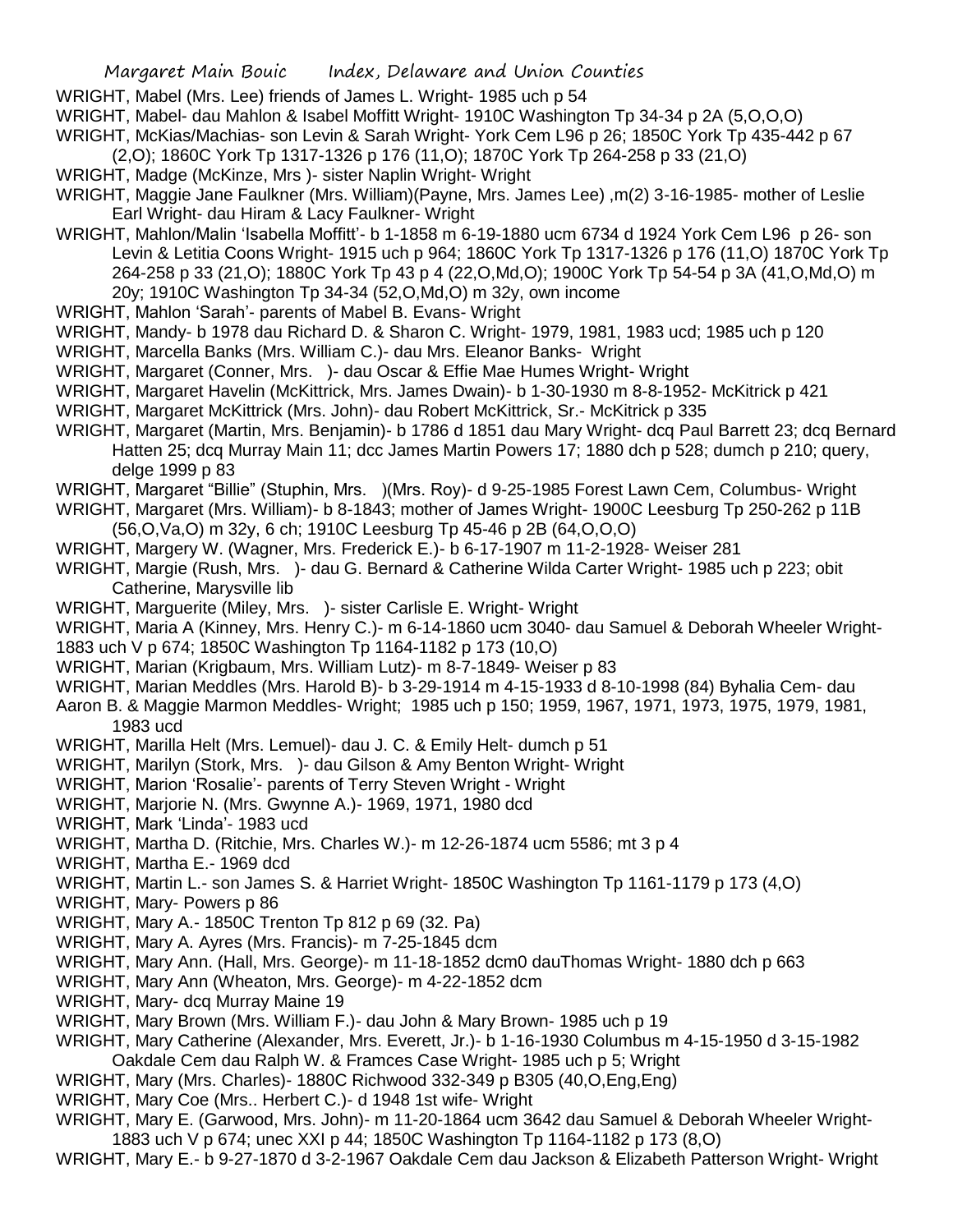WRIGHT, Mabel (Mrs. Lee) friends of James L. Wright- 1985 uch p 54

WRIGHT, Mabel- dau Mahlon & Isabel Moffitt Wright- 1910C Washington Tp 34-34 p 2A (5,O,O,O)

WRIGHT, McKias/Machias- son Levin & Sarah Wright- York Cem L96 p 26; 1850C York Tp 435-442 p 67 (2,O); 1860C York Tp 1317-1326 p 176 (11,O); 1870C York Tp 264-258 p 33 (21,O)

WRIGHT, Madge (McKinze, Mrs )- sister Naplin Wright- Wright

WRIGHT, Maggie Jane Faulkner (Mrs. William)(Payne, Mrs. James Lee) ,m(2) 3-16-1985- mother of Leslie Earl Wright- dau Hiram & Lacy Faulkner- Wright

WRIGHT, Mahlon/Malin 'Isabella Moffitt'- b 1-1858 m 6-19-1880 ucm 6734 d 1924 York Cem L96 p 26- son Levin & Letitia Coons Wright- 1915 uch p 964; 1860C York Tp 1317-1326 p 176 (11,O) 1870C York Tp 264-258 p 33 (21,O); 1880C York Tp 43 p 4 (22,O,Md,O); 1900C York Tp 54-54 p 3A (41,O,Md,O) m 20y; 1910C Washington Tp 34-34 (52,O,Md,O) m 32y, own income

WRIGHT, Mahlon 'Sarah'- parents of Mabel B. Evans- Wright

WRIGHT, Mandy- b 1978 dau Richard D. & Sharon C. Wright- 1979, 1981, 1983 ucd; 1985 uch p 120

WRIGHT, Marcella Banks (Mrs. William C.)- dau Mrs. Eleanor Banks- Wright

WRIGHT, Margaret (Conner, Mrs. )- dau Oscar & Effie Mae Humes Wright- Wright

WRIGHT, Margaret Havelin (McKittrick, Mrs. James Dwain)- b 1-30-1930 m 8-8-1952- McKitrick p 421

WRIGHT, Margaret McKittrick (Mrs. John)- dau Robert McKittrick, Sr.- McKitrick p 335

WRIGHT, Margaret (Martin, Mrs. Benjamin)- b 1786 d 1851 dau Mary Wright- dcq Paul Barrett 23; dcq Bernard Hatten 25; dcq Murray Main 11; dcc James Martin Powers 17; 1880 dch p 528; dumch p 210; query, delge 1999 p 83

WRIGHT, Margaret "Billie" (Stuphin, Mrs. )(Mrs. Roy)- d 9-25-1985 Forest Lawn Cem, Columbus- Wright

WRIGHT, Margaret (Mrs. William)- b 8-1843; mother of James Wright- 1900C Leesburg Tp 250-262 p 11B (56,O,Va,O) m 32y, 6 ch; 1910C Leesburg Tp 45-46 p 2B (64,O,O,O)

WRIGHT, Margery W. (Wagner, Mrs. Frederick E.)- b 6-17-1907 m 11-2-1928- Weiser 281

WRIGHT, Margie (Rush, Mrs. )- dau G. Bernard & Catherine Wilda Carter Wright- 1985 uch p 223; obit Catherine, Marysville lib

WRIGHT, Marguerite (Miley, Mrs. )- sister Carlisle E. Wright- Wright

WRIGHT, Maria A (Kinney, Mrs. Henry C.)- m 6-14-1860 ucm 3040- dau Samuel & Deborah Wheeler Wright- 1883 uch V p 674; 1850C Washington Tp 1164-1182 p 173 (10,O)

WRIGHT, Marian (Krigbaum, Mrs. William Lutz)- m 8-7-1849- Weiser p 83

WRIGHT, Marian Meddles (Mrs. Harold B)- b 3-29-1914 m 4-15-1933 d 8-10-1998 (84) Byhalia Cem- dau Aaron B. & Maggie Marmon Meddles- Wright; 1985 uch p 150; 1959, 1967, 1971, 1973, 1975, 1979, 1981, 1983 ucd

WRIGHT, Marilla Helt (Mrs. Lemuel)- dau J. C. & Emily Helt- dumch p 51

WRIGHT, Marilyn (Stork, Mrs. )- dau Gilson & Amy Benton Wright- Wright

WRIGHT, Marion 'Rosalie'- parents of Terry Steven Wright - Wright

WRIGHT, Marjorie N. (Mrs. Gwynne A.)- 1969, 1971, 1980 dcd

WRIGHT, Mark 'Linda'- 1983 ucd

WRIGHT, Martha D. (Ritchie, Mrs. Charles W.)- m 12-26-1874 ucm 5586; mt 3 p 4

WRIGHT, Martha E.- 1969 dcd

WRIGHT, Martin L.- son James S. & Harriet Wright- 1850C Washington Tp 1161-1179 p 173 (4,O)

WRIGHT, Mary- Powers p 86

WRIGHT, Mary A.- 1850C Trenton Tp 812 p 69 (32. Pa)

WRIGHT, Mary A. Ayres (Mrs. Francis)- m 7-25-1845 dcm

WRIGHT, Mary Ann. (Hall, Mrs. George)- m 11-18-1852 dcm0 dauThomas Wright- 1880 dch p 663

WRIGHT, Mary Ann (Wheaton, Mrs. George)- m 4-22-1852 dcm

WRIGHT, Mary- dcq Murray Maine 19

WRIGHT, Mary Brown (Mrs. William F.)- dau John & Mary Brown- 1985 uch p 19

WRIGHT, Mary Catherine (Alexander, Mrs. Everett, Jr.)- b 1-16-1930 Columbus m 4-15-1950 d 3-15-1982 Oakdale Cem dau Ralph W. & Framces Case Wright- 1985 uch p 5; Wright

WRIGHT, Mary (Mrs. Charles)- 1880C Richwood 332-349 p B305 (40,O,Eng,Eng)

WRIGHT, Mary Coe (Mrs.. Herbert C.)- d 1948 1st wife- Wright

WRIGHT, Mary E. (Garwood, Mrs. John)- m 11-20-1864 ucm 3642 dau Samuel & Deborah Wheeler Wright- 1883 uch V p 674; unec XXI p 44; 1850C Washington Tp 1164-1182 p 173 (8,O)

WRIGHT, Mary E.- b 9-27-1870 d 3-2-1967 Oakdale Cem dau Jackson & Elizabeth Patterson Wright- Wright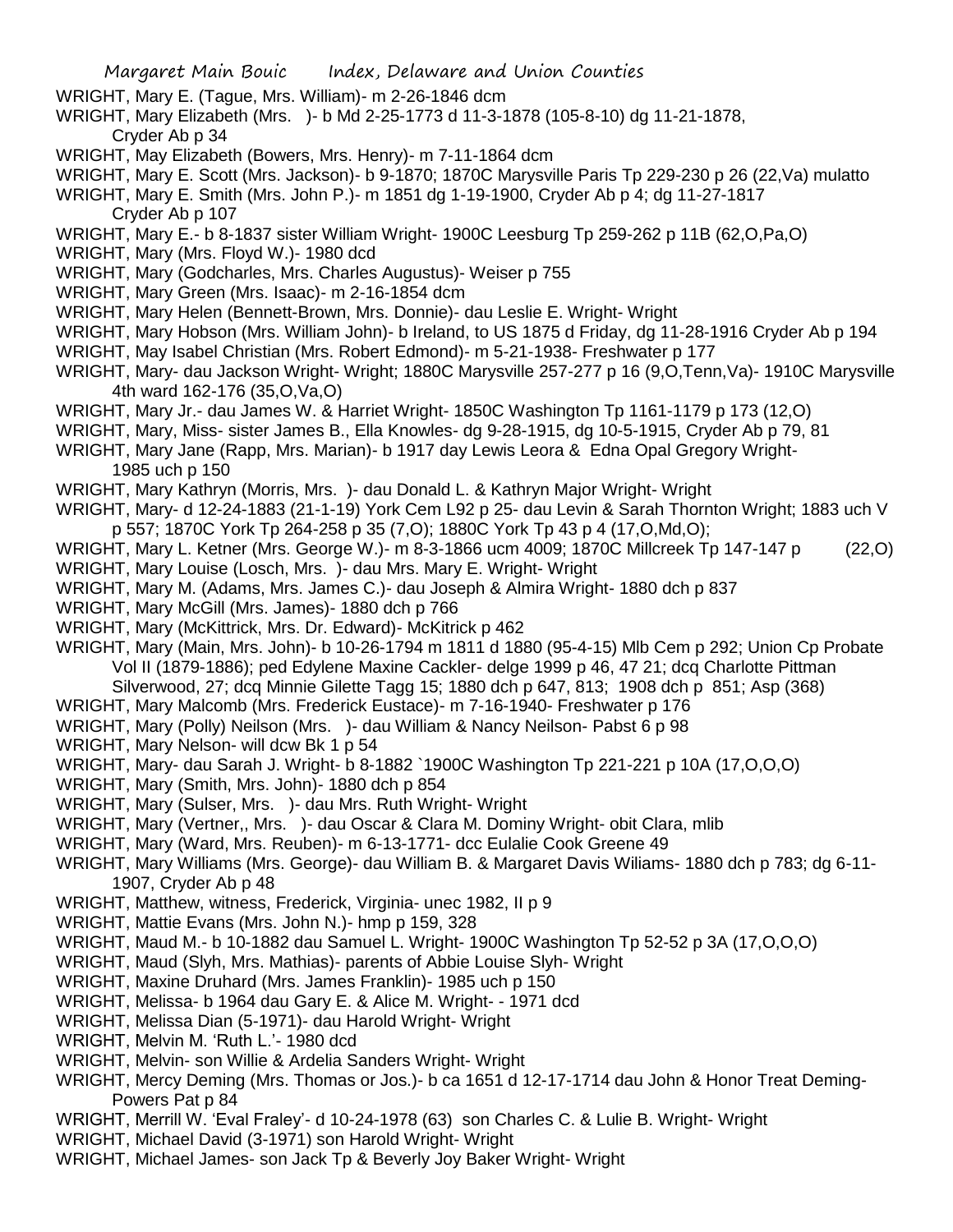WRIGHT, Mary E. (Tague, Mrs. William)- m 2-26-1846 dcm

WRIGHT, Mary Elizabeth (Mrs. )- b Md 2-25-1773 d 11-3-1878 (105-8-10) dg 11-21-1878, Cryder Ab p 34

WRIGHT, May Elizabeth (Bowers, Mrs. Henry)- m 7-11-1864 dcm

WRIGHT, Mary E. Scott (Mrs. Jackson)- b 9-1870; 1870C Marysville Paris Tp 229-230 p 26 (22,Va) mulatto

WRIGHT, Mary E. Smith (Mrs. John P.)- m 1851 dg 1-19-1900, Cryder Ab p 4; dg 11-27-1817 Cryder Ab p 107

WRIGHT, Mary E.- b 8-1837 sister William Wright- 1900C Leesburg Tp 259-262 p 11B (62,O,Pa,O)

WRIGHT, Mary (Mrs. Floyd W.)- 1980 dcd

WRIGHT, Mary (Godcharles, Mrs. Charles Augustus)- Weiser p 755

WRIGHT, Mary Green (Mrs. Isaac)- m 2-16-1854 dcm

WRIGHT, Mary Helen (Bennett-Brown, Mrs. Donnie)- dau Leslie E. Wright- Wright

WRIGHT, Mary Hobson (Mrs. William John)- b Ireland, to US 1875 d Friday, dg 11-28-1916 Cryder Ab p 194

WRIGHT, May Isabel Christian (Mrs. Robert Edmond)- m 5-21-1938- Freshwater p 177

WRIGHT, Mary- dau Jackson Wright- Wright; 1880C Marysville 257-277 p 16 (9,O,Tenn,Va)- 1910C Marysville 4th ward 162-176 (35,O,Va,O)

WRIGHT, Mary Jr.- dau James W. & Harriet Wright- 1850C Washington Tp 1161-1179 p 173 (12,O)

WRIGHT, Mary, Miss- sister James B., Ella Knowles- dg 9-28-1915, dg 10-5-1915, Cryder Ab p 79, 81

WRIGHT, Mary Jane (Rapp, Mrs. Marian)- b 1917 day Lewis Leora & Edna Opal Gregory Wright- 1985 uch p 150

WRIGHT, Mary Kathryn (Morris, Mrs. )- dau Donald L. & Kathryn Major Wright- Wright

WRIGHT, Mary- d 12-24-1883 (21-1-19) York Cem L92 p 25- dau Levin & Sarah Thornton Wright; 1883 uch V p 557; 1870C York Tp 264-258 p 35 (7,O); 1880C York Tp 43 p 4 (17,O,Md,O);

WRIGHT, Mary L. Ketner (Mrs. George W.)- m 8-3-1866 ucm 4009; 1870C Millcreek Tp 147-147 p (22,O)

WRIGHT, Mary Louise (Losch, Mrs. )- dau Mrs. Mary E. Wright- Wright

WRIGHT, Mary M. (Adams, Mrs. James C.)- dau Joseph & Almira Wright- 1880 dch p 837

WRIGHT, Mary McGill (Mrs. James)- 1880 dch p 766

WRIGHT, Mary (McKittrick, Mrs. Dr. Edward)- McKitrick p 462

WRIGHT, Mary (Main, Mrs. John)- b 10-26-1794 m 1811 d 1880 (95-4-15) Mlb Cem p 292; Union Cp Probate Vol II (1879-1886); ped Edylene Maxine Cackler- delge 1999 p 46, 47 21; dcq Charlotte Pittman Silverwood, 27; dcq Minnie Gilette Tagg 15; 1880 dch p 647, 813; 1908 dch p 851; Asp (368)

WRIGHT, Mary Malcomb (Mrs. Frederick Eustace)- m 7-16-1940- Freshwater p 176

WRIGHT, Mary (Polly) Neilson (Mrs. )- dau William & Nancy Neilson- Pabst 6 p 98

WRIGHT, Mary Nelson- will dcw Bk 1 p 54

WRIGHT, Mary- dau Sarah J. Wright- b 8-1882 `1900C Washington Tp 221-221 p 10A (17,O,O,O)

WRIGHT, Mary (Smith, Mrs. John)- 1880 dch p 854

WRIGHT, Mary (Sulser, Mrs. )- dau Mrs. Ruth Wright- Wright

WRIGHT, Mary (Vertner,, Mrs. )- dau Oscar & Clara M. Dominy Wright- obit Clara, mlib

WRIGHT, Mary (Ward, Mrs. Reuben)- m 6-13-1771- dcc Eulalie Cook Greene 49

WRIGHT, Mary Williams (Mrs. George)- dau William B. & Margaret Davis Wiliams- 1880 dch p 783; dg 6-11-1907, Cryder Ab p 48

WRIGHT, Matthew, witness, Frederick, Virginia- unec 1982, II p 9

WRIGHT, Mattie Evans (Mrs. John N.)- hmp p 159, 328

WRIGHT, Maud M.- b 10-1882 dau Samuel L. Wright- 1900C Washington Tp 52-52 p 3A (17,O,O,O)

WRIGHT, Maud (Slyh, Mrs. Mathias)- parents of Abbie Louise Slyh- Wright

WRIGHT, Maxine Druhard (Mrs. James Franklin)- 1985 uch p 150

WRIGHT, Melissa- b 1964 dau Gary E. & Alice M. Wright- - 1971 dcd

WRIGHT, Melissa Dian (5-1971)- dau Harold Wright- Wright

WRIGHT, Melvin M. 'Ruth L.'- 1980 dcd

WRIGHT, Melvin- son Willie & Ardelia Sanders Wright- Wright

WRIGHT, Mercy Deming (Mrs. Thomas or Jos.)- b ca 1651 d 12-17-1714 dau John & Honor Treat Deming- Powers Pat p 84

WRIGHT, Merrill W. 'Eval Fraley'- d 10-24-1978 (63) son Charles C. & Lulie B. Wright- Wright

WRIGHT, Michael David (3-1971) son Harold Wright- Wright

WRIGHT, Michael James- son Jack Tp & Beverly Joy Baker Wright- Wright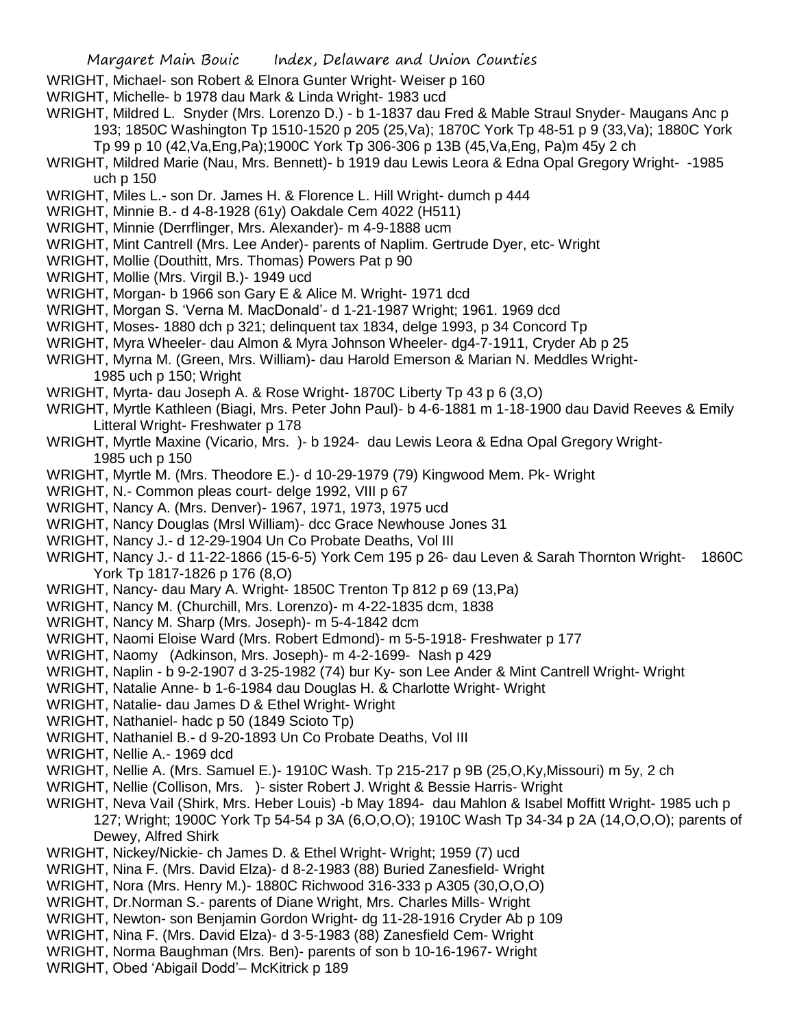WRIGHT, Michael- son Robert & Elnora Gunter Wright- Weiser p 160

WRIGHT, Michelle- b 1978 dau Mark & Linda Wright- 1983 ucd

WRIGHT, Mildred L. Snyder (Mrs. Lorenzo D.) - b 1-1837 dau Fred & Mable Straul Snyder- Maugans Anc p 193; 1850C Washington Tp 1510-1520 p 205 (25,Va); 1870C York Tp 48-51 p 9 (33,Va); 1880C York Tp 99 p 10 (42,Va,Eng,Pa);1900C York Tp 306-306 p 13B (45,Va,Eng, Pa)m 45y 2 ch

WRIGHT, Mildred Marie (Nau, Mrs. Bennett)- b 1919 dau Lewis Leora & Edna Opal Gregory Wright- -1985 uch p 150

WRIGHT, Miles L.- son Dr. James H. & Florence L. Hill Wright- dumch p 444

WRIGHT, Minnie B.- d 4-8-1928 (61y) Oakdale Cem 4022 (H511)

WRIGHT, Minnie (Derrflinger, Mrs. Alexander)- m 4-9-1888 ucm

WRIGHT, Mint Cantrell (Mrs. Lee Ander)- parents of Naplim. Gertrude Dyer, etc- Wright

WRIGHT, Mollie (Douthitt, Mrs. Thomas) Powers Pat p 90

WRIGHT, Mollie (Mrs. Virgil B.)- 1949 ucd

WRIGHT, Morgan- b 1966 son Gary E & Alice M. Wright- 1971 dcd

WRIGHT, Morgan S. 'Verna M. MacDonald'- d 1-21-1987 Wright; 1961. 1969 dcd

WRIGHT, Moses- 1880 dch p 321; delinquent tax 1834, delge 1993, p 34 Concord Tp

WRIGHT, Myra Wheeler- dau Almon & Myra Johnson Wheeler- dg4-7-1911, Cryder Ab p 25

WRIGHT, Myrna M. (Green, Mrs. William)- dau Harold Emerson & Marian N. Meddles Wright- 1985 uch p 150; Wright

WRIGHT, Myrta- dau Joseph A. & Rose Wright- 1870C Liberty Tp 43 p 6 (3,O)

WRIGHT, Myrtle Kathleen (Biagi, Mrs. Peter John Paul)- b 4-6-1881 m 1-18-1900 dau David Reeves & Emily Litteral Wright- Freshwater p 178

WRIGHT, Myrtle Maxine (Vicario, Mrs. )- b 1924- dau Lewis Leora & Edna Opal Gregory Wright- 1985 uch p 150

WRIGHT, Myrtle M. (Mrs. Theodore E.)- d 10-29-1979 (79) Kingwood Mem. Pk- Wright

WRIGHT, N.- Common pleas court- delge 1992, VIII p 67

WRIGHT, Nancy A. (Mrs. Denver)- 1967, 1971, 1973, 1975 ucd

WRIGHT, Nancy Douglas (Mrsl William)- dcc Grace Newhouse Jones 31

WRIGHT, Nancy J.- d 12-29-1904 Un Co Probate Deaths, Vol III

WRIGHT, Nancy J.- d 11-22-1866 (15-6-5) York Cem 195 p 26- dau Leven & Sarah Thornton Wright- 1860C York Tp 1817-1826 p 176 (8,O)

WRIGHT, Nancy- dau Mary A. Wright- 1850C Trenton Tp 812 p 69 (13,Pa)

WRIGHT, Nancy M. (Churchill, Mrs. Lorenzo)- m 4-22-1835 dcm, 1838

WRIGHT, Nancy M. Sharp (Mrs. Joseph)- m 5-4-1842 dcm

WRIGHT, Naomi Eloise Ward (Mrs. Robert Edmond)- m 5-5-1918- Freshwater p 177

WRIGHT, Naomy (Adkinson, Mrs. Joseph)- m 4-2-1699- Nash p 429

WRIGHT, Naplin - b 9-2-1907 d 3-25-1982 (74) bur Ky- son Lee Ander & Mint Cantrell Wright- Wright

WRIGHT, Natalie Anne- b 1-6-1984 dau Douglas H. & Charlotte Wright- Wright

WRIGHT, Natalie- dau James D & Ethel Wright- Wright

WRIGHT, Nathaniel- hadc p 50 (1849 Scioto Tp)

WRIGHT, Nathaniel B.- d 9-20-1893 Un Co Probate Deaths, Vol III

WRIGHT, Nellie A.- 1969 dcd

WRIGHT, Nellie A. (Mrs. Samuel E.)- 1910C Wash. Tp 215-217 p 9B (25,O,Ky,Missouri) m 5y, 2 ch

WRIGHT, Nellie (Collison, Mrs. )- sister Robert J. Wright & Bessie Harris- Wright

WRIGHT, Neva Vail (Shirk, Mrs. Heber Louis) -b May 1894- dau Mahlon & Isabel Moffitt Wright- 1985 uch p 127; Wright; 1900C York Tp 54-54 p 3A (6,O,O,O); 1910C Wash Tp 34-34 p 2A (14,O,O,O); parents of Dewey, Alfred Shirk

WRIGHT, Nickey/Nickie- ch James D. & Ethel Wright- Wright; 1959 (7) ucd

WRIGHT, Nina F. (Mrs. David Elza)- d 8-2-1983 (88) Buried Zanesfield- Wright

WRIGHT, Nora (Mrs. Henry M.)- 1880C Richwood 316-333 p A305 (30,O,O,O)

WRIGHT, Dr.Norman S.- parents of Diane Wright, Mrs. Charles Mills- Wright

WRIGHT, Newton- son Benjamin Gordon Wright- dg 11-28-1916 Cryder Ab p 109

WRIGHT, Nina F. (Mrs. David Elza)- d 3-5-1983 (88) Zanesfield Cem- Wright

WRIGHT, Norma Baughman (Mrs. Ben)- parents of son b 10-16-1967- Wright

WRIGHT, Obed 'Abigail Dodd'– McKitrick p 189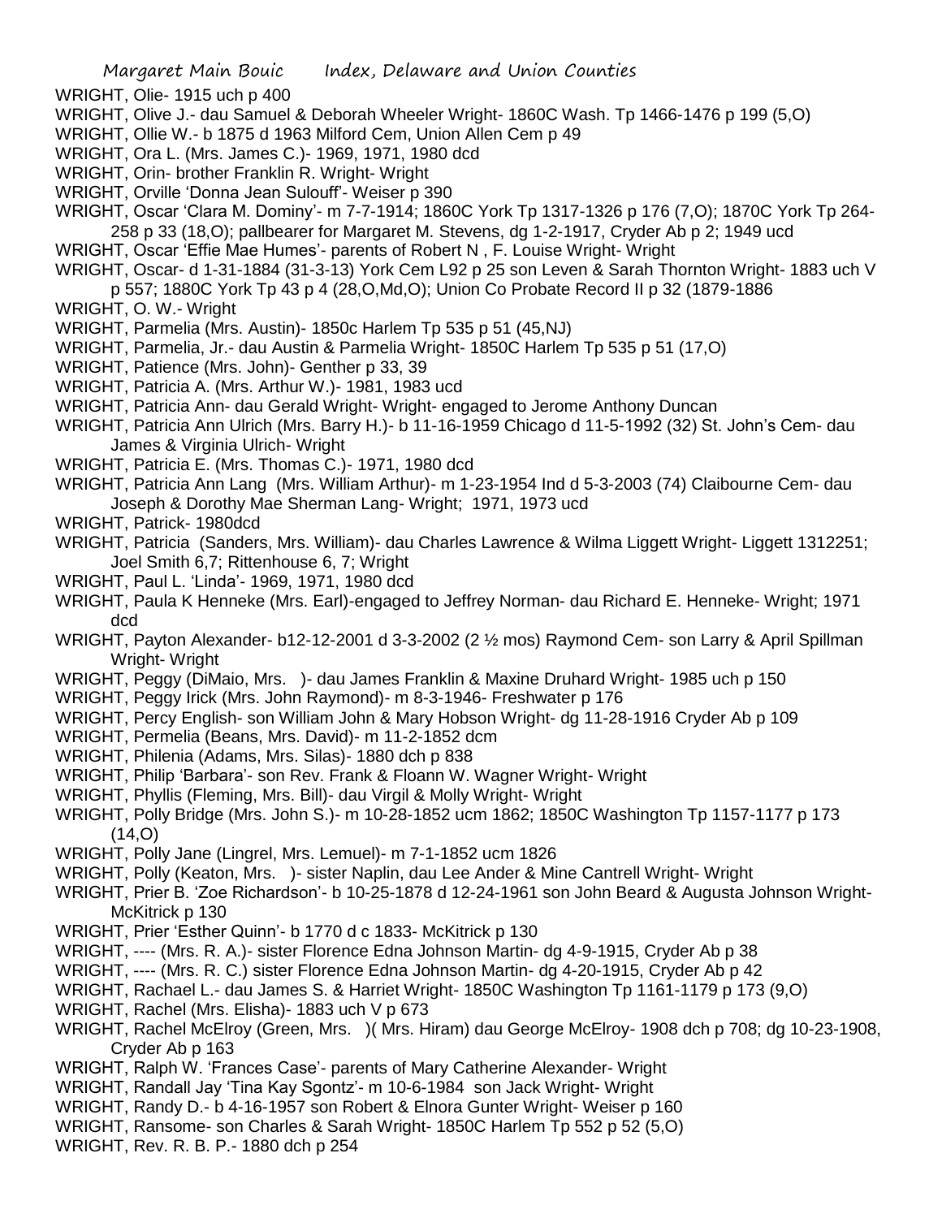WRIGHT, Olie- 1915 uch p 400

WRIGHT, Olive J.- dau Samuel & Deborah Wheeler Wright- 1860C Wash. Tp 1466-1476 p 199 (5,O)

WRIGHT, Ollie W.- b 1875 d 1963 Milford Cem, Union Allen Cem p 49

WRIGHT, Ora L. (Mrs. James C.)- 1969, 1971, 1980 dcd

WRIGHT, Orin- brother Franklin R. Wright- Wright

WRIGHT, Orville 'Donna Jean Sulouff'- Weiser p 390

WRIGHT, Oscar 'Clara M. Dominy'- m 7-7-1914; 1860C York Tp 1317-1326 p 176 (7,O); 1870C York Tp 264-258 p 33 (18,O); pallbearer for Margaret M. Stevens, dg 1-2-1917, Cryder Ab p 2; 1949 ucd

WRIGHT, Oscar 'Effie Mae Humes'- parents of Robert N , F. Louise Wright- Wright

WRIGHT, Oscar- d 1-31-1884 (31-3-13) York Cem L92 p 25 son Leven & Sarah Thornton Wright- 1883 uch V p 557; 1880C York Tp 43 p 4 (28,O,Md,O); Union Co Probate Record II p 32 (1879-1886

WRIGHT, O. W.- Wright

WRIGHT, Parmelia (Mrs. Austin)- 1850c Harlem Tp 535 p 51 (45,NJ)

WRIGHT, Parmelia, Jr.- dau Austin & Parmelia Wright- 1850C Harlem Tp 535 p 51 (17,O)

WRIGHT, Patience (Mrs. John)- Genther p 33, 39

WRIGHT, Patricia A. (Mrs. Arthur W.)- 1981, 1983 ucd

WRIGHT, Patricia Ann- dau Gerald Wright- Wright- engaged to Jerome Anthony Duncan

WRIGHT, Patricia Ann Ulrich (Mrs. Barry H.)- b 11-16-1959 Chicago d 11-5-1992 (32) St. John's Cem- dau James & Virginia Ulrich- Wright

WRIGHT, Patricia E. (Mrs. Thomas C.)- 1971, 1980 dcd

WRIGHT, Patricia Ann Lang (Mrs. William Arthur)- m 1-23-1954 Ind d 5-3-2003 (74) Claibourne Cem- dau Joseph & Dorothy Mae Sherman Lang- Wright; 1971, 1973 ucd

WRIGHT, Patrick- 1980dcd

WRIGHT, Patricia (Sanders, Mrs. William)- dau Charles Lawrence & Wilma Liggett Wright- Liggett 1312251; Joel Smith 6,7; Rittenhouse 6, 7; Wright

WRIGHT, Paul L. 'Linda'- 1969, 1971, 1980 dcd

WRIGHT, Paula K Henneke (Mrs. Earl)-engaged to Jeffrey Norman- dau Richard E. Henneke- Wright; 1971 dcd

WRIGHT, Payton Alexander- b12-12-2001 d 3-3-2002 (2 ½ mos) Raymond Cem- son Larry & April Spillman Wright- Wright

WRIGHT, Peggy (DiMaio, Mrs. )- dau James Franklin & Maxine Druhard Wright- 1985 uch p 150

WRIGHT, Peggy Irick (Mrs. John Raymond)- m 8-3-1946- Freshwater p 176

WRIGHT, Percy English- son William John & Mary Hobson Wright- dg 11-28-1916 Cryder Ab p 109

WRIGHT, Permelia (Beans, Mrs. David)- m 11-2-1852 dcm

WRIGHT, Philenia (Adams, Mrs. Silas)- 1880 dch p 838

WRIGHT, Philip 'Barbara'- son Rev. Frank & Floann W. Wagner Wright- Wright

WRIGHT, Phyllis (Fleming, Mrs. Bill)- dau Virgil & Molly Wright- Wright

WRIGHT, Polly Bridge (Mrs. John S.)- m 10-28-1852 ucm 1862; 1850C Washington Tp 1157-1177 p 173 (14,O)

WRIGHT, Polly Jane (Lingrel, Mrs. Lemuel)- m 7-1-1852 ucm 1826

WRIGHT, Polly (Keaton, Mrs. )- sister Naplin, dau Lee Ander & Mine Cantrell Wright- Wright

WRIGHT, Prier B. 'Zoe Richardson'- b 10-25-1878 d 12-24-1961 son John Beard & Augusta Johnson Wright- McKitrick p 130

WRIGHT, Prier 'Esther Quinn'- b 1770 d c 1833- McKitrick p 130

WRIGHT, ---- (Mrs. R. A.)- sister Florence Edna Johnson Martin- dg 4-9-1915, Cryder Ab p 38

WRIGHT, ---- (Mrs. R. C.) sister Florence Edna Johnson Martin- dg 4-20-1915, Cryder Ab p 42

WRIGHT, Rachael L.- dau James S. & Harriet Wright- 1850C Washington Tp 1161-1179 p 173 (9,O)

WRIGHT, Rachel (Mrs. Elisha)- 1883 uch V p 673

WRIGHT, Rachel McElroy (Green, Mrs. )( Mrs. Hiram) dau George McElroy- 1908 dch p 708; dg 10-23-1908, Cryder Ab p 163

WRIGHT, Ralph W. 'Frances Case'- parents of Mary Catherine Alexander- Wright

WRIGHT, Randall Jay 'Tina Kay Sgontz'- m 10-6-1984 son Jack Wright- Wright

WRIGHT, Randy D.- b 4-16-1957 son Robert & Elnora Gunter Wright- Weiser p 160

WRIGHT, Ransome- son Charles & Sarah Wright- 1850C Harlem Tp 552 p 52 (5,O)

WRIGHT, Rev. R. B. P.- 1880 dch p 254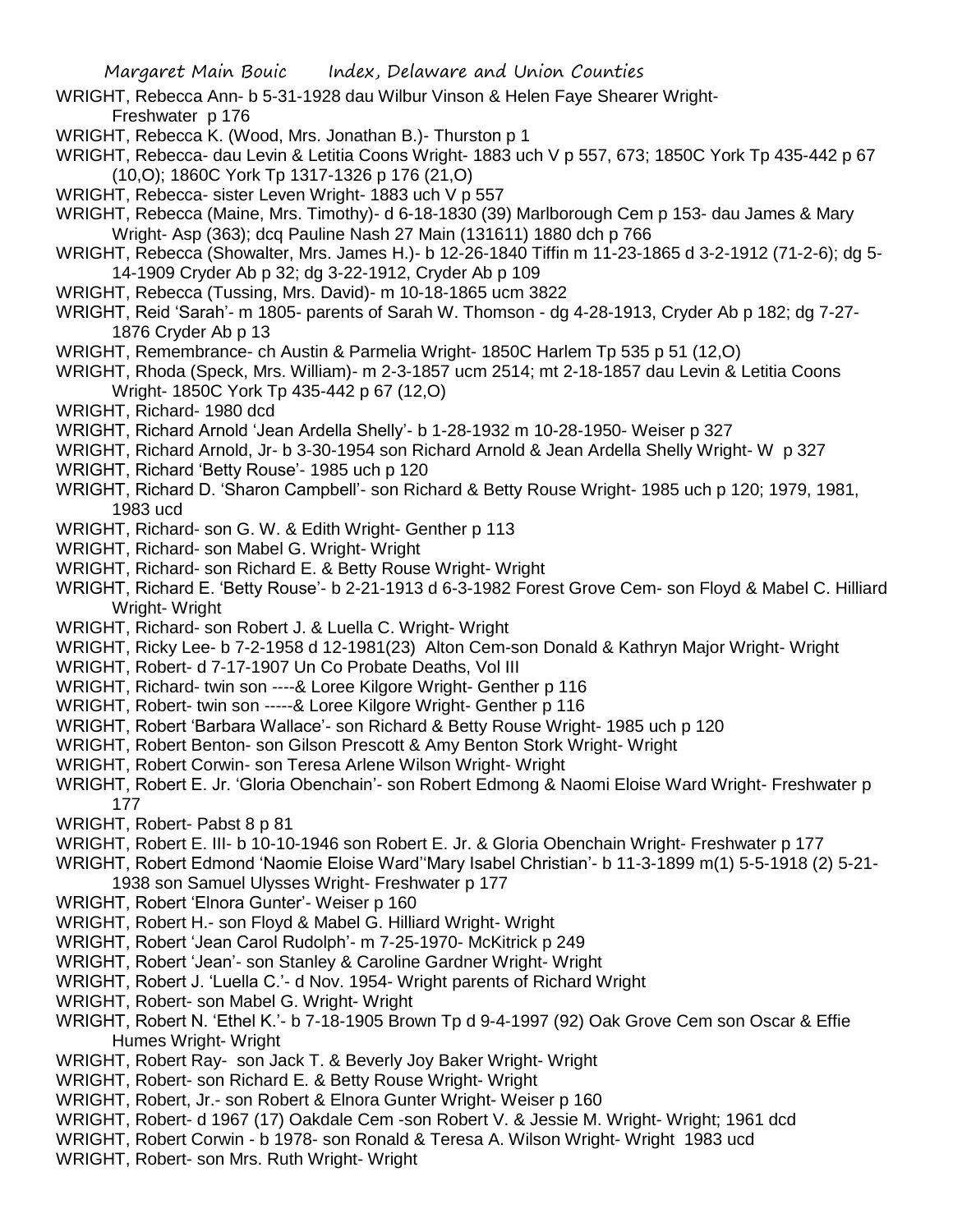WRIGHT, Rebecca Ann- b 5-31-1928 dau Wilbur Vinson & Helen Faye Shearer Wright- Freshwater p 176

WRIGHT, Rebecca K. (Wood, Mrs. Jonathan B.)- Thurston p 1

WRIGHT, Rebecca- dau Levin & Letitia Coons Wright- 1883 uch V p 557, 673; 1850C York Tp 435-442 p 67 (10,O); 1860C York Tp 1317-1326 p 176 (21,O)

WRIGHT, Rebecca- sister Leven Wright- 1883 uch V p 557

WRIGHT, Rebecca (Maine, Mrs. Timothy)- d 6-18-1830 (39) Marlborough Cem p 153- dau James & Mary Wright- Asp (363); dcq Pauline Nash 27 Main (131611) 1880 dch p 766

WRIGHT, Rebecca (Showalter, Mrs. James H.)- b 12-26-1840 Tiffin m 11-23-1865 d 3-2-1912 (71-2-6); dg 5-14-1909 Cryder Ab p 32; dg 3-22-1912, Cryder Ab p 109

WRIGHT, Rebecca (Tussing, Mrs. David)- m 10-18-1865 ucm 3822

WRIGHT, Reid 'Sarah'- m 1805- parents of Sarah W. Thomson - dg 4-28-1913, Cryder Ab p 182; dg 7-27-1876 Cryder Ab p 13

WRIGHT, Remembrance- ch Austin & Parmelia Wright- 1850C Harlem Tp 535 p 51 (12,O)

WRIGHT, Rhoda (Speck, Mrs. William)- m 2-3-1857 ucm 2514; mt 2-18-1857 dau Levin & Letitia Coons Wright- 1850C York Tp 435-442 p 67 (12,O)

WRIGHT, Richard- 1980 dcd

WRIGHT, Richard Arnold 'Jean Ardella Shelly'- b 1-28-1932 m 10-28-1950- Weiser p 327

WRIGHT, Richard Arnold, Jr- b 3-30-1954 son Richard Arnold & Jean Ardella Shelly Wright- W p 327

WRIGHT, Richard 'Betty Rouse'- 1985 uch p 120

WRIGHT, Richard D. 'Sharon Campbell'- son Richard & Betty Rouse Wright- 1985 uch p 120; 1979, 1981, 1983 ucd

WRIGHT, Richard- son G. W. & Edith Wright- Genther p 113

WRIGHT, Richard- son Mabel G. Wright- Wright

WRIGHT, Richard- son Richard E. & Betty Rouse Wright- Wright

WRIGHT, Richard E. 'Betty Rouse'- b 2-21-1913 d 6-3-1982 Forest Grove Cem- son Floyd & Mabel C. Hilliard Wright- Wright

WRIGHT, Richard- son Robert J. & Luella C. Wright- Wright

WRIGHT, Ricky Lee- b 7-2-1958 d 12-1981(23) Alton Cem-son Donald & Kathryn Major Wright- Wright

WRIGHT, Robert- d 7-17-1907 Un Co Probate Deaths, Vol III

WRIGHT, Richard- twin son ----& Loree Kilgore Wright- Genther p 116

WRIGHT, Robert- twin son -----& Loree Kilgore Wright- Genther p 116

WRIGHT, Robert 'Barbara Wallace'- son Richard & Betty Rouse Wright- 1985 uch p 120

WRIGHT, Robert Benton- son Gilson Prescott & Amy Benton Stork Wright- Wright

WRIGHT, Robert Corwin- son Teresa Arlene Wilson Wright- Wright

WRIGHT, Robert E. Jr. 'Gloria Obenchain'- son Robert Edmong & Naomi Eloise Ward Wright- Freshwater p 177

WRIGHT, Robert- Pabst 8 p 81

WRIGHT, Robert E. III- b 10-10-1946 son Robert E. Jr. & Gloria Obenchain Wright- Freshwater p 177

WRIGHT, Robert Edmond 'Naomie Eloise Ward''Mary Isabel Christian'- b 11-3-1899 m(1) 5-5-1918 (2) 5-21-1938 son Samuel Ulysses Wright- Freshwater p 177

WRIGHT, Robert 'Elnora Gunter'- Weiser p 160

WRIGHT, Robert H.- son Floyd & Mabel G. Hilliard Wright- Wright

WRIGHT, Robert 'Jean Carol Rudolph'- m 7-25-1970- McKitrick p 249

WRIGHT, Robert 'Jean'- son Stanley & Caroline Gardner Wright- Wright

WRIGHT, Robert J. 'Luella C.'- d Nov. 1954- Wright parents of Richard Wright

WRIGHT, Robert- son Mabel G. Wright- Wright

WRIGHT, Robert N. 'Ethel K.'- b 7-18-1905 Brown Tp d 9-4-1997 (92) Oak Grove Cem son Oscar & Effie Humes Wright- Wright

WRIGHT, Robert Ray- son Jack T. & Beverly Joy Baker Wright- Wright

WRIGHT, Robert- son Richard E. & Betty Rouse Wright- Wright

WRIGHT, Robert, Jr.- son Robert & Elnora Gunter Wright- Weiser p 160

WRIGHT, Robert- d 1967 (17) Oakdale Cem -son Robert V. & Jessie M. Wright- Wright; 1961 dcd

WRIGHT, Robert Corwin - b 1978- son Ronald & Teresa A. Wilson Wright- Wright 1983 ucd

WRIGHT, Robert- son Mrs. Ruth Wright- Wright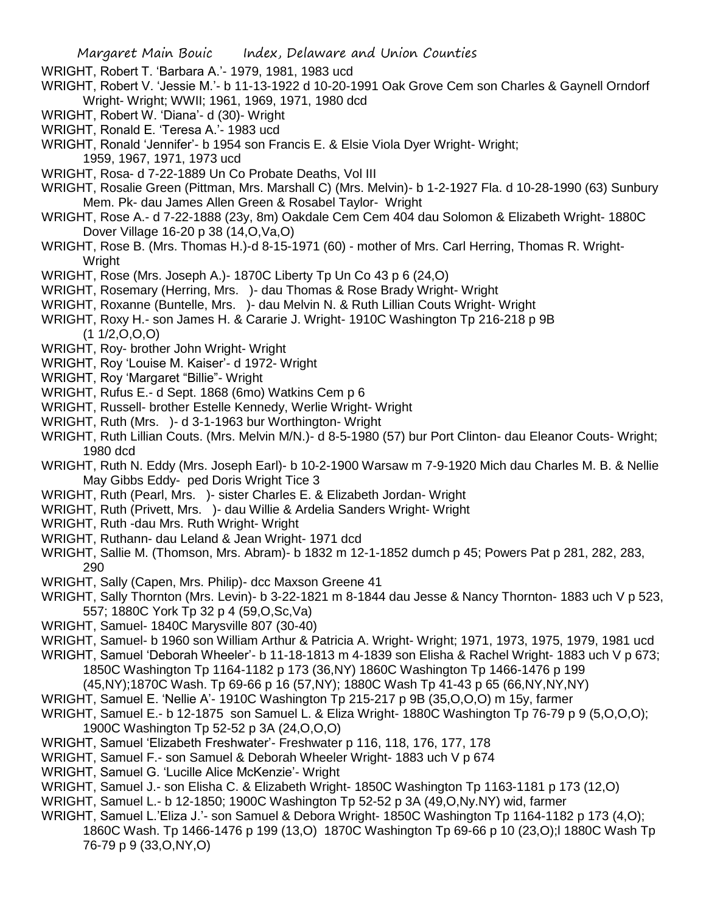WRIGHT, Robert T. 'Barbara A.'- 1979, 1981, 1983 ucd

WRIGHT, Robert V. 'Jessie M.'- b 11-13-1922 d 10-20-1991 Oak Grove Cem son Charles & Gaynell Orndorf Wright- Wright; WWII; 1961, 1969, 1971, 1980 dcd

WRIGHT, Robert W. 'Diana'- d (30)- Wright

WRIGHT, Ronald E. 'Teresa A.'- 1983 ucd

WRIGHT, Ronald 'Jennifer'- b 1954 son Francis E. & Elsie Viola Dyer Wright- Wright; 1959, 1967, 1971, 1973 ucd

WRIGHT, Rosa- d 7-22-1889 Un Co Probate Deaths, Vol III

WRIGHT, Rosalie Green (Pittman, Mrs. Marshall C) (Mrs. Melvin)- b 1-2-1927 Fla. d 10-28-1990 (63) Sunbury Mem. Pk- dau James Allen Green & Rosabel Taylor- Wright

WRIGHT, Rose A.- d 7-22-1888 (23y, 8m) Oakdale Cem Cem 404 dau Solomon & Elizabeth Wright- 1880C Dover Village 16-20 p 38 (14,O,Va,O)

WRIGHT, Rose B. (Mrs. Thomas H.)-d 8-15-1971 (60) - mother of Mrs. Carl Herring, Thomas R. Wright- Wright

WRIGHT, Rose (Mrs. Joseph A.)- 1870C Liberty Tp Un Co 43 p 6 (24,O)

WRIGHT, Rosemary (Herring, Mrs. )- dau Thomas & Rose Brady Wright- Wright

WRIGHT, Roxanne (Buntelle, Mrs. )- dau Melvin N. & Ruth Lillian Couts Wright- Wright

WRIGHT, Roxy H.- son James H. & Cararie J. Wright- 1910C Washington Tp 216-218 p 9B (1 1/2,O,O,O)

WRIGHT, Roy- brother John Wright- Wright

WRIGHT, Roy 'Louise M. Kaiser'- d 1972- Wright

WRIGHT, Roy 'Margaret "Billie"- Wright

WRIGHT, Rufus E.- d Sept. 1868 (6mo) Watkins Cem p 6

WRIGHT, Russell- brother Estelle Kennedy, Werlie Wright- Wright

WRIGHT, Ruth (Mrs. )- d 3-1-1963 bur Worthington- Wright

WRIGHT, Ruth Lillian Couts. (Mrs. Melvin M/N.)- d 8-5-1980 (57) bur Port Clinton- dau Eleanor Couts- Wright; 1980 dcd

WRIGHT, Ruth N. Eddy (Mrs. Joseph Earl)- b 10-2-1900 Warsaw m 7-9-1920 Mich dau Charles M. B. & Nellie May Gibbs Eddy- ped Doris Wright Tice 3

WRIGHT, Ruth (Pearl, Mrs. )- sister Charles E. & Elizabeth Jordan- Wright

WRIGHT, Ruth (Privett, Mrs. )- dau Willie & Ardelia Sanders Wright- Wright

WRIGHT, Ruth -dau Mrs. Ruth Wright- Wright

WRIGHT, Ruthann- dau Leland & Jean Wright- 1971 dcd

WRIGHT, Sallie M. (Thomson, Mrs. Abram)- b 1832 m 12-1-1852 dumch p 45; Powers Pat p 281, 282, 283, 290

WRIGHT, Sally (Capen, Mrs. Philip)- dcc Maxson Greene 41

WRIGHT, Sally Thornton (Mrs. Levin)- b 3-22-1821 m 8-1844 dau Jesse & Nancy Thornton- 1883 uch V p 523, 557; 1880C York Tp 32 p 4 (59,O,Sc,Va)

WRIGHT, Samuel- 1840C Marysville 807 (30-40)

WRIGHT, Samuel- b 1960 son William Arthur & Patricia A. Wright- Wright; 1971, 1973, 1975, 1979, 1981 ucd

WRIGHT, Samuel 'Deborah Wheeler'- b 11-18-1813 m 4-1839 son Elisha & Rachel Wright- 1883 uch V p 673; 1850C Washington Tp 1164-1182 p 173 (36,NY) 1860C Washington Tp 1466-1476 p 199 (45,NY);1870C Wash. Tp 69-66 p 16 (57,NY); 1880C Wash Tp 41-43 p 65 (66,NY,NY,NY)

WRIGHT, Samuel E. 'Nellie A'- 1910C Washington Tp 215-217 p 9B (35,O,O,O) m 15y, farmer

WRIGHT, Samuel E.- b 12-1875 son Samuel L. & Eliza Wright- 1880C Washington Tp 76-79 p 9 (5,O,O,O); 1900C Washington Tp 52-52 p 3A (24,O,O,O)

WRIGHT, Samuel 'Elizabeth Freshwater'- Freshwater p 116, 118, 176, 177, 178

WRIGHT, Samuel F.- son Samuel & Deborah Wheeler Wright- 1883 uch V p 674

WRIGHT, Samuel G. 'Lucille Alice McKenzie'- Wright

WRIGHT, Samuel J.- son Elisha C. & Elizabeth Wright- 1850C Washington Tp 1163-1181 p 173 (12,O)

WRIGHT, Samuel L.- b 12-1850; 1900C Washington Tp 52-52 p 3A (49,O,Ny.NY) wid, farmer

WRIGHT, Samuel L.'Eliza J.'- son Samuel & Debora Wright- 1850C Washington Tp 1164-1182 p 173 (4,O); 1860C Wash. Tp 1466-1476 p 199 (13,O) 1870C Washington Tp 69-66 p 10 (23,O);l 1880C Wash Tp 76-79 p 9 (33,O,NY,O)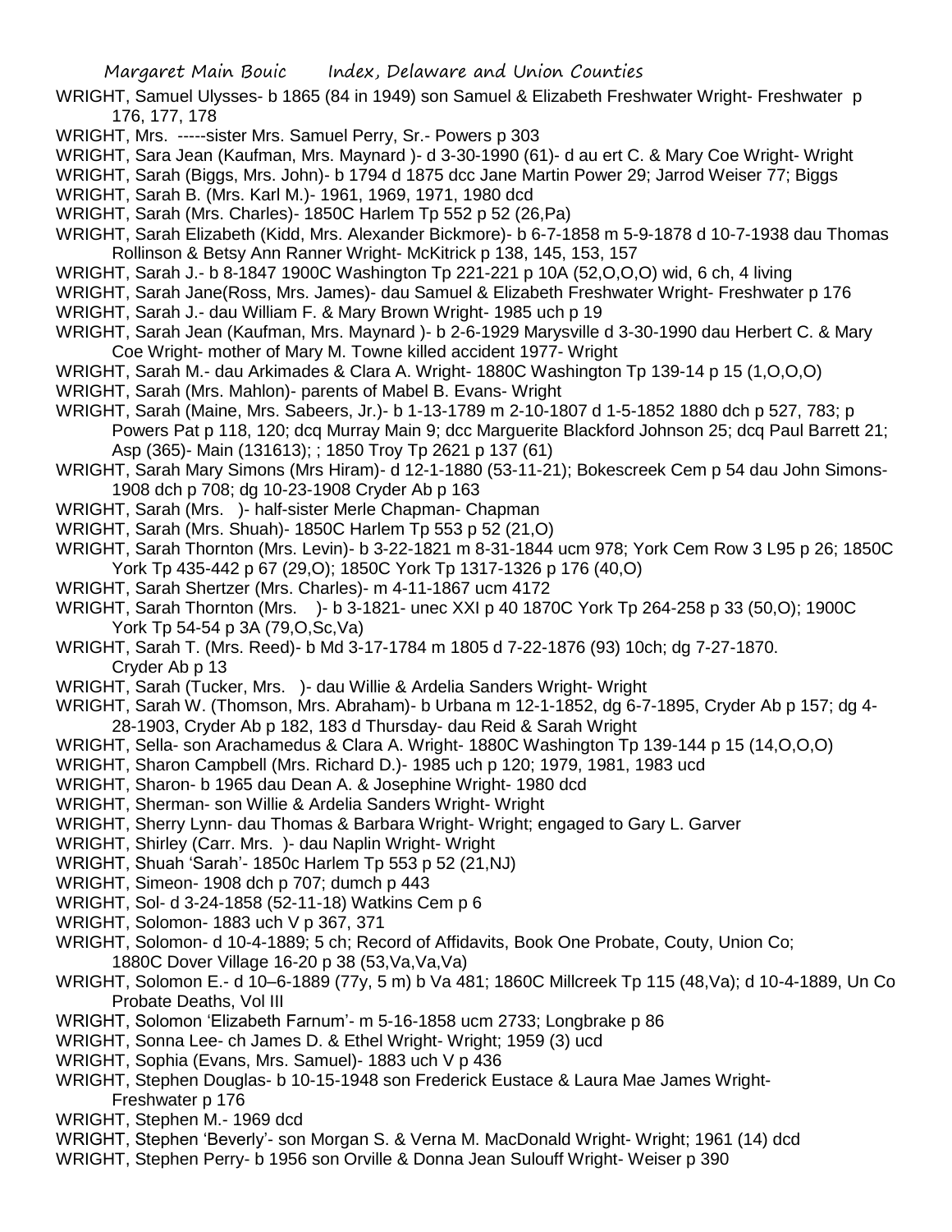WRIGHT, Samuel Ulysses- b 1865 (84 in 1949) son Samuel & Elizabeth Freshwater Wright- Freshwater p 176, 177, 178

WRIGHT, Mrs. -----sister Mrs. Samuel Perry, Sr.- Powers p 303

WRIGHT, Sara Jean (Kaufman, Mrs. Maynard )- d 3-30-1990 (61)- d au ert C. & Mary Coe Wright- Wright

WRIGHT, Sarah (Biggs, Mrs. John)- b 1794 d 1875 dcc Jane Martin Power 29; Jarrod Weiser 77; Biggs

WRIGHT, Sarah B. (Mrs. Karl M.)- 1961, 1969, 1971, 1980 dcd

WRIGHT, Sarah (Mrs. Charles)- 1850C Harlem Tp 552 p 52 (26,Pa)

WRIGHT, Sarah Elizabeth (Kidd, Mrs. Alexander Bickmore)- b 6-7-1858 m 5-9-1878 d 10-7-1938 dau Thomas Rollinson & Betsy Ann Ranner Wright- McKitrick p 138, 145, 153, 157

WRIGHT, Sarah J.- b 8-1847 1900C Washington Tp 221-221 p 10A (52,O,O,O) wid, 6 ch, 4 living

WRIGHT, Sarah Jane(Ross, Mrs. James)- dau Samuel & Elizabeth Freshwater Wright- Freshwater p 176

WRIGHT, Sarah J.- dau William F. & Mary Brown Wright- 1985 uch p 19

WRIGHT, Sarah Jean (Kaufman, Mrs. Maynard )- b 2-6-1929 Marysville d 3-30-1990 dau Herbert C. & Mary Coe Wright- mother of Mary M. Towne killed accident 1977- Wright

WRIGHT, Sarah M.- dau Arkimades & Clara A. Wright- 1880C Washington Tp 139-14 p 15 (1,O,O,O)

WRIGHT, Sarah (Mrs. Mahlon)- parents of Mabel B. Evans- Wright

WRIGHT, Sarah (Maine, Mrs. Sabeers, Jr.)- b 1-13-1789 m 2-10-1807 d 1-5-1852 1880 dch p 527, 783; p Powers Pat p 118, 120; dcq Murray Main 9; dcc Marguerite Blackford Johnson 25; dcq Paul Barrett 21; Asp (365)- Main (131613); ; 1850 Troy Tp 2621 p 137 (61)

WRIGHT, Sarah Mary Simons (Mrs Hiram)- d 12-1-1880 (53-11-21); Bokescreek Cem p 54 dau John Simons- 1908 dch p 708; dg 10-23-1908 Cryder Ab p 163

WRIGHT, Sarah (Mrs. )- half-sister Merle Chapman- Chapman

WRIGHT, Sarah (Mrs. Shuah)- 1850C Harlem Tp 553 p 52 (21,O)

WRIGHT, Sarah Thornton (Mrs. Levin)- b 3-22-1821 m 8-31-1844 ucm 978; York Cem Row 3 L95 p 26; 1850C York Tp 435-442 p 67 (29,O); 1850C York Tp 1317-1326 p 176 (40,O)

WRIGHT, Sarah Shertzer (Mrs. Charles)- m 4-11-1867 ucm 4172

WRIGHT, Sarah Thornton (Mrs. )- b 3-1821- unec XXI p 40 1870C York Tp 264-258 p 33 (50,O); 1900C York Tp 54-54 p 3A (79,O,Sc,Va)

WRIGHT, Sarah T. (Mrs. Reed)- b Md 3-17-1784 m 1805 d 7-22-1876 (93) 10ch; dg 7-27-1870. Cryder Ab p 13

WRIGHT, Sarah (Tucker, Mrs. )- dau Willie & Ardelia Sanders Wright- Wright

WRIGHT, Sarah W. (Thomson, Mrs. Abraham)- b Urbana m 12-1-1852, dg 6-7-1895, Cryder Ab p 157; dg 4-28-1903, Cryder Ab p 182, 183 d Thursday- dau Reid & Sarah Wright

WRIGHT, Sella- son Arachamedus & Clara A. Wright- 1880C Washington Tp 139-144 p 15 (14,O,O,O)

WRIGHT, Sharon Campbell (Mrs. Richard D.)- 1985 uch p 120; 1979, 1981, 1983 ucd

WRIGHT, Sharon- b 1965 dau Dean A. & Josephine Wright- 1980 dcd

WRIGHT, Sherman- son Willie & Ardelia Sanders Wright- Wright

WRIGHT, Sherry Lynn- dau Thomas & Barbara Wright- Wright; engaged to Gary L. Garver

WRIGHT, Shirley (Carr. Mrs. )- dau Naplin Wright- Wright

WRIGHT, Shuah 'Sarah'- 1850c Harlem Tp 553 p 52 (21,NJ)

WRIGHT, Simeon- 1908 dch p 707; dumch p 443

WRIGHT, Sol- d 3-24-1858 (52-11-18) Watkins Cem p 6

WRIGHT, Solomon- 1883 uch V p 367, 371

WRIGHT, Solomon- d 10-4-1889; 5 ch; Record of Affidavits, Book One Probate, Couty, Union Co; 1880C Dover Village 16-20 p 38 (53,Va,Va,Va)

WRIGHT, Solomon E.- d 10–6-1889 (77y, 5 m) b Va 481; 1860C Millcreek Tp 115 (48,Va); d 10-4-1889, Un Co Probate Deaths, Vol III

WRIGHT, Solomon 'Elizabeth Farnum'- m 5-16-1858 ucm 2733; Longbrake p 86

WRIGHT, Sonna Lee- ch James D. & Ethel Wright- Wright; 1959 (3) ucd

WRIGHT, Sophia (Evans, Mrs. Samuel)- 1883 uch V p 436

WRIGHT, Stephen Douglas- b 10-15-1948 son Frederick Eustace & Laura Mae James Wright- Freshwater p 176

WRIGHT, Stephen M.- 1969 dcd

WRIGHT, Stephen 'Beverly'- son Morgan S. & Verna M. MacDonald Wright- Wright; 1961 (14) dcd

WRIGHT, Stephen Perry- b 1956 son Orville & Donna Jean Sulouff Wright- Weiser p 390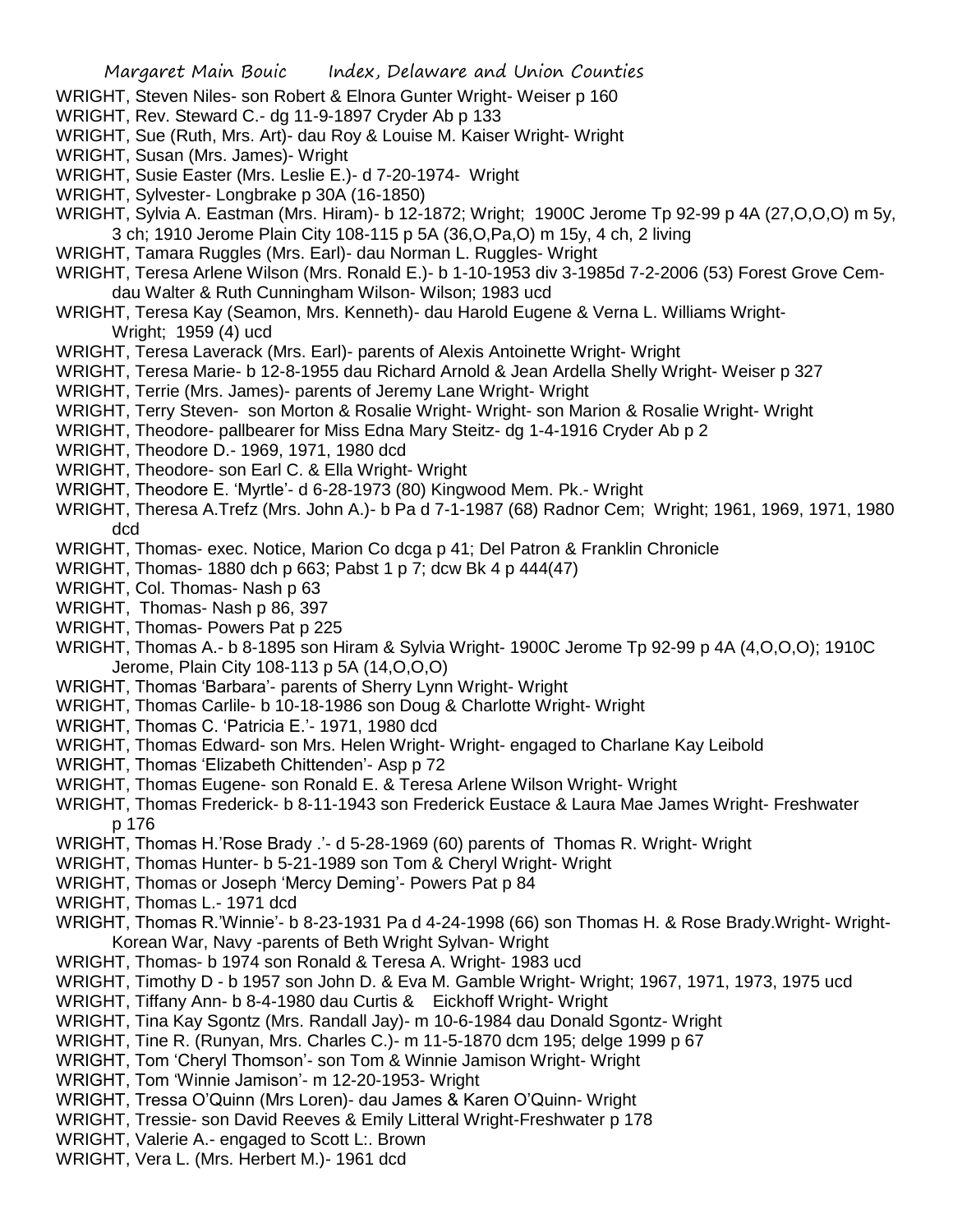WRIGHT, Steven Niles- son Robert & Elnora Gunter Wright- Weiser p 160
WRIGHT, Rev. Steward C.- dg 11-9-1897 Cryder Ab p 133
WRIGHT, Sue (Ruth, Mrs. Art)- dau Roy & Louise M. Kaiser Wright- Wright
WRIGHT, Susan (Mrs. James)- Wright
WRIGHT, Susie Easter (Mrs. Leslie E.)- d 7-20-1974- Wright
WRIGHT, Sylvester- Longbrake p 30A (16-1850)
WRIGHT, Sylvia A. Eastman (Mrs. Hiram)- b 12-1872; Wright; 1900C Jerome Tp 92-99 p 4A (27,O,O,O) m 5y, 3 ch; 1910 Jerome Plain City 108-115 p 5A (36,O,Pa,O) m 15y, 4 ch, 2 living
WRIGHT, Tamara Ruggles (Mrs. Earl)- dau Norman L. Ruggles- Wright
WRIGHT, Teresa Arlene Wilson (Mrs. Ronald E.)- b 1-10-1953 div 3-1985d 7-2-2006 (53) Forest Grove Cem- dau Walter & Ruth Cunningham Wilson- Wilson; 1983 ucd
WRIGHT, Teresa Kay (Seamon, Mrs. Kenneth)- dau Harold Eugene & Verna L. Williams Wright- Wright; 1959 (4) ucd
WRIGHT, Teresa Laverack (Mrs. Earl)- parents of Alexis Antoinette Wright- Wright
WRIGHT, Teresa Marie- b 12-8-1955 dau Richard Arnold & Jean Ardella Shelly Wright- Weiser p 327
WRIGHT, Terrie (Mrs. James)- parents of Jeremy Lane Wright- Wright
WRIGHT, Terry Steven- son Morton & Rosalie Wright- Wright- son Marion & Rosalie Wright- Wright
WRIGHT, Theodore- pallbearer for Miss Edna Mary Steitz- dg 1-4-1916 Cryder Ab p 2
WRIGHT, Theodore D.- 1969, 1971, 1980 dcd
WRIGHT, Theodore- son Earl C. & Ella Wright- Wright
WRIGHT, Theodore E. 'Myrtle'- d 6-28-1973 (80) Kingwood Mem. Pk.- Wright
WRIGHT, Theresa A.Trefz (Mrs. John A.)- b Pa d 7-1-1987 (68) Radnor Cem; Wright; 1961, 1969, 1971, 1980 dcd
WRIGHT, Thomas- exec. Notice, Marion Co dcga p 41; Del Patron & Franklin Chronicle
WRIGHT, Thomas- 1880 dch p 663; Pabst 1 p 7; dcw Bk 4 p 444(47)
WRIGHT, Col. Thomas- Nash p 63
WRIGHT, Thomas- Nash p 86, 397
WRIGHT, Thomas- Powers Pat p 225
WRIGHT, Thomas A.- b 8-1895 son Hiram & Sylvia Wright- 1900C Jerome Tp 92-99 p 4A (4,O,O,O); 1910C Jerome, Plain City 108-113 p 5A (14,O,O,O)
WRIGHT, Thomas 'Barbara'- parents of Sherry Lynn Wright- Wright
WRIGHT, Thomas Carlile- b 10-18-1986 son Doug & Charlotte Wright- Wright
WRIGHT, Thomas C. 'Patricia E.'- 1971, 1980 dcd
WRIGHT, Thomas Edward- son Mrs. Helen Wright- Wright- engaged to Charlane Kay Leibold
WRIGHT, Thomas 'Elizabeth Chittenden'- Asp p 72
WRIGHT, Thomas Eugene- son Ronald E. & Teresa Arlene Wilson Wright- Wright
WRIGHT, Thomas Frederick- b 8-11-1943 son Frederick Eustace & Laura Mae James Wright- Freshwater p 176
WRIGHT, Thomas H.'Rose Brady .'- d 5-28-1969 (60) parents of Thomas R. Wright- Wright
WRIGHT, Thomas Hunter- b 5-21-1989 son Tom & Cheryl Wright- Wright
WRIGHT, Thomas or Joseph 'Mercy Deming'- Powers Pat p 84
WRIGHT, Thomas L.- 1971 dcd
WRIGHT, Thomas R.'Winnie'- b 8-23-1931 Pa d 4-24-1998 (66) son Thomas H. & Rose Brady.Wright- Wright- Korean War, Navy -parents of Beth Wright Sylvan- Wright
WRIGHT, Thomas- b 1974 son Ronald & Teresa A. Wright- 1983 ucd
WRIGHT, Timothy D - b 1957 son John D. & Eva M. Gamble Wright- Wright; 1967, 1971, 1973, 1975 ucd
WRIGHT, Tiffany Ann- b 8-4-1980 dau Curtis & Eickhoff Wright- Wright
WRIGHT, Tina Kay Sgontz (Mrs. Randall Jay)- m 10-6-1984 dau Donald Sgontz- Wright
WRIGHT, Tine R. (Runyan, Mrs. Charles C.)- m 11-5-1870 dcm 195; delge 1999 p 67
WRIGHT, Tom 'Cheryl Thomson'- son Tom & Winnie Jamison Wright- Wright
WRIGHT, Tom 'Winnie Jamison'- m 12-20-1953- Wright
WRIGHT, Tressa O'Quinn (Mrs Loren)- dau James & Karen O'Quinn- Wright
WRIGHT, Tressie- son David Reeves & Emily Litteral Wright-Freshwater p 178
WRIGHT, Valerie A.- engaged to Scott L:. Brown
WRIGHT, Vera L. (Mrs. Herbert M.)- 1961 dcd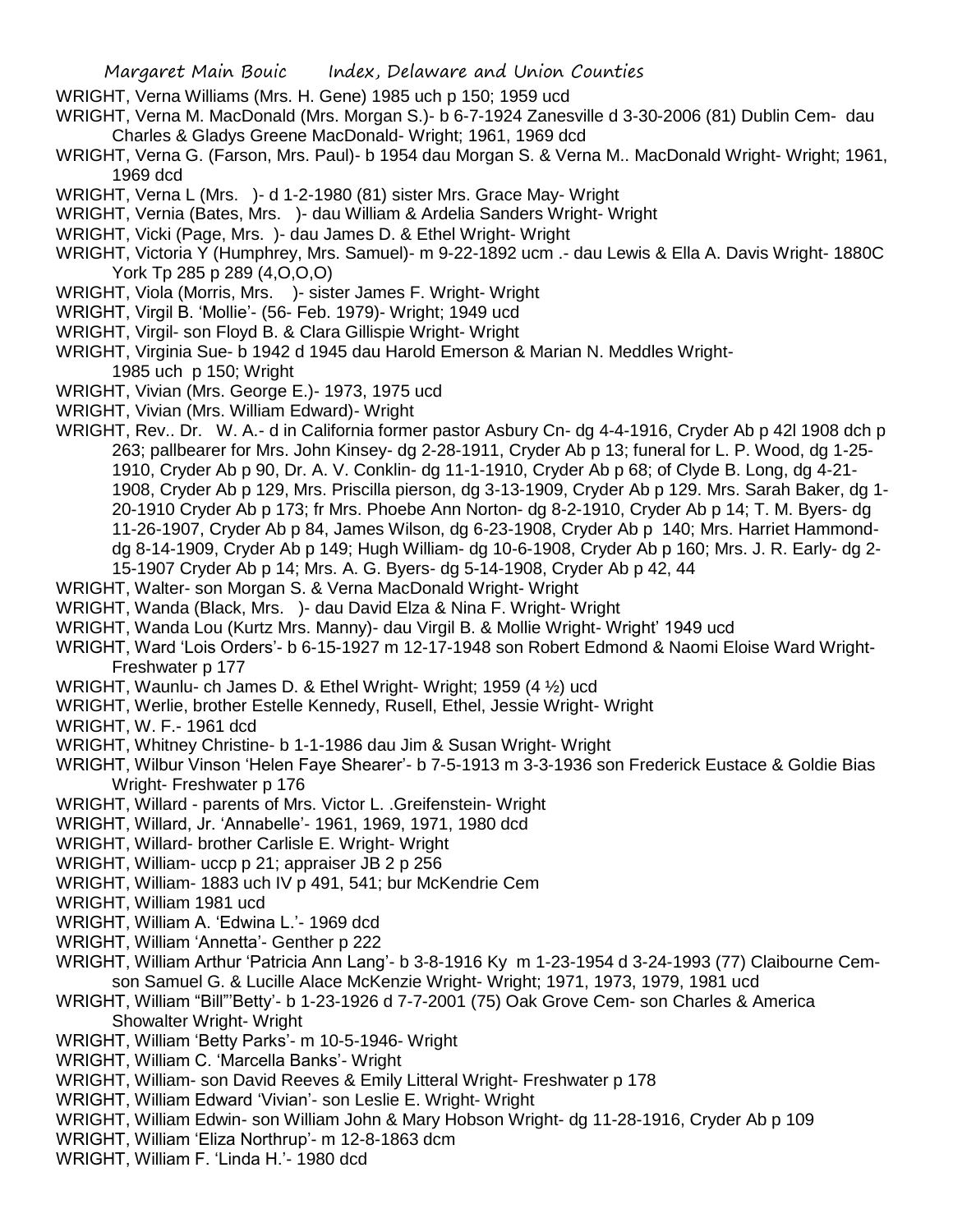WRIGHT, Verna Williams (Mrs. H. Gene) 1985 uch p 150; 1959 ucd

WRIGHT, Verna M. MacDonald (Mrs. Morgan S.)- b 6-7-1924 Zanesville d 3-30-2006 (81) Dublin Cem- dau Charles & Gladys Greene MacDonald- Wright; 1961, 1969 dcd

WRIGHT, Verna G. (Farson, Mrs. Paul)- b 1954 dau Morgan S. & Verna M.. MacDonald Wright- Wright; 1961, 1969 dcd

WRIGHT, Verna L (Mrs. )- d 1-2-1980 (81) sister Mrs. Grace May- Wright

WRIGHT, Vernia (Bates, Mrs. )- dau William & Ardelia Sanders Wright- Wright

WRIGHT, Vicki (Page, Mrs. )- dau James D. & Ethel Wright- Wright

WRIGHT, Victoria Y (Humphrey, Mrs. Samuel)- m 9-22-1892 ucm .- dau Lewis & Ella A. Davis Wright- 1880C York Tp 285 p 289 (4,O,O,O)

WRIGHT, Viola (Morris, Mrs. )- sister James F. Wright- Wright

WRIGHT, Virgil B. 'Mollie'- (56- Feb. 1979)- Wright; 1949 ucd

WRIGHT, Virgil- son Floyd B. & Clara Gillispie Wright- Wright

WRIGHT, Virginia Sue- b 1942 d 1945 dau Harold Emerson & Marian N. Meddles Wright- 1985 uch p 150; Wright

WRIGHT, Vivian (Mrs. George E.)- 1973, 1975 ucd

WRIGHT, Vivian (Mrs. William Edward)- Wright

WRIGHT, Rev.. Dr. W. A.- d in California former pastor Asbury Cn- dg 4-4-1916, Cryder Ab p 42l 1908 dch p 263; pallbearer for Mrs. John Kinsey- dg 2-28-1911, Cryder Ab p 13; funeral for L. P. Wood, dg 1-25-1910, Cryder Ab p 90, Dr. A. V. Conklin- dg 11-1-1910, Cryder Ab p 68; of Clyde B. Long, dg 4-21-1908, Cryder Ab p 129, Mrs. Priscilla pierson, dg 3-13-1909, Cryder Ab p 129. Mrs. Sarah Baker, dg 1-20-1910 Cryder Ab p 173; fr Mrs. Phoebe Ann Norton- dg 8-2-1910, Cryder Ab p 14; T. M. Byers- dg 11-26-1907, Cryder Ab p 84, James Wilson, dg 6-23-1908, Cryder Ab p 140; Mrs. Harriet Hammond- dg 8-14-1909, Cryder Ab p 149; Hugh William- dg 10-6-1908, Cryder Ab p 160; Mrs. J. R. Early- dg 2-15-1907 Cryder Ab p 14; Mrs. A. G. Byers- dg 5-14-1908, Cryder Ab p 42, 44

WRIGHT, Walter- son Morgan S. & Verna MacDonald Wright- Wright

WRIGHT, Wanda (Black, Mrs. )- dau David Elza & Nina F. Wright- Wright

WRIGHT, Wanda Lou (Kurtz Mrs. Manny)- dau Virgil B. & Mollie Wright- Wright' 1949 ucd

WRIGHT, Ward 'Lois Orders'- b 6-15-1927 m 12-17-1948 son Robert Edmond & Naomi Eloise Ward Wright- Freshwater p 177

WRIGHT, Waunlu- ch James D. & Ethel Wright- Wright; 1959 (4 ½) ucd

WRIGHT, Werlie, brother Estelle Kennedy, Rusell, Ethel, Jessie Wright- Wright

WRIGHT, W. F.- 1961 dcd

WRIGHT, Whitney Christine- b 1-1-1986 dau Jim & Susan Wright- Wright

WRIGHT, Wilbur Vinson 'Helen Faye Shearer'- b 7-5-1913 m 3-3-1936 son Frederick Eustace & Goldie Bias Wright- Freshwater p 176

WRIGHT, Willard - parents of Mrs. Victor L. .Greifenstein- Wright

WRIGHT, Willard, Jr. 'Annabelle'- 1961, 1969, 1971, 1980 dcd

WRIGHT, Willard- brother Carlisle E. Wright- Wright

WRIGHT, William- uccp p 21; appraiser JB 2 p 256

WRIGHT, William- 1883 uch IV p 491, 541; bur McKendrie Cem

WRIGHT, William 1981 ucd

WRIGHT, William A. 'Edwina L.'- 1969 dcd

WRIGHT, William 'Annetta'- Genther p 222

WRIGHT, William Arthur 'Patricia Ann Lang'- b 3-8-1916 Ky m 1-23-1954 d 3-24-1993 (77) Claibourne Cem- son Samuel G. & Lucille Alace McKenzie Wright- Wright; 1971, 1973, 1979, 1981 ucd

WRIGHT, William "Bill"'Betty'- b 1-23-1926 d 7-7-2001 (75) Oak Grove Cem- son Charles & America Showalter Wright- Wright

WRIGHT, William 'Betty Parks'- m 10-5-1946- Wright

WRIGHT, William C. 'Marcella Banks'- Wright

WRIGHT, William- son David Reeves & Emily Litteral Wright- Freshwater p 178

WRIGHT, William Edward 'Vivian'- son Leslie E. Wright- Wright

WRIGHT, William Edwin- son William John & Mary Hobson Wright- dg 11-28-1916, Cryder Ab p 109

WRIGHT, William 'Eliza Northrup'- m 12-8-1863 dcm

WRIGHT, William F. 'Linda H.'- 1980 dcd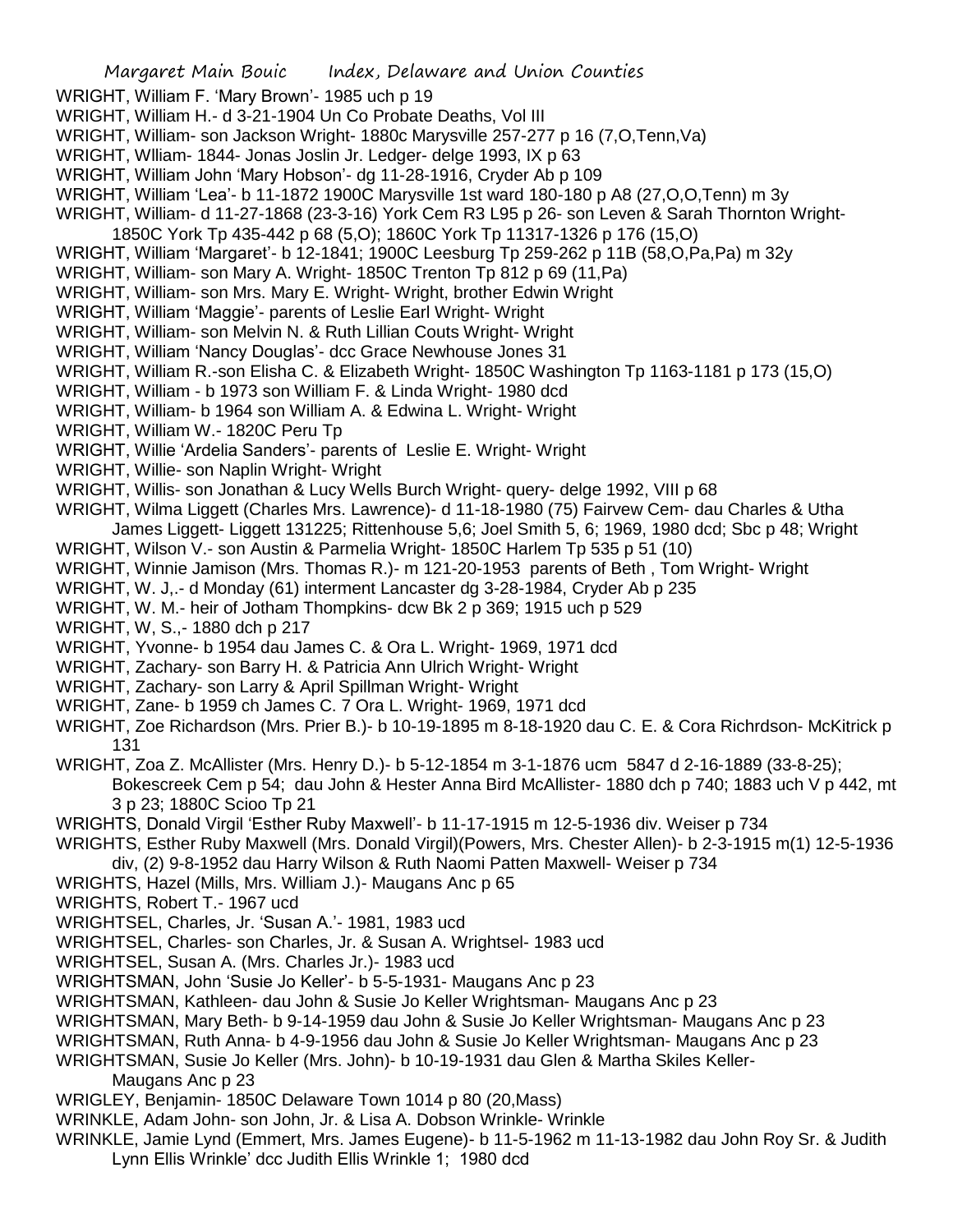WRIGHT, William F. 'Mary Brown'- 1985 uch p 19

WRIGHT, William H.- d 3-21-1904 Un Co Probate Deaths, Vol III

WRIGHT, William- son Jackson Wright- 1880c Marysville 257-277 p 16 (7,O,Tenn,Va)

WRIGHT, Wlliam- 1844- Jonas Joslin Jr. Ledger- delge 1993, IX p 63

WRIGHT, William John 'Mary Hobson'- dg 11-28-1916, Cryder Ab p 109

WRIGHT, William 'Lea'- b 11-1872 1900C Marysville 1st ward 180-180 p A8 (27,O,O,Tenn) m 3y

WRIGHT, William- d 11-27-1868 (23-3-16) York Cem R3 L95 p 26- son Leven & Sarah Thornton Wright- 1850C York Tp 435-442 p 68 (5,O); 1860C York Tp 11317-1326 p 176 (15,O)

WRIGHT, William 'Margaret'- b 12-1841; 1900C Leesburg Tp 259-262 p 11B (58,O,Pa,Pa) m 32y

WRIGHT, William- son Mary A. Wright- 1850C Trenton Tp 812 p 69 (11,Pa)

WRIGHT, William- son Mrs. Mary E. Wright- Wright, brother Edwin Wright

WRIGHT, William 'Maggie'- parents of Leslie Earl Wright- Wright

WRIGHT, William- son Melvin N. & Ruth Lillian Couts Wright- Wright

WRIGHT, William 'Nancy Douglas'- dcc Grace Newhouse Jones 31

WRIGHT, William R.-son Elisha C. & Elizabeth Wright- 1850C Washington Tp 1163-1181 p 173 (15,O)

WRIGHT, William - b 1973 son William F. & Linda Wright- 1980 dcd

WRIGHT, William- b 1964 son William A. & Edwina L. Wright- Wright

WRIGHT, William W.- 1820C Peru Tp

WRIGHT, Willie 'Ardelia Sanders'- parents of Leslie E. Wright- Wright

WRIGHT, Willie- son Naplin Wright- Wright

WRIGHT, Willis- son Jonathan & Lucy Wells Burch Wright- query- delge 1992, VIII p 68

WRIGHT, Wilma Liggett (Charles Mrs. Lawrence)- d 11-18-1980 (75) Fairvew Cem- dau Charles & Utha James Liggett- Liggett 131225; Rittenhouse 5,6; Joel Smith 5, 6; 1969, 1980 dcd; Sbc p 48; Wright

WRIGHT, Wilson V.- son Austin & Parmelia Wright- 1850C Harlem Tp 535 p 51 (10)

WRIGHT, Winnie Jamison (Mrs. Thomas R.)- m 121-20-1953 parents of Beth , Tom Wright- Wright

WRIGHT, W. J,.- d Monday (61) interment Lancaster dg 3-28-1984, Cryder Ab p 235

WRIGHT, W. M.- heir of Jotham Thompkins- dcw Bk 2 p 369; 1915 uch p 529

WRIGHT, W, S.,- 1880 dch p 217

WRIGHT, Yvonne- b 1954 dau James C. & Ora L. Wright- 1969, 1971 dcd

WRIGHT, Zachary- son Barry H. & Patricia Ann Ulrich Wright- Wright

WRIGHT, Zachary- son Larry & April Spillman Wright- Wright

WRIGHT, Zane- b 1959 ch James C. 7 Ora L. Wright- 1969, 1971 dcd

WRIGHT, Zoe Richardson (Mrs. Prier B.)- b 10-19-1895 m 8-18-1920 dau C. E. & Cora Richrdson- McKitrick p 131

WRIGHT, Zoa Z. McAllister (Mrs. Henry D.)- b 5-12-1854 m 3-1-1876 ucm 5847 d 2-16-1889 (33-8-25); Bokescreek Cem p 54; dau John & Hester Anna Bird McAllister- 1880 dch p 740; 1883 uch V p 442, mt 3 p 23; 1880C Scioo Tp 21

WRIGHTS, Donald Virgil 'Esther Ruby Maxwell'- b 11-17-1915 m 12-5-1936 div. Weiser p 734

WRIGHTS, Esther Ruby Maxwell (Mrs. Donald Virgil)(Powers, Mrs. Chester Allen)- b 2-3-1915 m(1) 12-5-1936 div, (2) 9-8-1952 dau Harry Wilson & Ruth Naomi Patten Maxwell- Weiser p 734

WRIGHTS, Hazel (Mills, Mrs. William J.)- Maugans Anc p 65

WRIGHTS, Robert T.- 1967 ucd

WRIGHTSEL, Charles, Jr. 'Susan A.'- 1981, 1983 ucd

WRIGHTSEL, Charles- son Charles, Jr. & Susan A. Wrightsel- 1983 ucd

WRIGHTSEL, Susan A. (Mrs. Charles Jr.)- 1983 ucd

WRIGHTSMAN, John 'Susie Jo Keller'- b 5-5-1931- Maugans Anc p 23

WRIGHTSMAN, Kathleen- dau John & Susie Jo Keller Wrightsman- Maugans Anc p 23

WRIGHTSMAN, Mary Beth- b 9-14-1959 dau John & Susie Jo Keller Wrightsman- Maugans Anc p 23

WRIGHTSMAN, Ruth Anna- b 4-9-1956 dau John & Susie Jo Keller Wrightsman- Maugans Anc p 23

WRIGHTSMAN, Susie Jo Keller (Mrs. John)- b 10-19-1931 dau Glen & Martha Skiles Keller- Maugans Anc p 23

WRIGLEY, Benjamin- 1850C Delaware Town 1014 p 80 (20,Mass)

WRINKLE, Adam John- son John, Jr. & Lisa A. Dobson Wrinkle- Wrinkle

WRINKLE, Jamie Lynd (Emmert, Mrs. James Eugene)- b 11-5-1962 m 11-13-1982 dau John Roy Sr. & Judith Lynn Ellis Wrinkle' dcc Judith Ellis Wrinkle 1; 1980 dcd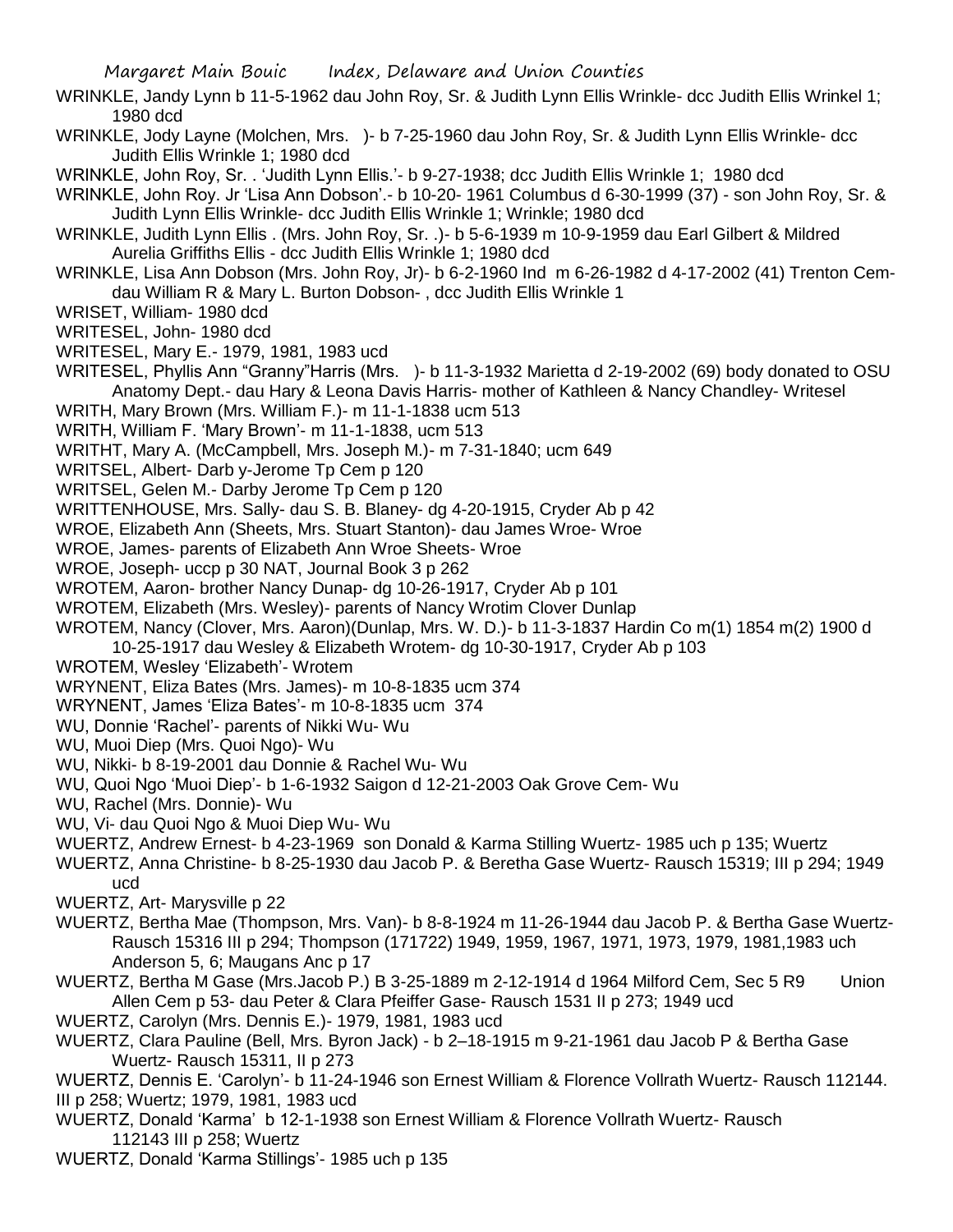WRINKLE, Jandy Lynn b 11-5-1962 dau John Roy, Sr. & Judith Lynn Ellis Wrinkle- dcc Judith Ellis Wrinkel 1; 1980 dcd

WRINKLE, Jody Layne (Molchen, Mrs.   )- b 7-25-1960 dau John Roy, Sr. & Judith Lynn Ellis Wrinkle- dcc Judith Ellis Wrinkle 1; 1980 dcd

WRINKLE, John Roy, Sr. . 'Judith Lynn Ellis.'- b 9-27-1938; dcc Judith Ellis Wrinkle 1; 1980 dcd

WRINKLE, John Roy. Jr 'Lisa Ann Dobson'.- b 10-20- 1961 Columbus d 6-30-1999 (37) - son John Roy, Sr. & Judith Lynn Ellis Wrinkle- dcc Judith Ellis Wrinkle 1; Wrinkle; 1980 dcd

WRINKLE, Judith Lynn Ellis . (Mrs. John Roy, Sr. .)- b 5-6-1939 m 10-9-1959 dau Earl Gilbert & Mildred Aurelia Griffiths Ellis - dcc Judith Ellis Wrinkle 1; 1980 dcd

WRINKLE, Lisa Ann Dobson (Mrs. John Roy, Jr)- b 6-2-1960 Ind m 6-26-1982 d 4-17-2002 (41) Trenton Cem- dau William R & Mary L. Burton Dobson- , dcc Judith Ellis Wrinkle 1

WRISET, William- 1980 dcd

WRITESEL, John- 1980 dcd

WRITESEL, Mary E.- 1979, 1981, 1983 ucd

WRITESEL, Phyllis Ann "Granny"Harris (Mrs.   )- b 11-3-1932 Marietta d 2-19-2002 (69) body donated to OSU Anatomy Dept.- dau Hary & Leona Davis Harris- mother of Kathleen & Nancy Chandley- Writesel

WRITH, Mary Brown (Mrs. William F.)- m 11-1-1838 ucm 513

WRITH, William F. 'Mary Brown'- m 11-1-1838, ucm 513

WRITHT, Mary A. (McCampbell, Mrs. Joseph M.)- m 7-31-1840; ucm 649

WRITSEL, Albert- Darb y-Jerome Tp Cem p 120

WRITSEL, Gelen M.- Darby Jerome Tp Cem p 120

WRITTENHOUSE, Mrs. Sally- dau S. B. Blaney- dg 4-20-1915, Cryder Ab p 42

WROE, Elizabeth Ann (Sheets, Mrs. Stuart Stanton)- dau James Wroe- Wroe

WROE, James- parents of Elizabeth Ann Wroe Sheets- Wroe

WROE, Joseph- uccp p 30 NAT, Journal Book 3 p 262

WROTEM, Aaron- brother Nancy Dunap- dg 10-26-1917, Cryder Ab p 101

WROTEM, Elizabeth (Mrs. Wesley)- parents of Nancy Wrotim Clover Dunlap

WROTEM, Nancy (Clover, Mrs. Aaron)(Dunlap, Mrs. W. D.)- b 11-3-1837 Hardin Co m(1) 1854 m(2) 1900 d 10-25-1917 dau Wesley & Elizabeth Wrotem- dg 10-30-1917, Cryder Ab p 103

WROTEM, Wesley 'Elizabeth'- Wrotem

WRYNENT, Eliza Bates (Mrs. James)- m 10-8-1835 ucm 374

WRYNENT, James 'Eliza Bates'- m 10-8-1835 ucm 374

WU, Donnie 'Rachel'- parents of Nikki Wu- Wu

WU, Muoi Diep (Mrs. Quoi Ngo)- Wu

WU, Nikki- b 8-19-2001 dau Donnie & Rachel Wu- Wu

WU, Quoi Ngo 'Muoi Diep'- b 1-6-1932 Saigon d 12-21-2003 Oak Grove Cem- Wu

WU, Rachel (Mrs. Donnie)- Wu

WU, Vi- dau Quoi Ngo & Muoi Diep Wu- Wu

WUERTZ, Andrew Ernest- b 4-23-1969 son Donald & Karma Stilling Wuertz- 1985 uch p 135; Wuertz

WUERTZ, Anna Christine- b 8-25-1930 dau Jacob P. & Beretha Gase Wuertz- Rausch 15319; III p 294; 1949 ucd

WUERTZ, Art- Marysville p 22

WUERTZ, Bertha Mae (Thompson, Mrs. Van)- b 8-8-1924 m 11-26-1944 dau Jacob P. & Bertha Gase Wuertz- Rausch 15316 III p 294; Thompson (171722) 1949, 1959, 1967, 1971, 1973, 1979, 1981,1983 uch Anderson 5, 6; Maugans Anc p 17

WUERTZ, Bertha M Gase (Mrs.Jacob P.) B 3-25-1889 m 2-12-1914 d 1964 Milford Cem, Sec 5 R9 Union Allen Cem p 53- dau Peter & Clara Pfeiffer Gase- Rausch 1531 II p 273; 1949 ucd

WUERTZ, Carolyn (Mrs. Dennis E.)- 1979, 1981, 1983 ucd

WUERTZ, Clara Pauline (Bell, Mrs. Byron Jack) - b 2–18-1915 m 9-21-1961 dau Jacob P & Bertha Gase Wuertz- Rausch 15311, II p 273

WUERTZ, Dennis E. 'Carolyn'- b 11-24-1946 son Ernest William & Florence Vollrath Wuertz- Rausch 112144. III p 258; Wuertz; 1979, 1981, 1983 ucd

WUERTZ, Donald 'Karma' b 12-1-1938 son Ernest William & Florence Vollrath Wuertz- Rausch 112143 III p 258; Wuertz

WUERTZ, Donald 'Karma Stillings'- 1985 uch p 135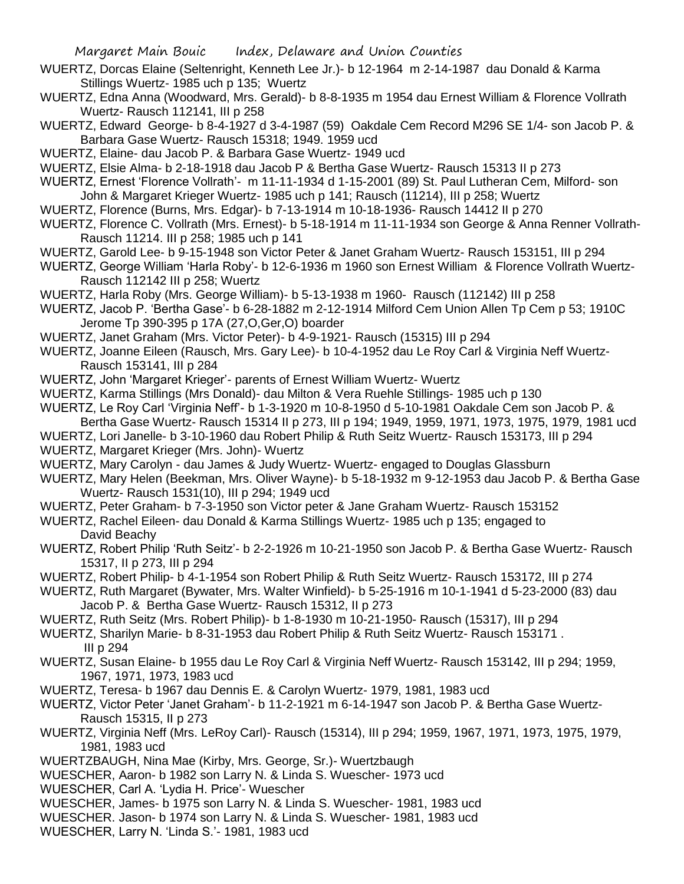WUERTZ, Dorcas Elaine (Seltenright, Kenneth Lee Jr.)- b 12-1964 m 2-14-1987 dau Donald & Karma Stillings Wuertz- 1985 uch p 135; Wuertz

WUERTZ, Edna Anna (Woodward, Mrs. Gerald)- b 8-8-1935 m 1954 dau Ernest William & Florence Vollrath Wuertz- Rausch 112141, III p 258

WUERTZ, Edward George- b 8-4-1927 d 3-4-1987 (59) Oakdale Cem Record M296 SE 1/4- son Jacob P. & Barbara Gase Wuertz- Rausch 15318; 1949. 1959 ucd

WUERTZ, Elaine- dau Jacob P. & Barbara Gase Wuertz- 1949 ucd

WUERTZ, Elsie Alma- b 2-18-1918 dau Jacob P & Bertha Gase Wuertz- Rausch 15313 II p 273

WUERTZ, Ernest 'Florence Vollrath'- m 11-11-1934 d 1-15-2001 (89) St. Paul Lutheran Cem, Milford- son John & Margaret Krieger Wuertz- 1985 uch p 141; Rausch (11214), III p 258; Wuertz

WUERTZ, Florence (Burns, Mrs. Edgar)- b 7-13-1914 m 10-18-1936- Rausch 14412 II p 270

WUERTZ, Florence C. Vollrath (Mrs. Ernest)- b 5-18-1914 m 11-11-1934 son George & Anna Renner Vollrath- Rausch 11214. III p 258; 1985 uch p 141

WUERTZ, Garold Lee- b 9-15-1948 son Victor Peter & Janet Graham Wuertz- Rausch 153151, III p 294

WUERTZ, George William 'Harla Roby'- b 12-6-1936 m 1960 son Ernest William & Florence Vollrath Wuertz- Rausch 112142 III p 258; Wuertz

WUERTZ, Harla Roby (Mrs. George William)- b 5-13-1938 m 1960- Rausch (112142) III p 258

WUERTZ, Jacob P. 'Bertha Gase'- b 6-28-1882 m 2-12-1914 Milford Cem Union Allen Tp Cem p 53; 1910C Jerome Tp 390-395 p 17A (27,O,Ger,O) boarder

WUERTZ, Janet Graham (Mrs. Victor Peter)- b 4-9-1921- Rausch (15315) III p 294

WUERTZ, Joanne Eileen (Rausch, Mrs. Gary Lee)- b 10-4-1952 dau Le Roy Carl & Virginia Neff Wuertz- Rausch 153141, III p 284

WUERTZ, John 'Margaret Krieger'- parents of Ernest William Wuertz- Wuertz

WUERTZ, Karma Stillings (Mrs Donald)- dau Milton & Vera Ruehle Stillings- 1985 uch p 130

WUERTZ, Le Roy Carl 'Virginia Neff'- b 1-3-1920 m 10-8-1950 d 5-10-1981 Oakdale Cem son Jacob P. & Bertha Gase Wuertz- Rausch 15314 II p 273, III p 194; 1949, 1959, 1971, 1973, 1975, 1979, 1981 ucd

WUERTZ, Lori Janelle- b 3-10-1960 dau Robert Philip & Ruth Seitz Wuertz- Rausch 153173, III p 294

WUERTZ, Margaret Krieger (Mrs. John)- Wuertz

WUERTZ, Mary Carolyn - dau James & Judy Wuertz- Wuertz- engaged to Douglas Glassburn

WUERTZ, Mary Helen (Beekman, Mrs. Oliver Wayne)- b 5-18-1932 m 9-12-1953 dau Jacob P. & Bertha Gase Wuertz- Rausch 1531(10), III p 294; 1949 ucd

WUERTZ, Peter Graham- b 7-3-1950 son Victor peter & Jane Graham Wuertz- Rausch 153152

WUERTZ, Rachel Eileen- dau Donald & Karma Stillings Wuertz- 1985 uch p 135; engaged to David Beachy

WUERTZ, Robert Philip 'Ruth Seitz'- b 2-2-1926 m 10-21-1950 son Jacob P. & Bertha Gase Wuertz- Rausch 15317, II p 273, III p 294

WUERTZ, Robert Philip- b 4-1-1954 son Robert Philip & Ruth Seitz Wuertz- Rausch 153172, III p 274

WUERTZ, Ruth Margaret (Bywater, Mrs. Walter Winfield)- b 5-25-1916 m 10-1-1941 d 5-23-2000 (83) dau Jacob P. & Bertha Gase Wuertz- Rausch 15312, II p 273

WUERTZ, Ruth Seitz (Mrs. Robert Philip)- b 1-8-1930 m 10-21-1950- Rausch (15317), III p 294

WUERTZ, Sharilyn Marie- b 8-31-1953 dau Robert Philip & Ruth Seitz Wuertz- Rausch 153171 . III p 294

WUERTZ, Susan Elaine- b 1955 dau Le Roy Carl & Virginia Neff Wuertz- Rausch 153142, III p 294; 1959, 1967, 1971, 1973, 1983 ucd

WUERTZ, Teresa- b 1967 dau Dennis E. & Carolyn Wuertz- 1979, 1981, 1983 ucd

WUERTZ, Victor Peter 'Janet Graham'- b 11-2-1921 m 6-14-1947 son Jacob P. & Bertha Gase Wuertz- Rausch 15315, II p 273

WUERTZ, Virginia Neff (Mrs. LeRoy Carl)- Rausch (15314), III p 294; 1959, 1967, 1971, 1973, 1975, 1979, 1981, 1983 ucd

WUERTZBAUGH, Nina Mae (Kirby, Mrs. George, Sr.)- Wuertzbaugh

WUESCHER, Aaron- b 1982 son Larry N. & Linda S. Wuescher- 1973 ucd

WUESCHER, Carl A. 'Lydia H. Price'- Wuescher

WUESCHER, James- b 1975 son Larry N. & Linda S. Wuescher- 1981, 1983 ucd

WUESCHER. Jason- b 1974 son Larry N. & Linda S. Wuescher- 1981, 1983 ucd

WUESCHER, Larry N. 'Linda S.'- 1981, 1983 ucd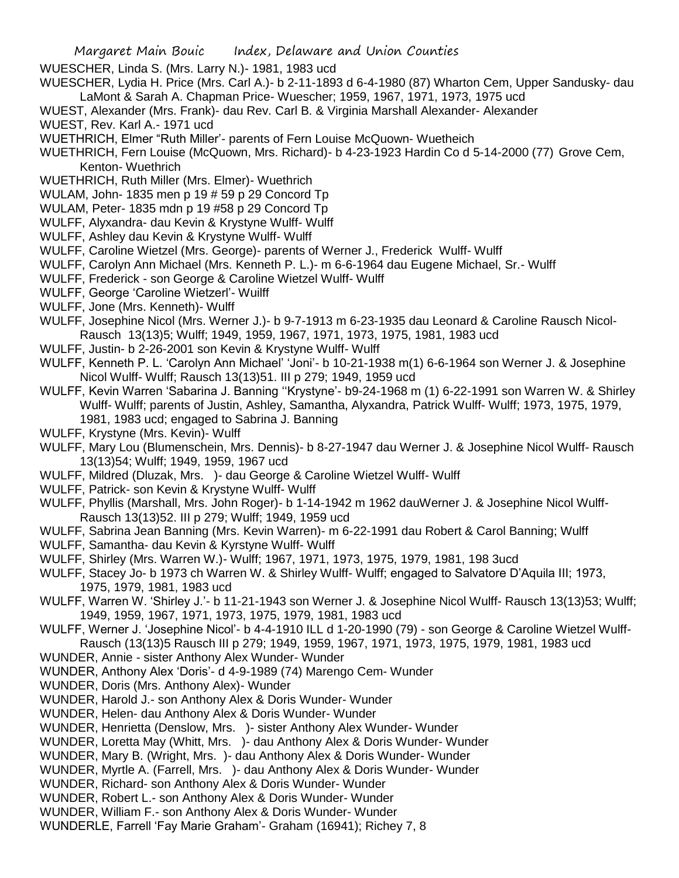WUESCHER, Linda S. (Mrs. Larry N.)- 1981, 1983 ucd

WUESCHER, Lydia H. Price (Mrs. Carl A.)- b 2-11-1893 d 6-4-1980 (87) Wharton Cem, Upper Sandusky- dau LaMont & Sarah A. Chapman Price- Wuescher; 1959, 1967, 1971, 1973, 1975 ucd

WUEST, Alexander (Mrs. Frank)- dau Rev. Carl B. & Virginia Marshall Alexander- Alexander

WUEST, Rev. Karl A.- 1971 ucd

WUETHRICH, Elmer "Ruth Miller'- parents of Fern Louise McQuown- Wuetheich

WUETHRICH, Fern Louise (McQuown, Mrs. Richard)- b 4-23-1923 Hardin Co d 5-14-2000 (77) Grove Cem, Kenton- Wuethrich

WUETHRICH, Ruth Miller (Mrs. Elmer)- Wuethrich

WULAM, John- 1835 men p 19 # 59 p 29 Concord Tp

WULAM, Peter- 1835 mdn p 19 #58 p 29 Concord Tp

WULFF, Alyxandra- dau Kevin & Krystyne Wulff- Wulff

WULFF, Ashley dau Kevin & Krystyne Wulff- Wulff

WULFF, Caroline Wietzel (Mrs. George)- parents of Werner J., Frederick Wulff- Wulff

WULFF, Carolyn Ann Michael (Mrs. Kenneth P. L.)- m 6-6-1964 dau Eugene Michael, Sr.- Wulff

WULFF, Frederick - son George & Caroline Wietzel Wulff- Wulff

WULFF, George 'Caroline Wietzerl'- Wuilff

WULFF, Jone (Mrs. Kenneth)- Wulff

WULFF, Josephine Nicol (Mrs. Werner J.)- b 9-7-1913 m 6-23-1935 dau Leonard & Caroline Rausch Nicol- Rausch 13(13)5; Wulff; 1949, 1959, 1967, 1971, 1973, 1975, 1981, 1983 ucd

WULFF, Justin- b 2-26-2001 son Kevin & Krystyne Wulff- Wulff

WULFF, Kenneth P. L. 'Carolyn Ann Michael' 'Joni'- b 10-21-1938 m(1) 6-6-1964 son Werner J. & Josephine Nicol Wulff- Wulff; Rausch 13(13)51. III p 279; 1949, 1959 ucd

WULFF, Kevin Warren 'Sabarina J. Banning ''Krystyne'- b9-24-1968 m (1) 6-22-1991 son Warren W. & Shirley Wulff- Wulff; parents of Justin, Ashley, Samantha, Alyxandra, Patrick Wulff- Wulff; 1973, 1975, 1979, 1981, 1983 ucd; engaged to Sabrina J. Banning

WULFF, Krystyne (Mrs. Kevin)- Wulff

WULFF, Mary Lou (Blumenschein, Mrs. Dennis)- b 8-27-1947 dau Werner J. & Josephine Nicol Wulff- Rausch 13(13)54; Wulff; 1949, 1959, 1967 ucd

WULFF, Mildred (Dluzak, Mrs. )- dau George & Caroline Wietzel Wulff- Wulff

WULFF, Patrick- son Kevin & Krystyne Wulff- Wulff

WULFF, Phyllis (Marshall, Mrs. John Roger)- b 1-14-1942 m 1962 dauWerner J. & Josephine Nicol Wulff- Rausch 13(13)52. III p 279; Wulff; 1949, 1959 ucd

WULFF, Sabrina Jean Banning (Mrs. Kevin Warren)- m 6-22-1991 dau Robert & Carol Banning; Wulff

WULFF, Samantha- dau Kevin & Kyrstyne Wulff- Wulff

WULFF, Shirley (Mrs. Warren W.)- Wulff; 1967, 1971, 1973, 1975, 1979, 1981, 198 3ucd

WULFF, Stacey Jo- b 1973 ch Warren W. & Shirley Wulff- Wulff; engaged to Salvatore D'Aquila III; 1973, 1975, 1979, 1981, 1983 ucd

WULFF, Warren W. 'Shirley J.'- b 11-21-1943 son Werner J. & Josephine Nicol Wulff- Rausch 13(13)53; Wulff; 1949, 1959, 1967, 1971, 1973, 1975, 1979, 1981, 1983 ucd

WULFF, Werner J. 'Josephine Nicol'- b 4-4-1910 ILL d 1-20-1990 (79) - son George & Caroline Wietzel Wulff- Rausch (13(13)5 Rausch III p 279; 1949, 1959, 1967, 1971, 1973, 1975, 1979, 1981, 1983 ucd

WUNDER, Annie - sister Anthony Alex Wunder- Wunder

WUNDER, Anthony Alex 'Doris'- d 4-9-1989 (74) Marengo Cem- Wunder

WUNDER, Doris (Mrs. Anthony Alex)- Wunder

WUNDER, Harold J.- son Anthony Alex & Doris Wunder- Wunder

WUNDER, Helen- dau Anthony Alex & Doris Wunder- Wunder

WUNDER, Henrietta (Denslow, Mrs. )- sister Anthony Alex Wunder- Wunder

WUNDER, Loretta May (Whitt, Mrs. )- dau Anthony Alex & Doris Wunder- Wunder

WUNDER, Mary B. (Wright, Mrs. )- dau Anthony Alex & Doris Wunder- Wunder

WUNDER, Myrtle A. (Farrell, Mrs. )- dau Anthony Alex & Doris Wunder- Wunder

WUNDER, Richard- son Anthony Alex & Doris Wunder- Wunder

WUNDER, Robert L.- son Anthony Alex & Doris Wunder- Wunder

WUNDER, William F.- son Anthony Alex & Doris Wunder- Wunder

WUNDERLE, Farrell 'Fay Marie Graham'- Graham (16941); Richey 7, 8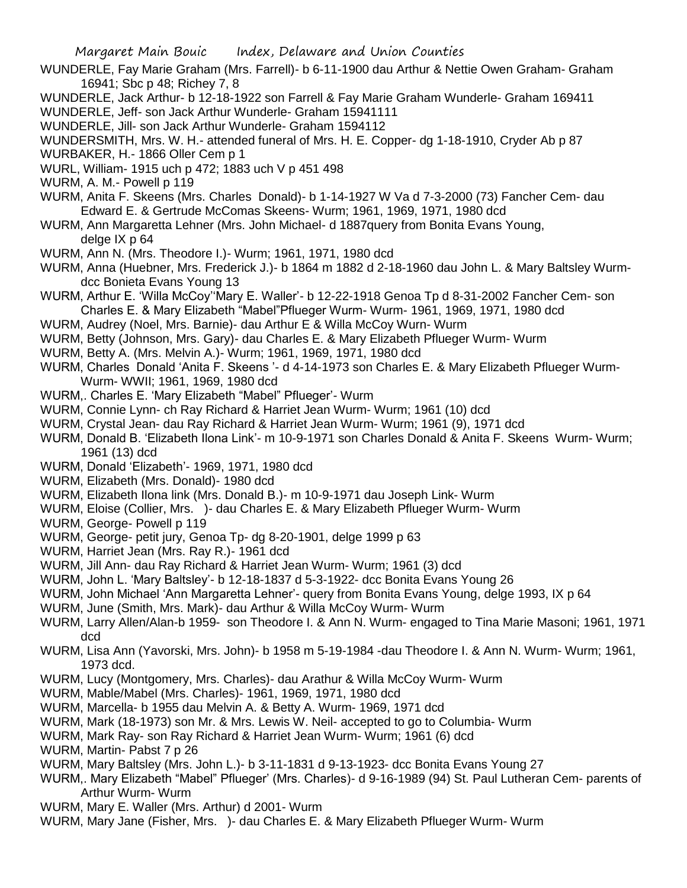WUNDERLE, Fay Marie Graham (Mrs. Farrell)- b 6-11-1900 dau Arthur & Nettie Owen Graham- Graham 16941; Sbc p 48; Richey 7, 8

WUNDERLE, Jack Arthur- b 12-18-1922 son Farrell & Fay Marie Graham Wunderle- Graham 169411

WUNDERLE, Jeff- son Jack Arthur Wunderle- Graham 15941111

WUNDERLE, Jill- son Jack Arthur Wunderle- Graham 1594112

WUNDERSMITH, Mrs. W. H.- attended funeral of Mrs. H. E. Copper- dg 1-18-1910, Cryder Ab p 87

WURBAKER, H.- 1866 Oller Cem p 1

WURL, William- 1915 uch p 472; 1883 uch V p 451 498

WURM, A. M.- Powell p 119

WURM, Anita F. Skeens (Mrs. Charles Donald)- b 1-14-1927 W Va d 7-3-2000 (73) Fancher Cem- dau Edward E. & Gertrude McComas Skeens- Wurm; 1961, 1969, 1971, 1980 dcd

WURM, Ann Margaretta Lehner (Mrs. John Michael- d 1887query from Bonita Evans Young, delge IX p 64

WURM, Ann N. (Mrs. Theodore I.)- Wurm; 1961, 1971, 1980 dcd

WURM, Anna (Huebner, Mrs. Frederick J.)- b 1864 m 1882 d 2-18-1960 dau John L. & Mary Baltsley Wurm- dcc Bonieta Evans Young 13

WURM, Arthur E. 'Willa McCoy''Mary E. Waller'- b 12-22-1918 Genoa Tp d 8-31-2002 Fancher Cem- son Charles E. & Mary Elizabeth "Mabel"Pflueger Wurm- Wurm- 1961, 1969, 1971, 1980 dcd

WURM, Audrey (Noel, Mrs. Barnie)- dau Arthur E & Willa McCoy Wurn- Wurm

WURM, Betty (Johnson, Mrs. Gary)- dau Charles E. & Mary Elizabeth Pflueger Wurm- Wurm

WURM, Betty A. (Mrs. Melvin A.)- Wurm; 1961, 1969, 1971, 1980 dcd

WURM, Charles Donald 'Anita F. Skeens '- d 4-14-1973 son Charles E. & Mary Elizabeth Pflueger Wurm- Wurm- WWII; 1961, 1969, 1980 dcd

WURM,. Charles E. 'Mary Elizabeth "Mabel" Pflueger'- Wurm

WURM, Connie Lynn- ch Ray Richard & Harriet Jean Wurm- Wurm; 1961 (10) dcd

WURM, Crystal Jean- dau Ray Richard & Harriet Jean Wurm- Wurm; 1961 (9), 1971 dcd

WURM, Donald B. 'Elizabeth Ilona Link'- m 10-9-1971 son Charles Donald & Anita F. Skeens Wurm- Wurm; 1961 (13) dcd

WURM, Donald 'Elizabeth'- 1969, 1971, 1980 dcd

WURM, Elizabeth (Mrs. Donald)- 1980 dcd

WURM, Elizabeth Ilona link (Mrs. Donald B.)- m 10-9-1971 dau Joseph Link- Wurm

WURM, Eloise (Collier, Mrs. )- dau Charles E. & Mary Elizabeth Pflueger Wurm- Wurm

WURM, George- Powell p 119

WURM, George- petit jury, Genoa Tp- dg 8-20-1901, delge 1999 p 63

WURM, Harriet Jean (Mrs. Ray R.)- 1961 dcd

WURM, Jill Ann- dau Ray Richard & Harriet Jean Wurm- Wurm; 1961 (3) dcd

WURM, John L. 'Mary Baltsley'- b 12-18-1837 d 5-3-1922- dcc Bonita Evans Young 26

WURM, John Michael 'Ann Margaretta Lehner'- query from Bonita Evans Young, delge 1993, IX p 64

WURM, June (Smith, Mrs. Mark)- dau Arthur & Willa McCoy Wurm- Wurm

WURM, Larry Allen/Alan-b 1959- son Theodore I. & Ann N. Wurm- engaged to Tina Marie Masoni; 1961, 1971 dcd

WURM, Lisa Ann (Yavorski, Mrs. John)- b 1958 m 5-19-1984 -dau Theodore I. & Ann N. Wurm- Wurm; 1961, 1973 dcd.

WURM, Lucy (Montgomery, Mrs. Charles)- dau Arathur & Willa McCoy Wurm- Wurm

WURM, Mable/Mabel (Mrs. Charles)- 1961, 1969, 1971, 1980 dcd

WURM, Marcella- b 1955 dau Melvin A. & Betty A. Wurm- 1969, 1971 dcd

WURM, Mark (18-1973) son Mr. & Mrs. Lewis W. Neil- accepted to go to Columbia- Wurm

WURM, Mark Ray- son Ray Richard & Harriet Jean Wurm- Wurm; 1961 (6) dcd

WURM, Martin- Pabst 7 p 26

WURM, Mary Baltsley (Mrs. John L.)- b 3-11-1831 d 9-13-1923- dcc Bonita Evans Young 27

WURM,. Mary Elizabeth "Mabel" Pflueger' (Mrs. Charles)- d 9-16-1989 (94) St. Paul Lutheran Cem- parents of Arthur Wurm- Wurm

WURM, Mary E. Waller (Mrs. Arthur) d 2001- Wurm

WURM, Mary Jane (Fisher, Mrs. )- dau Charles E. & Mary Elizabeth Pflueger Wurm- Wurm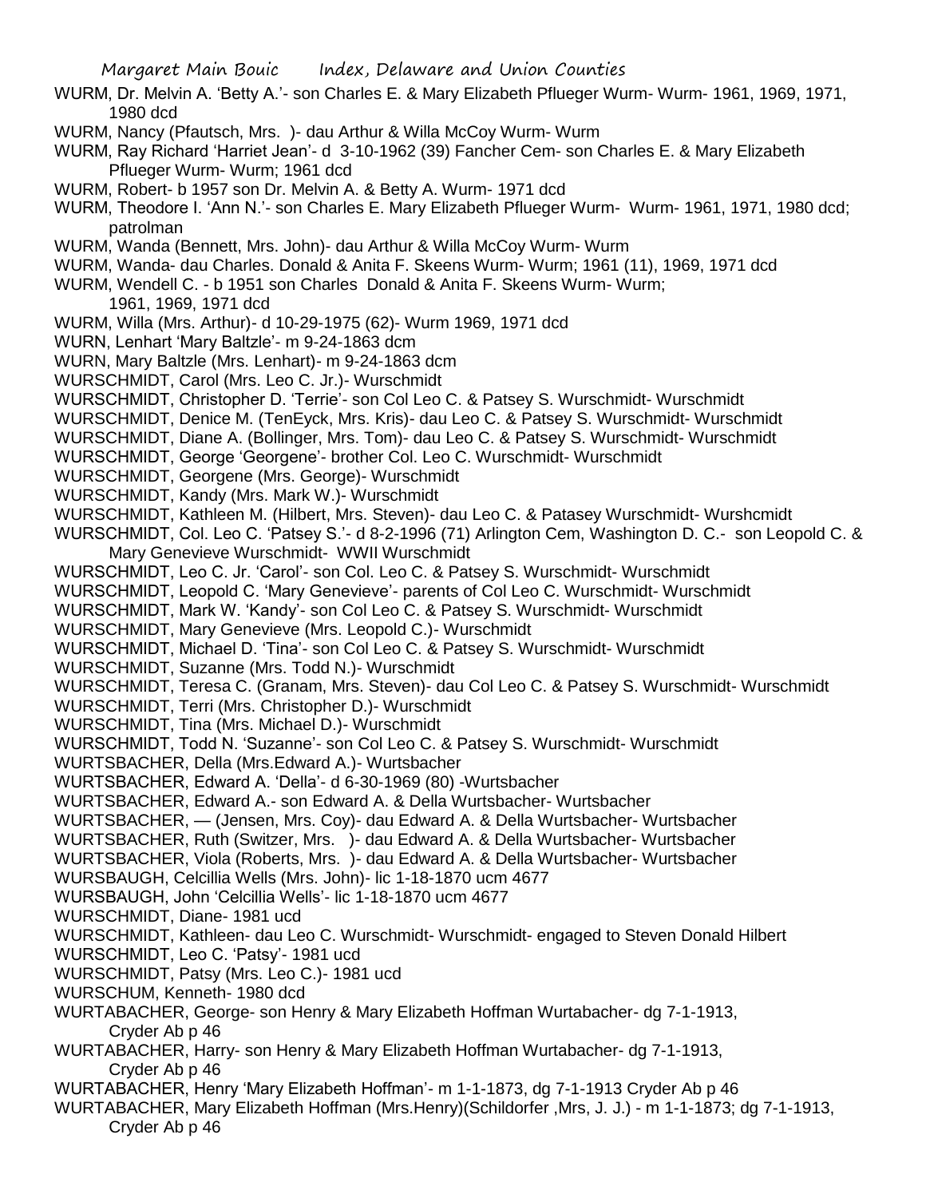WURM, Dr. Melvin A. 'Betty A.'- son Charles E. & Mary Elizabeth Pflueger Wurm- Wurm- 1961, 1969, 1971, 1980 dcd

WURM, Nancy (Pfautsch, Mrs. )- dau Arthur & Willa McCoy Wurm- Wurm

WURM, Ray Richard 'Harriet Jean'- d 3-10-1962 (39) Fancher Cem- son Charles E. & Mary Elizabeth Pflueger Wurm- Wurm; 1961 dcd

WURM, Robert- b 1957 son Dr. Melvin A. & Betty A. Wurm- 1971 dcd

WURM, Theodore I. 'Ann N.'- son Charles E. Mary Elizabeth Pflueger Wurm- Wurm- 1961, 1971, 1980 dcd; patrolman

WURM, Wanda (Bennett, Mrs. John)- dau Arthur & Willa McCoy Wurm- Wurm

WURM, Wanda- dau Charles. Donald & Anita F. Skeens Wurm- Wurm; 1961 (11), 1969, 1971 dcd

WURM, Wendell C. - b 1951 son Charles Donald & Anita F. Skeens Wurm- Wurm; 1961, 1969, 1971 dcd

WURM, Willa (Mrs. Arthur)- d 10-29-1975 (62)- Wurm 1969, 1971 dcd

WURN, Lenhart 'Mary Baltzle'- m 9-24-1863 dcm

WURN, Mary Baltzle (Mrs. Lenhart)- m 9-24-1863 dcm

WURSCHMIDT, Carol (Mrs. Leo C. Jr.)- Wurschmidt

WURSCHMIDT, Christopher D. 'Terrie'- son Col Leo C. & Patsey S. Wurschmidt- Wurschmidt

WURSCHMIDT, Denice M. (TenEyck, Mrs. Kris)- dau Leo C. & Patsey S. Wurschmidt- Wurschmidt

WURSCHMIDT, Diane A. (Bollinger, Mrs. Tom)- dau Leo C. & Patsey S. Wurschmidt- Wurschmidt

WURSCHMIDT, George 'Georgene'- brother Col. Leo C. Wurschmidt- Wurschmidt

WURSCHMIDT, Georgene (Mrs. George)- Wurschmidt

WURSCHMIDT, Kandy (Mrs. Mark W.)- Wurschmidt

WURSCHMIDT, Kathleen M. (Hilbert, Mrs. Steven)- dau Leo C. & Patasey Wurschmidt- Wurshcmidt

WURSCHMIDT, Col. Leo C. 'Patsey S.'- d 8-2-1996 (71) Arlington Cem, Washington D. C.- son Leopold C. & Mary Genevieve Wurschmidt- WWII Wurschmidt

WURSCHMIDT, Leo C. Jr. 'Carol'- son Col. Leo C. & Patsey S. Wurschmidt- Wurschmidt

WURSCHMIDT, Leopold C. 'Mary Genevieve'- parents of Col Leo C. Wurschmidt- Wurschmidt

WURSCHMIDT, Mark W. 'Kandy'- son Col Leo C. & Patsey S. Wurschmidt- Wurschmidt

WURSCHMIDT, Mary Genevieve (Mrs. Leopold C.)- Wurschmidt

WURSCHMIDT, Michael D. 'Tina'- son Col Leo C. & Patsey S. Wurschmidt- Wurschmidt

WURSCHMIDT, Suzanne (Mrs. Todd N.)- Wurschmidt

WURSCHMIDT, Teresa C. (Granam, Mrs. Steven)- dau Col Leo C. & Patsey S. Wurschmidt- Wurschmidt

WURSCHMIDT, Terri (Mrs. Christopher D.)- Wurschmidt

WURSCHMIDT, Tina (Mrs. Michael D.)- Wurschmidt

WURSCHMIDT, Todd N. 'Suzanne'- son Col Leo C. & Patsey S. Wurschmidt- Wurschmidt

WURTSBACHER, Della (Mrs.Edward A.)- Wurtsbacher

WURTSBACHER, Edward A. 'Della'- d 6-30-1969 (80) -Wurtsbacher

WURTSBACHER, Edward A.- son Edward A. & Della Wurtsbacher- Wurtsbacher

WURTSBACHER, — (Jensen, Mrs. Coy)- dau Edward A. & Della Wurtsbacher- Wurtsbacher

WURTSBACHER, Ruth (Switzer, Mrs. )- dau Edward A. & Della Wurtsbacher- Wurtsbacher

WURTSBACHER, Viola (Roberts, Mrs. )- dau Edward A. & Della Wurtsbacher- Wurtsbacher

WURSBAUGH, Celcillia Wells (Mrs. John)- lic 1-18-1870 ucm 4677

WURSBAUGH, John 'Celcillia Wells'- lic 1-18-1870 ucm 4677

WURSCHMIDT, Diane- 1981 ucd

WURSCHMIDT, Kathleen- dau Leo C. Wurschmidt- Wurschmidt- engaged to Steven Donald Hilbert

WURSCHMIDT, Leo C. 'Patsy'- 1981 ucd

WURSCHMIDT, Patsy (Mrs. Leo C.)- 1981 ucd

WURSCHUM, Kenneth- 1980 dcd

WURTABACHER, George- son Henry & Mary Elizabeth Hoffman Wurtabacher- dg 7-1-1913, Cryder Ab p 46

WURTABACHER, Harry- son Henry & Mary Elizabeth Hoffman Wurtabacher- dg 7-1-1913, Cryder Ab p 46

WURTABACHER, Henry 'Mary Elizabeth Hoffman'- m 1-1-1873, dg 7-1-1913 Cryder Ab p 46

WURTABACHER, Mary Elizabeth Hoffman (Mrs.Henry)(Schildorfer ,Mrs, J. J.) - m 1-1-1873; dg 7-1-1913, Cryder Ab p 46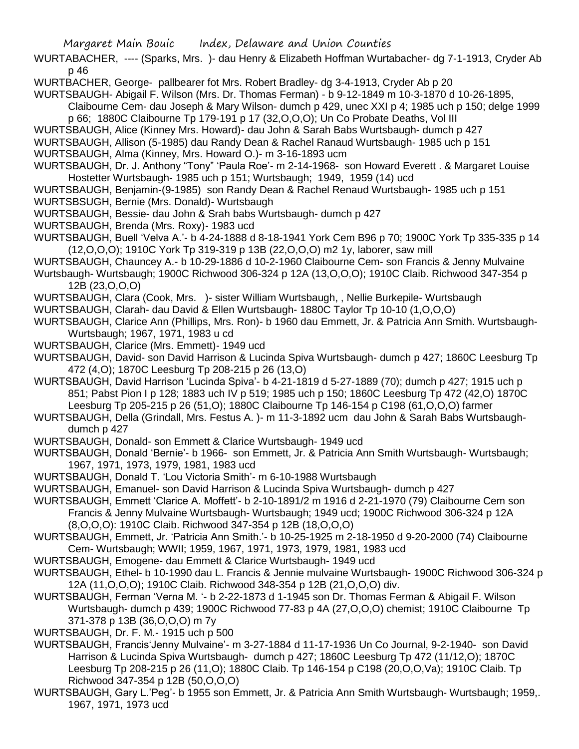WURTABACHER, ---- (Sparks, Mrs. )- dau Henry & Elizabeth Hoffman Wurtabacher- dg 7-1-1913, Cryder Ab p 46

WURTBACHER, George- pallbearer fot Mrs. Robert Bradley- dg 3-4-1913, Cryder Ab p 20

WURTSBAUGH- Abigail F. Wilson (Mrs. Dr. Thomas Ferman) - b 9-12-1849 m 10-3-1870 d 10-26-1895, Claibourne Cem- dau Joseph & Mary Wilson- dumch p 429, unec XXI p 4; 1985 uch p 150; delge 1999 p 66; 1880C Claibourne Tp 179-191 p 17 (32,O,O,O); Un Co Probate Deaths, Vol III

WURTSBAUGH, Alice (Kinney Mrs. Howard)- dau John & Sarah Babs Wurtsbaugh- dumch p 427

WURTSBAUGH, Allison (5-1985) dau Randy Dean & Rachel Ranaud Wurtsbaugh- 1985 uch p 151

WURTSBAUGH, Alma (Kinney, Mrs. Howard O.)- m 3-16-1893 ucm

WURTSBAUGH, Dr. J. Anthony "Tony" 'Paula Roe'- m 2-14-1968- son Howard Everett . & Margaret Louise Hostetter Wurtsbaugh- 1985 uch p 151; Wurtsbaugh; 1949, 1959 (14) ucd

WURTSBAUGH, Benjamin-(9-1985) son Randy Dean & Rachel Renaud Wurtsbaugh- 1985 uch p 151

WURTSBSUGH, Bernie (Mrs. Donald)- Wurtsbaugh

WURTSBAUGH, Bessie- dau John & Srah babs Wurtsbaugh- dumch p 427

WURTSBAUGH, Brenda (Mrs. Roxy)- 1983 ucd

WURTSBAUGH, Buell 'Velva A.'- b 4-24-1888 d 8-18-1941 York Cem B96 p 70; 1900C York Tp 335-335 p 14 (12,O,O,O); 1910C York Tp 319-319 p 13B (22,O,O,O) m2 1y, laborer, saw mill

WURTSBAUGH, Chauncey A.- b 10-29-1886 d 10-2-1960 Claibourne Cem- son Francis & Jenny Mulvaine Wurtsbaugh- Wurtsbaugh; 1900C Richwood 306-324 p 12A (13,O,O,O); 1910C Claib. Richwood 347-354 p 12B (23,O,O,O)

WURTSBAUGH, Clara (Cook, Mrs. )- sister William Wurtsbaugh, , Nellie Burkepile- Wurtsbaugh

WURTSBAUGH, Clarah- dau David & Ellen Wurtsbaugh- 1880C Taylor Tp 10-10 (1,O,O,O)

WURTSBAUGH, Clarice Ann (Phillips, Mrs. Ron)- b 1960 dau Emmett, Jr. & Patricia Ann Smith. Wurtsbaugh- Wurtsbaugh; 1967, 1971, 1983 u cd

WURTSBAUGH, Clarice (Mrs. Emmett)- 1949 ucd

WURTSBAUGH, David- son David Harrison & Lucinda Spiva Wurtsbaugh- dumch p 427; 1860C Leesburg Tp 472 (4,O); 1870C Leesburg Tp 208-215 p 26 (13,O)

WURTSBAUGH, David Harrison 'Lucinda Spiva'- b 4-21-1819 d 5-27-1889 (70); dumch p 427; 1915 uch p 851; Pabst Pion I p 128; 1883 uch IV p 519; 1985 uch p 150; 1860C Leesburg Tp 472 (42,O) 1870C Leesburg Tp 205-215 p 26 (51,O); 1880C Claibourne Tp 146-154 p C198 (61,O,O,O) farmer

WURTSBAUGH, Della (Grindall, Mrs. Festus A. )- m 11-3-1892 ucm dau John & Sarah Babs Wurtsbaugh- dumch p 427

WURTSBAUGH, Donald- son Emmett & Clarice Wurtsbaugh- 1949 ucd

WURTSBAUGH, Donald 'Bernie'- b 1966- son Emmett, Jr. & Patricia Ann Smith Wurtsbaugh- Wurtsbaugh; 1967, 1971, 1973, 1979, 1981, 1983 ucd

WURTSBAUGH, Donald T. 'Lou Victoria Smith'- m 6-10-1988 Wurtsbaugh

WURTSBAUGH, Emanuel- son David Harrison & Lucinda Spiva Wurtsbaugh- dumch p 427

WURTSBAUGH, Emmett 'Clarice A. Moffett'- b 2-10-1891/2 m 1916 d 2-21-1970 (79) Claibourne Cem son Francis & Jenny Mulvaine Wurtsbaugh- Wurtsbaugh; 1949 ucd; 1900C Richwood 306-324 p 12A (8,O,O,O): 1910C Claib. Richwood 347-354 p 12B (18,O,O,O)

WURTSBAUGH, Emmett, Jr. 'Patricia Ann Smith.'- b 10-25-1925 m 2-18-1950 d 9-20-2000 (74) Claibourne Cem- Wurtsbaugh; WWII; 1959, 1967, 1971, 1973, 1979, 1981, 1983 ucd

WURTSBAUGH, Emogene- dau Emmett & Clarice Wurtsbaugh- 1949 ucd

WURTSBAUGH, Ethel- b 10-1990 dau L. Francis & Jennie mulvaine Wurtsbaugh- 1900C Richwood 306-324 p 12A (11,O,O,O); 1910C Claib. Richwood 348-354 p 12B (21,O,O,O) div.

WURTSBAUGH, Ferman 'Verna M. '- b 2-22-1873 d 1-1945 son Dr. Thomas Ferman & Abigail F. Wilson Wurtsbaugh- dumch p 439; 1900C Richwood 77-83 p 4A (27,O,O,O) chemist; 1910C Claibourne Tp 371-378 p 13B (36,O,O,O) m 7y

WURTSBAUGH, Dr. F. M.- 1915 uch p 500

WURTSBAUGH, Francis'Jenny Mulvaine'- m 3-27-1884 d 11-17-1936 Un Co Journal, 9-2-1940- son David Harrison & Lucinda Spiva Wurtsbaugh- dumch p 427; 1860C Leesburg Tp 472 (11/12,O); 1870C Leesburg Tp 208-215 p 26 (11,O); 1880C Claib. Tp 146-154 p C198 (20,O,O,Va); 1910C Claib. Tp Richwood 347-354 p 12B (50,O,O,O)

WURTSBAUGH, Gary L.'Peg'- b 1955 son Emmett, Jr. & Patricia Ann Smith Wurtsbaugh- Wurtsbaugh; 1959,. 1967, 1971, 1973 ucd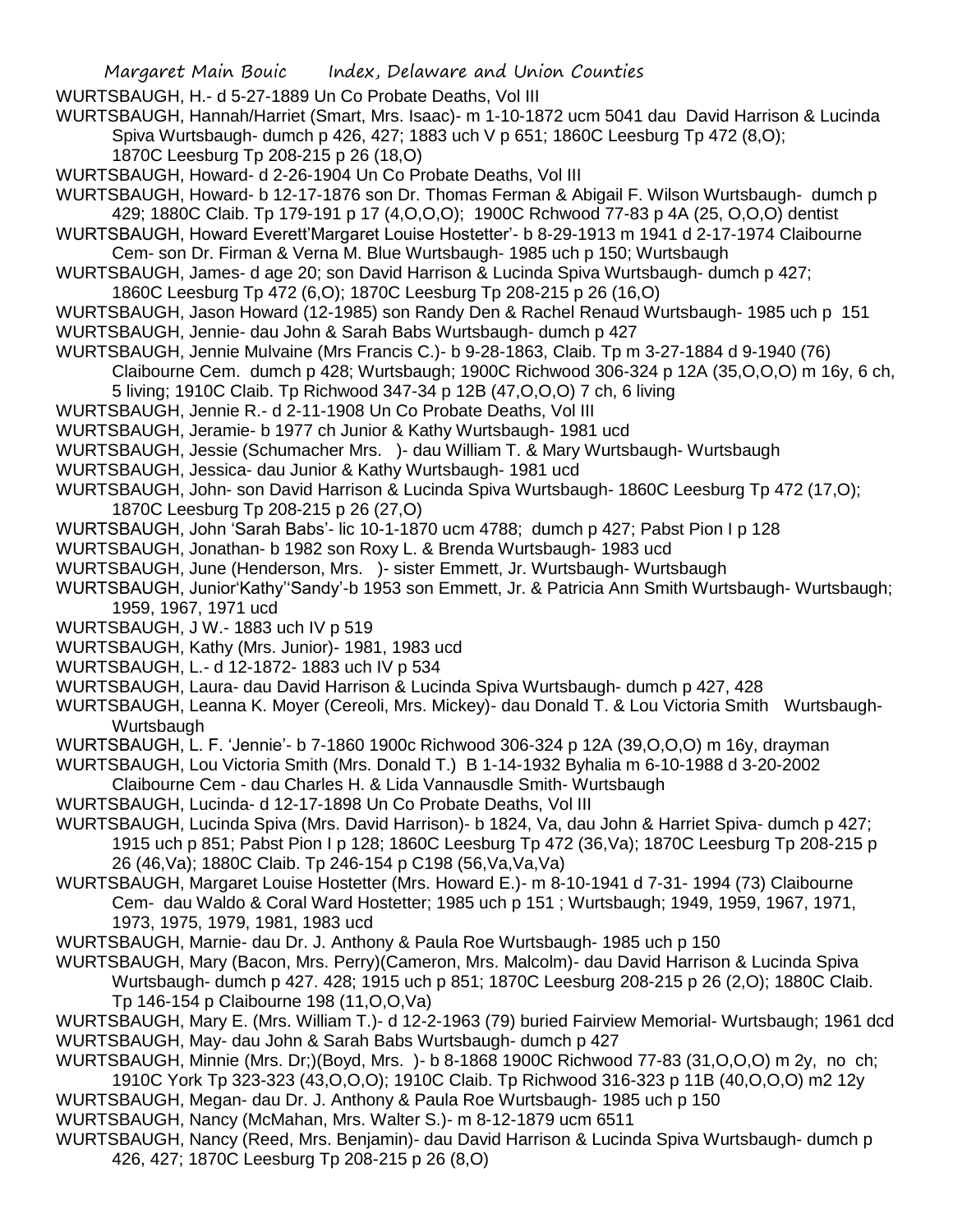WURTSBAUGH, H.- d 5-27-1889 Un Co Probate Deaths, Vol III

WURTSBAUGH, Hannah/Harriet (Smart, Mrs. Isaac)- m 1-10-1872 ucm 5041 dau David Harrison & Lucinda Spiva Wurtsbaugh- dumch p 426, 427; 1883 uch V p 651; 1860C Leesburg Tp 472 (8,O); 1870C Leesburg Tp 208-215 p 26 (18,O)

WURTSBAUGH, Howard- d 2-26-1904 Un Co Probate Deaths, Vol III

WURTSBAUGH, Howard- b 12-17-1876 son Dr. Thomas Ferman & Abigail F. Wilson Wurtsbaugh- dumch p 429; 1880C Claib. Tp 179-191 p 17 (4,O,O,O); 1900C Rchwood 77-83 p 4A (25, O,O,O) dentist

WURTSBAUGH, Howard Everett'Margaret Louise Hostetter'- b 8-29-1913 m 1941 d 2-17-1974 Claibourne Cem- son Dr. Firman & Verna M. Blue Wurtsbaugh- 1985 uch p 150; Wurtsbaugh

WURTSBAUGH, James- d age 20; son David Harrison & Lucinda Spiva Wurtsbaugh- dumch p 427; 1860C Leesburg Tp 472 (6,O); 1870C Leesburg Tp 208-215 p 26 (16,O)

WURTSBAUGH, Jason Howard (12-1985) son Randy Den & Rachel Renaud Wurtsbaugh- 1985 uch p 151

WURTSBAUGH, Jennie- dau John & Sarah Babs Wurtsbaugh- dumch p 427

WURTSBAUGH, Jennie Mulvaine (Mrs Francis C.)- b 9-28-1863, Claib. Tp m 3-27-1884 d 9-1940 (76) Claibourne Cem. dumch p 428; Wurtsbaugh; 1900C Richwood 306-324 p 12A (35,O,O,O) m 16y, 6 ch, 5 living; 1910C Claib. Tp Richwood 347-34 p 12B (47,O,O,O) 7 ch, 6 living

WURTSBAUGH, Jennie R.- d 2-11-1908 Un Co Probate Deaths, Vol III

WURTSBAUGH, Jeramie- b 1977 ch Junior & Kathy Wurtsbaugh- 1981 ucd

WURTSBAUGH, Jessie (Schumacher Mrs. )- dau William T. & Mary Wurtsbaugh- Wurtsbaugh

WURTSBAUGH, Jessica- dau Junior & Kathy Wurtsbaugh- 1981 ucd

WURTSBAUGH, John- son David Harrison & Lucinda Spiva Wurtsbaugh- 1860C Leesburg Tp 472 (17,O); 1870C Leesburg Tp 208-215 p 26 (27,O)

WURTSBAUGH, John 'Sarah Babs'- lic 10-1-1870 ucm 4788; dumch p 427; Pabst Pion I p 128

WURTSBAUGH, Jonathan- b 1982 son Roxy L. & Brenda Wurtsbaugh- 1983 ucd

WURTSBAUGH, June (Henderson, Mrs. )- sister Emmett, Jr. Wurtsbaugh- Wurtsbaugh

WURTSBAUGH, Junior'Kathy''Sandy'-b 1953 son Emmett, Jr. & Patricia Ann Smith Wurtsbaugh- Wurtsbaugh; 1959, 1967, 1971 ucd

WURTSBAUGH, J W.- 1883 uch IV p 519

WURTSBAUGH, Kathy (Mrs. Junior)- 1981, 1983 ucd

WURTSBAUGH, L.- d 12-1872- 1883 uch IV p 534

WURTSBAUGH, Laura- dau David Harrison & Lucinda Spiva Wurtsbaugh- dumch p 427, 428

WURTSBAUGH, Leanna K. Moyer (Cereoli, Mrs. Mickey)- dau Donald T. & Lou Victoria Smith Wurtsbaugh- Wurtsbaugh

WURTSBAUGH, L. F. 'Jennie'- b 7-1860 1900c Richwood 306-324 p 12A (39,O,O,O) m 16y, drayman

WURTSBAUGH, Lou Victoria Smith (Mrs. Donald T.) B 1-14-1932 Byhalia m 6-10-1988 d 3-20-2002 Claibourne Cem - dau Charles H. & Lida Vannausdle Smith- Wurtsbaugh

WURTSBAUGH, Lucinda- d 12-17-1898 Un Co Probate Deaths, Vol III

WURTSBAUGH, Lucinda Spiva (Mrs. David Harrison)- b 1824, Va, dau John & Harriet Spiva- dumch p 427; 1915 uch p 851; Pabst Pion I p 128; 1860C Leesburg Tp 472 (36,Va); 1870C Leesburg Tp 208-215 p 26 (46,Va); 1880C Claib. Tp 246-154 p C198 (56,Va,Va,Va)

WURTSBAUGH, Margaret Louise Hostetter (Mrs. Howard E.)- m 8-10-1941 d 7-31- 1994 (73) Claibourne Cem- dau Waldo & Coral Ward Hostetter; 1985 uch p 151 ; Wurtsbaugh; 1949, 1959, 1967, 1971, 1973, 1975, 1979, 1981, 1983 ucd

WURTSBAUGH, Marnie- dau Dr. J. Anthony & Paula Roe Wurtsbaugh- 1985 uch p 150

WURTSBAUGH, Mary (Bacon, Mrs. Perry)(Cameron, Mrs. Malcolm)- dau David Harrison & Lucinda Spiva Wurtsbaugh- dumch p 427. 428; 1915 uch p 851; 1870C Leesburg 208-215 p 26 (2,O); 1880C Claib. Tp 146-154 p Claibourne 198 (11,O,O,Va)

WURTSBAUGH, Mary E. (Mrs. William T.)- d 12-2-1963 (79) buried Fairview Memorial- Wurtsbaugh; 1961 dcd

WURTSBAUGH, May- dau John & Sarah Babs Wurtsbaugh- dumch p 427

WURTSBAUGH, Minnie (Mrs. Dr;)(Boyd, Mrs. )- b 8-1868 1900C Richwood 77-83 (31,O,O,O) m 2y, no ch; 1910C York Tp 323-323 (43,O,O,O); 1910C Claib. Tp Richwood 316-323 p 11B (40,O,O,O) m2 12y

WURTSBAUGH, Megan- dau Dr. J. Anthony & Paula Roe Wurtsbaugh- 1985 uch p 150

WURTSBAUGH, Nancy (McMahan, Mrs. Walter S.)- m 8-12-1879 ucm 6511

WURTSBAUGH, Nancy (Reed, Mrs. Benjamin)- dau David Harrison & Lucinda Spiva Wurtsbaugh- dumch p 426, 427; 1870C Leesburg Tp 208-215 p 26 (8,O)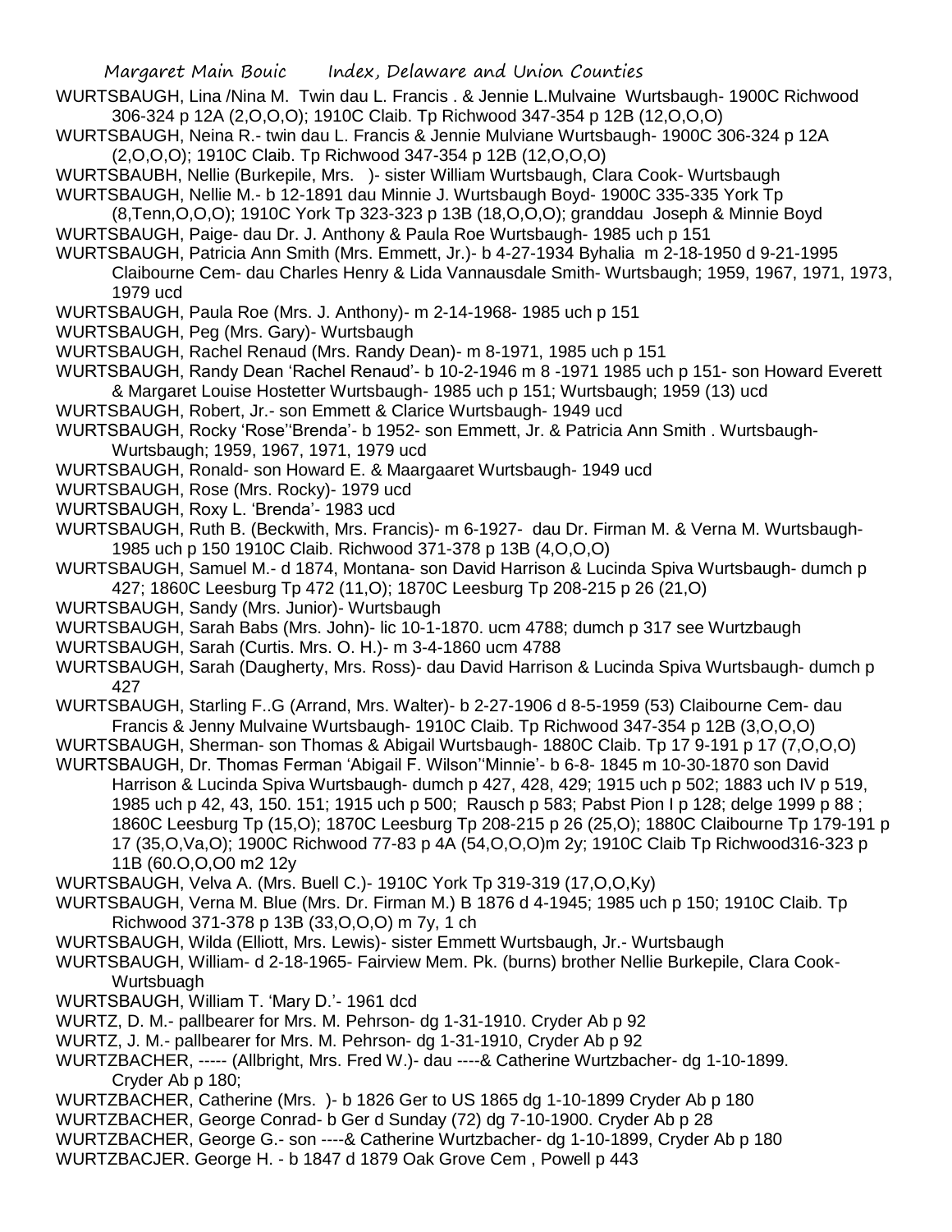WURTSBAUGH, Lina /Nina M. Twin dau L. Francis . & Jennie L.Mulvaine Wurtsbaugh- 1900C Richwood 306-324 p 12A (2,O,O,O); 1910C Claib. Tp Richwood 347-354 p 12B (12,O,O,O)

WURTSBAUGH, Neina R.- twin dau L. Francis & Jennie Mulviane Wurtsbaugh- 1900C 306-324 p 12A (2,O,O,O); 1910C Claib. Tp Richwood 347-354 p 12B (12,O,O,O)

WURTSBAUBH, Nellie (Burkepile, Mrs. )- sister William Wurtsbaugh, Clara Cook- Wurtsbaugh

WURTSBAUGH, Nellie M.- b 12-1891 dau Minnie J. Wurtsbaugh Boyd- 1900C 335-335 York Tp (8,Tenn,O,O,O); 1910C York Tp 323-323 p 13B (18,O,O,O); granddau Joseph & Minnie Boyd

WURTSBAUGH, Paige- dau Dr. J. Anthony & Paula Roe Wurtsbaugh- 1985 uch p 151

WURTSBAUGH, Patricia Ann Smith (Mrs. Emmett, Jr.)- b 4-27-1934 Byhalia m 2-18-1950 d 9-21-1995 Claibourne Cem- dau Charles Henry & Lida Vannausdale Smith- Wurtsbaugh; 1959, 1967, 1971, 1973, 1979 ucd

WURTSBAUGH, Paula Roe (Mrs. J. Anthony)- m 2-14-1968- 1985 uch p 151

WURTSBAUGH, Peg (Mrs. Gary)- Wurtsbaugh

WURTSBAUGH, Rachel Renaud (Mrs. Randy Dean)- m 8-1971, 1985 uch p 151

WURTSBAUGH, Randy Dean 'Rachel Renaud'- b 10-2-1946 m 8 -1971 1985 uch p 151- son Howard Everett & Margaret Louise Hostetter Wurtsbaugh- 1985 uch p 151; Wurtsbaugh; 1959 (13) ucd

WURTSBAUGH, Robert, Jr.- son Emmett & Clarice Wurtsbaugh- 1949 ucd

WURTSBAUGH, Rocky 'Rose''Brenda'- b 1952- son Emmett, Jr. & Patricia Ann Smith . Wurtsbaugh- Wurtsbaugh; 1959, 1967, 1971, 1979 ucd

WURTSBAUGH, Ronald- son Howard E. & Maargaaret Wurtsbaugh- 1949 ucd

WURTSBAUGH, Rose (Mrs. Rocky)- 1979 ucd

WURTSBAUGH, Roxy L. 'Brenda'- 1983 ucd

WURTSBAUGH, Ruth B. (Beckwith, Mrs. Francis)- m 6-1927- dau Dr. Firman M. & Verna M. Wurtsbaugh- 1985 uch p 150 1910C Claib. Richwood 371-378 p 13B (4,O,O,O)

WURTSBAUGH, Samuel M.- d 1874, Montana- son David Harrison & Lucinda Spiva Wurtsbaugh- dumch p 427; 1860C Leesburg Tp 472 (11,O); 1870C Leesburg Tp 208-215 p 26 (21,O)

WURTSBAUGH, Sandy (Mrs. Junior)- Wurtsbaugh

WURTSBAUGH, Sarah Babs (Mrs. John)- lic 10-1-1870. ucm 4788; dumch p 317 see Wurtzbaugh

WURTSBAUGH, Sarah (Curtis. Mrs. O. H.)- m 3-4-1860 ucm 4788

WURTSBAUGH, Sarah (Daugherty, Mrs. Ross)- dau David Harrison & Lucinda Spiva Wurtsbaugh- dumch p 427

WURTSBAUGH, Starling F..G (Arrand, Mrs. Walter)- b 2-27-1906 d 8-5-1959 (53) Claibourne Cem- dau Francis & Jenny Mulvaine Wurtsbaugh- 1910C Claib. Tp Richwood 347-354 p 12B (3,O,O,O)

WURTSBAUGH, Sherman- son Thomas & Abigail Wurtsbaugh- 1880C Claib. Tp 17 9-191 p 17 (7,O,O,O)

WURTSBAUGH, Dr. Thomas Ferman 'Abigail F. Wilson''Minnie'- b 6-8- 1845 m 10-30-1870 son David Harrison & Lucinda Spiva Wurtsbaugh- dumch p 427, 428, 429; 1915 uch p 502; 1883 uch IV p 519, 1985 uch p 42, 43, 150. 151; 1915 uch p 500; Rausch p 583; Pabst Pion I p 128; delge 1999 p 88 ; 1860C Leesburg Tp (15,O); 1870C Leesburg Tp 208-215 p 26 (25,O); 1880C Claibourne Tp 179-191 p 17 (35,O,Va,O); 1900C Richwood 77-83 p 4A (54,O,O,O)m 2y; 1910C Claib Tp Richwood316-323 p 11B (60.O,O,O0 m2 12y

WURTSBAUGH, Velva A. (Mrs. Buell C.)- 1910C York Tp 319-319 (17,O,O,Ky)

WURTSBAUGH, Verna M. Blue (Mrs. Dr. Firman M.) B 1876 d 4-1945; 1985 uch p 150; 1910C Claib. Tp Richwood 371-378 p 13B (33,O,O,O) m 7y, 1 ch

WURTSBAUGH, Wilda (Elliott, Mrs. Lewis)- sister Emmett Wurtsbaugh, Jr.- Wurtsbaugh

WURTSBAUGH, William- d 2-18-1965- Fairview Mem. Pk. (burns) brother Nellie Burkepile, Clara Cook- Wurtsbuagh

WURTSBAUGH, William T. 'Mary D.'- 1961 dcd

WURTZ, D. M.- pallbearer for Mrs. M. Pehrson- dg 1-31-1910. Cryder Ab p 92

WURTZ, J. M.- pallbearer for Mrs. M. Pehrson- dg 1-31-1910, Cryder Ab p 92

WURTZBACHER, ----- (Allbright, Mrs. Fred W.)- dau ----& Catherine Wurtzbacher- dg 1-10-1899. Cryder Ab p 180;

WURTZBACHER, Catherine (Mrs. )- b 1826 Ger to US 1865 dg 1-10-1899 Cryder Ab p 180

WURTZBACHER, George Conrad- b Ger d Sunday (72) dg 7-10-1900. Cryder Ab p 28

WURTZBACHER, George G.- son ----& Catherine Wurtzbacher- dg 1-10-1899, Cryder Ab p 180

WURTZBACJER. George H. - b 1847 d 1879 Oak Grove Cem , Powell p 443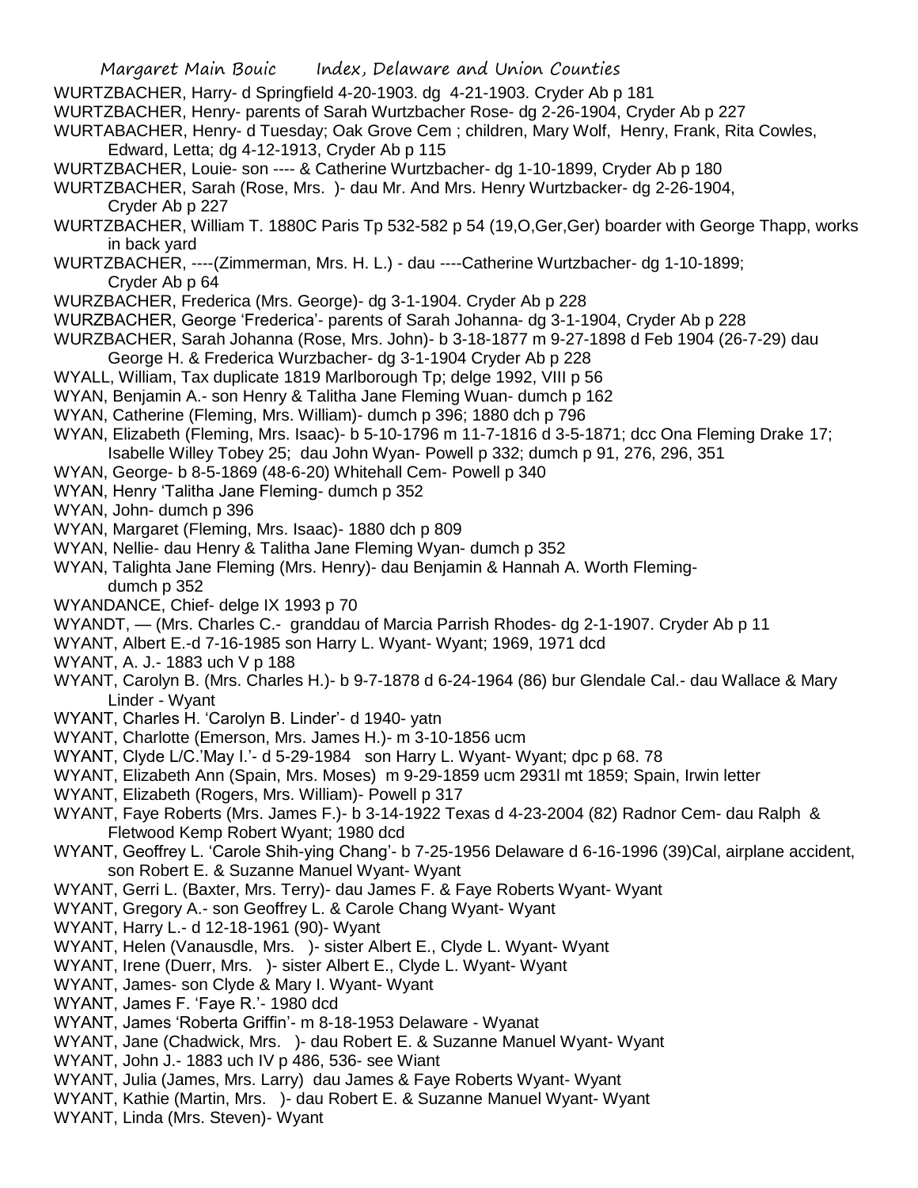WURTZBACHER, Harry- d Springfield 4-20-1903. dg 4-21-1903. Cryder Ab p 181

WURTZBACHER, Henry- parents of Sarah Wurtzbacher Rose- dg 2-26-1904, Cryder Ab p 227

WURTABACHER, Henry- d Tuesday; Oak Grove Cem ; children, Mary Wolf, Henry, Frank, Rita Cowles, Edward, Letta; dg 4-12-1913, Cryder Ab p 115

WURTZBACHER, Louie- son ---- & Catherine Wurtzbacher- dg 1-10-1899, Cryder Ab p 180

WURTZBACHER, Sarah (Rose, Mrs. )- dau Mr. And Mrs. Henry Wurtzbacker- dg 2-26-1904, Cryder Ab p 227

WURTZBACHER, William T. 1880C Paris Tp 532-582 p 54 (19,O,Ger,Ger) boarder with George Thapp, works in back yard

WURTZBACHER, ----(Zimmerman, Mrs. H. L.) - dau ----Catherine Wurtzbacher- dg 1-10-1899; Cryder Ab p 64

WURZBACHER, Frederica (Mrs. George)- dg 3-1-1904. Cryder Ab p 228

WURZBACHER, George 'Frederica'- parents of Sarah Johanna- dg 3-1-1904, Cryder Ab p 228

WURZBACHER, Sarah Johanna (Rose, Mrs. John)- b 3-18-1877 m 9-27-1898 d Feb 1904 (26-7-29) dau George H. & Frederica Wurzbacher- dg 3-1-1904 Cryder Ab p 228

WYALL, William, Tax duplicate 1819 Marlborough Tp; delge 1992, VIII p 56

WYAN, Benjamin A.- son Henry & Talitha Jane Fleming Wuan- dumch p 162

WYAN, Catherine (Fleming, Mrs. William)- dumch p 396; 1880 dch p 796

WYAN, Elizabeth (Fleming, Mrs. Isaac)- b 5-10-1796 m 11-7-1816 d 3-5-1871; dcc Ona Fleming Drake 17; Isabelle Willey Tobey 25; dau John Wyan- Powell p 332; dumch p 91, 276, 296, 351

WYAN, George- b 8-5-1869 (48-6-20) Whitehall Cem- Powell p 340

WYAN, Henry 'Talitha Jane Fleming- dumch p 352

WYAN, John- dumch p 396

WYAN, Margaret (Fleming, Mrs. Isaac)- 1880 dch p 809

WYAN, Nellie- dau Henry & Talitha Jane Fleming Wyan- dumch p 352

WYAN, Talighta Jane Fleming (Mrs. Henry)- dau Benjamin & Hannah A. Worth Fleming- dumch p 352

WYANDANCE, Chief- delge IX 1993 p 70

WYANDT, — (Mrs. Charles C.- granddau of Marcia Parrish Rhodes- dg 2-1-1907. Cryder Ab p 11

WYANT, Albert E.-d 7-16-1985 son Harry L. Wyant- Wyant; 1969, 1971 dcd

WYANT, A. J.- 1883 uch V p 188

WYANT, Carolyn B. (Mrs. Charles H.)- b 9-7-1878 d 6-24-1964 (86) bur Glendale Cal.- dau Wallace & Mary Linder - Wyant

WYANT, Charles H. 'Carolyn B. Linder'- d 1940- yatn

WYANT, Charlotte (Emerson, Mrs. James H.)- m 3-10-1856 ucm

WYANT, Clyde L/C.'May I.'- d 5-29-1984 son Harry L. Wyant- Wyant; dpc p 68. 78

WYANT, Elizabeth Ann (Spain, Mrs. Moses) m 9-29-1859 ucm 2931l mt 1859; Spain, Irwin letter

WYANT, Elizabeth (Rogers, Mrs. William)- Powell p 317

WYANT, Faye Roberts (Mrs. James F.)- b 3-14-1922 Texas d 4-23-2004 (82) Radnor Cem- dau Ralph & Fletwood Kemp Robert Wyant; 1980 dcd

WYANT, Geoffrey L. 'Carole Shih-ying Chang'- b 7-25-1956 Delaware d 6-16-1996 (39)Cal, airplane accident, son Robert E. & Suzanne Manuel Wyant- Wyant

WYANT, Gerri L. (Baxter, Mrs. Terry)- dau James F. & Faye Roberts Wyant- Wyant

WYANT, Gregory A.- son Geoffrey L. & Carole Chang Wyant- Wyant

WYANT, Harry L.- d 12-18-1961 (90)- Wyant

WYANT, Helen (Vanausdle, Mrs. )- sister Albert E., Clyde L. Wyant- Wyant

WYANT, Irene (Duerr, Mrs. )- sister Albert E., Clyde L. Wyant- Wyant

WYANT, James- son Clyde & Mary I. Wyant- Wyant

WYANT, James F. 'Faye R.'- 1980 dcd

WYANT, James 'Roberta Griffin'- m 8-18-1953 Delaware - Wyanat

WYANT, Jane (Chadwick, Mrs. )- dau Robert E. & Suzanne Manuel Wyant- Wyant

WYANT, John J.- 1883 uch IV p 486, 536- see Wiant

WYANT, Julia (James, Mrs. Larry) dau James & Faye Roberts Wyant- Wyant

WYANT, Kathie (Martin, Mrs. )- dau Robert E. & Suzanne Manuel Wyant- Wyant

WYANT, Linda (Mrs. Steven)- Wyant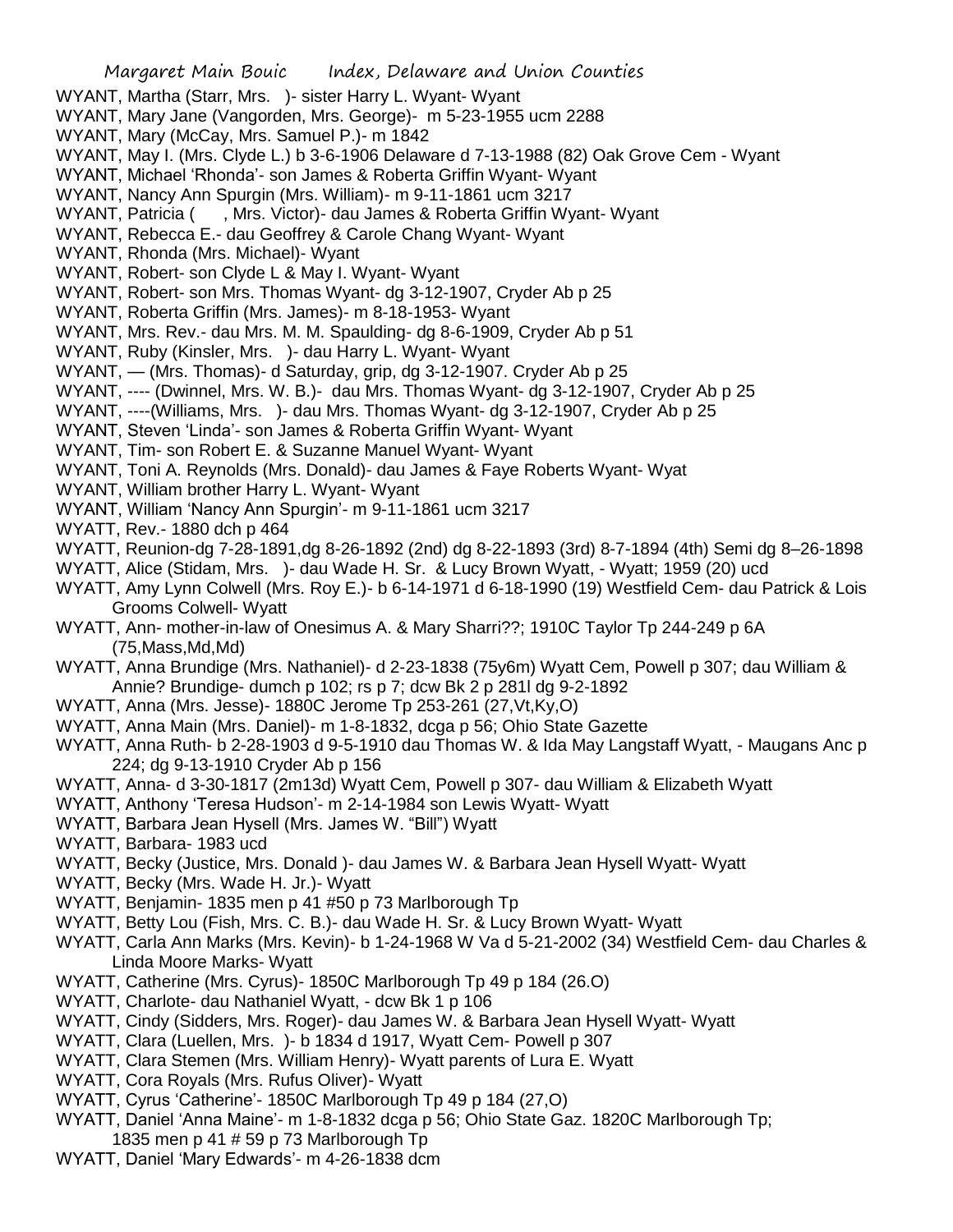WYANT, Martha (Starr, Mrs. )- sister Harry L. Wyant- Wyant

WYANT, Mary Jane (Vangorden, Mrs. George)- m 5-23-1955 ucm 2288

WYANT, Mary (McCay, Mrs. Samuel P.)- m 1842

WYANT, May I. (Mrs. Clyde L.) b 3-6-1906 Delaware d 7-13-1988 (82) Oak Grove Cem - Wyant

WYANT, Michael 'Rhonda'- son James & Roberta Griffin Wyant- Wyant

WYANT, Nancy Ann Spurgin (Mrs. William)- m 9-11-1861 ucm 3217

WYANT, Patricia ( , Mrs. Victor)- dau James & Roberta Griffin Wyant- Wyant

WYANT, Rebecca E.- dau Geoffrey & Carole Chang Wyant- Wyant

WYANT, Rhonda (Mrs. Michael)- Wyant

WYANT, Robert- son Clyde L & May I. Wyant- Wyant

WYANT, Robert- son Mrs. Thomas Wyant- dg 3-12-1907, Cryder Ab p 25

WYANT, Roberta Griffin (Mrs. James)- m 8-18-1953- Wyant

WYANT, Mrs. Rev.- dau Mrs. M. M. Spaulding- dg 8-6-1909, Cryder Ab p 51

WYANT, Ruby (Kinsler, Mrs. )- dau Harry L. Wyant- Wyant

WYANT, — (Mrs. Thomas)- d Saturday, grip, dg 3-12-1907. Cryder Ab p 25

WYANT, ---- (Dwinnel, Mrs. W. B.)- dau Mrs. Thomas Wyant- dg 3-12-1907, Cryder Ab p 25

WYANT, ----(Williams, Mrs. )- dau Mrs. Thomas Wyant- dg 3-12-1907, Cryder Ab p 25

WYANT, Steven 'Linda'- son James & Roberta Griffin Wyant- Wyant

WYANT, Tim- son Robert E. & Suzanne Manuel Wyant- Wyant

WYANT, Toni A. Reynolds (Mrs. Donald)- dau James & Faye Roberts Wyant- Wyat

WYANT, William brother Harry L. Wyant- Wyant

WYANT, William 'Nancy Ann Spurgin'- m 9-11-1861 ucm 3217

WYATT, Rev.- 1880 dch p 464

WYATT, Reunion-dg 7-28-1891,dg 8-26-1892 (2nd) dg 8-22-1893 (3rd) 8-7-1894 (4th) Semi dg 8–26-1898

WYATT, Alice (Stidam, Mrs. )- dau Wade H. Sr. & Lucy Brown Wyatt, - Wyatt; 1959 (20) ucd

WYATT, Amy Lynn Colwell (Mrs. Roy E.)- b 6-14-1971 d 6-18-1990 (19) Westfield Cem- dau Patrick & Lois Grooms Colwell- Wyatt

WYATT, Ann- mother-in-law of Onesimus A. & Mary Sharri??; 1910C Taylor Tp 244-249 p 6A (75,Mass,Md,Md)

WYATT, Anna Brundige (Mrs. Nathaniel)- d 2-23-1838 (75y6m) Wyatt Cem, Powell p 307; dau William & Annie? Brundige- dumch p 102; rs p 7; dcw Bk 2 p 281l dg 9-2-1892

WYATT, Anna (Mrs. Jesse)- 1880C Jerome Tp 253-261 (27,Vt,Ky,O)

WYATT, Anna Main (Mrs. Daniel)- m 1-8-1832, dcga p 56; Ohio State Gazette

WYATT, Anna Ruth- b 2-28-1903 d 9-5-1910 dau Thomas W. & Ida May Langstaff Wyatt, - Maugans Anc p 224; dg 9-13-1910 Cryder Ab p 156

WYATT, Anna- d 3-30-1817 (2m13d) Wyatt Cem, Powell p 307- dau William & Elizabeth Wyatt

WYATT, Anthony 'Teresa Hudson'- m 2-14-1984 son Lewis Wyatt- Wyatt

WYATT, Barbara Jean Hysell (Mrs. James W. "Bill") Wyatt

WYATT, Barbara- 1983 ucd

WYATT, Becky (Justice, Mrs. Donald )- dau James W. & Barbara Jean Hysell Wyatt- Wyatt

WYATT, Becky (Mrs. Wade H. Jr.)- Wyatt

WYATT, Benjamin- 1835 men p 41 #50 p 73 Marlborough Tp

WYATT, Betty Lou (Fish, Mrs. C. B.)- dau Wade H. Sr. & Lucy Brown Wyatt- Wyatt

WYATT, Carla Ann Marks (Mrs. Kevin)- b 1-24-1968 W Va d 5-21-2002 (34) Westfield Cem- dau Charles & Linda Moore Marks- Wyatt

WYATT, Catherine (Mrs. Cyrus)- 1850C Marlborough Tp 49 p 184 (26.O)

WYATT, Charlote- dau Nathaniel Wyatt, - dcw Bk 1 p 106

WYATT, Cindy (Sidders, Mrs. Roger)- dau James W. & Barbara Jean Hysell Wyatt- Wyatt

WYATT, Clara (Luellen, Mrs. )- b 1834 d 1917, Wyatt Cem- Powell p 307

WYATT, Clara Stemen (Mrs. William Henry)- Wyatt parents of Lura E. Wyatt

WYATT, Cora Royals (Mrs. Rufus Oliver)- Wyatt

WYATT, Cyrus 'Catherine'- 1850C Marlborough Tp 49 p 184 (27,O)

WYATT, Daniel 'Anna Maine'- m 1-8-1832 dcga p 56; Ohio State Gaz. 1820C Marlborough Tp; 1835 men p 41 # 59 p 73 Marlborough Tp

WYATT, Daniel 'Mary Edwards'- m 4-26-1838 dcm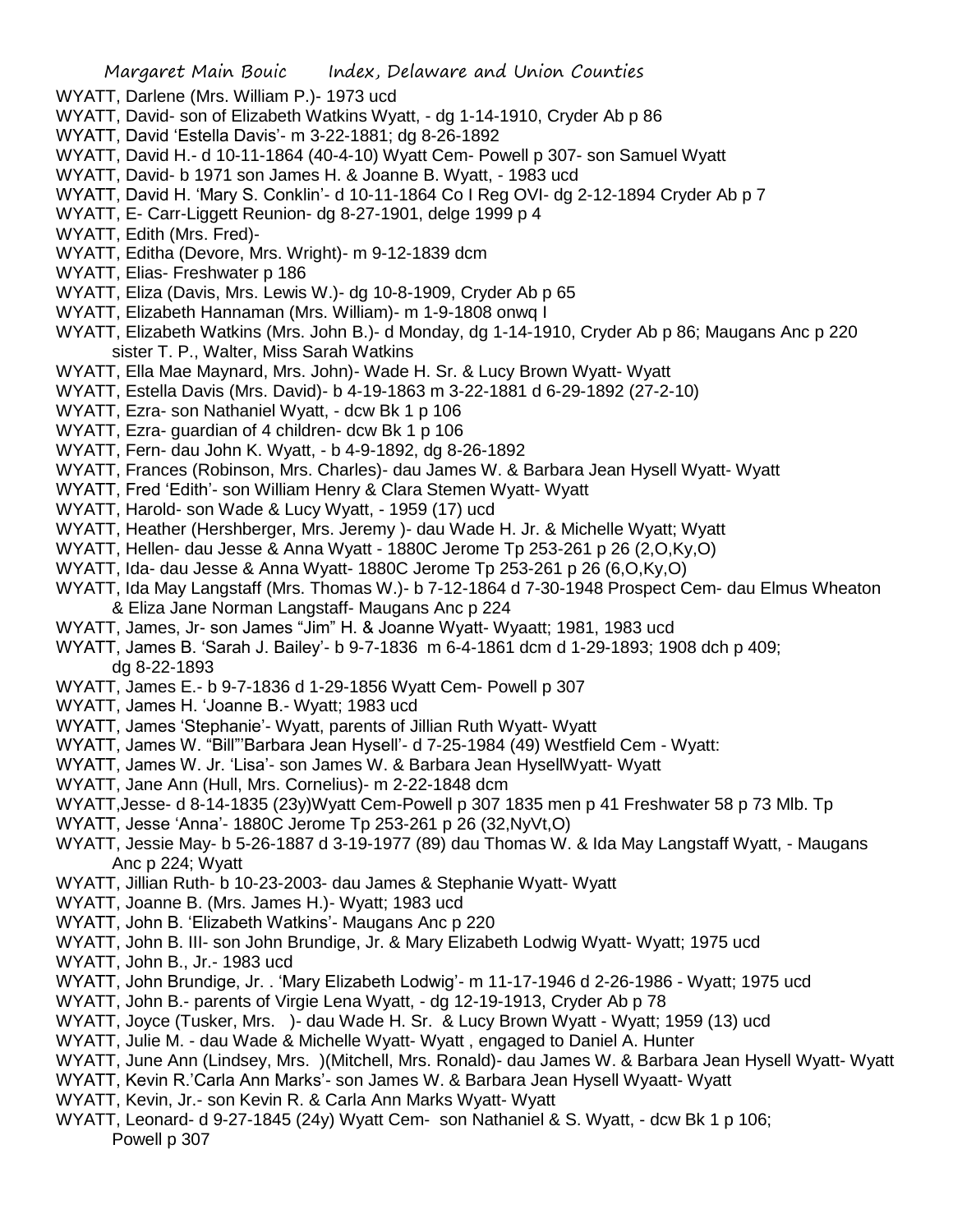WYATT, Darlene (Mrs. William P.)- 1973 ucd
WYATT, David- son of Elizabeth Watkins Wyatt, - dg 1-14-1910, Cryder Ab p 86
WYATT, David 'Estella Davis'- m 3-22-1881; dg 8-26-1892
WYATT, David H.- d 10-11-1864 (40-4-10) Wyatt Cem- Powell p 307- son Samuel Wyatt
WYATT, David- b 1971 son James H. & Joanne B. Wyatt, - 1983 ucd
WYATT, David H. 'Mary S. Conklin'- d 10-11-1864 Co I Reg OVI- dg 2-12-1894 Cryder Ab p 7
WYATT, E- Carr-Liggett Reunion- dg 8-27-1901, delge 1999 p 4
WYATT, Edith (Mrs. Fred)-
WYATT, Editha (Devore, Mrs. Wright)- m 9-12-1839 dcm
WYATT, Elias- Freshwater p 186
WYATT, Eliza (Davis, Mrs. Lewis W.)- dg 10-8-1909, Cryder Ab p 65
WYATT, Elizabeth Hannaman (Mrs. William)- m 1-9-1808 onwq I
WYATT, Elizabeth Watkins (Mrs. John B.)- d Monday, dg 1-14-1910, Cryder Ab p 86; Maugans Anc p 220 sister T. P., Walter, Miss Sarah Watkins
WYATT, Ella Mae Maynard, Mrs. John)- Wade H. Sr. & Lucy Brown Wyatt- Wyatt
WYATT, Estella Davis (Mrs. David)- b 4-19-1863 m 3-22-1881 d 6-29-1892 (27-2-10)
WYATT, Ezra- son Nathaniel Wyatt, - dcw Bk 1 p 106
WYATT, Ezra- guardian of 4 children- dcw Bk 1 p 106
WYATT, Fern- dau John K. Wyatt, - b 4-9-1892, dg 8-26-1892
WYATT, Frances (Robinson, Mrs. Charles)- dau James W. & Barbara Jean Hysell Wyatt- Wyatt
WYATT, Fred 'Edith'- son William Henry & Clara Stemen Wyatt- Wyatt
WYATT, Harold- son Wade & Lucy Wyatt, - 1959 (17) ucd
WYATT, Heather (Hershberger, Mrs. Jeremy )- dau Wade H. Jr. & Michelle Wyatt; Wyatt
WYATT, Hellen- dau Jesse & Anna Wyatt - 1880C Jerome Tp 253-261 p 26 (2,O,Ky,O)
WYATT, Ida- dau Jesse & Anna Wyatt- 1880C Jerome Tp 253-261 p 26 (6,O,Ky,O)
WYATT, Ida May Langstaff (Mrs. Thomas W.)- b 7-12-1864 d 7-30-1948 Prospect Cem- dau Elmus Wheaton & Eliza Jane Norman Langstaff- Maugans Anc p 224
WYATT, James, Jr- son James "Jim" H. & Joanne Wyatt- Wyaatt; 1981, 1983 ucd
WYATT, James B. 'Sarah J. Bailey'- b 9-7-1836 m 6-4-1861 dcm d 1-29-1893; 1908 dch p 409; dg 8-22-1893
WYATT, James E.- b 9-7-1836 d 1-29-1856 Wyatt Cem- Powell p 307
WYATT, James H. 'Joanne B.- Wyatt; 1983 ucd
WYATT, James 'Stephanie'- Wyatt, parents of Jillian Ruth Wyatt- Wyatt
WYATT, James W. "Bill"'Barbara Jean Hysell'- d 7-25-1984 (49) Westfield Cem - Wyatt:
WYATT, James W. Jr. 'Lisa'- son James W. & Barbara Jean HysellWyatt- Wyatt
WYATT, Jane Ann (Hull, Mrs. Cornelius)- m 2-22-1848 dcm
WYATT,Jesse- d 8-14-1835 (23y)Wyatt Cem-Powell p 307 1835 men p 41 Freshwater 58 p 73 Mlb. Tp
WYATT, Jesse 'Anna'- 1880C Jerome Tp 253-261 p 26 (32,NyVt,O)
WYATT, Jessie May- b 5-26-1887 d 3-19-1977 (89) dau Thomas W. & Ida May Langstaff Wyatt, - Maugans Anc p 224; Wyatt
WYATT, Jillian Ruth- b 10-23-2003- dau James & Stephanie Wyatt- Wyatt
WYATT, Joanne B. (Mrs. James H.)- Wyatt; 1983 ucd
WYATT, John B. 'Elizabeth Watkins'- Maugans Anc p 220
WYATT, John B. III- son John Brundige, Jr. & Mary Elizabeth Lodwig Wyatt- Wyatt; 1975 ucd
WYATT, John B., Jr.- 1983 ucd
WYATT, John Brundige, Jr. . 'Mary Elizabeth Lodwig'- m 11-17-1946 d 2-26-1986 - Wyatt; 1975 ucd
WYATT, John B.- parents of Virgie Lena Wyatt, - dg 12-19-1913, Cryder Ab p 78
WYATT, Joyce (Tusker, Mrs. )- dau Wade H. Sr. & Lucy Brown Wyatt - Wyatt; 1959 (13) ucd
WYATT, Julie M. - dau Wade & Michelle Wyatt- Wyatt , engaged to Daniel A. Hunter
WYATT, June Ann (Lindsey, Mrs. )(Mitchell, Mrs. Ronald)- dau James W. & Barbara Jean Hysell Wyatt- Wyatt
WYATT, Kevin R.'Carla Ann Marks'- son James W. & Barbara Jean Hysell Wyaatt- Wyatt
WYATT, Kevin, Jr.- son Kevin R. & Carla Ann Marks Wyatt- Wyatt
WYATT, Leonard- d 9-27-1845 (24y) Wyatt Cem- son Nathaniel & S. Wyatt, - dcw Bk 1 p 106; Powell p 307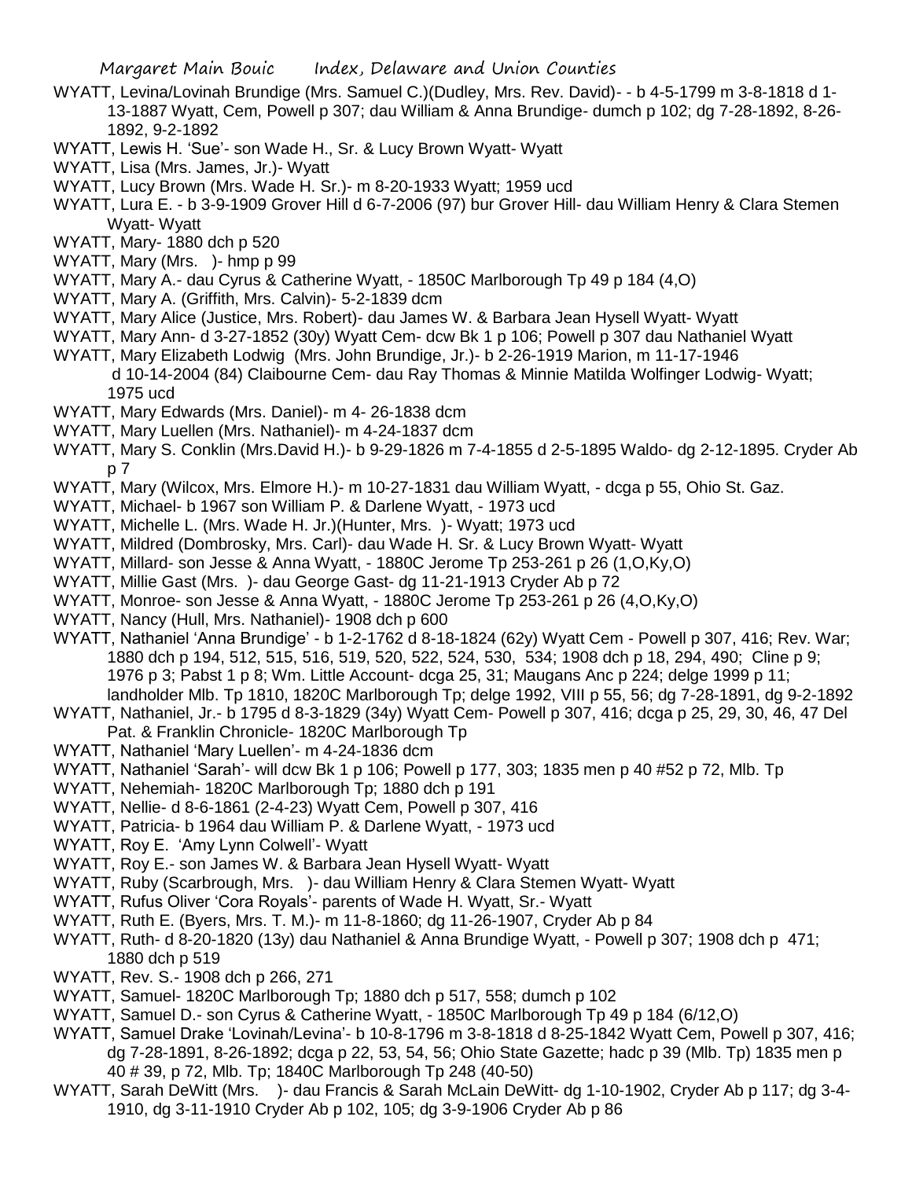WYATT, Levina/Lovinah Brundige (Mrs. Samuel C.)(Dudley, Mrs. Rev. David)- - b 4-5-1799 m 3-8-1818 d 1-13-1887 Wyatt, Cem, Powell p 307; dau William & Anna Brundige- dumch p 102; dg 7-28-1892, 8-26-1892, 9-2-1892

WYATT, Lewis H. 'Sue'- son Wade H., Sr. & Lucy Brown Wyatt- Wyatt

WYATT, Lisa (Mrs. James, Jr.)- Wyatt

WYATT, Lucy Brown (Mrs. Wade H. Sr.)- m 8-20-1933 Wyatt; 1959 ucd

WYATT, Lura E. - b 3-9-1909 Grover Hill d 6-7-2006 (97) bur Grover Hill- dau William Henry & Clara Stemen Wyatt- Wyatt

WYATT, Mary- 1880 dch p 520

WYATT, Mary (Mrs. )- hmp p 99

WYATT, Mary A.- dau Cyrus & Catherine Wyatt, - 1850C Marlborough Tp 49 p 184 (4,O)

WYATT, Mary A. (Griffith, Mrs. Calvin)- 5-2-1839 dcm

WYATT, Mary Alice (Justice, Mrs. Robert)- dau James W. & Barbara Jean Hysell Wyatt- Wyatt

WYATT, Mary Ann- d 3-27-1852 (30y) Wyatt Cem- dcw Bk 1 p 106; Powell p 307 dau Nathaniel Wyatt

WYATT, Mary Elizabeth Lodwig (Mrs. John Brundige, Jr.)- b 2-26-1919 Marion, m 11-17-1946 d 10-14-2004 (84) Claibourne Cem- dau Ray Thomas & Minnie Matilda Wolfinger Lodwig- Wyatt; 1975 ucd

WYATT, Mary Edwards (Mrs. Daniel)- m 4- 26-1838 dcm

WYATT, Mary Luellen (Mrs. Nathaniel)- m 4-24-1837 dcm

WYATT, Mary S. Conklin (Mrs.David H.)- b 9-29-1826 m 7-4-1855 d 2-5-1895 Waldo- dg 2-12-1895. Cryder Ab p 7

WYATT, Mary (Wilcox, Mrs. Elmore H.)- m 10-27-1831 dau William Wyatt, - dcga p 55, Ohio St. Gaz.

WYATT, Michael- b 1967 son William P. & Darlene Wyatt, - 1973 ucd

WYATT, Michelle L. (Mrs. Wade H. Jr.)(Hunter, Mrs. )- Wyatt; 1973 ucd

WYATT, Mildred (Dombrosky, Mrs. Carl)- dau Wade H. Sr. & Lucy Brown Wyatt- Wyatt

WYATT, Millard- son Jesse & Anna Wyatt, - 1880C Jerome Tp 253-261 p 26 (1,O,Ky,O)

WYATT, Millie Gast (Mrs. )- dau George Gast- dg 11-21-1913 Cryder Ab p 72

WYATT, Monroe- son Jesse & Anna Wyatt, - 1880C Jerome Tp 253-261 p 26 (4,O,Ky,O)

WYATT, Nancy (Hull, Mrs. Nathaniel)- 1908 dch p 600

WYATT, Nathaniel 'Anna Brundige' - b 1-2-1762 d 8-18-1824 (62y) Wyatt Cem - Powell p 307, 416; Rev. War; 1880 dch p 194, 512, 515, 516, 519, 520, 522, 524, 530, 534; 1908 dch p 18, 294, 490; Cline p 9; 1976 p 3; Pabst 1 p 8; Wm. Little Account- dcga 25, 31; Maugans Anc p 224; delge 1999 p 11; landholder Mlb. Tp 1810, 1820C Marlborough Tp; delge 1992, VIII p 55, 56; dg 7-28-1891, dg 9-2-1892

WYATT, Nathaniel, Jr.- b 1795 d 8-3-1829 (34y) Wyatt Cem- Powell p 307, 416; dcga p 25, 29, 30, 46, 47 Del Pat. & Franklin Chronicle- 1820C Marlborough Tp

WYATT, Nathaniel 'Mary Luellen'- m 4-24-1836 dcm

WYATT, Nathaniel 'Sarah'- will dcw Bk 1 p 106; Powell p 177, 303; 1835 men p 40 #52 p 72, Mlb. Tp

WYATT, Nehemiah- 1820C Marlborough Tp; 1880 dch p 191

WYATT, Nellie- d 8-6-1861 (2-4-23) Wyatt Cem, Powell p 307, 416

WYATT, Patricia- b 1964 dau William P. & Darlene Wyatt, - 1973 ucd

WYATT, Roy E. 'Amy Lynn Colwell'- Wyatt

WYATT, Roy E.- son James W. & Barbara Jean Hysell Wyatt- Wyatt

WYATT, Ruby (Scarbrough, Mrs. )- dau William Henry & Clara Stemen Wyatt- Wyatt

WYATT, Rufus Oliver 'Cora Royals'- parents of Wade H. Wyatt, Sr.- Wyatt

WYATT, Ruth E. (Byers, Mrs. T. M.)- m 11-8-1860; dg 11-26-1907, Cryder Ab p 84

WYATT, Ruth- d 8-20-1820 (13y) dau Nathaniel & Anna Brundige Wyatt, - Powell p 307; 1908 dch p 471; 1880 dch p 519

WYATT, Rev. S.- 1908 dch p 266, 271

WYATT, Samuel- 1820C Marlborough Tp; 1880 dch p 517, 558; dumch p 102

WYATT, Samuel D.- son Cyrus & Catherine Wyatt, - 1850C Marlborough Tp 49 p 184 (6/12,O)

WYATT, Samuel Drake 'Lovinah/Levina'- b 10-8-1796 m 3-8-1818 d 8-25-1842 Wyatt Cem, Powell p 307, 416; dg 7-28-1891, 8-26-1892; dcga p 22, 53, 54, 56; Ohio State Gazette; hadc p 39 (Mlb. Tp) 1835 men p 40 # 39, p 72, Mlb. Tp; 1840C Marlborough Tp 248 (40-50)

WYATT, Sarah DeWitt (Mrs. )- dau Francis & Sarah McLain DeWitt- dg 1-10-1902, Cryder Ab p 117; dg 3-4-1910, dg 3-11-1910 Cryder Ab p 102, 105; dg 3-9-1906 Cryder Ab p 86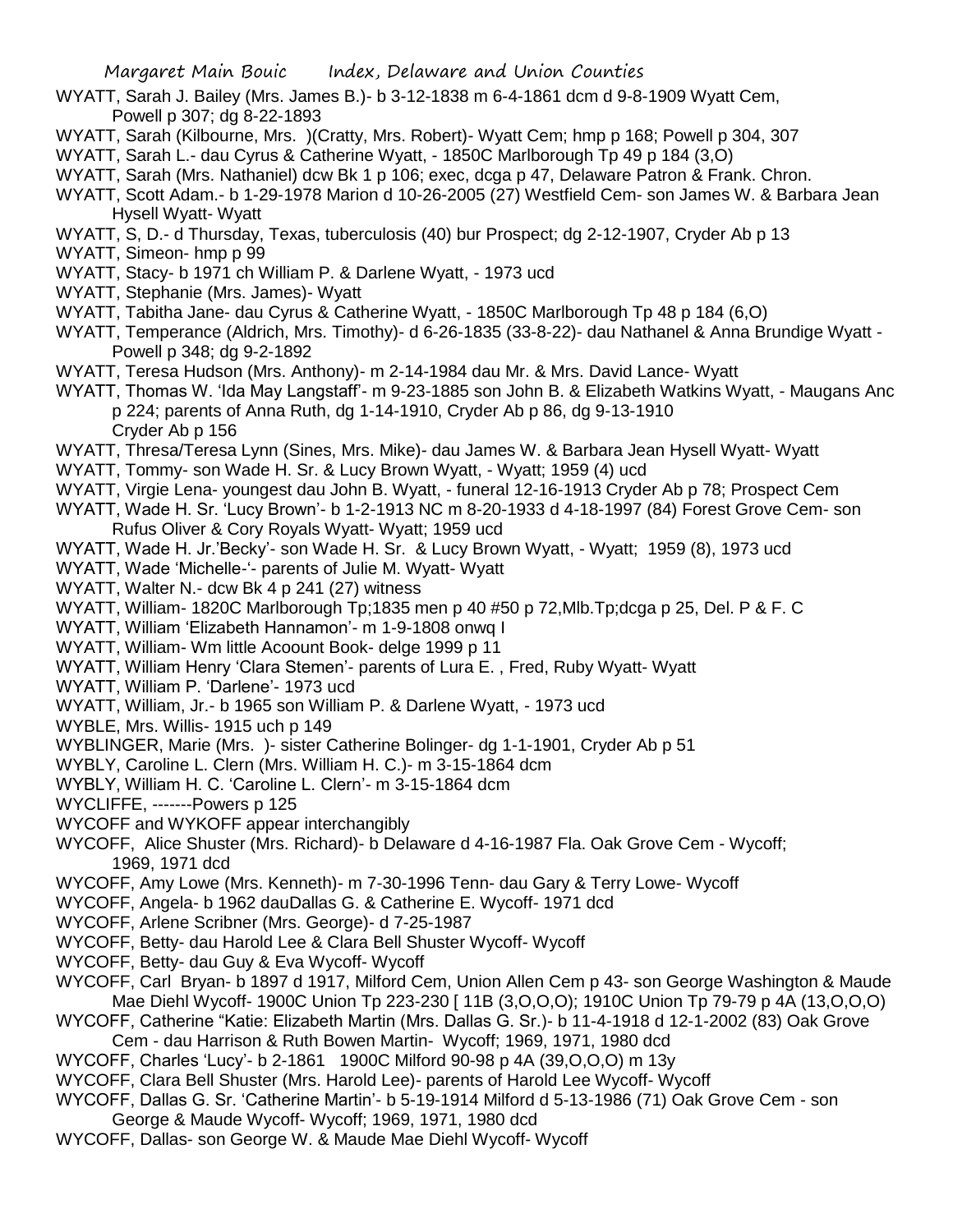WYATT, Sarah J. Bailey (Mrs. James B.)- b 3-12-1838 m 6-4-1861 dcm d 9-8-1909 Wyatt Cem, Powell p 307; dg 8-22-1893

WYATT, Sarah (Kilbourne, Mrs. )(Cratty, Mrs. Robert)- Wyatt Cem; hmp p 168; Powell p 304, 307

WYATT, Sarah L.- dau Cyrus & Catherine Wyatt, - 1850C Marlborough Tp 49 p 184 (3,O)

WYATT, Sarah (Mrs. Nathaniel) dcw Bk 1 p 106; exec, dcga p 47, Delaware Patron & Frank. Chron.

WYATT, Scott Adam.- b 1-29-1978 Marion d 10-26-2005 (27) Westfield Cem- son James W. & Barbara Jean Hysell Wyatt- Wyatt

WYATT, S, D.- d Thursday, Texas, tuberculosis (40) bur Prospect; dg 2-12-1907, Cryder Ab p 13

WYATT, Simeon- hmp p 99

WYATT, Stacy- b 1971 ch William P. & Darlene Wyatt, - 1973 ucd

WYATT, Stephanie (Mrs. James)- Wyatt

WYATT, Tabitha Jane- dau Cyrus & Catherine Wyatt, - 1850C Marlborough Tp 48 p 184 (6,O)

WYATT, Temperance (Aldrich, Mrs. Timothy)- d 6-26-1835 (33-8-22)- dau Nathanel & Anna Brundige Wyatt - Powell p 348; dg 9-2-1892

WYATT, Teresa Hudson (Mrs. Anthony)- m 2-14-1984 dau Mr. & Mrs. David Lance- Wyatt

WYATT, Thomas W. 'Ida May Langstaff'- m 9-23-1885 son John B. & Elizabeth Watkins Wyatt, - Maugans Anc p 224; parents of Anna Ruth, dg 1-14-1910, Cryder Ab p 86, dg 9-13-1910 Cryder Ab p 156

WYATT, Thresa/Teresa Lynn (Sines, Mrs. Mike)- dau James W. & Barbara Jean Hysell Wyatt- Wyatt

WYATT, Tommy- son Wade H. Sr. & Lucy Brown Wyatt, - Wyatt; 1959 (4) ucd

WYATT, Virgie Lena- youngest dau John B. Wyatt, - funeral 12-16-1913 Cryder Ab p 78; Prospect Cem

WYATT, Wade H. Sr. 'Lucy Brown'- b 1-2-1913 NC m 8-20-1933 d 4-18-1997 (84) Forest Grove Cem- son Rufus Oliver & Cory Royals Wyatt- Wyatt; 1959 ucd

WYATT, Wade H. Jr.'Becky'- son Wade H. Sr. & Lucy Brown Wyatt, - Wyatt; 1959 (8), 1973 ucd

WYATT, Wade 'Michelle-'- parents of Julie M. Wyatt- Wyatt

WYATT, Walter N.- dcw Bk 4 p 241 (27) witness

WYATT, William- 1820C Marlborough Tp;1835 men p 40 #50 p 72,Mlb.Tp;dcga p 25, Del. P & F. C

WYATT, William 'Elizabeth Hannamon'- m 1-9-1808 onwq I

WYATT, William- Wm little Acoount Book- delge 1999 p 11

WYATT, William Henry 'Clara Stemen'- parents of Lura E. , Fred, Ruby Wyatt- Wyatt

WYATT, William P. 'Darlene'- 1973 ucd

WYATT, William, Jr.- b 1965 son William P. & Darlene Wyatt, - 1973 ucd

WYBLE, Mrs. Willis- 1915 uch p 149

WYBLINGER, Marie (Mrs. )- sister Catherine Bolinger- dg 1-1-1901, Cryder Ab p 51

WYBLY, Caroline L. Clern (Mrs. William H. C.)- m 3-15-1864 dcm

WYBLY, William H. C. 'Caroline L. Clern'- m 3-15-1864 dcm

WYCLIFFE, -------Powers p 125

WYCOFF and WYKOFF appear interchangibly

WYCOFF, Alice Shuster (Mrs. Richard)- b Delaware d 4-16-1987 Fla. Oak Grove Cem - Wycoff; 1969, 1971 dcd

WYCOFF, Amy Lowe (Mrs. Kenneth)- m 7-30-1996 Tenn- dau Gary & Terry Lowe- Wycoff

WYCOFF, Angela- b 1962 dauDallas G. & Catherine E. Wycoff- 1971 dcd

WYCOFF, Arlene Scribner (Mrs. George)- d 7-25-1987

WYCOFF, Betty- dau Harold Lee & Clara Bell Shuster Wycoff- Wycoff

WYCOFF, Betty- dau Guy & Eva Wycoff- Wycoff

WYCOFF, Carl Bryan- b 1897 d 1917, Milford Cem, Union Allen Cem p 43- son George Washington & Maude Mae Diehl Wycoff- 1900C Union Tp 223-230 [ 11B (3,O,O,O); 1910C Union Tp 79-79 p 4A (13,O,O,O)

WYCOFF, Catherine "Katie: Elizabeth Martin (Mrs. Dallas G. Sr.)- b 11-4-1918 d 12-1-2002 (83) Oak Grove Cem - dau Harrison & Ruth Bowen Martin- Wycoff; 1969, 1971, 1980 dcd

WYCOFF, Charles 'Lucy'- b 2-1861 1900C Milford 90-98 p 4A (39,O,O,O) m 13y

WYCOFF, Clara Bell Shuster (Mrs. Harold Lee)- parents of Harold Lee Wycoff- Wycoff

WYCOFF, Dallas G. Sr. 'Catherine Martin'- b 5-19-1914 Milford d 5-13-1986 (71) Oak Grove Cem - son George & Maude Wycoff- Wycoff; 1969, 1971, 1980 dcd

WYCOFF, Dallas- son George W. & Maude Mae Diehl Wycoff- Wycoff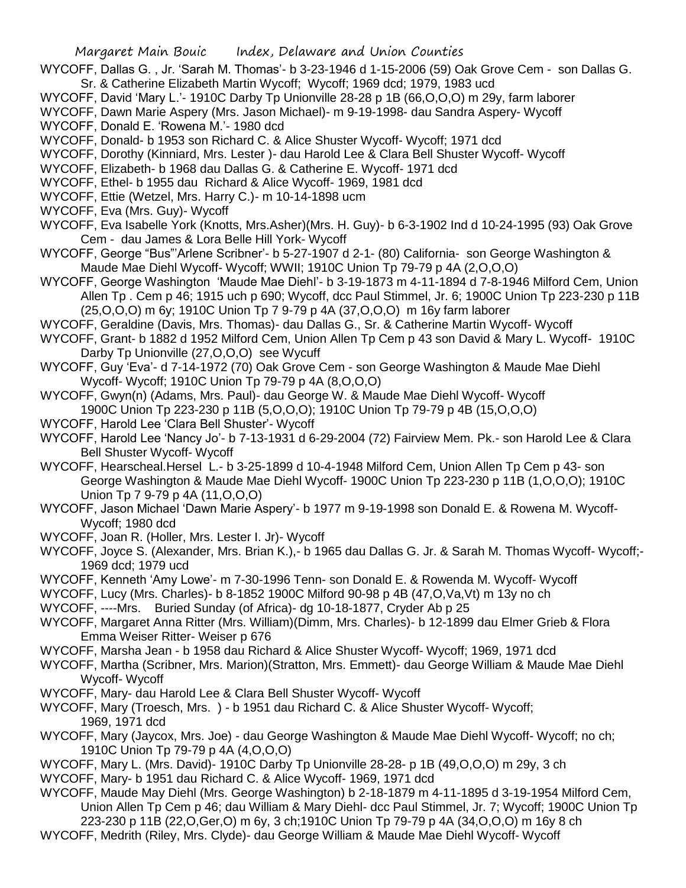WYCOFF, Dallas G. , Jr. 'Sarah M. Thomas'- b 3-23-1946 d 1-15-2006 (59) Oak Grove Cem - son Dallas G. Sr. & Catherine Elizabeth Martin Wycoff; Wycoff; 1969 dcd; 1979, 1983 ucd

WYCOFF, David 'Mary L.'- 1910C Darby Tp Unionville 28-28 p 1B (66,O,O,O) m 29y, farm laborer

WYCOFF, Dawn Marie Aspery (Mrs. Jason Michael)- m 9-19-1998- dau Sandra Aspery- Wycoff

WYCOFF, Donald E. 'Rowena M.'- 1980 dcd

WYCOFF, Donald- b 1953 son Richard C. & Alice Shuster Wycoff- Wycoff; 1971 dcd

WYCOFF, Dorothy (Kinniard, Mrs. Lester )- dau Harold Lee & Clara Bell Shuster Wycoff- Wycoff

WYCOFF, Elizabeth- b 1968 dau Dallas G. & Catherine E. Wycoff- 1971 dcd

WYCOFF, Ethel- b 1955 dau Richard & Alice Wycoff- 1969, 1981 dcd

WYCOFF, Ettie (Wetzel, Mrs. Harry C.)- m 10-14-1898 ucm

WYCOFF, Eva (Mrs. Guy)- Wycoff

WYCOFF, Eva Isabelle York (Knotts, Mrs.Asher)(Mrs. H. Guy)- b 6-3-1902 Ind d 10-24-1995 (93) Oak Grove Cem - dau James & Lora Belle Hill York- Wycoff

WYCOFF, George "Bus"'Arlene Scribner'- b 5-27-1907 d 2-1- (80) California- son George Washington & Maude Mae Diehl Wycoff- Wycoff; WWII; 1910C Union Tp 79-79 p 4A (2,O,O,O)

WYCOFF, George Washington 'Maude Mae Diehl'- b 3-19-1873 m 4-11-1894 d 7-8-1946 Milford Cem, Union Allen Tp . Cem p 46; 1915 uch p 690; Wycoff, dcc Paul Stimmel, Jr. 6; 1900C Union Tp 223-230 p 11B (25,O,O,O) m 6y; 1910C Union Tp 7 9-79 p 4A (37,O,O,O) m 16y farm laborer

WYCOFF, Geraldine (Davis, Mrs. Thomas)- dau Dallas G., Sr. & Catherine Martin Wycoff- Wycoff

WYCOFF, Grant- b 1882 d 1952 Milford Cem, Union Allen Tp Cem p 43 son David & Mary L. Wycoff- 1910C Darby Tp Unionville (27,O,O,O) see Wycuff

WYCOFF, Guy 'Eva'- d 7-14-1972 (70) Oak Grove Cem - son George Washington & Maude Mae Diehl Wycoff- Wycoff; 1910C Union Tp 79-79 p 4A (8,O,O,O)

WYCOFF, Gwyn(n) (Adams, Mrs. Paul)- dau George W. & Maude Mae Diehl Wycoff- Wycoff 1900C Union Tp 223-230 p 11B (5,O,O,O); 1910C Union Tp 79-79 p 4B (15,O,O,O)

WYCOFF, Harold Lee 'Clara Bell Shuster'- Wycoff

WYCOFF, Harold Lee 'Nancy Jo'- b 7-13-1931 d 6-29-2004 (72) Fairview Mem. Pk.- son Harold Lee & Clara Bell Shuster Wycoff- Wycoff

WYCOFF, Hearscheal.Hersel L.- b 3-25-1899 d 10-4-1948 Milford Cem, Union Allen Tp Cem p 43- son George Washington & Maude Mae Diehl Wycoff- 1900C Union Tp 223-230 p 11B (1,O,O,O); 1910C Union Tp 7 9-79 p 4A (11,O,O,O)

WYCOFF, Jason Michael 'Dawn Marie Aspery'- b 1977 m 9-19-1998 son Donald E. & Rowena M. Wycoff- Wycoff; 1980 dcd

WYCOFF, Joan R. (Holler, Mrs. Lester I. Jr)- Wycoff

WYCOFF, Joyce S. (Alexander, Mrs. Brian K.),- b 1965 dau Dallas G. Jr. & Sarah M. Thomas Wycoff- Wycoff;- 1969 dcd; 1979 ucd

WYCOFF, Kenneth 'Amy Lowe'- m 7-30-1996 Tenn- son Donald E. & Rowenda M. Wycoff- Wycoff

WYCOFF, Lucy (Mrs. Charles)- b 8-1852 1900C Milford 90-98 p 4B (47,O,Va,Vt) m 13y no ch

WYCOFF, ----Mrs. Buried Sunday (of Africa)- dg 10-18-1877, Cryder Ab p 25

WYCOFF, Margaret Anna Ritter (Mrs. William)(Dimm, Mrs. Charles)- b 12-1899 dau Elmer Grieb & Flora Emma Weiser Ritter- Weiser p 676

WYCOFF, Marsha Jean - b 1958 dau Richard & Alice Shuster Wycoff- Wycoff; 1969, 1971 dcd

WYCOFF, Martha (Scribner, Mrs. Marion)(Stratton, Mrs. Emmett)- dau George William & Maude Mae Diehl Wycoff- Wycoff

WYCOFF, Mary- dau Harold Lee & Clara Bell Shuster Wycoff- Wycoff

WYCOFF, Mary (Troesch, Mrs. ) - b 1951 dau Richard C. & Alice Shuster Wycoff- Wycoff; 1969, 1971 dcd

WYCOFF, Mary (Jaycox, Mrs. Joe) - dau George Washington & Maude Mae Diehl Wycoff- Wycoff; no ch; 1910C Union Tp 79-79 p 4A (4,O,O,O)

WYCOFF, Mary L. (Mrs. David)- 1910C Darby Tp Unionville 28-28- p 1B (49,O,O,O) m 29y, 3 ch

WYCOFF, Mary- b 1951 dau Richard C. & Alice Wycoff- 1969, 1971 dcd

WYCOFF, Maude May Diehl (Mrs. George Washington) b 2-18-1879 m 4-11-1895 d 3-19-1954 Milford Cem, Union Allen Tp Cem p 46; dau William & Mary Diehl- dcc Paul Stimmel, Jr. 7; Wycoff; 1900C Union Tp 223-230 p 11B (22,O,Ger,O) m 6y, 3 ch;1910C Union Tp 79-79 p 4A (34,O,O,O) m 16y 8 ch

WYCOFF, Medrith (Riley, Mrs. Clyde)- dau George William & Maude Mae Diehl Wycoff- Wycoff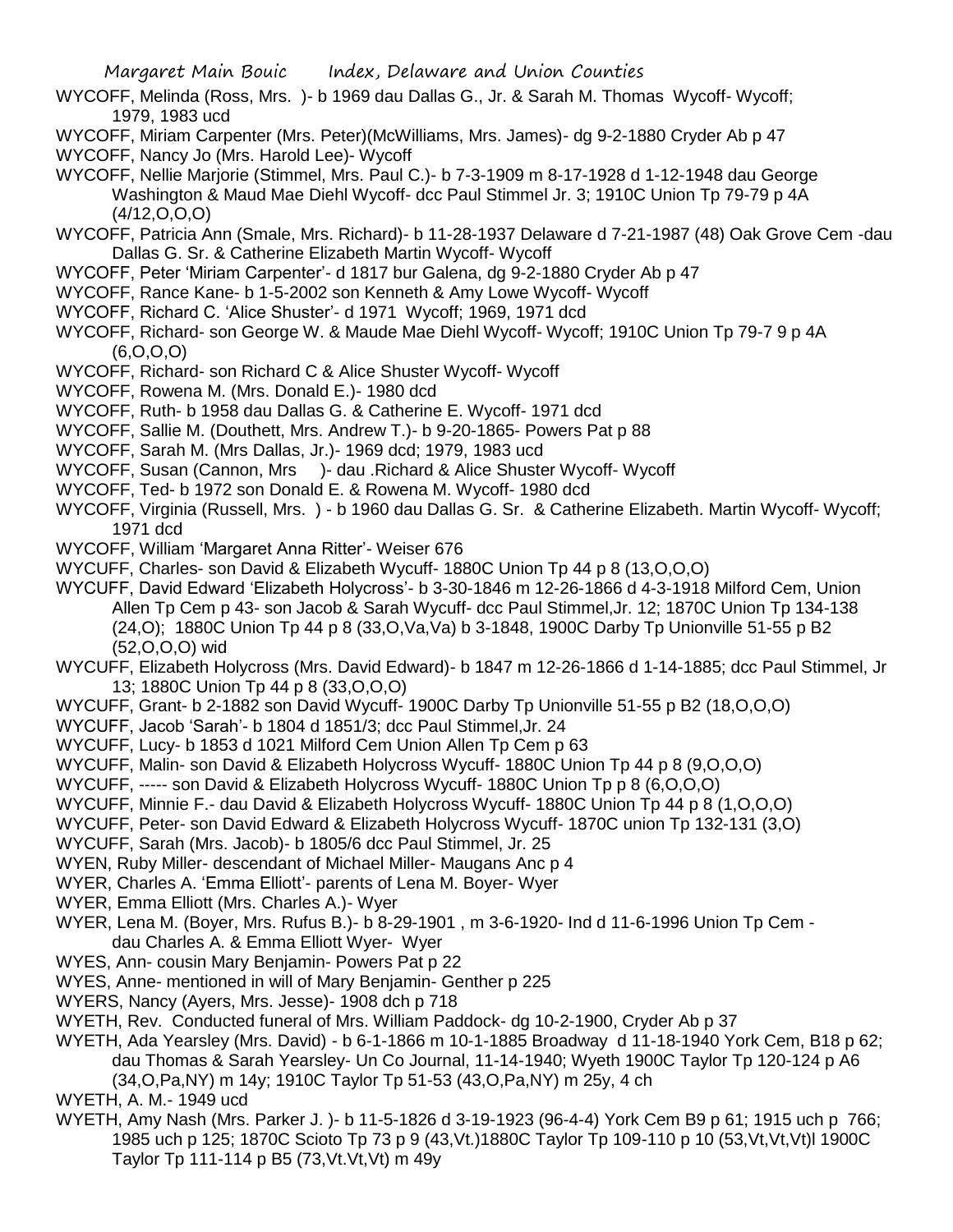WYCOFF, Melinda (Ross, Mrs. )- b 1969 dau Dallas G., Jr. & Sarah M. Thomas Wycoff- Wycoff; 1979, 1983 ucd

WYCOFF, Miriam Carpenter (Mrs. Peter)(McWilliams, Mrs. James)- dg 9-2-1880 Cryder Ab p 47

WYCOFF, Nancy Jo (Mrs. Harold Lee)- Wycoff

WYCOFF, Nellie Marjorie (Stimmel, Mrs. Paul C.)- b 7-3-1909 m 8-17-1928 d 1-12-1948 dau George Washington & Maud Mae Diehl Wycoff- dcc Paul Stimmel Jr. 3; 1910C Union Tp 79-79 p 4A (4/12,O,O,O)

WYCOFF, Patricia Ann (Smale, Mrs. Richard)- b 11-28-1937 Delaware d 7-21-1987 (48) Oak Grove Cem -dau Dallas G. Sr. & Catherine Elizabeth Martin Wycoff- Wycoff

WYCOFF, Peter 'Miriam Carpenter'- d 1817 bur Galena, dg 9-2-1880 Cryder Ab p 47

WYCOFF, Rance Kane- b 1-5-2002 son Kenneth & Amy Lowe Wycoff- Wycoff

WYCOFF, Richard C. 'Alice Shuster'- d 1971 Wycoff; 1969, 1971 dcd

WYCOFF, Richard- son George W. & Maude Mae Diehl Wycoff- Wycoff; 1910C Union Tp 79-7 9 p 4A (6,O,O,O)

WYCOFF, Richard- son Richard C & Alice Shuster Wycoff- Wycoff

WYCOFF, Rowena M. (Mrs. Donald E.)- 1980 dcd

WYCOFF, Ruth- b 1958 dau Dallas G. & Catherine E. Wycoff- 1971 dcd

WYCOFF, Sallie M. (Douthett, Mrs. Andrew T.)- b 9-20-1865- Powers Pat p 88

WYCOFF, Sarah M. (Mrs Dallas, Jr.)- 1969 dcd; 1979, 1983 ucd

WYCOFF, Susan (Cannon, Mrs )- dau .Richard & Alice Shuster Wycoff- Wycoff

WYCOFF, Ted- b 1972 son Donald E. & Rowena M. Wycoff- 1980 dcd

WYCOFF, Virginia (Russell, Mrs. ) - b 1960 dau Dallas G. Sr. & Catherine Elizabeth. Martin Wycoff- Wycoff; 1971 dcd

WYCOFF, William 'Margaret Anna Ritter'- Weiser 676

WYCUFF, Charles- son David & Elizabeth Wycuff- 1880C Union Tp 44 p 8 (13,O,O,O)

WYCUFF, David Edward 'Elizabeth Holycross'- b 3-30-1846 m 12-26-1866 d 4-3-1918 Milford Cem, Union Allen Tp Cem p 43- son Jacob & Sarah Wycuff- dcc Paul Stimmel,Jr. 12; 1870C Union Tp 134-138 (24,O); 1880C Union Tp 44 p 8 (33,O,Va,Va) b 3-1848, 1900C Darby Tp Unionville 51-55 p B2 (52,O,O,O) wid

WYCUFF, Elizabeth Holycross (Mrs. David Edward)- b 1847 m 12-26-1866 d 1-14-1885; dcc Paul Stimmel, Jr 13; 1880C Union Tp 44 p 8 (33,O,O,O)

WYCUFF, Grant- b 2-1882 son David Wycuff- 1900C Darby Tp Unionville 51-55 p B2 (18,O,O,O)

WYCUFF, Jacob 'Sarah'- b 1804 d 1851/3; dcc Paul Stimmel,Jr. 24

WYCUFF, Lucy- b 1853 d 1021 Milford Cem Union Allen Tp Cem p 63

WYCUFF, Malin- son David & Elizabeth Holycross Wycuff- 1880C Union Tp 44 p 8 (9,O,O,O)

WYCUFF, ----- son David & Elizabeth Holycross Wycuff- 1880C Union Tp p 8 (6,O,O,O)

WYCUFF, Minnie F.- dau David & Elizabeth Holycross Wycuff- 1880C Union Tp 44 p 8 (1,O,O,O)

WYCUFF, Peter- son David Edward & Elizabeth Holycross Wycuff- 1870C union Tp 132-131 (3,O)

WYCUFF, Sarah (Mrs. Jacob)- b 1805/6 dcc Paul Stimmel, Jr. 25

WYEN, Ruby Miller- descendant of Michael Miller- Maugans Anc p 4

WYER, Charles A. 'Emma Elliott'- parents of Lena M. Boyer- Wyer

WYER, Emma Elliott (Mrs. Charles A.)- Wyer

WYER, Lena M. (Boyer, Mrs. Rufus B.)- b 8-29-1901 , m 3-6-1920- Ind d 11-6-1996 Union Tp Cem - dau Charles A. & Emma Elliott Wyer- Wyer

WYES, Ann- cousin Mary Benjamin- Powers Pat p 22

WYES, Anne- mentioned in will of Mary Benjamin- Genther p 225

WYERS, Nancy (Ayers, Mrs. Jesse)- 1908 dch p 718

WYETH, Rev. Conducted funeral of Mrs. William Paddock- dg 10-2-1900, Cryder Ab p 37

WYETH, Ada Yearsley (Mrs. David) - b 6-1-1866 m 10-1-1885 Broadway d 11-18-1940 York Cem, B18 p 62; dau Thomas & Sarah Yearsley- Un Co Journal, 11-14-1940; Wyeth 1900C Taylor Tp 120-124 p A6 (34,O,Pa,NY) m 14y; 1910C Taylor Tp 51-53 (43,O,Pa,NY) m 25y, 4 ch

WYETH, A. M.- 1949 ucd

WYETH, Amy Nash (Mrs. Parker J. )- b 11-5-1826 d 3-19-1923 (96-4-4) York Cem B9 p 61; 1915 uch p 766; 1985 uch p 125; 1870C Scioto Tp 73 p 9 (43,Vt.)1880C Taylor Tp 109-110 p 10 (53,Vt,Vt,Vt)l 1900C Taylor Tp 111-114 p B5 (73,Vt.Vt,Vt) m 49y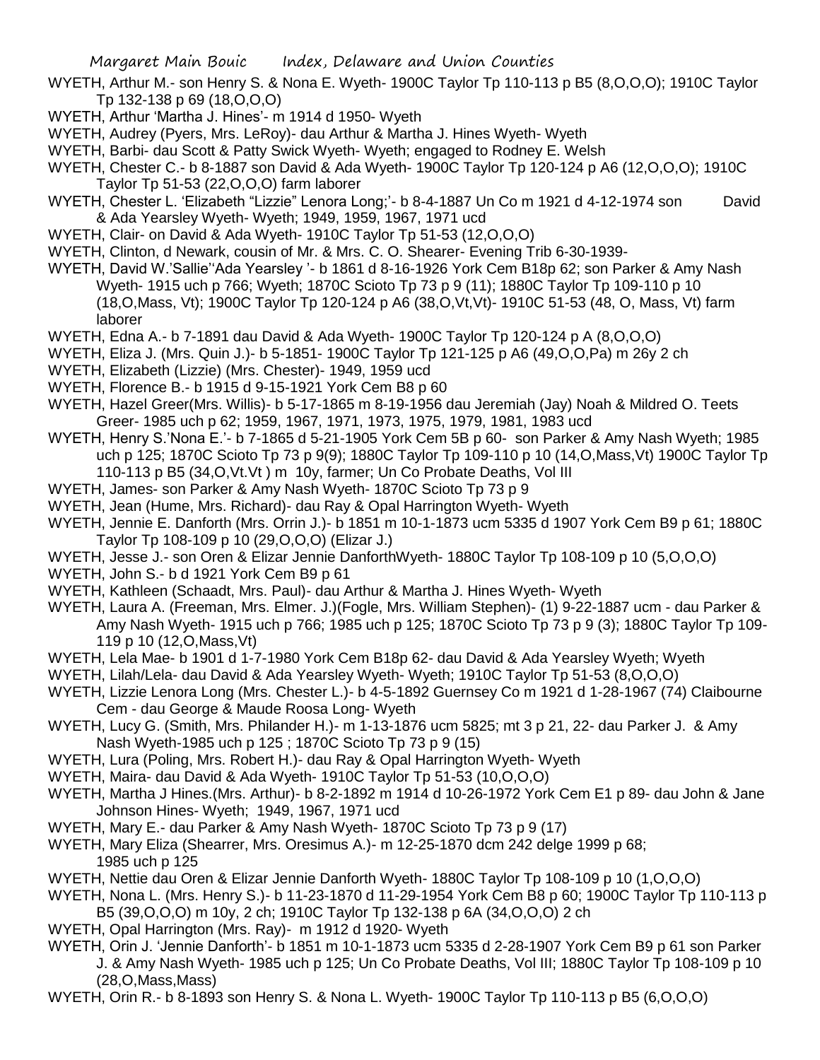WYETH, Arthur M.- son Henry S. & Nona E. Wyeth- 1900C Taylor Tp 110-113 p B5 (8,O,O,O); 1910C Taylor Tp 132-138 p 69 (18,O,O,O)

WYETH, Arthur 'Martha J. Hines'- m 1914 d 1950- Wyeth

WYETH, Audrey (Pyers, Mrs. LeRoy)- dau Arthur & Martha J. Hines Wyeth- Wyeth

WYETH, Barbi- dau Scott & Patty Swick Wyeth- Wyeth; engaged to Rodney E. Welsh

WYETH, Chester C.- b 8-1887 son David & Ada Wyeth- 1900C Taylor Tp 120-124 p A6 (12,O,O,O); 1910C Taylor Tp 51-53 (22,O,O,O) farm laborer

WYETH, Chester L. 'Elizabeth "Lizzie" Lenora Long;'- b 8-4-1887 Un Co m 1921 d 4-12-1974 son David & Ada Yearsley Wyeth- Wyeth; 1949, 1959, 1967, 1971 ucd

WYETH, Clair- on David & Ada Wyeth- 1910C Taylor Tp 51-53 (12,O,O,O)

WYETH, Clinton, d Newark, cousin of Mr. & Mrs. C. O. Shearer- Evening Trib 6-30-1939-

WYETH, David W.'Sallie''Ada Yearsley '- b 1861 d 8-16-1926 York Cem B18p 62; son Parker & Amy Nash Wyeth- 1915 uch p 766; Wyeth; 1870C Scioto Tp 73 p 9 (11); 1880C Taylor Tp 109-110 p 10 (18,O,Mass, Vt); 1900C Taylor Tp 120-124 p A6 (38,O,Vt,Vt)- 1910C 51-53 (48, O, Mass, Vt) farm laborer

WYETH, Edna A.- b 7-1891 dau David & Ada Wyeth- 1900C Taylor Tp 120-124 p A (8,O,O,O)

WYETH, Eliza J. (Mrs. Quin J.)- b 5-1851- 1900C Taylor Tp 121-125 p A6 (49,O,O,Pa) m 26y 2 ch

WYETH, Elizabeth (Lizzie) (Mrs. Chester)- 1949, 1959 ucd

WYETH, Florence B.- b 1915 d 9-15-1921 York Cem B8 p 60

WYETH, Hazel Greer(Mrs. Willis)- b 5-17-1865 m 8-19-1956 dau Jeremiah (Jay) Noah & Mildred O. Teets Greer- 1985 uch p 62; 1959, 1967, 1971, 1973, 1975, 1979, 1981, 1983 ucd

WYETH, Henry S.'Nona E.'- b 7-1865 d 5-21-1905 York Cem 5B p 60- son Parker & Amy Nash Wyeth; 1985 uch p 125; 1870C Scioto Tp 73 p 9(9); 1880C Taylor Tp 109-110 p 10 (14,O,Mass,Vt) 1900C Taylor Tp 110-113 p B5 (34,O,Vt.Vt ) m 10y, farmer; Un Co Probate Deaths, Vol III

WYETH, James- son Parker & Amy Nash Wyeth- 1870C Scioto Tp 73 p 9

WYETH, Jean (Hume, Mrs. Richard)- dau Ray & Opal Harrington Wyeth- Wyeth

WYETH, Jennie E. Danforth (Mrs. Orrin J.)- b 1851 m 10-1-1873 ucm 5335 d 1907 York Cem B9 p 61; 1880C Taylor Tp 108-109 p 10 (29,O,O,O) (Elizar J.)

WYETH, Jesse J.- son Oren & Elizar Jennie DanforthWyeth- 1880C Taylor Tp 108-109 p 10 (5,O,O,O)

WYETH, John S.- b d 1921 York Cem B9 p 61

WYETH, Kathleen (Schaadt, Mrs. Paul)- dau Arthur & Martha J. Hines Wyeth- Wyeth

WYETH, Laura A. (Freeman, Mrs. Elmer. J.)(Fogle, Mrs. William Stephen)- (1) 9-22-1887 ucm - dau Parker & Amy Nash Wyeth- 1915 uch p 766; 1985 uch p 125; 1870C Scioto Tp 73 p 9 (3); 1880C Taylor Tp 109-119 p 10 (12,O,Mass,Vt)

WYETH, Lela Mae- b 1901 d 1-7-1980 York Cem B18p 62- dau David & Ada Yearsley Wyeth; Wyeth

WYETH, Lilah/Lela- dau David & Ada Yearsley Wyeth- Wyeth; 1910C Taylor Tp 51-53 (8,O,O,O)

WYETH, Lizzie Lenora Long (Mrs. Chester L.)- b 4-5-1892 Guernsey Co m 1921 d 1-28-1967 (74) Claibourne Cem - dau George & Maude Roosa Long- Wyeth

WYETH, Lucy G. (Smith, Mrs. Philander H.)- m 1-13-1876 ucm 5825; mt 3 p 21, 22- dau Parker J. & Amy Nash Wyeth-1985 uch p 125 ; 1870C Scioto Tp 73 p 9 (15)

WYETH, Lura (Poling, Mrs. Robert H.)- dau Ray & Opal Harrington Wyeth- Wyeth

WYETH, Maira- dau David & Ada Wyeth- 1910C Taylor Tp 51-53 (10,O,O,O)

WYETH, Martha J Hines.(Mrs. Arthur)- b 8-2-1892 m 1914 d 10-26-1972 York Cem E1 p 89- dau John & Jane Johnson Hines- Wyeth; 1949, 1967, 1971 ucd

WYETH, Mary E.- dau Parker & Amy Nash Wyeth- 1870C Scioto Tp 73 p 9 (17)

WYETH, Mary Eliza (Shearrer, Mrs. Oresimus A.)- m 12-25-1870 dcm 242 delge 1999 p 68; 1985 uch p 125

WYETH, Nettie dau Oren & Elizar Jennie Danforth Wyeth- 1880C Taylor Tp 108-109 p 10 (1,O,O,O)

WYETH, Nona L. (Mrs. Henry S.)- b 11-23-1870 d 11-29-1954 York Cem B8 p 60; 1900C Taylor Tp 110-113 p B5 (39,O,O,O) m 10y, 2 ch; 1910C Taylor Tp 132-138 p 6A (34,O,O,O) 2 ch

WYETH, Opal Harrington (Mrs. Ray)- m 1912 d 1920- Wyeth

WYETH, Orin J. 'Jennie Danforth'- b 1851 m 10-1-1873 ucm 5335 d 2-28-1907 York Cem B9 p 61 son Parker J. & Amy Nash Wyeth- 1985 uch p 125; Un Co Probate Deaths, Vol III; 1880C Taylor Tp 108-109 p 10 (28,O,Mass,Mass)

WYETH, Orin R.- b 8-1893 son Henry S. & Nona L. Wyeth- 1900C Taylor Tp 110-113 p B5 (6,O,O,O)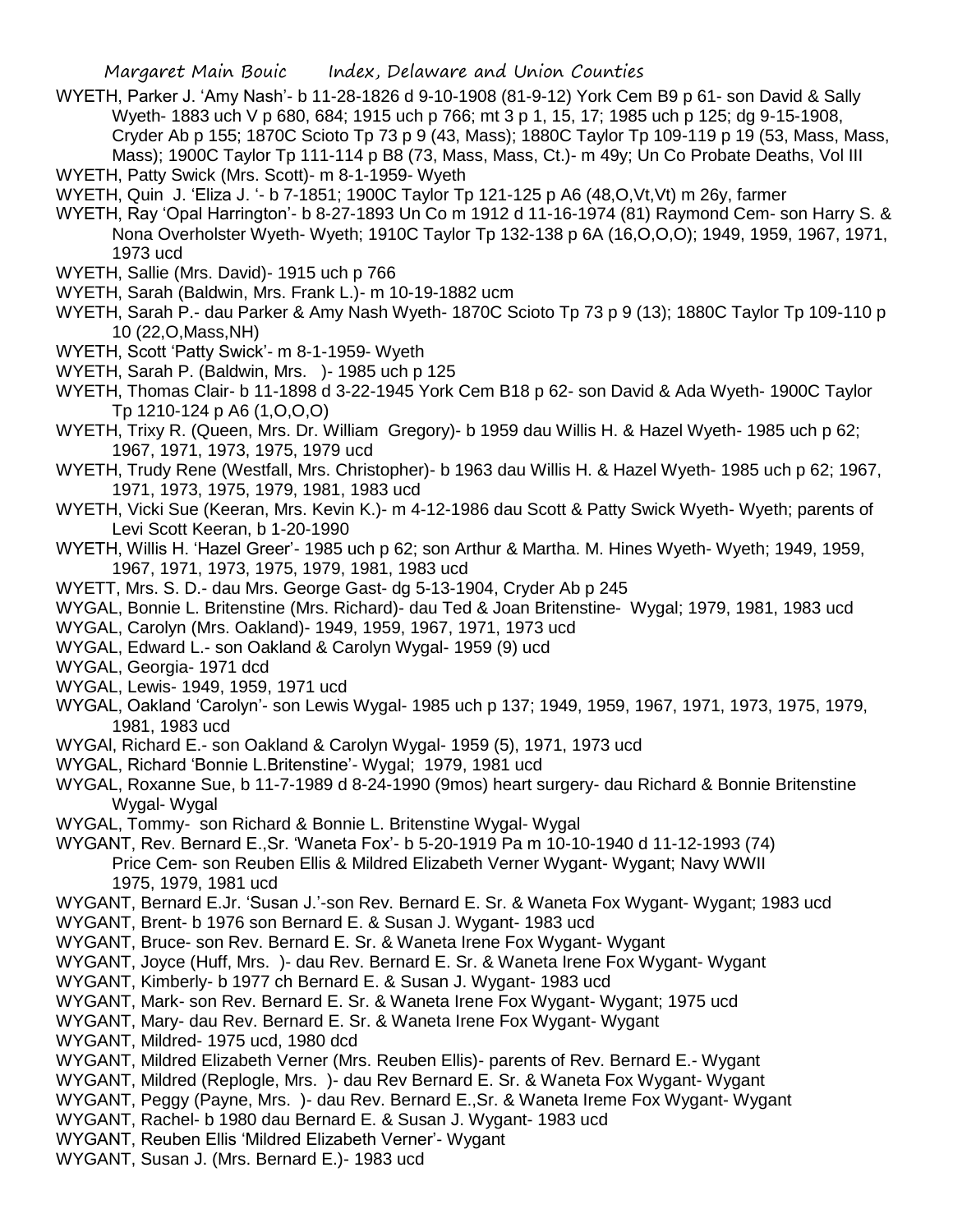WYETH, Parker J. 'Amy Nash'- b 11-28-1826 d 9-10-1908 (81-9-12) York Cem B9 p 61- son David & Sally Wyeth- 1883 uch V p 680, 684; 1915 uch p 766; mt 3 p 1, 15, 17; 1985 uch p 125; dg 9-15-1908, Cryder Ab p 155; 1870C Scioto Tp 73 p 9 (43, Mass); 1880C Taylor Tp 109-119 p 19 (53, Mass, Mass, Mass); 1900C Taylor Tp 111-114 p B8 (73, Mass, Mass, Ct.)- m 49y; Un Co Probate Deaths, Vol III

WYETH, Patty Swick (Mrs. Scott)- m 8-1-1959- Wyeth

WYETH, Quin J. 'Eliza J. '- b 7-1851; 1900C Taylor Tp 121-125 p A6 (48,O,Vt,Vt) m 26y, farmer

WYETH, Ray 'Opal Harrington'- b 8-27-1893 Un Co m 1912 d 11-16-1974 (81) Raymond Cem- son Harry S. & Nona Overholster Wyeth- Wyeth; 1910C Taylor Tp 132-138 p 6A (16,O,O,O); 1949, 1959, 1967, 1971, 1973 ucd

WYETH, Sallie (Mrs. David)- 1915 uch p 766

WYETH, Sarah (Baldwin, Mrs. Frank L.)- m 10-19-1882 ucm

WYETH, Sarah P.- dau Parker & Amy Nash Wyeth- 1870C Scioto Tp 73 p 9 (13); 1880C Taylor Tp 109-110 p 10 (22,O,Mass,NH)

WYETH, Scott 'Patty Swick'- m 8-1-1959- Wyeth

WYETH, Sarah P. (Baldwin, Mrs. )- 1985 uch p 125

WYETH, Thomas Clair- b 11-1898 d 3-22-1945 York Cem B18 p 62- son David & Ada Wyeth- 1900C Taylor Tp 1210-124 p A6 (1,O,O,O)

WYETH, Trixy R. (Queen, Mrs. Dr. William Gregory)- b 1959 dau Willis H. & Hazel Wyeth- 1985 uch p 62; 1967, 1971, 1973, 1975, 1979 ucd

WYETH, Trudy Rene (Westfall, Mrs. Christopher)- b 1963 dau Willis H. & Hazel Wyeth- 1985 uch p 62; 1967, 1971, 1973, 1975, 1979, 1981, 1983 ucd

WYETH, Vicki Sue (Keeran, Mrs. Kevin K.)- m 4-12-1986 dau Scott & Patty Swick Wyeth- Wyeth; parents of Levi Scott Keeran, b 1-20-1990

WYETH, Willis H. 'Hazel Greer'- 1985 uch p 62; son Arthur & Martha. M. Hines Wyeth- Wyeth; 1949, 1959, 1967, 1971, 1973, 1975, 1979, 1981, 1983 ucd

WYETT, Mrs. S. D.- dau Mrs. George Gast- dg 5-13-1904, Cryder Ab p 245

WYGAL, Bonnie L. Britenstine (Mrs. Richard)- dau Ted & Joan Britenstine- Wygal; 1979, 1981, 1983 ucd

WYGAL, Carolyn (Mrs. Oakland)- 1949, 1959, 1967, 1971, 1973 ucd

WYGAL, Edward L.- son Oakland & Carolyn Wygal- 1959 (9) ucd

WYGAL, Georgia- 1971 dcd

WYGAL, Lewis- 1949, 1959, 1971 ucd

WYGAL, Oakland 'Carolyn'- son Lewis Wygal- 1985 uch p 137; 1949, 1959, 1967, 1971, 1973, 1975, 1979, 1981, 1983 ucd

WYGAl, Richard E.- son Oakland & Carolyn Wygal- 1959 (5), 1971, 1973 ucd

WYGAL, Richard 'Bonnie L.Britenstine'- Wygal; 1979, 1981 ucd

WYGAL, Roxanne Sue, b 11-7-1989 d 8-24-1990 (9mos) heart surgery- dau Richard & Bonnie Britenstine Wygal- Wygal

WYGAL, Tommy- son Richard & Bonnie L. Britenstine Wygal- Wygal

WYGANT, Rev. Bernard E.,Sr. 'Waneta Fox'- b 5-20-1919 Pa m 10-10-1940 d 11-12-1993 (74) Price Cem- son Reuben Ellis & Mildred Elizabeth Verner Wygant- Wygant; Navy WWII 1975, 1979, 1981 ucd

WYGANT, Bernard E.Jr. 'Susan J.'-son Rev. Bernard E. Sr. & Waneta Fox Wygant- Wygant; 1983 ucd

WYGANT, Brent- b 1976 son Bernard E. & Susan J. Wygant- 1983 ucd

WYGANT, Bruce- son Rev. Bernard E. Sr. & Waneta Irene Fox Wygant- Wygant

WYGANT, Joyce (Huff, Mrs. )- dau Rev. Bernard E. Sr. & Waneta Irene Fox Wygant- Wygant

WYGANT, Kimberly- b 1977 ch Bernard E. & Susan J. Wygant- 1983 ucd

WYGANT, Mark- son Rev. Bernard E. Sr. & Waneta Irene Fox Wygant- Wygant; 1975 ucd

WYGANT, Mary- dau Rev. Bernard E. Sr. & Waneta Irene Fox Wygant- Wygant

WYGANT, Mildred- 1975 ucd, 1980 dcd

WYGANT, Mildred Elizabeth Verner (Mrs. Reuben Ellis)- parents of Rev. Bernard E.- Wygant

WYGANT, Mildred (Replogle, Mrs. )- dau Rev Bernard E. Sr. & Waneta Fox Wygant- Wygant

WYGANT, Peggy (Payne, Mrs. )- dau Rev. Bernard E.,Sr. & Waneta Ireme Fox Wygant- Wygant

WYGANT, Rachel- b 1980 dau Bernard E. & Susan J. Wygant- 1983 ucd

WYGANT, Reuben Ellis 'Mildred Elizabeth Verner'- Wygant

WYGANT, Susan J. (Mrs. Bernard E.)- 1983 ucd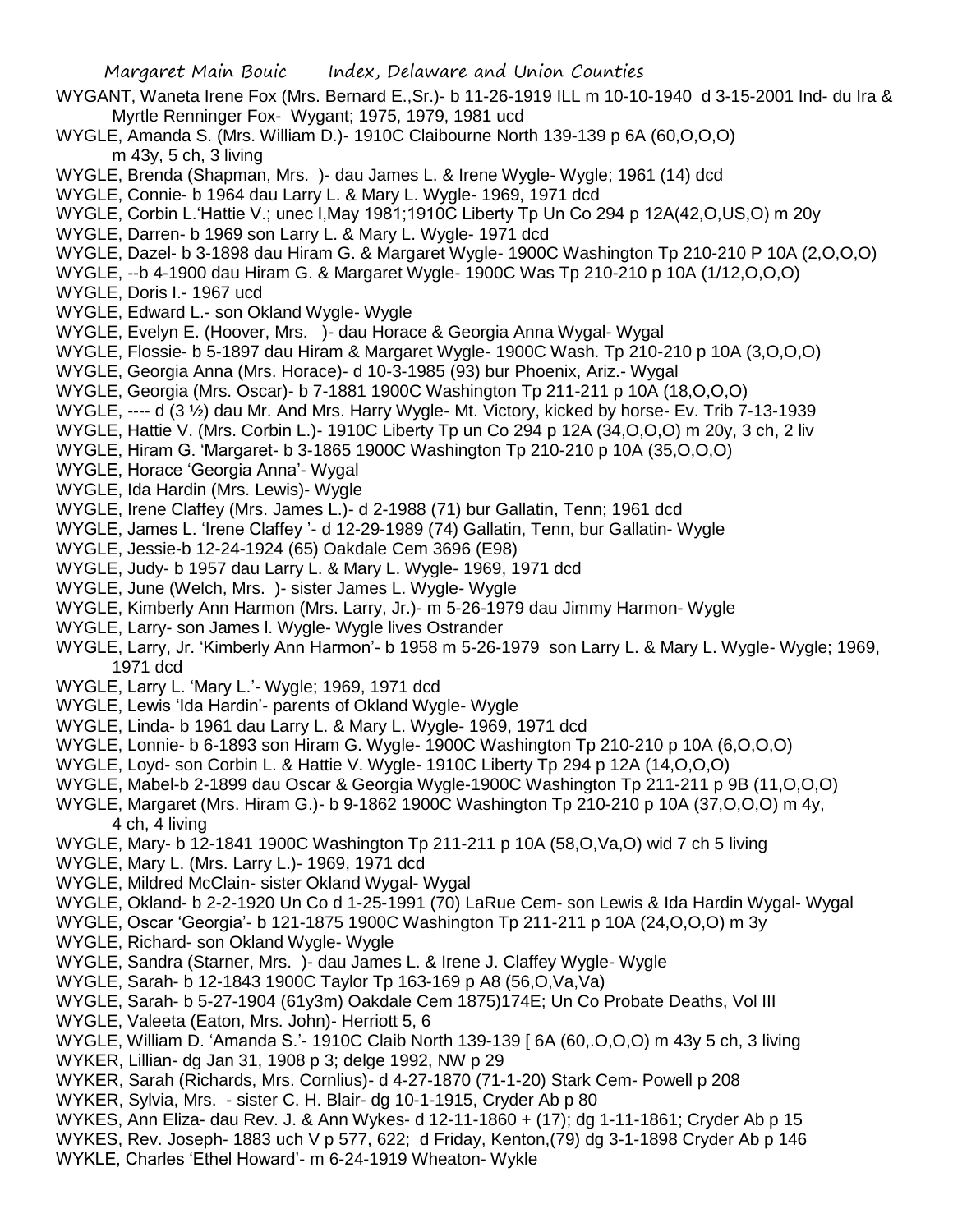WYGANT, Waneta Irene Fox (Mrs. Bernard E.,Sr.)- b 11-26-1919 ILL m 10-10-1940 d 3-15-2001 Ind- du Ira & Myrtle Renninger Fox- Wygant; 1975, 1979, 1981 ucd

WYGLE, Amanda S. (Mrs. William D.)- 1910C Claibourne North 139-139 p 6A (60,O,O,O) m 43y, 5 ch, 3 living

WYGLE, Brenda (Shapman, Mrs. )- dau James L. & Irene Wygle- Wygle; 1961 (14) dcd

WYGLE, Connie- b 1964 dau Larry L. & Mary L. Wygle- 1969, 1971 dcd

WYGLE, Corbin L.'Hattie V.; unec I,May 1981;1910C Liberty Tp Un Co 294 p 12A(42,O,US,O) m 20y

WYGLE, Darren- b 1969 son Larry L. & Mary L. Wygle- 1971 dcd

WYGLE, Dazel- b 3-1898 dau Hiram G. & Margaret Wygle- 1900C Washington Tp 210-210 P 10A (2,O,O,O)

WYGLE, --b 4-1900 dau Hiram G. & Margaret Wygle- 1900C Was Tp 210-210 p 10A (1/12,O,O,O)

WYGLE, Doris I.- 1967 ucd

WYGLE, Edward L.- son Okland Wygle- Wygle

WYGLE, Evelyn E. (Hoover, Mrs. )- dau Horace & Georgia Anna Wygal- Wygal

WYGLE, Flossie- b 5-1897 dau Hiram & Margaret Wygle- 1900C Wash. Tp 210-210 p 10A (3,O,O,O)

WYGLE, Georgia Anna (Mrs. Horace)- d 10-3-1985 (93) bur Phoenix, Ariz.- Wygal

WYGLE, Georgia (Mrs. Oscar)- b 7-1881 1900C Washington Tp 211-211 p 10A (18,O,O,O)

WYGLE, ---- d (3 ½) dau Mr. And Mrs. Harry Wygle- Mt. Victory, kicked by horse- Ev. Trib 7-13-1939

WYGLE, Hattie V. (Mrs. Corbin L.)- 1910C Liberty Tp un Co 294 p 12A (34,O,O,O) m 20y, 3 ch, 2 liv

WYGLE, Hiram G. 'Margaret- b 3-1865 1900C Washington Tp 210-210 p 10A (35,O,O,O)

WYGLE, Horace 'Georgia Anna'- Wygal

WYGLE, Ida Hardin (Mrs. Lewis)- Wygle

WYGLE, Irene Claffey (Mrs. James L.)- d 2-1988 (71) bur Gallatin, Tenn; 1961 dcd

WYGLE, James L. 'Irene Claffey '- d 12-29-1989 (74) Gallatin, Tenn, bur Gallatin- Wygle

WYGLE, Jessie-b 12-24-1924 (65) Oakdale Cem 3696 (E98)

WYGLE, Judy- b 1957 dau Larry L. & Mary L. Wygle- 1969, 1971 dcd

WYGLE, June (Welch, Mrs. )- sister James L. Wygle- Wygle

WYGLE, Kimberly Ann Harmon (Mrs. Larry, Jr.)- m 5-26-1979 dau Jimmy Harmon- Wygle

WYGLE, Larry- son James l. Wygle- Wygle lives Ostrander

WYGLE, Larry, Jr. 'Kimberly Ann Harmon'- b 1958 m 5-26-1979 son Larry L. & Mary L. Wygle- Wygle; 1969, 1971 dcd

WYGLE, Larry L. 'Mary L.'- Wygle; 1969, 1971 dcd

WYGLE, Lewis 'Ida Hardin'- parents of Okland Wygle- Wygle

WYGLE, Linda- b 1961 dau Larry L. & Mary L. Wygle- 1969, 1971 dcd

WYGLE, Lonnie- b 6-1893 son Hiram G. Wygle- 1900C Washington Tp 210-210 p 10A (6,O,O,O)

WYGLE, Loyd- son Corbin L. & Hattie V. Wygle- 1910C Liberty Tp 294 p 12A (14,O,O,O)

WYGLE, Mabel-b 2-1899 dau Oscar & Georgia Wygle-1900C Washington Tp 211-211 p 9B (11,O,O,O)

WYGLE, Margaret (Mrs. Hiram G.)- b 9-1862 1900C Washington Tp 210-210 p 10A (37,O,O,O) m 4y, 4 ch, 4 living

WYGLE, Mary- b 12-1841 1900C Washington Tp 211-211 p 10A (58,O,Va,O) wid 7 ch 5 living

WYGLE, Mary L. (Mrs. Larry L.)- 1969, 1971 dcd

WYGLE, Mildred McClain- sister Okland Wygal- Wygal

WYGLE, Okland- b 2-2-1920 Un Co d 1-25-1991 (70) LaRue Cem- son Lewis & Ida Hardin Wygal- Wygal

WYGLE, Oscar 'Georgia'- b 121-1875 1900C Washington Tp 211-211 p 10A (24,O,O,O) m 3y

WYGLE, Richard- son Okland Wygle- Wygle

WYGLE, Sandra (Starner, Mrs. )- dau James L. & Irene J. Claffey Wygle- Wygle

WYGLE, Sarah- b 12-1843 1900C Taylor Tp 163-169 p A8 (56,O,Va,Va)

WYGLE, Sarah- b 5-27-1904 (61y3m) Oakdale Cem 1875)174E; Un Co Probate Deaths, Vol III

WYGLE, Valeeta (Eaton, Mrs. John)- Herriott 5, 6

WYGLE, William D. 'Amanda S.'- 1910C Claib North 139-139 [ 6A (60,.O,O,O) m 43y 5 ch, 3 living

WYKER, Lillian- dg Jan 31, 1908 p 3; delge 1992, NW p 29

WYKER, Sarah (Richards, Mrs. Cornlius)- d 4-27-1870 (71-1-20) Stark Cem- Powell p 208

WYKER, Sylvia, Mrs. - sister C. H. Blair- dg 10-1-1915, Cryder Ab p 80

WYKES, Ann Eliza- dau Rev. J. & Ann Wykes- d 12-11-1860 + (17); dg 1-11-1861; Cryder Ab p 15

WYKES, Rev. Joseph- 1883 uch V p 577, 622; d Friday, Kenton,(79) dg 3-1-1898 Cryder Ab p 146

WYKLE, Charles 'Ethel Howard'- m 6-24-1919 Wheaton- Wykle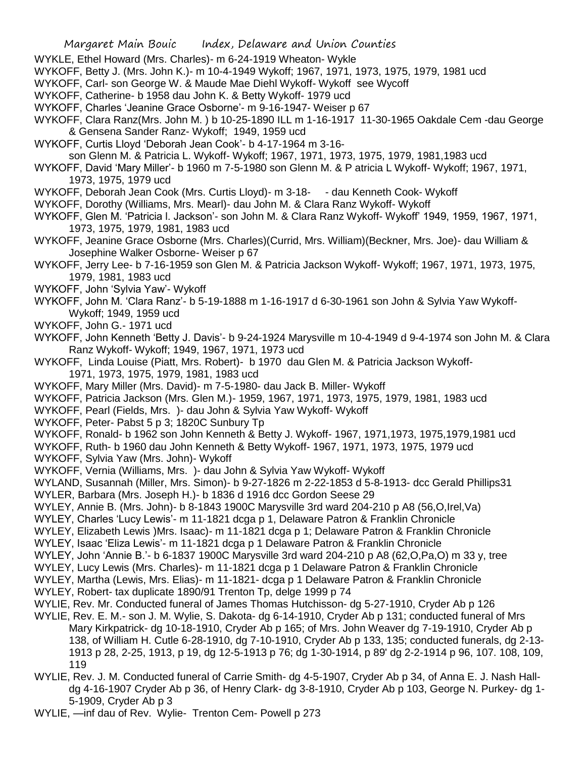WYKLE, Ethel Howard (Mrs. Charles)- m 6-24-1919 Wheaton- Wykle

WYKOFF, Betty J. (Mrs. John K.)- m 10-4-1949 Wykoff; 1967, 1971, 1973, 1975, 1979, 1981 ucd

WYKOFF, Carl- son George W. & Maude Mae Diehl Wykoff- Wykoff see Wycoff

WYKOFF, Catherine- b 1958 dau John K. & Betty Wykoff- 1979 ucd

WYKOFF, Charles 'Jeanine Grace Osborne'- m 9-16-1947- Weiser p 67

WYKOFF, Clara Ranz(Mrs. John M. ) b 10-25-1890 ILL m 1-16-1917 11-30-1965 Oakdale Cem -dau George & Gensena Sander Ranz- Wykoff; 1949, 1959 ucd

WYKOFF, Curtis Lloyd 'Deborah Jean Cook'- b 4-17-1964 m 3-16- son Glenn M. & Patricia L. Wykoff- Wykoff; 1967, 1971, 1973, 1975, 1979, 1981,1983 ucd

WYKOFF, David 'Mary Miller'- b 1960 m 7-5-1980 son Glenn M. & P atricia L Wykoff- Wykoff; 1967, 1971, 1973, 1975, 1979 ucd

WYKOFF, Deborah Jean Cook (Mrs. Curtis Lloyd)- m 3-18- - dau Kenneth Cook- Wykoff

WYKOFF, Dorothy (Williams, Mrs. Mearl)- dau John M. & Clara Ranz Wykoff- Wykoff

WYKOFF, Glen M. 'Patricia l. Jackson'- son John M. & Clara Ranz Wykoff- Wykoff' 1949, 1959, 1967, 1971, 1973, 1975, 1979, 1981, 1983 ucd

WYKOFF, Jeanine Grace Osborne (Mrs. Charles)(Currid, Mrs. William)(Beckner, Mrs. Joe)- dau William & Josephine Walker Osborne- Weiser p 67

WYKOFF, Jerry Lee- b 7-16-1959 son Glen M. & Patricia Jackson Wykoff- Wykoff; 1967, 1971, 1973, 1975, 1979, 1981, 1983 ucd

WYKOFF, John 'Sylvia Yaw'- Wykoff

WYKOFF, John M. 'Clara Ranz'- b 5-19-1888 m 1-16-1917 d 6-30-1961 son John & Sylvia Yaw Wykoff- Wykoff; 1949, 1959 ucd

WYKOFF, John G.- 1971 ucd

WYKOFF, John Kenneth 'Betty J. Davis'- b 9-24-1924 Marysville m 10-4-1949 d 9-4-1974 son John M. & Clara Ranz Wykoff- Wykoff; 1949, 1967, 1971, 1973 ucd

WYKOFF, Linda Louise (Piatt, Mrs. Robert)- b 1970 dau Glen M. & Patricia Jackson Wykoff- 1971, 1973, 1975, 1979, 1981, 1983 ucd

WYKOFF, Mary Miller (Mrs. David)- m 7-5-1980- dau Jack B. Miller- Wykoff

WYKOFF, Patricia Jackson (Mrs. Glen M.)- 1959, 1967, 1971, 1973, 1975, 1979, 1981, 1983 ucd

WYKOFF, Pearl (Fields, Mrs. )- dau John & Sylvia Yaw Wykoff- Wykoff

WYKOFF, Peter- Pabst 5 p 3; 1820C Sunbury Tp

WYKOFF, Ronald- b 1962 son John Kenneth & Betty J. Wykoff- 1967, 1971,1973, 1975,1979,1981 ucd

WYKOFF, Ruth- b 1960 dau John Kenneth & Betty Wykoff- 1967, 1971, 1973, 1975, 1979 ucd

WYKOFF, Sylvia Yaw (Mrs. John)- Wykoff

WYKOFF, Vernia (Williams, Mrs. )- dau John & Sylvia Yaw Wykoff- Wykoff

WYLAND, Susannah (Miller, Mrs. Simon)- b 9-27-1826 m 2-22-1853 d 5-8-1913- dcc Gerald Phillips31

WYLER, Barbara (Mrs. Joseph H.)- b 1836 d 1916 dcc Gordon Seese 29

WYLEY, Annie B. (Mrs. John)- b 8-1843 1900C Marysville 3rd ward 204-210 p A8 (56,O,Irel,Va)

WYLEY, Charles 'Lucy Lewis'- m 11-1821 dcga p 1, Delaware Patron & Franklin Chronicle

WYLEY, Elizabeth Lewis )Mrs. Isaac)- m 11-1821 dcga p 1; Delaware Patron & Franklin Chronicle

WYLEY, Isaac 'Eliza Lewis'- m 11-1821 dcga p 1 Delaware Patron & Franklin Chronicle

WYLEY, John 'Annie B.'- b 6-1837 1900C Marysville 3rd ward 204-210 p A8 (62,O,Pa,O) m 33 y, tree

WYLEY, Lucy Lewis (Mrs. Charles)- m 11-1821 dcga p 1 Delaware Patron & Franklin Chronicle

WYLEY, Martha (Lewis, Mrs. Elias)- m 11-1821- dcga p 1 Delaware Patron & Franklin Chronicle

WYLEY, Robert- tax duplicate 1890/91 Trenton Tp, delge 1999 p 74

WYLIE, Rev. Mr. Conducted funeral of James Thomas Hutchisson- dg 5-27-1910, Cryder Ab p 126

WYLIE, Rev. E. M.- son J. M. Wylie, S. Dakota- dg 6-14-1910, Cryder Ab p 131; conducted funeral of Mrs Mary Kirkpatrick- dg 10-18-1910, Cryder Ab p 165; of Mrs. John Weaver dg 7-19-1910, Cryder Ab p 138, of William H. Cutle 6-28-1910, dg 7-10-1910, Cryder Ab p 133, 135; conducted funerals, dg 2-13-1913 p 28, 2-25, 1913, p 19, dg 12-5-1913 p 76; dg 1-30-1914, p 89' dg 2-2-1914 p 96, 107. 108, 109, 119

WYLIE, Rev. J. M. Conducted funeral of Carrie Smith- dg 4-5-1907, Cryder Ab p 34, of Anna E. J. Nash Hall- dg 4-16-1907 Cryder Ab p 36, of Henry Clark- dg 3-8-1910, Cryder Ab p 103, George N. Purkey- dg 1-5-1909, Cryder Ab p 3

WYLIE, —inf dau of Rev. Wylie- Trenton Cem- Powell p 273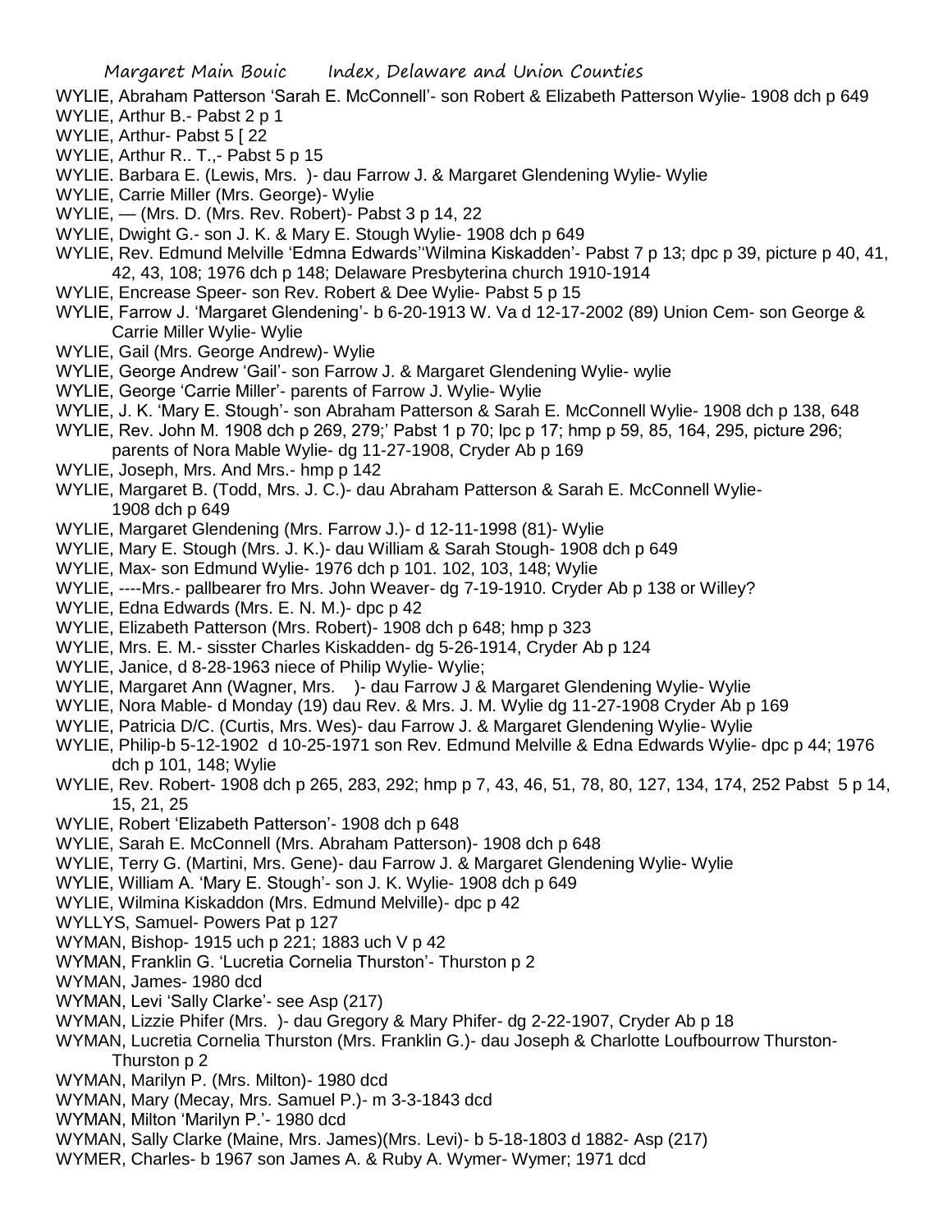WYLIE, Abraham Patterson 'Sarah E. McConnell'- son Robert & Elizabeth Patterson Wylie- 1908 dch p 649
WYLIE, Arthur B.- Pabst 2 p 1
WYLIE, Arthur- Pabst 5 [ 22
WYLIE, Arthur R.. T.,- Pabst 5 p 15
WYLIE. Barbara E. (Lewis, Mrs. )- dau Farrow J. & Margaret Glendening Wylie- Wylie
WYLIE, Carrie Miller (Mrs. George)- Wylie
WYLIE, — (Mrs. D. (Mrs. Rev. Robert)- Pabst 3 p 14, 22
WYLIE, Dwight G.- son J. K. & Mary E. Stough Wylie- 1908 dch p 649
WYLIE, Rev. Edmund Melville 'Edmna Edwards''Wilmina Kiskadden'- Pabst 7 p 13; dpc p 39, picture p 40, 41, 42, 43, 108; 1976 dch p 148; Delaware Presbyterina church 1910-1914
WYLIE, Encrease Speer- son Rev. Robert & Dee Wylie- Pabst 5 p 15
WYLIE, Farrow J. 'Margaret Glendening'- b 6-20-1913 W. Va d 12-17-2002 (89) Union Cem- son George & Carrie Miller Wylie- Wylie
WYLIE, Gail (Mrs. George Andrew)- Wylie
WYLIE, George Andrew 'Gail'- son Farrow J. & Margaret Glendening Wylie- wylie
WYLIE, George 'Carrie Miller'- parents of Farrow J. Wylie- Wylie
WYLIE, J. K. 'Mary E. Stough'- son Abraham Patterson & Sarah E. McConnell Wylie- 1908 dch p 138, 648
WYLIE, Rev. John M. 1908 dch p 269, 279;' Pabst 1 p 70; lpc p 17; hmp p 59, 85, 164, 295, picture 296; parents of Nora Mable Wylie- dg 11-27-1908, Cryder Ab p 169
WYLIE, Joseph, Mrs. And Mrs.- hmp p 142
WYLIE, Margaret B. (Todd, Mrs. J. C.)- dau Abraham Patterson & Sarah E. McConnell Wylie- 1908 dch p 649
WYLIE, Margaret Glendening (Mrs. Farrow J.)- d 12-11-1998 (81)- Wylie
WYLIE, Mary E. Stough (Mrs. J. K.)- dau William & Sarah Stough- 1908 dch p 649
WYLIE, Max- son Edmund Wylie- 1976 dch p 101. 102, 103, 148; Wylie
WYLIE, ----Mrs.- pallbearer fro Mrs. John Weaver- dg 7-19-1910. Cryder Ab p 138 or Willey?
WYLIE, Edna Edwards (Mrs. E. N. M.)- dpc p 42
WYLIE, Elizabeth Patterson (Mrs. Robert)- 1908 dch p 648; hmp p 323
WYLIE, Mrs. E. M.- sisster Charles Kiskadden- dg 5-26-1914, Cryder Ab p 124
WYLIE, Janice, d 8-28-1963 niece of Philip Wylie- Wylie;
WYLIE, Margaret Ann (Wagner, Mrs. )- dau Farrow J & Margaret Glendening Wylie- Wylie
WYLIE, Nora Mable- d Monday (19) dau Rev. & Mrs. J. M. Wylie dg 11-27-1908 Cryder Ab p 169
WYLIE, Patricia D/C. (Curtis, Mrs. Wes)- dau Farrow J. & Margaret Glendening Wylie- Wylie
WYLIE, Philip-b 5-12-1902 d 10-25-1971 son Rev. Edmund Melville & Edna Edwards Wylie- dpc p 44; 1976 dch p 101, 148; Wylie
WYLIE, Rev. Robert- 1908 dch p 265, 283, 292; hmp p 7, 43, 46, 51, 78, 80, 127, 134, 174, 252 Pabst 5 p 14, 15, 21, 25
WYLIE, Robert 'Elizabeth Patterson'- 1908 dch p 648
WYLIE, Sarah E. McConnell (Mrs. Abraham Patterson)- 1908 dch p 648
WYLIE, Terry G. (Martini, Mrs. Gene)- dau Farrow J. & Margaret Glendening Wylie- Wylie
WYLIE, William A. 'Mary E. Stough'- son J. K. Wylie- 1908 dch p 649
WYLIE, Wilmina Kiskaddon (Mrs. Edmund Melville)- dpc p 42
WYLLYS, Samuel- Powers Pat p 127
WYMAN, Bishop- 1915 uch p 221; 1883 uch V p 42
WYMAN, Franklin G. 'Lucretia Cornelia Thurston'- Thurston p 2
WYMAN, James- 1980 dcd
WYMAN, Levi 'Sally Clarke'- see Asp (217)
WYMAN, Lizzie Phifer (Mrs. )- dau Gregory & Mary Phifer- dg 2-22-1907, Cryder Ab p 18
WYMAN, Lucretia Cornelia Thurston (Mrs. Franklin G.)- dau Joseph & Charlotte Loufbourrow Thurston- Thurston p 2
WYMAN, Marilyn P. (Mrs. Milton)- 1980 dcd
WYMAN, Mary (Mecay, Mrs. Samuel P.)- m 3-3-1843 dcd
WYMAN, Milton 'Marilyn P.'- 1980 dcd
WYMAN, Sally Clarke (Maine, Mrs. James)(Mrs. Levi)- b 5-18-1803 d 1882- Asp (217)
WYMER, Charles- b 1967 son James A. & Ruby A. Wymer- Wymer; 1971 dcd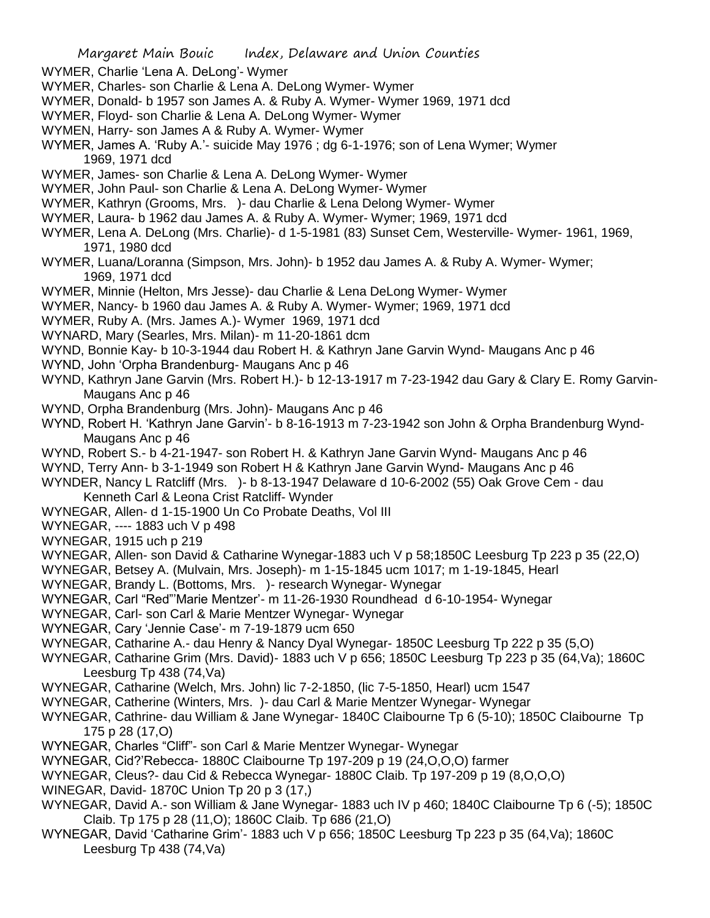WYMER, Charlie 'Lena A. DeLong'- Wymer

WYMER, Charles- son Charlie & Lena A. DeLong Wymer- Wymer

WYMER, Donald- b 1957 son James A. & Ruby A. Wymer- Wymer 1969, 1971 dcd

WYMER, Floyd- son Charlie & Lena A. DeLong Wymer- Wymer

WYMEN, Harry- son James A & Ruby A. Wymer- Wymer

WYMER, James A. 'Ruby A.'- suicide May 1976 ; dg 6-1-1976; son of Lena Wymer; Wymer 1969, 1971 dcd

WYMER, James- son Charlie & Lena A. DeLong Wymer- Wymer

WYMER, John Paul- son Charlie & Lena A. DeLong Wymer- Wymer

WYMER, Kathryn (Grooms, Mrs. )- dau Charlie & Lena Delong Wymer- Wymer

WYMER, Laura- b 1962 dau James A. & Ruby A. Wymer- Wymer; 1969, 1971 dcd

WYMER, Lena A. DeLong (Mrs. Charlie)- d 1-5-1981 (83) Sunset Cem, Westerville- Wymer- 1961, 1969, 1971, 1980 dcd

WYMER, Luana/Loranna (Simpson, Mrs. John)- b 1952 dau James A. & Ruby A. Wymer- Wymer; 1969, 1971 dcd

WYMER, Minnie (Helton, Mrs Jesse)- dau Charlie & Lena DeLong Wymer- Wymer

WYMER, Nancy- b 1960 dau James A. & Ruby A. Wymer- Wymer; 1969, 1971 dcd

WYMER, Ruby A. (Mrs. James A.)- Wymer 1969, 1971 dcd

WYNARD, Mary (Searles, Mrs. Milan)- m 11-20-1861 dcm

WYND, Bonnie Kay- b 10-3-1944 dau Robert H. & Kathryn Jane Garvin Wynd- Maugans Anc p 46

WYND, John 'Orpha Brandenburg- Maugans Anc p 46

WYND, Kathryn Jane Garvin (Mrs. Robert H.)- b 12-13-1917 m 7-23-1942 dau Gary & Clary E. Romy Garvin- Maugans Anc p 46

WYND, Orpha Brandenburg (Mrs. John)- Maugans Anc p 46

WYND, Robert H. 'Kathryn Jane Garvin'- b 8-16-1913 m 7-23-1942 son John & Orpha Brandenburg Wynd- Maugans Anc p 46

WYND, Robert S.- b 4-21-1947- son Robert H. & Kathryn Jane Garvin Wynd- Maugans Anc p 46

WYND, Terry Ann- b 3-1-1949 son Robert H & Kathryn Jane Garvin Wynd- Maugans Anc p 46

WYNDER, Nancy L Ratcliff (Mrs. )- b 8-13-1947 Delaware d 10-6-2002 (55) Oak Grove Cem - dau Kenneth Carl & Leona Crist Ratcliff- Wynder

WYNEGAR, Allen- d 1-15-1900 Un Co Probate Deaths, Vol III

WYNEGAR, ---- 1883 uch V p 498

WYNEGAR, 1915 uch p 219

WYNEGAR, Allen- son David & Catharine Wynegar-1883 uch V p 58;1850C Leesburg Tp 223 p 35 (22,O)

WYNEGAR, Betsey A. (Mulvain, Mrs. Joseph)- m 1-15-1845 ucm 1017; m 1-19-1845, Hearl

WYNEGAR, Brandy L. (Bottoms, Mrs. )- research Wynegar- Wynegar

WYNEGAR, Carl "Red"'Marie Mentzer'- m 11-26-1930 Roundhead d 6-10-1954- Wynegar

WYNEGAR, Carl- son Carl & Marie Mentzer Wynegar- Wynegar

WYNEGAR, Cary 'Jennie Case'- m 7-19-1879 ucm 650

WYNEGAR, Catharine A.- dau Henry & Nancy Dyal Wynegar- 1850C Leesburg Tp 222 p 35 (5,O)

WYNEGAR, Catharine Grim (Mrs. David)- 1883 uch V p 656; 1850C Leesburg Tp 223 p 35 (64,Va); 1860C Leesburg Tp 438 (74,Va)

WYNEGAR, Catharine (Welch, Mrs. John) lic 7-2-1850, (lic 7-5-1850, Hearl) ucm 1547

WYNEGAR, Catherine (Winters, Mrs. )- dau Carl & Marie Mentzer Wynegar- Wynegar

WYNEGAR, Cathrine- dau William & Jane Wynegar- 1840C Claibourne Tp 6 (5-10); 1850C Claibourne Tp 175 p 28 (17,O)

WYNEGAR, Charles "Cliff"- son Carl & Marie Mentzer Wynegar- Wynegar

WYNEGAR, Cid?'Rebecca- 1880C Claibourne Tp 197-209 p 19 (24,O,O,O) farmer

WYNEGAR, Cleus?- dau Cid & Rebecca Wynegar- 1880C Claib. Tp 197-209 p 19 (8,O,O,O)

WINEGAR, David- 1870C Union Tp 20 p 3 (17,)

WYNEGAR, David A.- son William & Jane Wynegar- 1883 uch IV p 460; 1840C Claibourne Tp 6 (-5); 1850C Claib. Tp 175 p 28 (11,O); 1860C Claib. Tp 686 (21,O)

WYNEGAR, David 'Catharine Grim'- 1883 uch V p 656; 1850C Leesburg Tp 223 p 35 (64,Va); 1860C Leesburg Tp 438 (74,Va)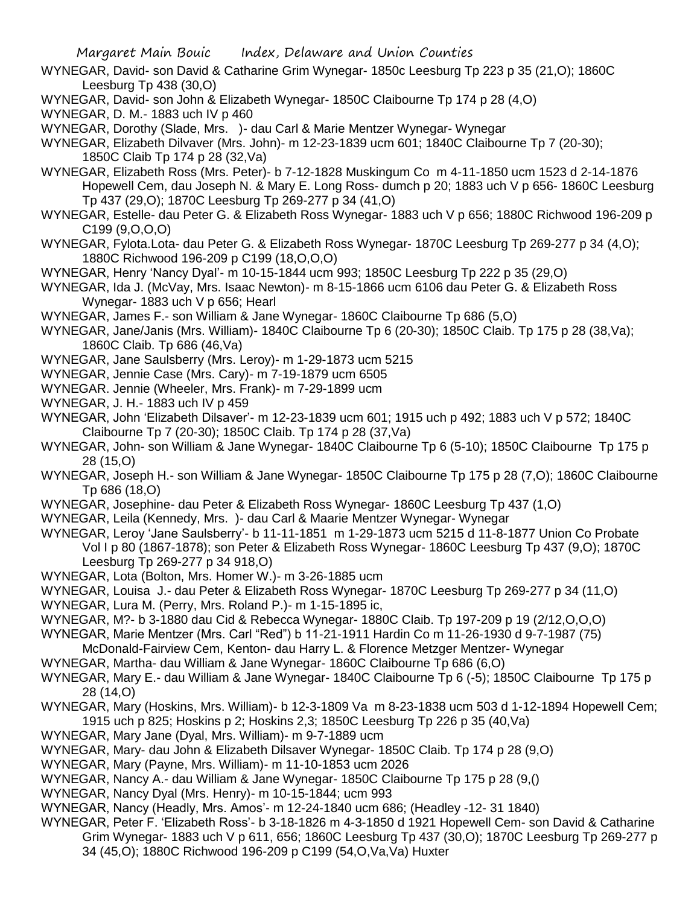WYNEGAR, David- son David & Catharine Grim Wynegar- 1850c Leesburg Tp 223 p 35 (21,O); 1860C Leesburg Tp 438 (30,O)

WYNEGAR, David- son John & Elizabeth Wynegar- 1850C Claibourne Tp 174 p 28 (4,O)

WYNEGAR, D. M.- 1883 uch IV p 460

WYNEGAR, Dorothy (Slade, Mrs. )- dau Carl & Marie Mentzer Wynegar- Wynegar

WYNEGAR, Elizabeth Dilvaver (Mrs. John)- m 12-23-1839 ucm 601; 1840C Claibourne Tp 7 (20-30); 1850C Claib Tp 174 p 28 (32,Va)

WYNEGAR, Elizabeth Ross (Mrs. Peter)- b 7-12-1828 Muskingum Co m 4-11-1850 ucm 1523 d 2-14-1876 Hopewell Cem, dau Joseph N. & Mary E. Long Ross- dumch p 20; 1883 uch V p 656- 1860C Leesburg Tp 437 (29,O); 1870C Leesburg Tp 269-277 p 34 (41,O)

WYNEGAR, Estelle- dau Peter G. & Elizabeth Ross Wynegar- 1883 uch V p 656; 1880C Richwood 196-209 p C199 (9,O,O,O)

WYNEGAR, Fylota.Lota- dau Peter G. & Elizabeth Ross Wynegar- 1870C Leesburg Tp 269-277 p 34 (4,O); 1880C Richwood 196-209 p C199 (18,O,O,O)

WYNEGAR, Henry 'Nancy Dyal'- m 10-15-1844 ucm 993; 1850C Leesburg Tp 222 p 35 (29,O)

WYNEGAR, Ida J. (McVay, Mrs. Isaac Newton)- m 8-15-1866 ucm 6106 dau Peter G. & Elizabeth Ross Wynegar- 1883 uch V p 656; Hearl

WYNEGAR, James F.- son William & Jane Wynegar- 1860C Claibourne Tp 686 (5,O)

WYNEGAR, Jane/Janis (Mrs. William)- 1840C Claibourne Tp 6 (20-30); 1850C Claib. Tp 175 p 28 (38,Va); 1860C Claib. Tp 686 (46,Va)

WYNEGAR, Jane Saulsberry (Mrs. Leroy)- m 1-29-1873 ucm 5215

WYNEGAR, Jennie Case (Mrs. Cary)- m 7-19-1879 ucm 6505

WYNEGAR. Jennie (Wheeler, Mrs. Frank)- m 7-29-1899 ucm

WYNEGAR, J. H.- 1883 uch IV p 459

WYNEGAR, John 'Elizabeth Dilsaver'- m 12-23-1839 ucm 601; 1915 uch p 492; 1883 uch V p 572; 1840C Claibourne Tp 7 (20-30); 1850C Claib. Tp 174 p 28 (37,Va)

WYNEGAR, John- son William & Jane Wynegar- 1840C Claibourne Tp 6 (5-10); 1850C Claibourne Tp 175 p 28 (15,O)

WYNEGAR, Joseph H.- son William & Jane Wynegar- 1850C Claibourne Tp 175 p 28 (7,O); 1860C Claibourne Tp 686 (18,O)

WYNEGAR, Josephine- dau Peter & Elizabeth Ross Wynegar- 1860C Leesburg Tp 437 (1,O)

WYNEGAR, Leila (Kennedy, Mrs. )- dau Carl & Maarie Mentzer Wynegar- Wynegar

WYNEGAR, Leroy 'Jane Saulsberry'- b 11-11-1851 m 1-29-1873 ucm 5215 d 11-8-1877 Union Co Probate Vol I p 80 (1867-1878); son Peter & Elizabeth Ross Wynegar- 1860C Leesburg Tp 437 (9,O); 1870C Leesburg Tp 269-277 p 34 918,O)

WYNEGAR, Lota (Bolton, Mrs. Homer W.)- m 3-26-1885 ucm

WYNEGAR, Louisa J.- dau Peter & Elizabeth Ross Wynegar- 1870C Leesburg Tp 269-277 p 34 (11,O)

WYNEGAR, Lura M. (Perry, Mrs. Roland P.)- m 1-15-1895 ic,

WYNEGAR, M?- b 3-1880 dau Cid & Rebecca Wynegar- 1880C Claib. Tp 197-209 p 19 (2/12,O,O,O)

WYNEGAR, Marie Mentzer (Mrs. Carl "Red") b 11-21-1911 Hardin Co m 11-26-1930 d 9-7-1987 (75) McDonald-Fairview Cem, Kenton- dau Harry L. & Florence Metzger Mentzer- Wynegar

WYNEGAR, Martha- dau William & Jane Wynegar- 1860C Claibourne Tp 686 (6,O)

WYNEGAR, Mary E.- dau William & Jane Wynegar- 1840C Claibourne Tp 6 (-5); 1850C Claibourne Tp 175 p 28 (14,O)

WYNEGAR, Mary (Hoskins, Mrs. William)- b 12-3-1809 Va m 8-23-1838 ucm 503 d 1-12-1894 Hopewell Cem; 1915 uch p 825; Hoskins p 2; Hoskins 2,3; 1850C Leesburg Tp 226 p 35 (40,Va)

WYNEGAR, Mary Jane (Dyal, Mrs. William)- m 9-7-1889 ucm

WYNEGAR, Mary- dau John & Elizabeth Dilsaver Wynegar- 1850C Claib. Tp 174 p 28 (9,O)

WYNEGAR, Mary (Payne, Mrs. William)- m 11-10-1853 ucm 2026

WYNEGAR, Nancy A.- dau William & Jane Wynegar- 1850C Claibourne Tp 175 p 28 (9,()

WYNEGAR, Nancy Dyal (Mrs. Henry)- m 10-15-1844; ucm 993

WYNEGAR, Nancy (Headly, Mrs. Amos'- m 12-24-1840 ucm 686; (Headley -12- 31 1840)

WYNEGAR, Peter F. 'Elizabeth Ross'- b 3-18-1826 m 4-3-1850 d 1921 Hopewell Cem- son David & Catharine Grim Wynegar- 1883 uch V p 611, 656; 1860C Leesburg Tp 437 (30,O); 1870C Leesburg Tp 269-277 p 34 (45,O); 1880C Richwood 196-209 p C199 (54,O,Va,Va) Huxter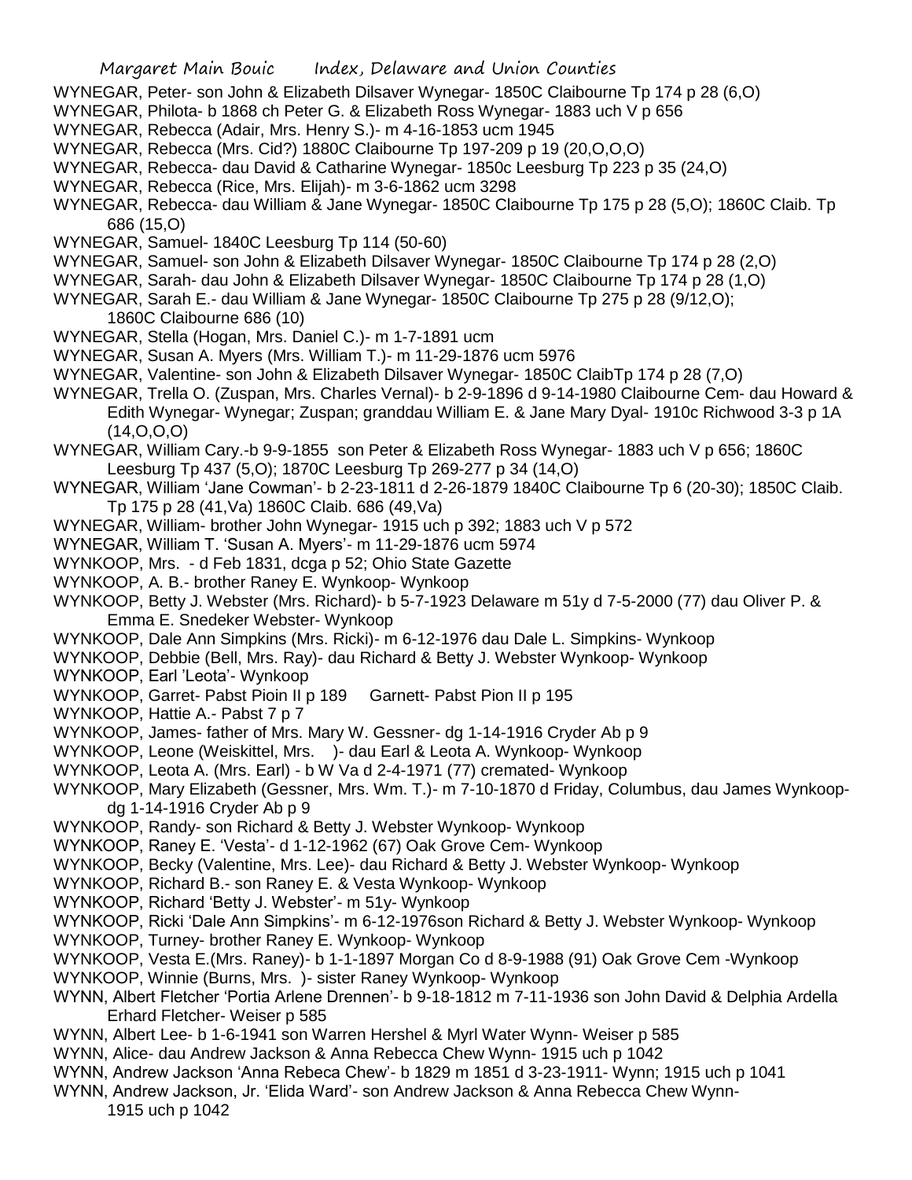WYNEGAR, Peter- son John & Elizabeth Dilsaver Wynegar- 1850C Claibourne Tp 174 p 28 (6,O)

WYNEGAR, Philota- b 1868 ch Peter G. & Elizabeth Ross Wynegar- 1883 uch V p 656

WYNEGAR, Rebecca (Adair, Mrs. Henry S.)- m 4-16-1853 ucm 1945

WYNEGAR, Rebecca (Mrs. Cid?) 1880C Claibourne Tp 197-209 p 19 (20,O,O,O)

WYNEGAR, Rebecca- dau David & Catharine Wynegar- 1850c Leesburg Tp 223 p 35 (24,O)

WYNEGAR, Rebecca (Rice, Mrs. Elijah)- m 3-6-1862 ucm 3298

WYNEGAR, Rebecca- dau William & Jane Wynegar- 1850C Claibourne Tp 175 p 28 (5,O); 1860C Claib. Tp 686 (15,O)

WYNEGAR, Samuel- 1840C Leesburg Tp 114 (50-60)

WYNEGAR, Samuel- son John & Elizabeth Dilsaver Wynegar- 1850C Claibourne Tp 174 p 28 (2,O)

WYNEGAR, Sarah- dau John & Elizabeth Dilsaver Wynegar- 1850C Claibourne Tp 174 p 28 (1,O)

WYNEGAR, Sarah E.- dau William & Jane Wynegar- 1850C Claibourne Tp 275 p 28 (9/12,O); 1860C Claibourne 686 (10)

WYNEGAR, Stella (Hogan, Mrs. Daniel C.)- m 1-7-1891 ucm

WYNEGAR, Susan A. Myers (Mrs. William T.)- m 11-29-1876 ucm 5976

WYNEGAR, Valentine- son John & Elizabeth Dilsaver Wynegar- 1850C ClaibTp 174 p 28 (7,O)

WYNEGAR, Trella O. (Zuspan, Mrs. Charles Vernal)- b 2-9-1896 d 9-14-1980 Claibourne Cem- dau Howard & Edith Wynegar- Wynegar; Zuspan; granddau William E. & Jane Mary Dyal- 1910c Richwood 3-3 p 1A (14,O,O,O)

WYNEGAR, William Cary.-b 9-9-1855 son Peter & Elizabeth Ross Wynegar- 1883 uch V p 656; 1860C Leesburg Tp 437 (5,O); 1870C Leesburg Tp 269-277 p 34 (14,O)

WYNEGAR, William 'Jane Cowman'- b 2-23-1811 d 2-26-1879 1840C Claibourne Tp 6 (20-30); 1850C Claib. Tp 175 p 28 (41,Va) 1860C Claib. 686 (49,Va)

WYNEGAR, William- brother John Wynegar- 1915 uch p 392; 1883 uch V p 572

WYNEGAR, William T. 'Susan A. Myers'- m 11-29-1876 ucm 5974

WYNKOOP, Mrs. - d Feb 1831, dcga p 52; Ohio State Gazette

WYNKOOP, A. B.- brother Raney E. Wynkoop- Wynkoop

WYNKOOP, Betty J. Webster (Mrs. Richard)- b 5-7-1923 Delaware m 51y d 7-5-2000 (77) dau Oliver P. & Emma E. Snedeker Webster- Wynkoop

WYNKOOP, Dale Ann Simpkins (Mrs. Ricki)- m 6-12-1976 dau Dale L. Simpkins- Wynkoop

WYNKOOP, Debbie (Bell, Mrs. Ray)- dau Richard & Betty J. Webster Wynkoop- Wynkoop

WYNKOOP, Earl 'Leota'- Wynkoop

WYNKOOP, Garret- Pabst Pioin II p 189 Garnett- Pabst Pion II p 195

WYNKOOP, Hattie A.- Pabst 7 p 7

WYNKOOP, James- father of Mrs. Mary W. Gessner- dg 1-14-1916 Cryder Ab p 9

WYNKOOP, Leone (Weiskittel, Mrs. )- dau Earl & Leota A. Wynkoop- Wynkoop

WYNKOOP, Leota A. (Mrs. Earl) - b W Va d 2-4-1971 (77) cremated- Wynkoop

WYNKOOP, Mary Elizabeth (Gessner, Mrs. Wm. T.)- m 7-10-1870 d Friday, Columbus, dau James Wynkoop- dg 1-14-1916 Cryder Ab p 9

WYNKOOP, Randy- son Richard & Betty J. Webster Wynkoop- Wynkoop

WYNKOOP, Raney E. 'Vesta'- d 1-12-1962 (67) Oak Grove Cem- Wynkoop

WYNKOOP, Becky (Valentine, Mrs. Lee)- dau Richard & Betty J. Webster Wynkoop- Wynkoop

WYNKOOP, Richard B.- son Raney E. & Vesta Wynkoop- Wynkoop

WYNKOOP, Richard 'Betty J. Webster'- m 51y- Wynkoop

WYNKOOP, Ricki 'Dale Ann Simpkins'- m 6-12-1976son Richard & Betty J. Webster Wynkoop- Wynkoop

WYNKOOP, Turney- brother Raney E. Wynkoop- Wynkoop

WYNKOOP, Vesta E.(Mrs. Raney)- b 1-1-1897 Morgan Co d 8-9-1988 (91) Oak Grove Cem -Wynkoop

WYNKOOP, Winnie (Burns, Mrs. )- sister Raney Wynkoop- Wynkoop

WYNN, Albert Fletcher 'Portia Arlene Drennen'- b 9-18-1812 m 7-11-1936 son John David & Delphia Ardella Erhard Fletcher- Weiser p 585

WYNN, Albert Lee- b 1-6-1941 son Warren Hershel & Myrl Water Wynn- Weiser p 585

WYNN, Alice- dau Andrew Jackson & Anna Rebecca Chew Wynn- 1915 uch p 1042

WYNN, Andrew Jackson 'Anna Rebeca Chew'- b 1829 m 1851 d 3-23-1911- Wynn; 1915 uch p 1041

WYNN, Andrew Jackson, Jr. 'Elida Ward'- son Andrew Jackson & Anna Rebecca Chew Wynn- 1915 uch p 1042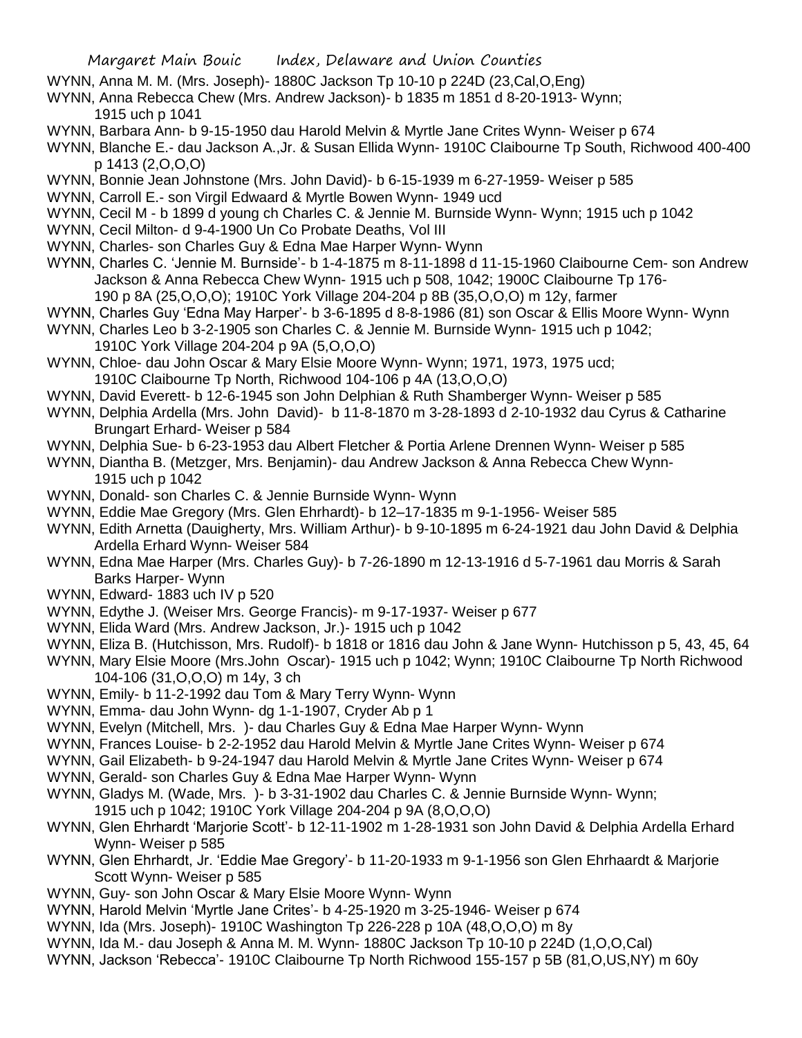WYNN, Anna M. M. (Mrs. Joseph)- 1880C Jackson Tp 10-10 p 224D (23,Cal,O,Eng)

WYNN, Anna Rebecca Chew (Mrs. Andrew Jackson)- b 1835 m 1851 d 8-20-1913- Wynn; 1915 uch p 1041

WYNN, Barbara Ann- b 9-15-1950 dau Harold Melvin & Myrtle Jane Crites Wynn- Weiser p 674

WYNN, Blanche E.- dau Jackson A.,Jr. & Susan Ellida Wynn- 1910C Claibourne Tp South, Richwood 400-400 p 1413 (2,O,O,O)

WYNN, Bonnie Jean Johnstone (Mrs. John David)- b 6-15-1939 m 6-27-1959- Weiser p 585

WYNN, Carroll E.- son Virgil Edwaard & Myrtle Bowen Wynn- 1949 ucd

WYNN, Cecil M - b 1899 d young ch Charles C. & Jennie M. Burnside Wynn- Wynn; 1915 uch p 1042

WYNN, Cecil Milton- d 9-4-1900 Un Co Probate Deaths, Vol III

WYNN, Charles- son Charles Guy & Edna Mae Harper Wynn- Wynn

WYNN, Charles C. 'Jennie M. Burnside'- b 1-4-1875 m 8-11-1898 d 11-15-1960 Claibourne Cem- son Andrew Jackson & Anna Rebecca Chew Wynn- 1915 uch p 508, 1042; 1900C Claibourne Tp 176-190 p 8A (25,O,O,O); 1910C York Village 204-204 p 8B (35,O,O,O) m 12y, farmer

WYNN, Charles Guy 'Edna May Harper'- b 3-6-1895 d 8-8-1986 (81) son Oscar & Ellis Moore Wynn- Wynn

WYNN, Charles Leo b 3-2-1905 son Charles C. & Jennie M. Burnside Wynn- 1915 uch p 1042; 1910C York Village 204-204 p 9A (5,O,O,O)

WYNN, Chloe- dau John Oscar & Mary Elsie Moore Wynn- Wynn; 1971, 1973, 1975 ucd; 1910C Claibourne Tp North, Richwood 104-106 p 4A (13,O,O,O)

WYNN, David Everett- b 12-6-1945 son John Delphian & Ruth Shamberger Wynn- Weiser p 585

WYNN, Delphia Ardella (Mrs. John David)- b 11-8-1870 m 3-28-1893 d 2-10-1932 dau Cyrus & Catharine Brungart Erhard- Weiser p 584

WYNN, Delphia Sue- b 6-23-1953 dau Albert Fletcher & Portia Arlene Drennen Wynn- Weiser p 585

WYNN, Diantha B. (Metzger, Mrs. Benjamin)- dau Andrew Jackson & Anna Rebecca Chew Wynn- 1915 uch p 1042

WYNN, Donald- son Charles C. & Jennie Burnside Wynn- Wynn

WYNN, Eddie Mae Gregory (Mrs. Glen Ehrhardt)- b 12–17-1835 m 9-1-1956- Weiser 585

WYNN, Edith Arnetta (Dauigherty, Mrs. William Arthur)- b 9-10-1895 m 6-24-1921 dau John David & Delphia Ardella Erhard Wynn- Weiser 584

WYNN, Edna Mae Harper (Mrs. Charles Guy)- b 7-26-1890 m 12-13-1916 d 5-7-1961 dau Morris & Sarah Barks Harper- Wynn

WYNN, Edward- 1883 uch IV p 520

WYNN, Edythe J. (Weiser Mrs. George Francis)- m 9-17-1937- Weiser p 677

WYNN, Elida Ward (Mrs. Andrew Jackson, Jr.)- 1915 uch p 1042

WYNN, Eliza B. (Hutchisson, Mrs. Rudolf)- b 1818 or 1816 dau John & Jane Wynn- Hutchisson p 5, 43, 45, 64

WYNN, Mary Elsie Moore (Mrs.John Oscar)- 1915 uch p 1042; Wynn; 1910C Claibourne Tp North Richwood 104-106 (31,O,O,O) m 14y, 3 ch

WYNN, Emily- b 11-2-1992 dau Tom & Mary Terry Wynn- Wynn

WYNN, Emma- dau John Wynn- dg 1-1-1907, Cryder Ab p 1

WYNN, Evelyn (Mitchell, Mrs. )- dau Charles Guy & Edna Mae Harper Wynn- Wynn

WYNN, Frances Louise- b 2-2-1952 dau Harold Melvin & Myrtle Jane Crites Wynn- Weiser p 674

WYNN, Gail Elizabeth- b 9-24-1947 dau Harold Melvin & Myrtle Jane Crites Wynn- Weiser p 674

WYNN, Gerald- son Charles Guy & Edna Mae Harper Wynn- Wynn

WYNN, Gladys M. (Wade, Mrs. )- b 3-31-1902 dau Charles C. & Jennie Burnside Wynn- Wynn; 1915 uch p 1042; 1910C York Village 204-204 p 9A (8,O,O,O)

WYNN, Glen Ehrhardt 'Marjorie Scott'- b 12-11-1902 m 1-28-1931 son John David & Delphia Ardella Erhard Wynn- Weiser p 585

WYNN, Glen Ehrhardt, Jr. 'Eddie Mae Gregory'- b 11-20-1933 m 9-1-1956 son Glen Ehrhaardt & Marjorie Scott Wynn- Weiser p 585

WYNN, Guy- son John Oscar & Mary Elsie Moore Wynn- Wynn

WYNN, Harold Melvin 'Myrtle Jane Crites'- b 4-25-1920 m 3-25-1946- Weiser p 674

WYNN, Ida (Mrs. Joseph)- 1910C Washington Tp 226-228 p 10A (48,O,O,O) m 8y

WYNN, Ida M.- dau Joseph & Anna M. M. Wynn- 1880C Jackson Tp 10-10 p 224D (1,O,O,Cal)

WYNN, Jackson 'Rebecca'- 1910C Claibourne Tp North Richwood 155-157 p 5B (81,O,US,NY) m 60y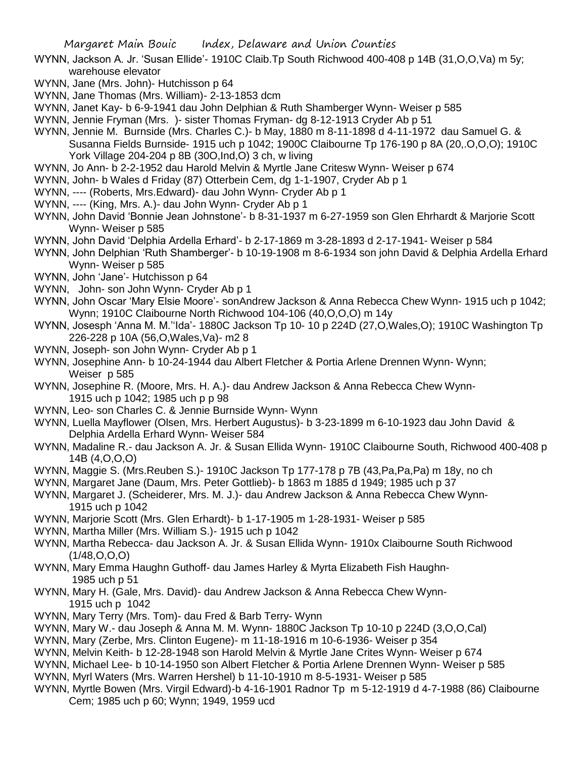WYNN, Jackson A. Jr. 'Susan Ellide'- 1910C Claib.Tp South Richwood 400-408 p 14B (31,O,O,Va) m 5y; warehouse elevator

WYNN, Jane (Mrs. John)- Hutchisson p 64

WYNN, Jane Thomas (Mrs. William)- 2-13-1853 dcm

WYNN, Janet Kay- b 6-9-1941 dau John Delphian & Ruth Shamberger Wynn- Weiser p 585

WYNN, Jennie Fryman (Mrs. )- sister Thomas Fryman- dg 8-12-1913 Cryder Ab p 51

WYNN, Jennie M. Burnside (Mrs. Charles C.)- b May, 1880 m 8-11-1898 d 4-11-1972 dau Samuel G. & Susanna Fields Burnside- 1915 uch p 1042; 1900C Claibourne Tp 176-190 p 8A (20,.O,O,O); 1910C York Village 204-204 p 8B (30O,Ind,O) 3 ch, w living

WYNN, Jo Ann- b 2-2-1952 dau Harold Melvin & Myrtle Jane Critesw Wynn- Weiser p 674

WYNN, John- b Wales d Friday (87) Otterbein Cem, dg 1-1-1907, Cryder Ab p 1

WYNN, ---- (Roberts, Mrs.Edward)- dau John Wynn- Cryder Ab p 1

WYNN, ---- (King, Mrs. A.)- dau John Wynn- Cryder Ab p 1

WYNN, John David 'Bonnie Jean Johnstone'- b 8-31-1937 m 6-27-1959 son Glen Ehrhardt & Marjorie Scott Wynn- Weiser p 585

WYNN, John David 'Delphia Ardella Erhard'- b 2-17-1869 m 3-28-1893 d 2-17-1941- Weiser p 584

WYNN, John Delphian 'Ruth Shamberger'- b 10-19-1908 m 8-6-1934 son john David & Delphia Ardella Erhard Wynn- Weiser p 585

WYNN, John 'Jane'- Hutchisson p 64

WYNN, John- son John Wynn- Cryder Ab p 1

WYNN, John Oscar 'Mary Elsie Moore'- sonAndrew Jackson & Anna Rebecca Chew Wynn- 1915 uch p 1042; Wynn; 1910C Claibourne North Richwood 104-106 (40,O,O,O) m 14y

WYNN, Josesph 'Anna M. M.''Ida'- 1880C Jackson Tp 10- 10 p 224D (27,O,Wales,O); 1910C Washington Tp 226-228 p 10A (56,O,Wales,Va)- m2 8

WYNN, Joseph- son John Wynn- Cryder Ab p 1

WYNN, Josephine Ann- b 10-24-1944 dau Albert Fletcher & Portia Arlene Drennen Wynn- Wynn; Weiser p 585

WYNN, Josephine R. (Moore, Mrs. H. A.)- dau Andrew Jackson & Anna Rebecca Chew Wynn- 1915 uch p 1042; 1985 uch p p 98

WYNN, Leo- son Charles C. & Jennie Burnside Wynn- Wynn

WYNN, Luella Mayflower (Olsen, Mrs. Herbert Augustus)- b 3-23-1899 m 6-10-1923 dau John David & Delphia Ardella Erhard Wynn- Weiser 584

WYNN, Madaline R.- dau Jackson A. Jr. & Susan Ellida Wynn- 1910C Claibourne South, Richwood 400-408 p 14B (4,O,O,O)

WYNN, Maggie S. (Mrs.Reuben S.)- 1910C Jackson Tp 177-178 p 7B (43,Pa,Pa,Pa) m 18y, no ch

WYNN, Margaret Jane (Daum, Mrs. Peter Gottlieb)- b 1863 m 1885 d 1949; 1985 uch p 37

WYNN, Margaret J. (Scheiderer, Mrs. M. J.)- dau Andrew Jackson & Anna Rebecca Chew Wynn- 1915 uch p 1042

WYNN, Marjorie Scott (Mrs. Glen Erhardt)- b 1-17-1905 m 1-28-1931- Weiser p 585

WYNN, Martha Miller (Mrs. William S.)- 1915 uch p 1042

WYNN, Martha Rebecca- dau Jackson A. Jr. & Susan Ellida Wynn- 1910x Claibourne South Richwood (1/48,O,O,O)

WYNN, Mary Emma Haughn Guthoff- dau James Harley & Myrta Elizabeth Fish Haughn- 1985 uch p 51

WYNN, Mary H. (Gale, Mrs. David)- dau Andrew Jackson & Anna Rebecca Chew Wynn- 1915 uch p 1042

WYNN, Mary Terry (Mrs. Tom)- dau Fred & Barb Terry- Wynn

WYNN, Mary W.- dau Joseph & Anna M. M. Wynn- 1880C Jackson Tp 10-10 p 224D (3,O,O,Cal)

WYNN, Mary (Zerbe, Mrs. Clinton Eugene)- m 11-18-1916 m 10-6-1936- Weiser p 354

WYNN, Melvin Keith- b 12-28-1948 son Harold Melvin & Myrtle Jane Crites Wynn- Weiser p 674

WYNN, Michael Lee- b 10-14-1950 son Albert Fletcher & Portia Arlene Drennen Wynn- Weiser p 585

WYNN, Myrl Waters (Mrs. Warren Hershel) b 11-10-1910 m 8-5-1931- Weiser p 585

WYNN, Myrtle Bowen (Mrs. Virgil Edward)-b 4-16-1901 Radnor Tp m 5-12-1919 d 4-7-1988 (86) Claibourne Cem; 1985 uch p 60; Wynn; 1949, 1959 ucd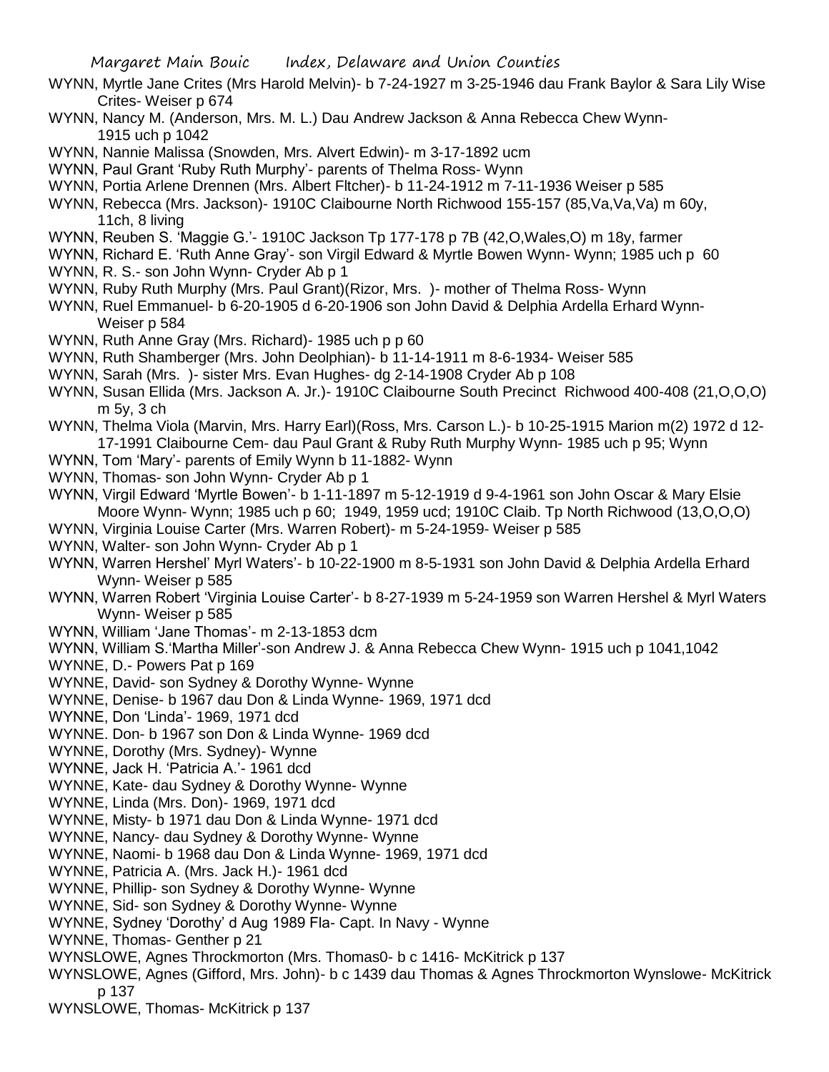WYNN, Myrtle Jane Crites (Mrs Harold Melvin)- b 7-24-1927 m 3-25-1946 dau Frank Baylor & Sara Lily Wise Crites- Weiser p 674

WYNN, Nancy M. (Anderson, Mrs. M. L.) Dau Andrew Jackson & Anna Rebecca Chew Wynn- 1915 uch p 1042

WYNN, Nannie Malissa (Snowden, Mrs. Alvert Edwin)- m 3-17-1892 ucm

WYNN, Paul Grant 'Ruby Ruth Murphy'- parents of Thelma Ross- Wynn

WYNN, Portia Arlene Drennen (Mrs. Albert Fltcher)- b 11-24-1912 m 7-11-1936 Weiser p 585

WYNN, Rebecca (Mrs. Jackson)- 1910C Claibourne North Richwood 155-157 (85,Va,Va,Va) m 60y, 11ch, 8 living

WYNN, Reuben S. 'Maggie G.'- 1910C Jackson Tp 177-178 p 7B (42,O,Wales,O) m 18y, farmer

WYNN, Richard E. 'Ruth Anne Gray'- son Virgil Edward & Myrtle Bowen Wynn- Wynn; 1985 uch p 60

WYNN, R. S.- son John Wynn- Cryder Ab p 1

WYNN, Ruby Ruth Murphy (Mrs. Paul Grant)(Rizor, Mrs. )- mother of Thelma Ross- Wynn

WYNN, Ruel Emmanuel- b 6-20-1905 d 6-20-1906 son John David & Delphia Ardella Erhard Wynn- Weiser p 584

WYNN, Ruth Anne Gray (Mrs. Richard)- 1985 uch p p 60

WYNN, Ruth Shamberger (Mrs. John Deolphian)- b 11-14-1911 m 8-6-1934- Weiser 585

WYNN, Sarah (Mrs. )- sister Mrs. Evan Hughes- dg 2-14-1908 Cryder Ab p 108

WYNN, Susan Ellida (Mrs. Jackson A. Jr.)- 1910C Claibourne South Precinct Richwood 400-408 (21,O,O,O) m 5y, 3 ch

WYNN, Thelma Viola (Marvin, Mrs. Harry Earl)(Ross, Mrs. Carson L.)- b 10-25-1915 Marion m(2) 1972 d 12-17-1991 Claibourne Cem- dau Paul Grant & Ruby Ruth Murphy Wynn- 1985 uch p 95; Wynn

WYNN, Tom 'Mary'- parents of Emily Wynn b 11-1882- Wynn

WYNN, Thomas- son John Wynn- Cryder Ab p 1

WYNN, Virgil Edward 'Myrtle Bowen'- b 1-11-1897 m 5-12-1919 d 9-4-1961 son John Oscar & Mary Elsie Moore Wynn- Wynn; 1985 uch p 60; 1949, 1959 ucd; 1910C Claib. Tp North Richwood (13,O,O,O)

WYNN, Virginia Louise Carter (Mrs. Warren Robert)- m 5-24-1959- Weiser p 585

WYNN, Walter- son John Wynn- Cryder Ab p 1

WYNN, Warren Hershel' Myrl Waters'- b 10-22-1900 m 8-5-1931 son John David & Delphia Ardella Erhard Wynn- Weiser p 585

WYNN, Warren Robert 'Virginia Louise Carter'- b 8-27-1939 m 5-24-1959 son Warren Hershel & Myrl Waters Wynn- Weiser p 585

WYNN, William 'Jane Thomas'- m 2-13-1853 dcm

WYNN, William S.'Martha Miller'-son Andrew J. & Anna Rebecca Chew Wynn- 1915 uch p 1041,1042

WYNNE, D.- Powers Pat p 169

WYNNE, David- son Sydney & Dorothy Wynne- Wynne

WYNNE, Denise- b 1967 dau Don & Linda Wynne- 1969, 1971 dcd

WYNNE, Don 'Linda'- 1969, 1971 dcd

WYNNE. Don- b 1967 son Don & Linda Wynne- 1969 dcd

WYNNE, Dorothy (Mrs. Sydney)- Wynne

WYNNE, Jack H. 'Patricia A.'- 1961 dcd

WYNNE, Kate- dau Sydney & Dorothy Wynne- Wynne

WYNNE, Linda (Mrs. Don)- 1969, 1971 dcd

WYNNE, Misty- b 1971 dau Don & Linda Wynne- 1971 dcd

WYNNE, Nancy- dau Sydney & Dorothy Wynne- Wynne

WYNNE, Naomi- b 1968 dau Don & Linda Wynne- 1969, 1971 dcd

WYNNE, Patricia A. (Mrs. Jack H.)- 1961 dcd

WYNNE, Phillip- son Sydney & Dorothy Wynne- Wynne

WYNNE, Sid- son Sydney & Dorothy Wynne- Wynne

WYNNE, Sydney 'Dorothy' d Aug 1989 Fla- Capt. In Navy - Wynne

WYNNE, Thomas- Genther p 21

WYNSLOWE, Agnes Throckmorton (Mrs. Thomas0- b c 1416- McKitrick p 137

WYNSLOWE, Agnes (Gifford, Mrs. John)- b c 1439 dau Thomas & Agnes Throckmorton Wynslowe- McKitrick p 137

WYNSLOWE, Thomas- McKitrick p 137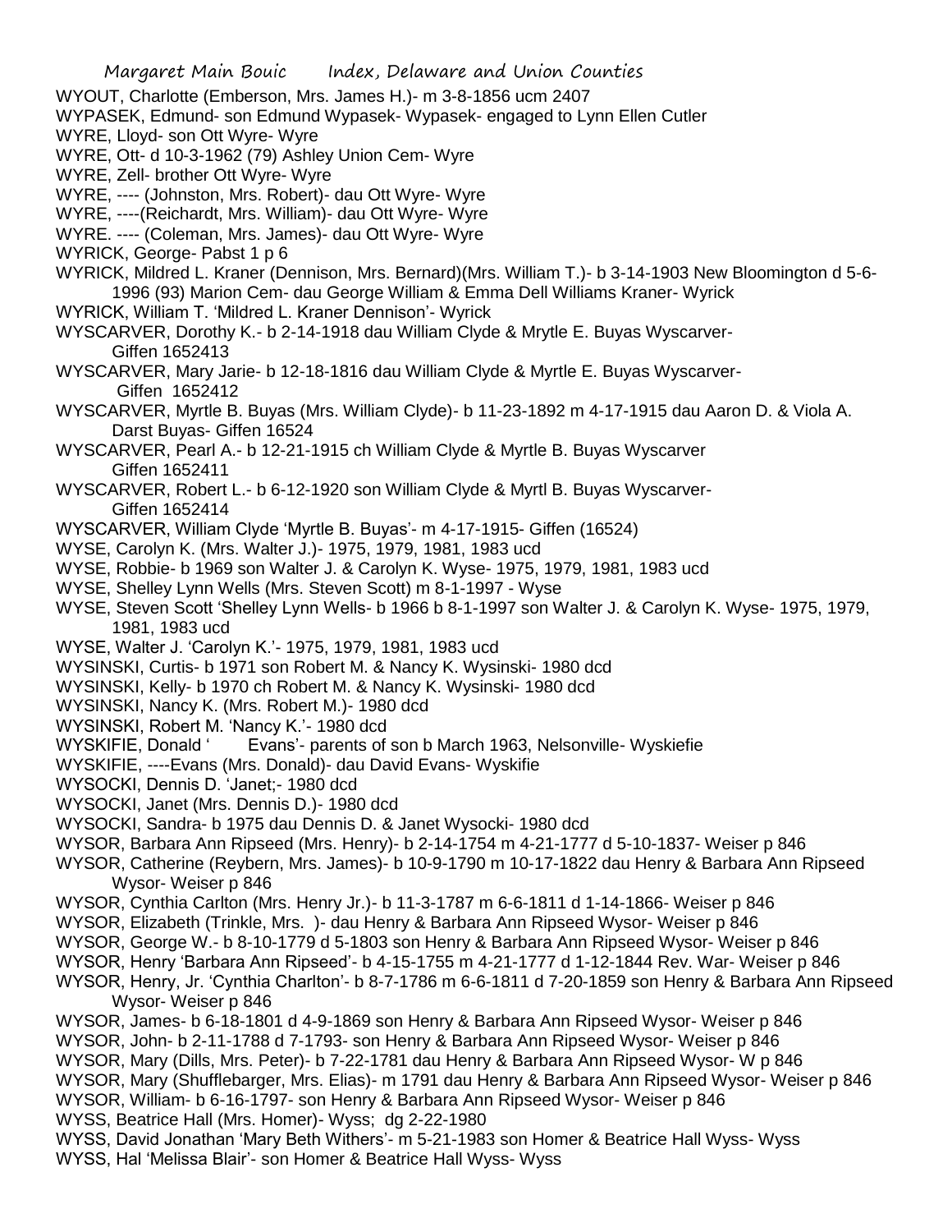WYOUT, Charlotte (Emberson, Mrs. James H.)- m 3-8-1856 ucm 2407
WYPASEK, Edmund- son Edmund Wypasek- Wypasek- engaged to Lynn Ellen Cutler
WYRE, Lloyd- son Ott Wyre- Wyre
WYRE, Ott- d 10-3-1962 (79) Ashley Union Cem- Wyre
WYRE, Zell- brother Ott Wyre- Wyre
WYRE, ---- (Johnston, Mrs. Robert)- dau Ott Wyre- Wyre
WYRE, ----(Reichardt, Mrs. William)- dau Ott Wyre- Wyre
WYRE. ---- (Coleman, Mrs. James)- dau Ott Wyre- Wyre
WYRICK, George- Pabst 1 p 6
WYRICK, Mildred L. Kraner (Dennison, Mrs. Bernard)(Mrs. William T.)- b 3-14-1903 New Bloomington d 5-6-1996 (93) Marion Cem- dau George William & Emma Dell Williams Kraner- Wyrick
WYRICK, William T. 'Mildred L. Kraner Dennison'- Wyrick
WYSCARVER, Dorothy K.- b 2-14-1918 dau William Clyde & Mrytle E. Buyas Wyscarver- Giffen 1652413
WYSCARVER, Mary Jarie- b 12-18-1816 dau William Clyde & Myrtle E. Buyas Wyscarver- Giffen 1652412
WYSCARVER, Myrtle B. Buyas (Mrs. William Clyde)- b 11-23-1892 m 4-17-1915 dau Aaron D. & Viola A. Darst Buyas- Giffen 16524
WYSCARVER, Pearl A.- b 12-21-1915 ch William Clyde & Myrtle B. Buyas Wyscarver Giffen 1652411
WYSCARVER, Robert L.- b 6-12-1920 son William Clyde & Myrtl B. Buyas Wyscarver- Giffen 1652414
WYSCARVER, William Clyde 'Myrtle B. Buyas'- m 4-17-1915- Giffen (16524)
WYSE, Carolyn K. (Mrs. Walter J.)- 1975, 1979, 1981, 1983 ucd
WYSE, Robbie- b 1969 son Walter J. & Carolyn K. Wyse- 1975, 1979, 1981, 1983 ucd
WYSE, Shelley Lynn Wells (Mrs. Steven Scott) m 8-1-1997 - Wyse
WYSE, Steven Scott 'Shelley Lynn Wells- b 1966 b 8-1-1997 son Walter J. & Carolyn K. Wyse- 1975, 1979, 1981, 1983 ucd
WYSE, Walter J. 'Carolyn K.'- 1975, 1979, 1981, 1983 ucd
WYSINSKI, Curtis- b 1971 son Robert M. & Nancy K. Wysinski- 1980 dcd
WYSINSKI, Kelly- b 1970 ch Robert M. & Nancy K. Wysinski- 1980 dcd
WYSINSKI, Nancy K. (Mrs. Robert M.)- 1980 dcd
WYSINSKI, Robert M. 'Nancy K.'- 1980 dcd
WYSKIFIE, Donald ' Evans'- parents of son b March 1963, Nelsonville- Wyskiefie
WYSKIFIE, ----Evans (Mrs. Donald)- dau David Evans- Wyskifie
WYSOCKI, Dennis D. 'Janet;- 1980 dcd
WYSOCKI, Janet (Mrs. Dennis D.)- 1980 dcd
WYSOCKI, Sandra- b 1975 dau Dennis D. & Janet Wysocki- 1980 dcd
WYSOR, Barbara Ann Ripseed (Mrs. Henry)- b 2-14-1754 m 4-21-1777 d 5-10-1837- Weiser p 846
WYSOR, Catherine (Reybern, Mrs. James)- b 10-9-1790 m 10-17-1822 dau Henry & Barbara Ann Ripseed Wysor- Weiser p 846
WYSOR, Cynthia Carlton (Mrs. Henry Jr.)- b 11-3-1787 m 6-6-1811 d 1-14-1866- Weiser p 846
WYSOR, Elizabeth (Trinkle, Mrs. )- dau Henry & Barbara Ann Ripseed Wysor- Weiser p 846
WYSOR, George W.- b 8-10-1779 d 5-1803 son Henry & Barbara Ann Ripseed Wysor- Weiser p 846
WYSOR, Henry 'Barbara Ann Ripseed'- b 4-15-1755 m 4-21-1777 d 1-12-1844 Rev. War- Weiser p 846
WYSOR, Henry, Jr. 'Cynthia Charlton'- b 8-7-1786 m 6-6-1811 d 7-20-1859 son Henry & Barbara Ann Ripseed Wysor- Weiser p 846
WYSOR, James- b 6-18-1801 d 4-9-1869 son Henry & Barbara Ann Ripseed Wysor- Weiser p 846
WYSOR, John- b 2-11-1788 d 7-1793- son Henry & Barbara Ann Ripseed Wysor- Weiser p 846
WYSOR, Mary (Dills, Mrs. Peter)- b 7-22-1781 dau Henry & Barbara Ann Ripseed Wysor- W p 846
WYSOR, Mary (Shufflebarger, Mrs. Elias)- m 1791 dau Henry & Barbara Ann Ripseed Wysor- Weiser p 846
WYSOR, William- b 6-16-1797- son Henry & Barbara Ann Ripseed Wysor- Weiser p 846
WYSS, Beatrice Hall (Mrs. Homer)- Wyss; dg 2-22-1980
WYSS, David Jonathan 'Mary Beth Withers'- m 5-21-1983 son Homer & Beatrice Hall Wyss- Wyss
WYSS, Hal 'Melissa Blair'- son Homer & Beatrice Hall Wyss- Wyss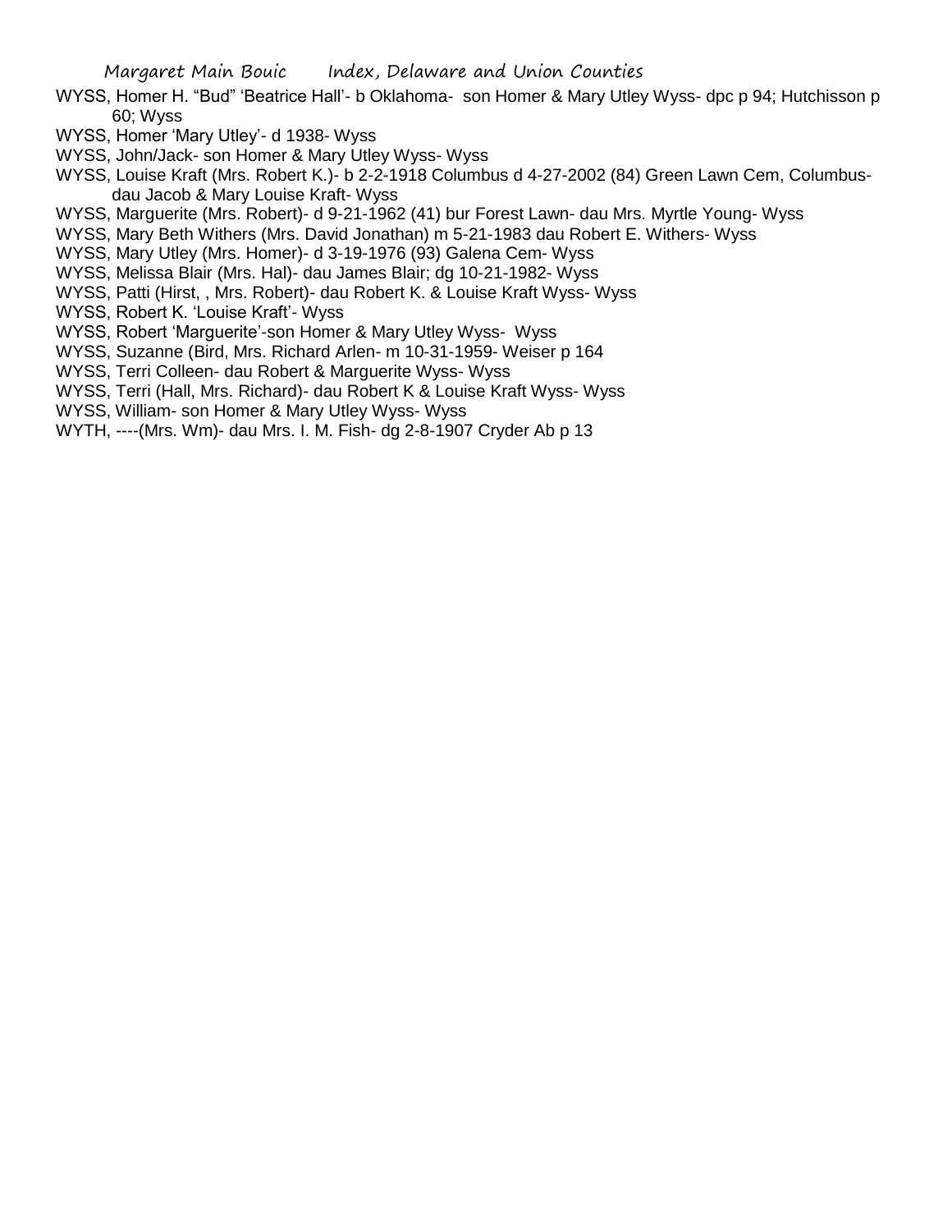WYSS, Homer H. "Bud" 'Beatrice Hall'- b Oklahoma- son Homer & Mary Utley Wyss- dpc p 94; Hutchisson p 60; Wyss

WYSS, Homer 'Mary Utley'- d 1938- Wyss

WYSS, John/Jack- son Homer & Mary Utley Wyss- Wyss

WYSS, Louise Kraft (Mrs. Robert K.)- b 2-2-1918 Columbus d 4-27-2002 (84) Green Lawn Cem, Columbus- dau Jacob & Mary Louise Kraft- Wyss

WYSS, Marguerite (Mrs. Robert)- d 9-21-1962 (41) bur Forest Lawn- dau Mrs. Myrtle Young- Wyss

WYSS, Mary Beth Withers (Mrs. David Jonathan) m 5-21-1983 dau Robert E. Withers- Wyss

WYSS, Mary Utley (Mrs. Homer)- d 3-19-1976 (93) Galena Cem- Wyss

WYSS, Melissa Blair (Mrs. Hal)- dau James Blair; dg 10-21-1982- Wyss

WYSS, Patti (Hirst, , Mrs. Robert)- dau Robert K. & Louise Kraft Wyss- Wyss

WYSS, Robert K. 'Louise Kraft'- Wyss

WYSS, Robert 'Marguerite'-son Homer & Mary Utley Wyss- Wyss

WYSS, Suzanne (Bird, Mrs. Richard Arlen- m 10-31-1959- Weiser p 164

WYSS, Terri Colleen- dau Robert & Marguerite Wyss- Wyss

WYSS, Terri (Hall, Mrs. Richard)- dau Robert K & Louise Kraft Wyss- Wyss

WYSS, William- son Homer & Mary Utley Wyss- Wyss

WYTH, ----(Mrs. Wm)- dau Mrs. I. M. Fish- dg 2-8-1907 Cryder Ab p 13